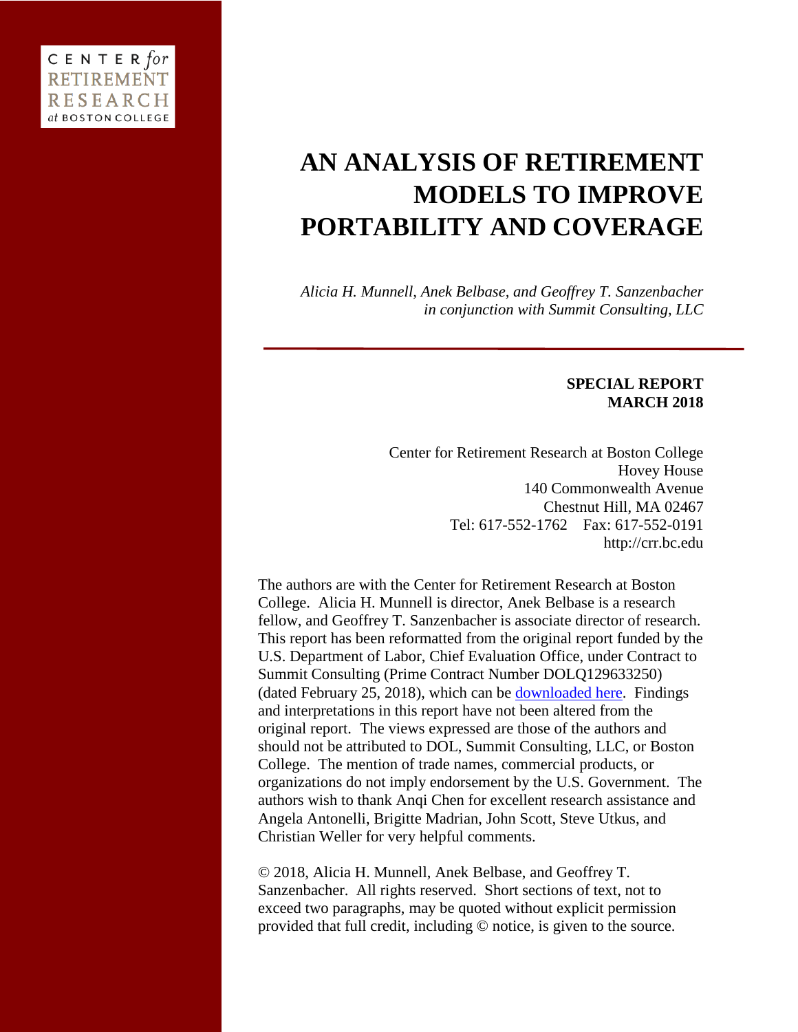CENTER *for* RETIREMENT RESEARCH *at* BOSTON COLLEGE

# AN ANALYSIS OF RETIREMENT MODELS TO IMPROVE PORTABILITY AND COVERAGE

*Alicia H. Munnell, Anek Belbase, and Geoffrey T. Sanzenbacher in conjunction with Summit Consulting, LLC*

**SPECIAL REPORT**
**MARCH 2018**

Center for Retirement Research at Boston College
Hovey House
140 Commonwealth Avenue
Chestnut Hill, MA 02467
Tel: 617-552-1762 Fax: 617-552-0191
http://crr.bc.edu

The authors are with the Center for Retirement Research at Boston College. Alicia H. Munnell is director, Anek Belbase is a research fellow, and Geoffrey T. Sanzenbacher is associate director of research. This report has been reformatted from the original report funded by the U.S. Department of Labor, Chief Evaluation Office, under Contract to Summit Consulting (Prime Contract Number DOLQ129633250) (dated February 25, 2018), which can be downloaded here. Findings and interpretations in this report have not been altered from the original report. The views expressed are those of the authors and should not be attributed to DOL, Summit Consulting, LLC, or Boston College. The mention of trade names, commercial products, or organizations do not imply endorsement by the U.S. Government. The authors wish to thank Anqi Chen for excellent research assistance and Angela Antonelli, Brigitte Madrian, John Scott, Steve Utkus, and Christian Weller for very helpful comments.

© 2018, Alicia H. Munnell, Anek Belbase, and Geoffrey T. Sanzenbacher. All rights reserved. Short sections of text, not to exceed two paragraphs, may be quoted without explicit permission provided that full credit, including © notice, is given to the source.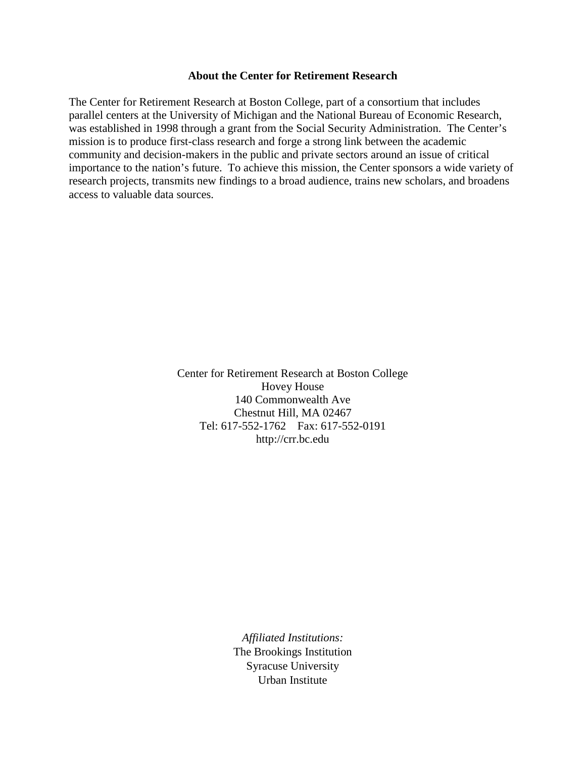**About the Center for Retirement Research**

The Center for Retirement Research at Boston College, part of a consortium that includes parallel centers at the University of Michigan and the National Bureau of Economic Research, was established in 1998 through a grant from the Social Security Administration. The Center's mission is to produce first-class research and forge a strong link between the academic community and decision-makers in the public and private sectors around an issue of critical importance to the nation's future. To achieve this mission, the Center sponsors a wide variety of research projects, transmits new findings to a broad audience, trains new scholars, and broadens access to valuable data sources.

Center for Retirement Research at Boston College
Hovey House
140 Commonwealth Ave
Chestnut Hill, MA 02467
Tel: 617-552-1762 Fax: 617-552-0191
http://crr.bc.edu

*Affiliated Institutions:*
The Brookings Institution
Syracuse University
Urban Institute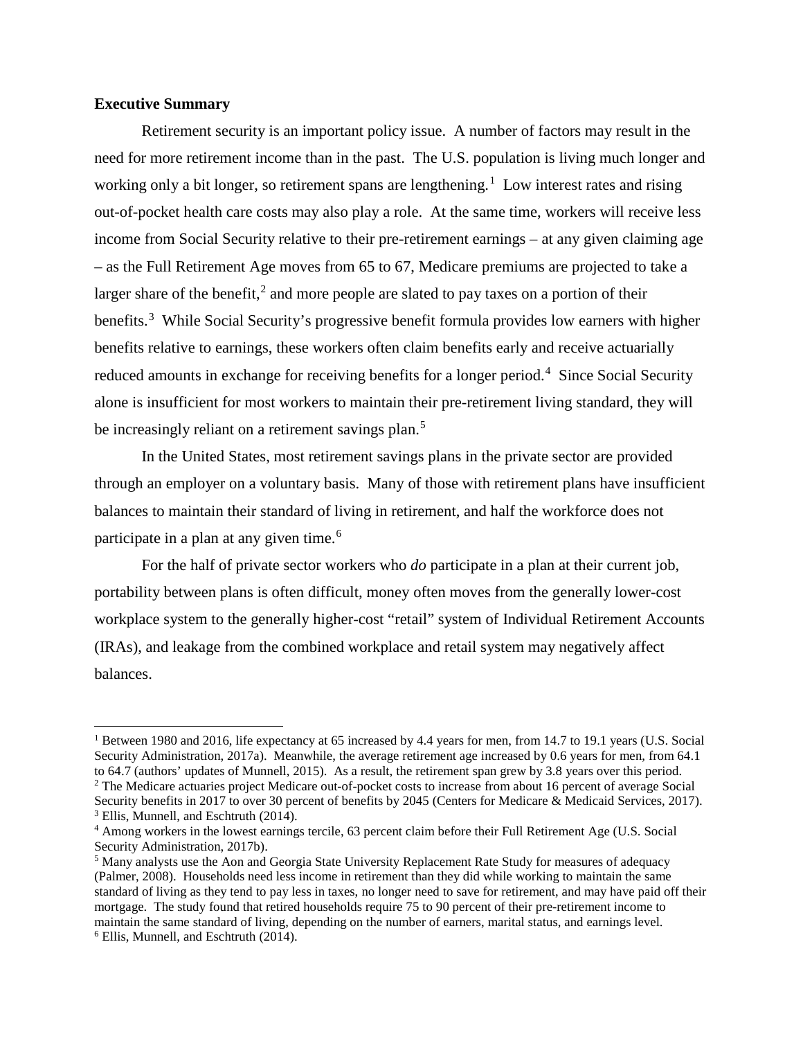**Executive Summary**

Retirement security is an important policy issue. A number of factors may result in the need for more retirement income than in the past. The U.S. population is living much longer and working only a bit longer, so retirement spans are lengthening.[1] Low interest rates and rising out-of-pocket health care costs may also play a role. At the same time, workers will receive less income from Social Security relative to their pre-retirement earnings – at any given claiming age – as the Full Retirement Age moves from 65 to 67, Medicare premiums are projected to take a larger share of the benefit,[2] and more people are slated to pay taxes on a portion of their benefits.[3] While Social Security's progressive benefit formula provides low earners with higher benefits relative to earnings, these workers often claim benefits early and receive actuarially reduced amounts in exchange for receiving benefits for a longer period.[4] Since Social Security alone is insufficient for most workers to maintain their pre-retirement living standard, they will be increasingly reliant on a retirement savings plan.[5]

In the United States, most retirement savings plans in the private sector are provided through an employer on a voluntary basis. Many of those with retirement plans have insufficient balances to maintain their standard of living in retirement, and half the workforce does not participate in a plan at any given time.[6]

For the half of private sector workers who *do* participate in a plan at their current job, portability between plans is often difficult, money often moves from the generally lower-cost workplace system to the generally higher-cost "retail" system of Individual Retirement Accounts (IRAs), and leakage from the combined workplace and retail system may negatively affect balances.

---

[1] Between 1980 and 2016, life expectancy at 65 increased by 4.4 years for men, from 14.7 to 19.1 years (U.S. Social Security Administration, 2017a). Meanwhile, the average retirement age increased by 0.6 years for men, from 64.1 to 64.7 (authors' updates of Munnell, 2015). As a result, the retirement span grew by 3.8 years over this period.

[2] The Medicare actuaries project Medicare out-of-pocket costs to increase from about 16 percent of average Social Security benefits in 2017 to over 30 percent of benefits by 2045 (Centers for Medicare & Medicaid Services, 2017).

[3] Ellis, Munnell, and Eschtruth (2014).

[4] Among workers in the lowest earnings tercile, 63 percent claim before their Full Retirement Age (U.S. Social Security Administration, 2017b).

[5] Many analysts use the Aon and Georgia State University Replacement Rate Study for measures of adequacy (Palmer, 2008). Households need less income in retirement than they did while working to maintain the same standard of living as they tend to pay less in taxes, no longer need to save for retirement, and may have paid off their mortgage. The study found that retired households require 75 to 90 percent of their pre-retirement income to maintain the same standard of living, depending on the number of earners, marital status, and earnings level.

[6] Ellis, Munnell, and Eschtruth (2014).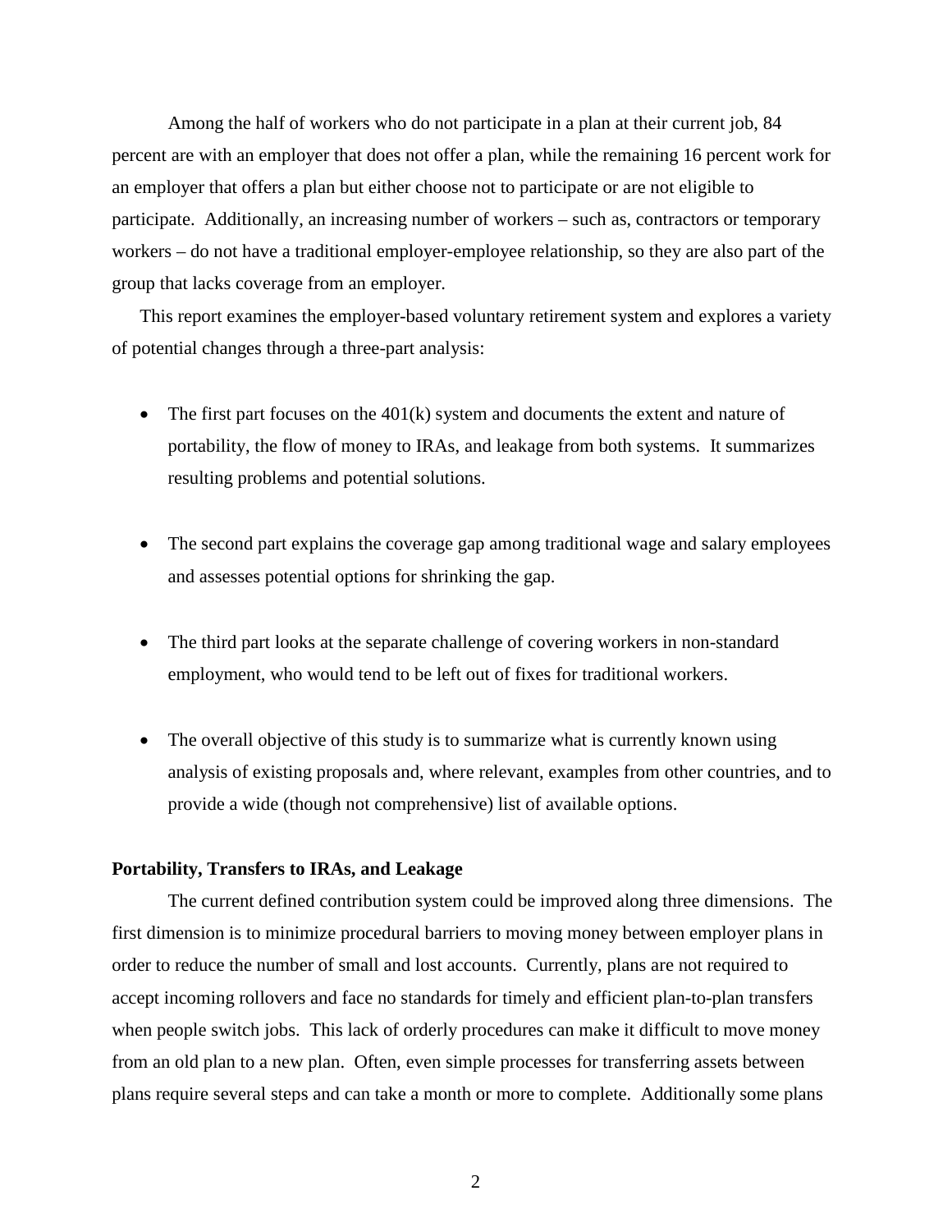Among the half of workers who do not participate in a plan at their current job, 84 percent are with an employer that does not offer a plan, while the remaining 16 percent work for an employer that offers a plan but either choose not to participate or are not eligible to participate. Additionally, an increasing number of workers – such as, contractors or temporary workers – do not have a traditional employer-employee relationship, so they are also part of the group that lacks coverage from an employer.

This report examines the employer-based voluntary retirement system and explores a variety of potential changes through a three-part analysis:

- The first part focuses on the 401(k) system and documents the extent and nature of portability, the flow of money to IRAs, and leakage from both systems. It summarizes resulting problems and potential solutions.
- The second part explains the coverage gap among traditional wage and salary employees and assesses potential options for shrinking the gap.
- The third part looks at the separate challenge of covering workers in non-standard employment, who would tend to be left out of fixes for traditional workers.
- The overall objective of this study is to summarize what is currently known using analysis of existing proposals and, where relevant, examples from other countries, and to provide a wide (though not comprehensive) list of available options.

**Portability, Transfers to IRAs, and Leakage**

The current defined contribution system could be improved along three dimensions. The first dimension is to minimize procedural barriers to moving money between employer plans in order to reduce the number of small and lost accounts. Currently, plans are not required to accept incoming rollovers and face no standards for timely and efficient plan-to-plan transfers when people switch jobs. This lack of orderly procedures can make it difficult to move money from an old plan to a new plan. Often, even simple processes for transferring assets between plans require several steps and can take a month or more to complete. Additionally some plans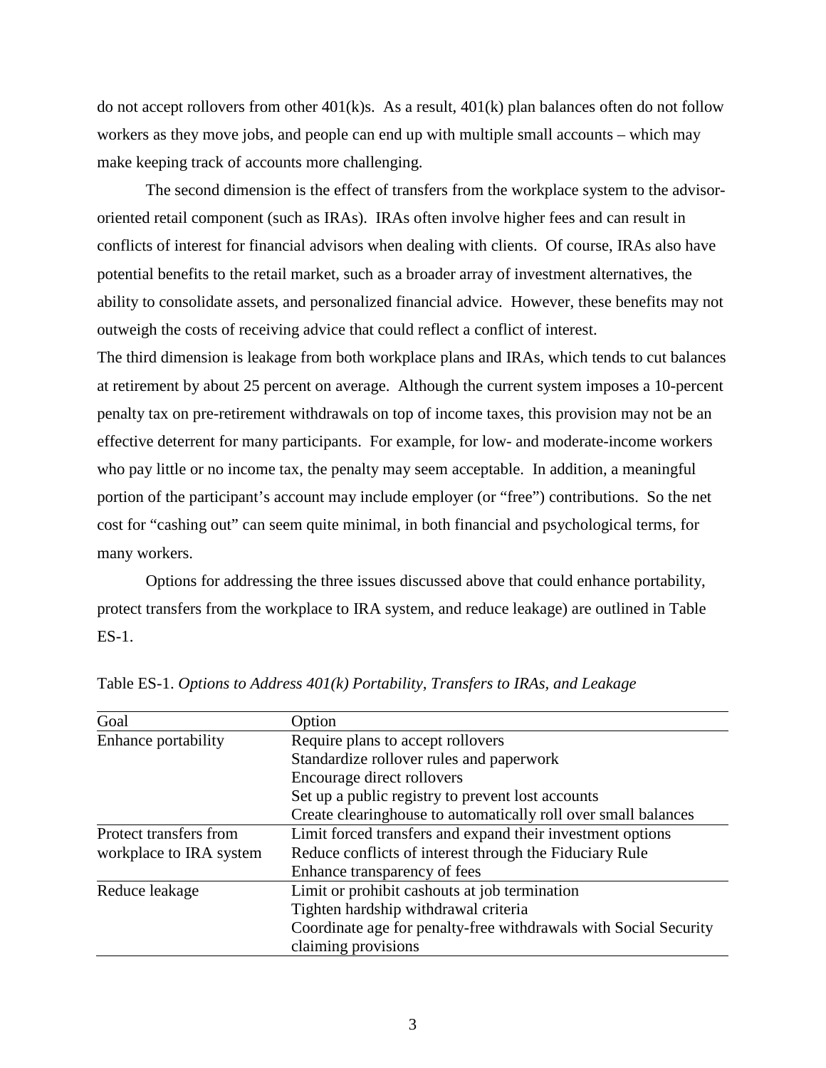do not accept rollovers from other 401(k)s. As a result, 401(k) plan balances often do not follow workers as they move jobs, and people can end up with multiple small accounts – which may make keeping track of accounts more challenging.

The second dimension is the effect of transfers from the workplace system to the advisor-oriented retail component (such as IRAs). IRAs often involve higher fees and can result in conflicts of interest for financial advisors when dealing with clients. Of course, IRAs also have potential benefits to the retail market, such as a broader array of investment alternatives, the ability to consolidate assets, and personalized financial advice. However, these benefits may not outweigh the costs of receiving advice that could reflect a conflict of interest.

The third dimension is leakage from both workplace plans and IRAs, which tends to cut balances at retirement by about 25 percent on average. Although the current system imposes a 10-percent penalty tax on pre-retirement withdrawals on top of income taxes, this provision may not be an effective deterrent for many participants. For example, for low- and moderate-income workers who pay little or no income tax, the penalty may seem acceptable. In addition, a meaningful portion of the participant's account may include employer (or "free") contributions. So the net cost for "cashing out" can seem quite minimal, in both financial and psychological terms, for many workers.

Options for addressing the three issues discussed above that could enhance portability, protect transfers from the workplace to IRA system, and reduce leakage) are outlined in Table ES-1.

Table ES-1. *Options to Address 401(k) Portability, Transfers to IRAs, and Leakage*

| Goal | Option |
|---|---|
| Enhance portability | Require plans to accept rollovers |
| | Standardize rollover rules and paperwork |
| | Encourage direct rollovers |
| | Set up a public registry to prevent lost accounts |
| | Create clearinghouse to automatically roll over small balances |
| Protect transfers from workplace to IRA system | Limit forced transfers and expand their investment options |
| | Reduce conflicts of interest through the Fiduciary Rule |
| | Enhance transparency of fees |
| Reduce leakage | Limit or prohibit cashouts at job termination |
| | Tighten hardship withdrawal criteria |
| | Coordinate age for penalty-free withdrawals with Social Security claiming provisions |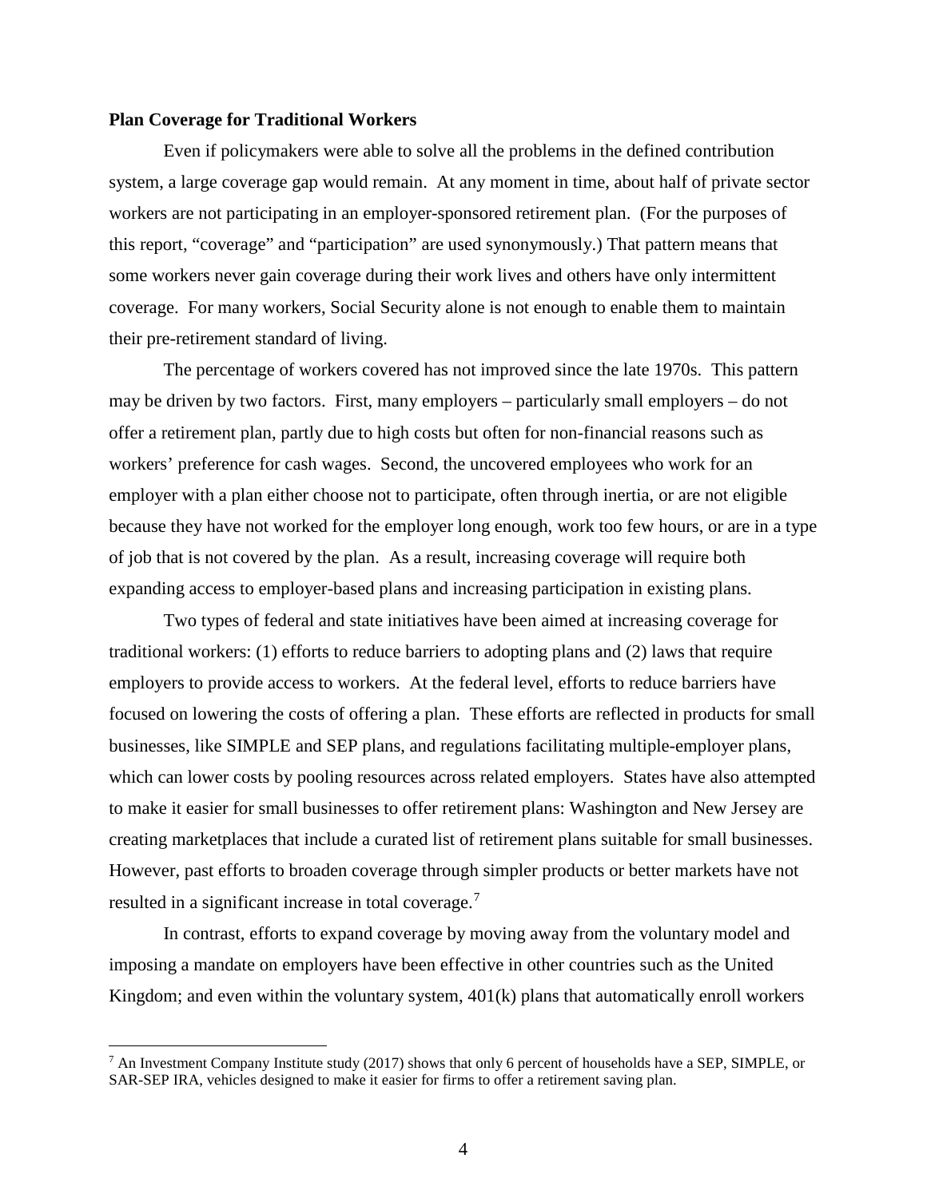**Plan Coverage for Traditional Workers**

Even if policymakers were able to solve all the problems in the defined contribution system, a large coverage gap would remain. At any moment in time, about half of private sector workers are not participating in an employer-sponsored retirement plan. (For the purposes of this report, "coverage" and "participation" are used synonymously.) That pattern means that some workers never gain coverage during their work lives and others have only intermittent coverage. For many workers, Social Security alone is not enough to enable them to maintain their pre-retirement standard of living.

The percentage of workers covered has not improved since the late 1970s. This pattern may be driven by two factors. First, many employers – particularly small employers – do not offer a retirement plan, partly due to high costs but often for non-financial reasons such as workers' preference for cash wages. Second, the uncovered employees who work for an employer with a plan either choose not to participate, often through inertia, or are not eligible because they have not worked for the employer long enough, work too few hours, or are in a type of job that is not covered by the plan. As a result, increasing coverage will require both expanding access to employer-based plans and increasing participation in existing plans.

Two types of federal and state initiatives have been aimed at increasing coverage for traditional workers: (1) efforts to reduce barriers to adopting plans and (2) laws that require employers to provide access to workers. At the federal level, efforts to reduce barriers have focused on lowering the costs of offering a plan. These efforts are reflected in products for small businesses, like SIMPLE and SEP plans, and regulations facilitating multiple-employer plans, which can lower costs by pooling resources across related employers. States have also attempted to make it easier for small businesses to offer retirement plans: Washington and New Jersey are creating marketplaces that include a curated list of retirement plans suitable for small businesses. However, past efforts to broaden coverage through simpler products or better markets have not resulted in a significant increase in total coverage.[7]

In contrast, efforts to expand coverage by moving away from the voluntary model and imposing a mandate on employers have been effective in other countries such as the United Kingdom; and even within the voluntary system, 401(k) plans that automatically enroll workers

[7] An Investment Company Institute study (2017) shows that only 6 percent of households have a SEP, SIMPLE, or SAR-SEP IRA, vehicles designed to make it easier for firms to offer a retirement saving plan.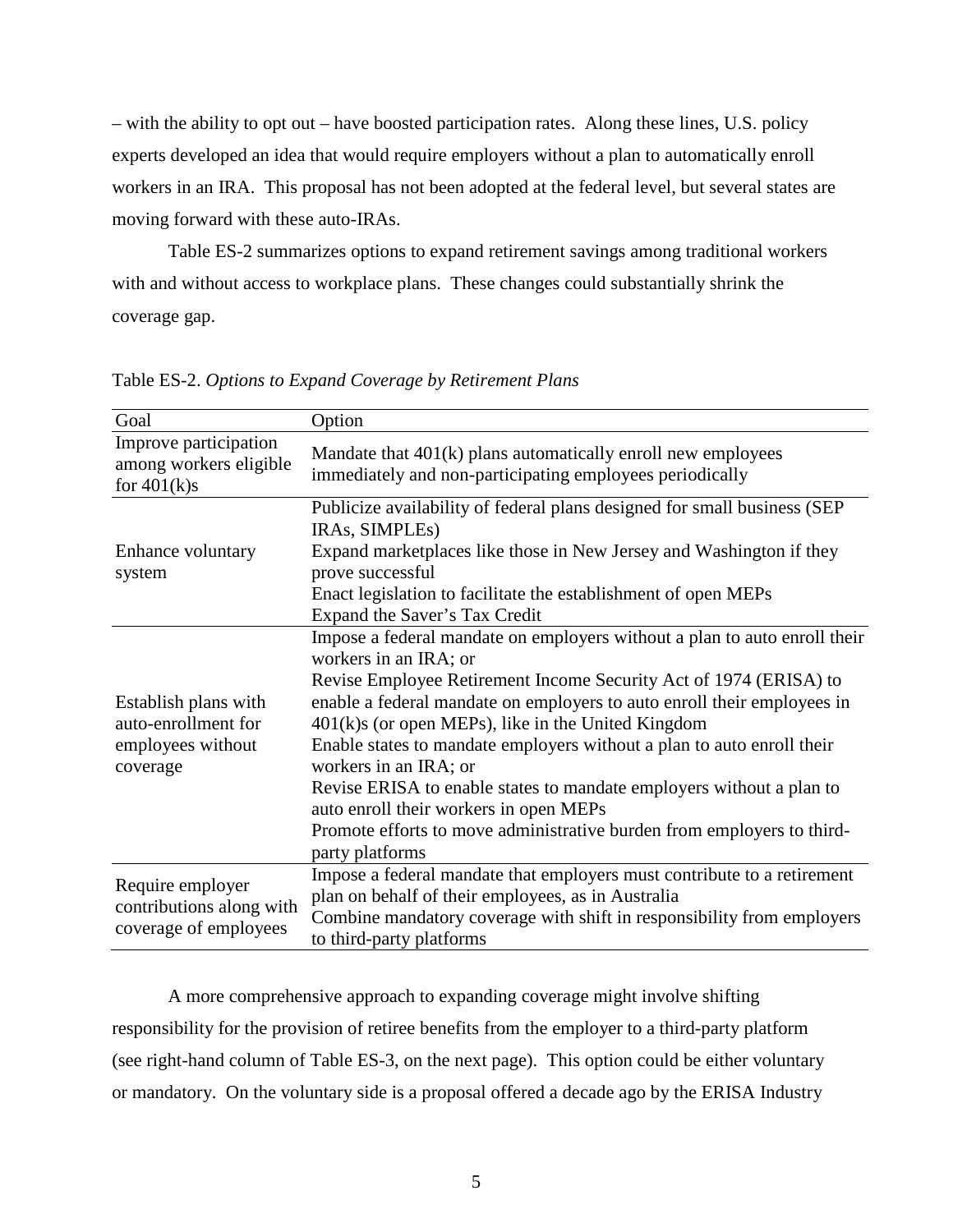– with the ability to opt out – have boosted participation rates. Along these lines, U.S. policy experts developed an idea that would require employers without a plan to automatically enroll workers in an IRA. This proposal has not been adopted at the federal level, but several states are moving forward with these auto-IRAs.

Table ES-2 summarizes options to expand retirement savings among traditional workers with and without access to workplace plans. These changes could substantially shrink the coverage gap.

Table ES-2. *Options to Expand Coverage by Retirement Plans*

| Goal | Option |
|---|---|
| Improve participation among workers eligible for 401(k)s | Mandate that 401(k) plans automatically enroll new employees immediately and non-participating employees periodically |
| Enhance voluntary system | Publicize availability of federal plans designed for small business (SEP IRAs, SIMPLEs)<br>Expand marketplaces like those in New Jersey and Washington if they prove successful<br>Enact legislation to facilitate the establishment of open MEPs<br>Expand the Saver's Tax Credit |
| Establish plans with auto-enrollment for employees without coverage | Impose a federal mandate on employers without a plan to auto enroll their workers in an IRA; or<br>Revise Employee Retirement Income Security Act of 1974 (ERISA) to enable a federal mandate on employers to auto enroll their employees in 401(k)s (or open MEPs), like in the United Kingdom<br>Enable states to mandate employers without a plan to auto enroll their workers in an IRA; or<br>Revise ERISA to enable states to mandate employers without a plan to auto enroll their workers in open MEPs<br>Promote efforts to move administrative burden from employers to third-party platforms |
| Require employer contributions along with coverage of employees | Impose a federal mandate that employers must contribute to a retirement plan on behalf of their employees, as in Australia<br>Combine mandatory coverage with shift in responsibility from employers to third-party platforms |

A more comprehensive approach to expanding coverage might involve shifting responsibility for the provision of retiree benefits from the employer to a third-party platform (see right-hand column of Table ES-3, on the next page). This option could be either voluntary or mandatory. On the voluntary side is a proposal offered a decade ago by the ERISA Industry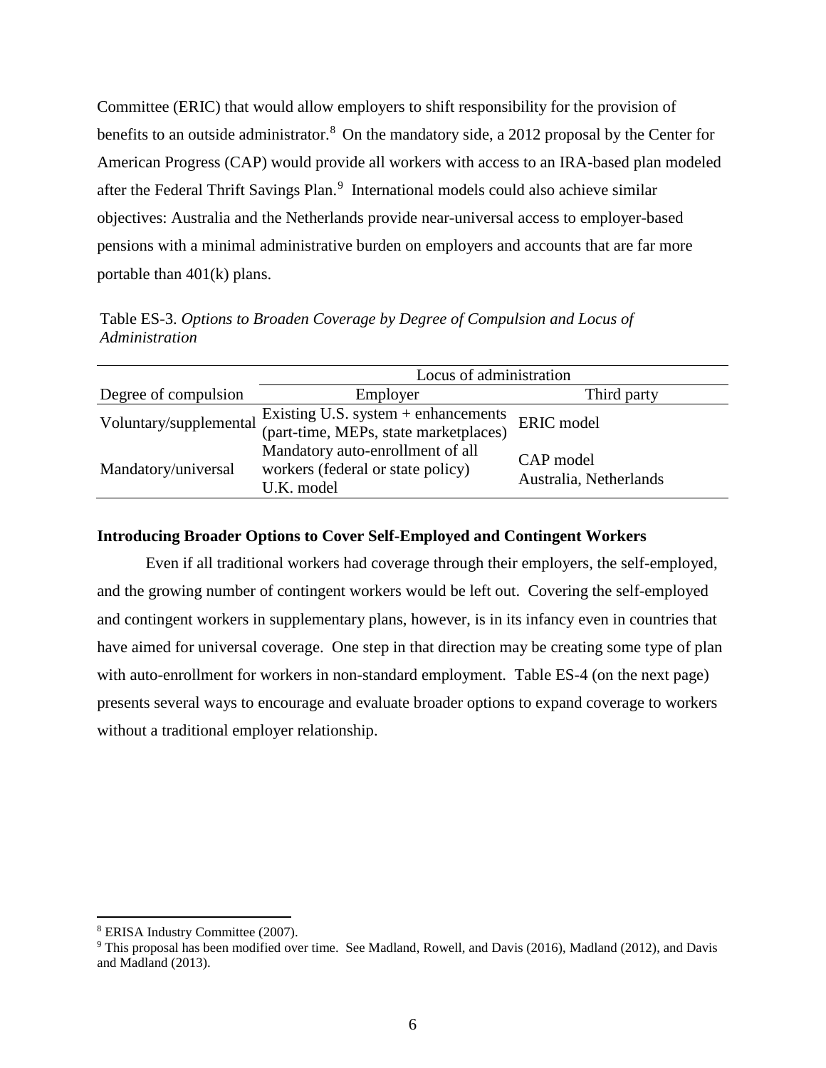Committee (ERIC) that would allow employers to shift responsibility for the provision of benefits to an outside administrator.[8] On the mandatory side, a 2012 proposal by the Center for American Progress (CAP) would provide all workers with access to an IRA-based plan modeled after the Federal Thrift Savings Plan.[9] International models could also achieve similar objectives: Australia and the Netherlands provide near-universal access to employer-based pensions with a minimal administrative burden on employers and accounts that are far more portable than 401(k) plans.

Table ES-3. *Options to Broaden Coverage by Degree of Compulsion and Locus of Administration*

| | Locus of administration | |
|---|---|---|
| Degree of compulsion | Employer | Third party |
| Voluntary/supplemental | Existing U.S. system + enhancements (part-time, MEPs, state marketplaces) | ERIC model |
| Mandatory/universal | Mandatory auto-enrollment of all workers (federal or state policy) U.K. model | CAP model Australia, Netherlands |

**Introducing Broader Options to Cover Self-Employed and Contingent Workers**

Even if all traditional workers had coverage through their employers, the self-employed, and the growing number of contingent workers would be left out. Covering the self-employed and contingent workers in supplementary plans, however, is in its infancy even in countries that have aimed for universal coverage. One step in that direction may be creating some type of plan with auto-enrollment for workers in non-standard employment. Table ES-4 (on the next page) presents several ways to encourage and evaluate broader options to expand coverage to workers without a traditional employer relationship.

[8] ERISA Industry Committee (2007).

[9] This proposal has been modified over time. See Madland, Rowell, and Davis (2016), Madland (2012), and Davis and Madland (2013).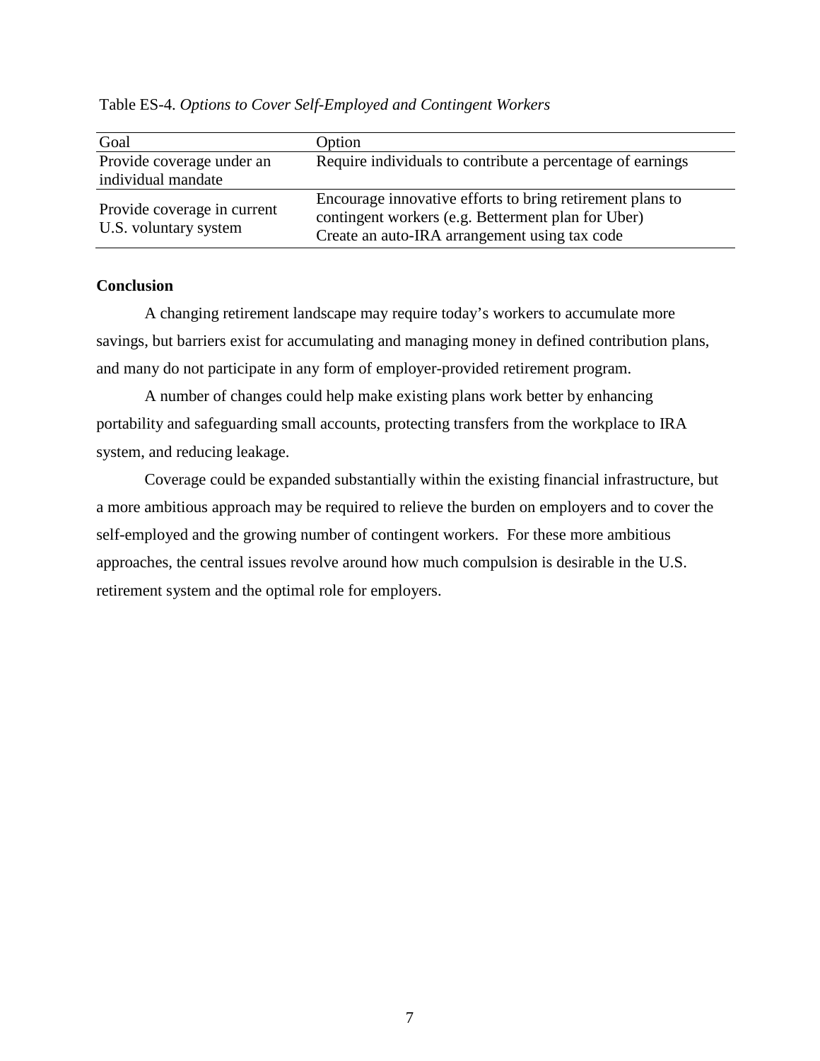Table ES-4. *Options to Cover Self-Employed and Contingent Workers*

| Goal | Option |
|---|---|
| Provide coverage under an individual mandate | Require individuals to contribute a percentage of earnings |
| Provide coverage in current U.S. voluntary system | Encourage innovative efforts to bring retirement plans to contingent workers (e.g. Betterment plan for Uber)<br>Create an auto-IRA arrangement using tax code |

**Conclusion**

A changing retirement landscape may require today's workers to accumulate more savings, but barriers exist for accumulating and managing money in defined contribution plans, and many do not participate in any form of employer-provided retirement program.

A number of changes could help make existing plans work better by enhancing portability and safeguarding small accounts, protecting transfers from the workplace to IRA system, and reducing leakage.

Coverage could be expanded substantially within the existing financial infrastructure, but a more ambitious approach may be required to relieve the burden on employers and to cover the self-employed and the growing number of contingent workers. For these more ambitious approaches, the central issues revolve around how much compulsion is desirable in the U.S. retirement system and the optimal role for employers.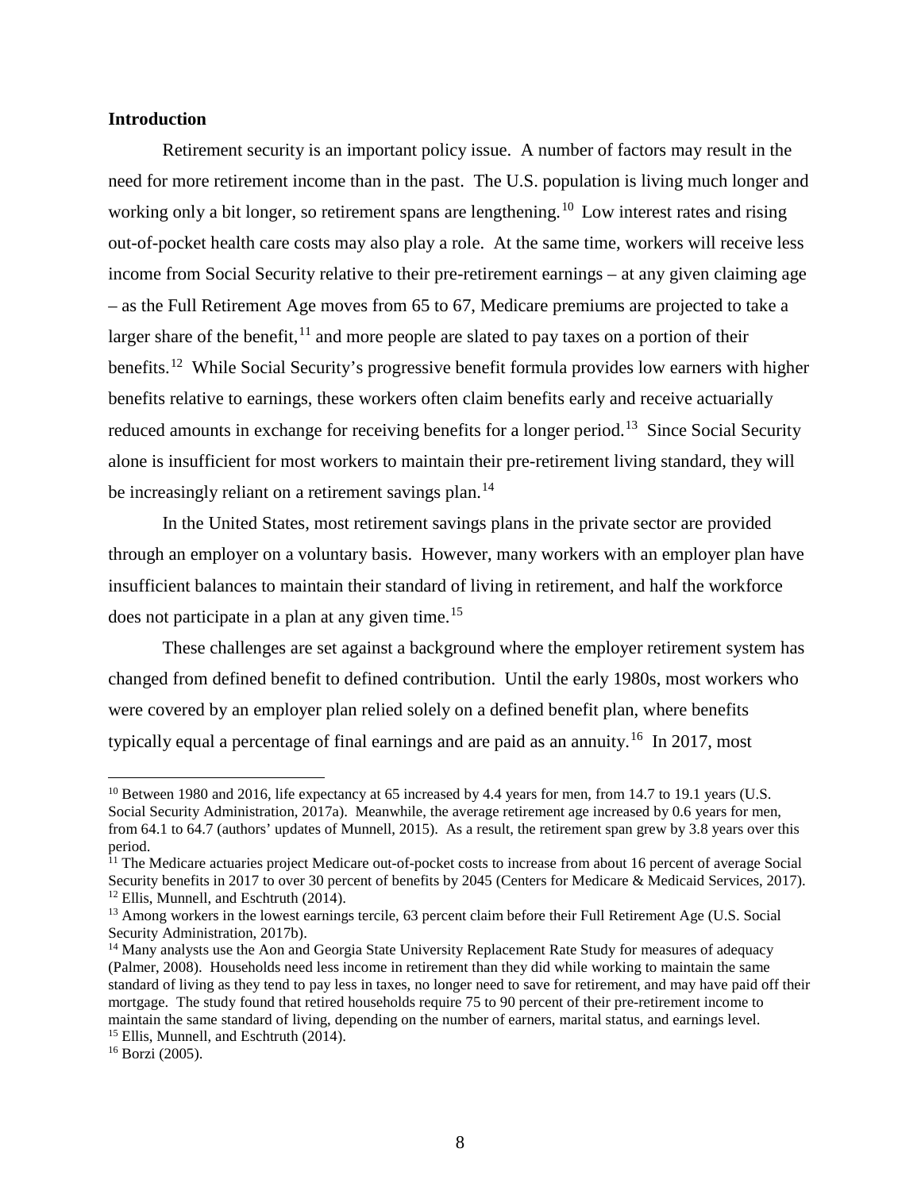## Introduction

Retirement security is an important policy issue. A number of factors may result in the need for more retirement income than in the past. The U.S. population is living much longer and working only a bit longer, so retirement spans are lengthening.[10] Low interest rates and rising out-of-pocket health care costs may also play a role. At the same time, workers will receive less income from Social Security relative to their pre-retirement earnings – at any given claiming age – as the Full Retirement Age moves from 65 to 67, Medicare premiums are projected to take a larger share of the benefit,[11] and more people are slated to pay taxes on a portion of their benefits.[12] While Social Security's progressive benefit formula provides low earners with higher benefits relative to earnings, these workers often claim benefits early and receive actuarially reduced amounts in exchange for receiving benefits for a longer period.[13] Since Social Security alone is insufficient for most workers to maintain their pre-retirement living standard, they will be increasingly reliant on a retirement savings plan.[14]

In the United States, most retirement savings plans in the private sector are provided through an employer on a voluntary basis. However, many workers with an employer plan have insufficient balances to maintain their standard of living in retirement, and half the workforce does not participate in a plan at any given time.[15]

These challenges are set against a background where the employer retirement system has changed from defined benefit to defined contribution. Until the early 1980s, most workers who were covered by an employer plan relied solely on a defined benefit plan, where benefits typically equal a percentage of final earnings and are paid as an annuity.[16] In 2017, most

---

[10] Between 1980 and 2016, life expectancy at 65 increased by 4.4 years for men, from 14.7 to 19.1 years (U.S. Social Security Administration, 2017a). Meanwhile, the average retirement age increased by 0.6 years for men, from 64.1 to 64.7 (authors' updates of Munnell, 2015). As a result, the retirement span grew by 3.8 years over this period.

[11] The Medicare actuaries project Medicare out-of-pocket costs to increase from about 16 percent of average Social Security benefits in 2017 to over 30 percent of benefits by 2045 (Centers for Medicare & Medicaid Services, 2017).

[12] Ellis, Munnell, and Eschtruth (2014).

[13] Among workers in the lowest earnings tercile, 63 percent claim before their Full Retirement Age (U.S. Social Security Administration, 2017b).

[14] Many analysts use the Aon and Georgia State University Replacement Rate Study for measures of adequacy (Palmer, 2008). Households need less income in retirement than they did while working to maintain the same standard of living as they tend to pay less in taxes, no longer need to save for retirement, and may have paid off their mortgage. The study found that retired households require 75 to 90 percent of their pre-retirement income to maintain the same standard of living, depending on the number of earners, marital status, and earnings level.

[15] Ellis, Munnell, and Eschtruth (2014).

[16] Borzi (2005).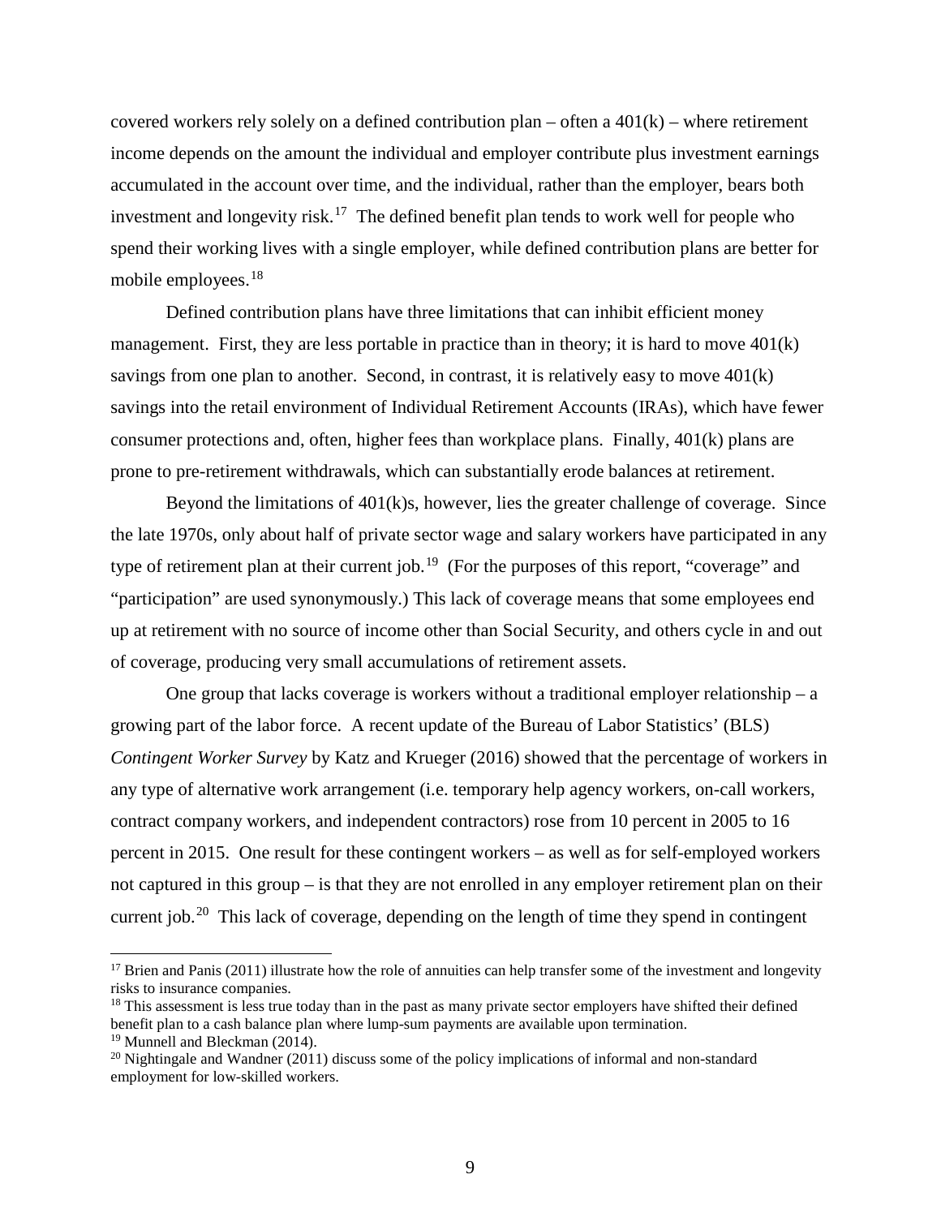covered workers rely solely on a defined contribution plan – often a 401(k) – where retirement income depends on the amount the individual and employer contribute plus investment earnings accumulated in the account over time, and the individual, rather than the employer, bears both investment and longevity risk.[17] The defined benefit plan tends to work well for people who spend their working lives with a single employer, while defined contribution plans are better for mobile employees.[18]

Defined contribution plans have three limitations that can inhibit efficient money management. First, they are less portable in practice than in theory; it is hard to move 401(k) savings from one plan to another. Second, in contrast, it is relatively easy to move 401(k) savings into the retail environment of Individual Retirement Accounts (IRAs), which have fewer consumer protections and, often, higher fees than workplace plans. Finally, 401(k) plans are prone to pre-retirement withdrawals, which can substantially erode balances at retirement.

Beyond the limitations of 401(k)s, however, lies the greater challenge of coverage. Since the late 1970s, only about half of private sector wage and salary workers have participated in any type of retirement plan at their current job.[19] (For the purposes of this report, "coverage" and "participation" are used synonymously.) This lack of coverage means that some employees end up at retirement with no source of income other than Social Security, and others cycle in and out of coverage, producing very small accumulations of retirement assets.

One group that lacks coverage is workers without a traditional employer relationship – a growing part of the labor force. A recent update of the Bureau of Labor Statistics' (BLS) *Contingent Worker Survey* by Katz and Krueger (2016) showed that the percentage of workers in any type of alternative work arrangement (i.e. temporary help agency workers, on-call workers, contract company workers, and independent contractors) rose from 10 percent in 2005 to 16 percent in 2015. One result for these contingent workers – as well as for self-employed workers not captured in this group – is that they are not enrolled in any employer retirement plan on their current job.[20] This lack of coverage, depending on the length of time they spend in contingent

---

[17] Brien and Panis (2011) illustrate how the role of annuities can help transfer some of the investment and longevity risks to insurance companies.

[18] This assessment is less true today than in the past as many private sector employers have shifted their defined benefit plan to a cash balance plan where lump-sum payments are available upon termination.

[19] Munnell and Bleckman (2014).

[20] Nightingale and Wandner (2011) discuss some of the policy implications of informal and non-standard employment for low-skilled workers.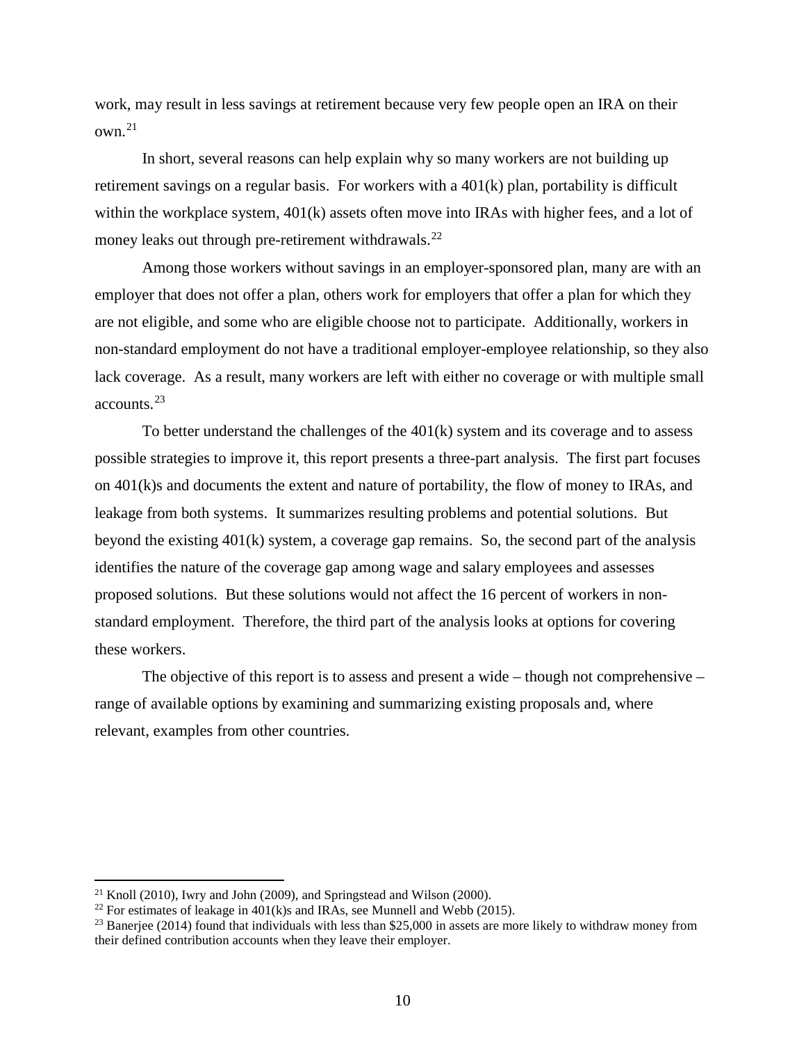work, may result in less savings at retirement because very few people open an IRA on their own.[21]

In short, several reasons can help explain why so many workers are not building up retirement savings on a regular basis. For workers with a 401(k) plan, portability is difficult within the workplace system, 401(k) assets often move into IRAs with higher fees, and a lot of money leaks out through pre-retirement withdrawals.[22]

Among those workers without savings in an employer-sponsored plan, many are with an employer that does not offer a plan, others work for employers that offer a plan for which they are not eligible, and some who are eligible choose not to participate. Additionally, workers in non-standard employment do not have a traditional employer-employee relationship, so they also lack coverage. As a result, many workers are left with either no coverage or with multiple small accounts.[23]

To better understand the challenges of the 401(k) system and its coverage and to assess possible strategies to improve it, this report presents a three-part analysis. The first part focuses on 401(k)s and documents the extent and nature of portability, the flow of money to IRAs, and leakage from both systems. It summarizes resulting problems and potential solutions. But beyond the existing 401(k) system, a coverage gap remains. So, the second part of the analysis identifies the nature of the coverage gap among wage and salary employees and assesses proposed solutions. But these solutions would not affect the 16 percent of workers in non-standard employment. Therefore, the third part of the analysis looks at options for covering these workers.

The objective of this report is to assess and present a wide – though not comprehensive – range of available options by examining and summarizing existing proposals and, where relevant, examples from other countries.

---

[21] Knoll (2010), Iwry and John (2009), and Springstead and Wilson (2000).

[22] For estimates of leakage in 401(k)s and IRAs, see Munnell and Webb (2015).

[23] Banerjee (2014) found that individuals with less than $25,000 in assets are more likely to withdraw money from their defined contribution accounts when they leave their employer.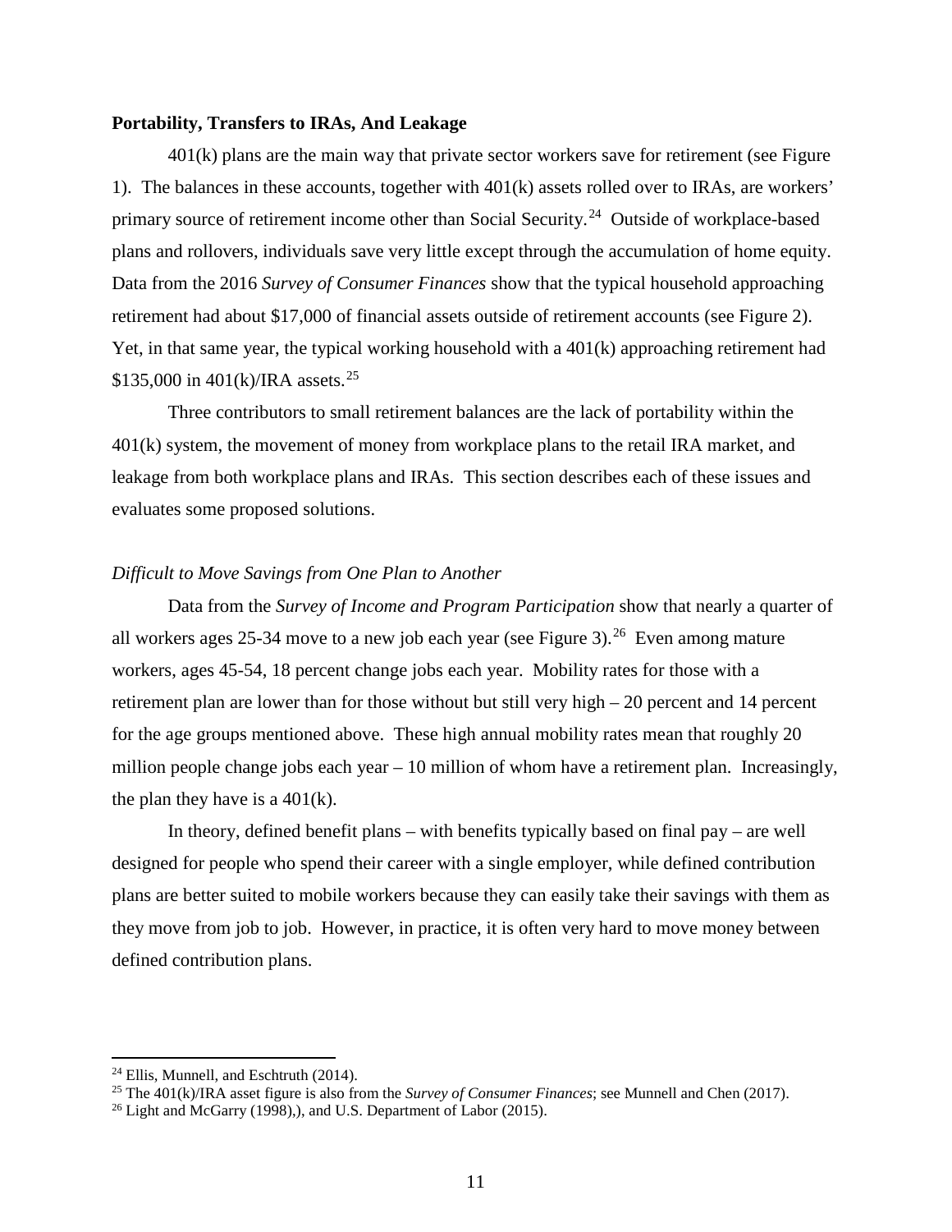**Portability, Transfers to IRAs, And Leakage**

401(k) plans are the main way that private sector workers save for retirement (see Figure 1). The balances in these accounts, together with 401(k) assets rolled over to IRAs, are workers' primary source of retirement income other than Social Security.[24] Outside of workplace-based plans and rollovers, individuals save very little except through the accumulation of home equity. Data from the 2016 *Survey of Consumer Finances* show that the typical household approaching retirement had about $17,000 of financial assets outside of retirement accounts (see Figure 2). Yet, in that same year, the typical working household with a 401(k) approaching retirement had $135,000 in 401(k)/IRA assets.[25]

Three contributors to small retirement balances are the lack of portability within the 401(k) system, the movement of money from workplace plans to the retail IRA market, and leakage from both workplace plans and IRAs. This section describes each of these issues and evaluates some proposed solutions.

*Difficult to Move Savings from One Plan to Another*

Data from the *Survey of Income and Program Participation* show that nearly a quarter of all workers ages 25-34 move to a new job each year (see Figure 3).[26] Even among mature workers, ages 45-54, 18 percent change jobs each year. Mobility rates for those with a retirement plan are lower than for those without but still very high – 20 percent and 14 percent for the age groups mentioned above. These high annual mobility rates mean that roughly 20 million people change jobs each year – 10 million of whom have a retirement plan. Increasingly, the plan they have is a 401(k).

In theory, defined benefit plans – with benefits typically based on final pay – are well designed for people who spend their career with a single employer, while defined contribution plans are better suited to mobile workers because they can easily take their savings with them as they move from job to job. However, in practice, it is often very hard to move money between defined contribution plans.

---

[24] Ellis, Munnell, and Eschtruth (2014).

[25] The 401(k)/IRA asset figure is also from the *Survey of Consumer Finances*; see Munnell and Chen (2017).

[26] Light and McGarry (1998),), and U.S. Department of Labor (2015).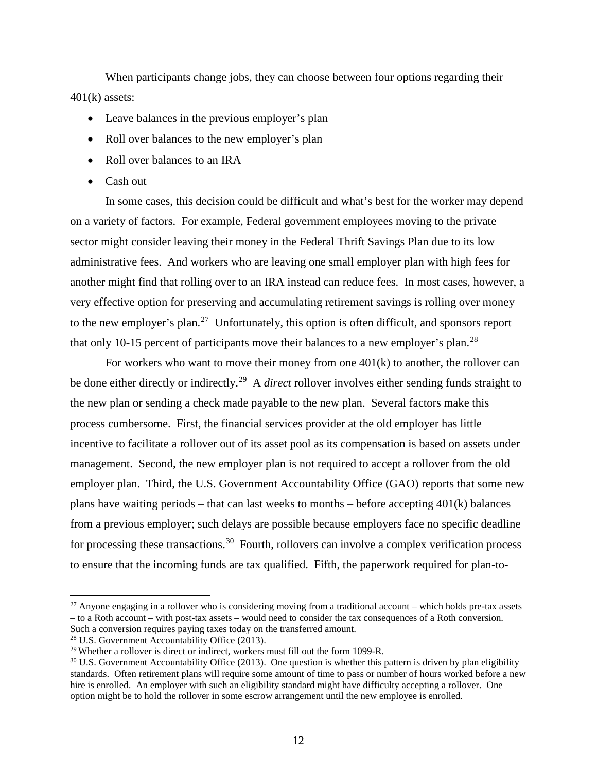When participants change jobs, they can choose between four options regarding their 401(k) assets:

- Leave balances in the previous employer's plan
- Roll over balances to the new employer's plan
- Roll over balances to an IRA
- Cash out

In some cases, this decision could be difficult and what's best for the worker may depend on a variety of factors. For example, Federal government employees moving to the private sector might consider leaving their money in the Federal Thrift Savings Plan due to its low administrative fees. And workers who are leaving one small employer plan with high fees for another might find that rolling over to an IRA instead can reduce fees. In most cases, however, a very effective option for preserving and accumulating retirement savings is rolling over money to the new employer's plan.[27] Unfortunately, this option is often difficult, and sponsors report that only 10-15 percent of participants move their balances to a new employer's plan.[28]

For workers who want to move their money from one 401(k) to another, the rollover can be done either directly or indirectly.[29] A *direct* rollover involves either sending funds straight to the new plan or sending a check made payable to the new plan. Several factors make this process cumbersome. First, the financial services provider at the old employer has little incentive to facilitate a rollover out of its asset pool as its compensation is based on assets under management. Second, the new employer plan is not required to accept a rollover from the old employer plan. Third, the U.S. Government Accountability Office (GAO) reports that some new plans have waiting periods – that can last weeks to months – before accepting 401(k) balances from a previous employer; such delays are possible because employers face no specific deadline for processing these transactions.[30] Fourth, rollovers can involve a complex verification process to ensure that the incoming funds are tax qualified. Fifth, the paperwork required for plan-to-

---

[27] Anyone engaging in a rollover who is considering moving from a traditional account – which holds pre-tax assets – to a Roth account – with post-tax assets – would need to consider the tax consequences of a Roth conversion. Such a conversion requires paying taxes today on the transferred amount.

[28] U.S. Government Accountability Office (2013).

[29] Whether a rollover is direct or indirect, workers must fill out the form 1099-R.

[30] U.S. Government Accountability Office (2013). One question is whether this pattern is driven by plan eligibility standards. Often retirement plans will require some amount of time to pass or number of hours worked before a new hire is enrolled. An employer with such an eligibility standard might have difficulty accepting a rollover. One option might be to hold the rollover in some escrow arrangement until the new employee is enrolled.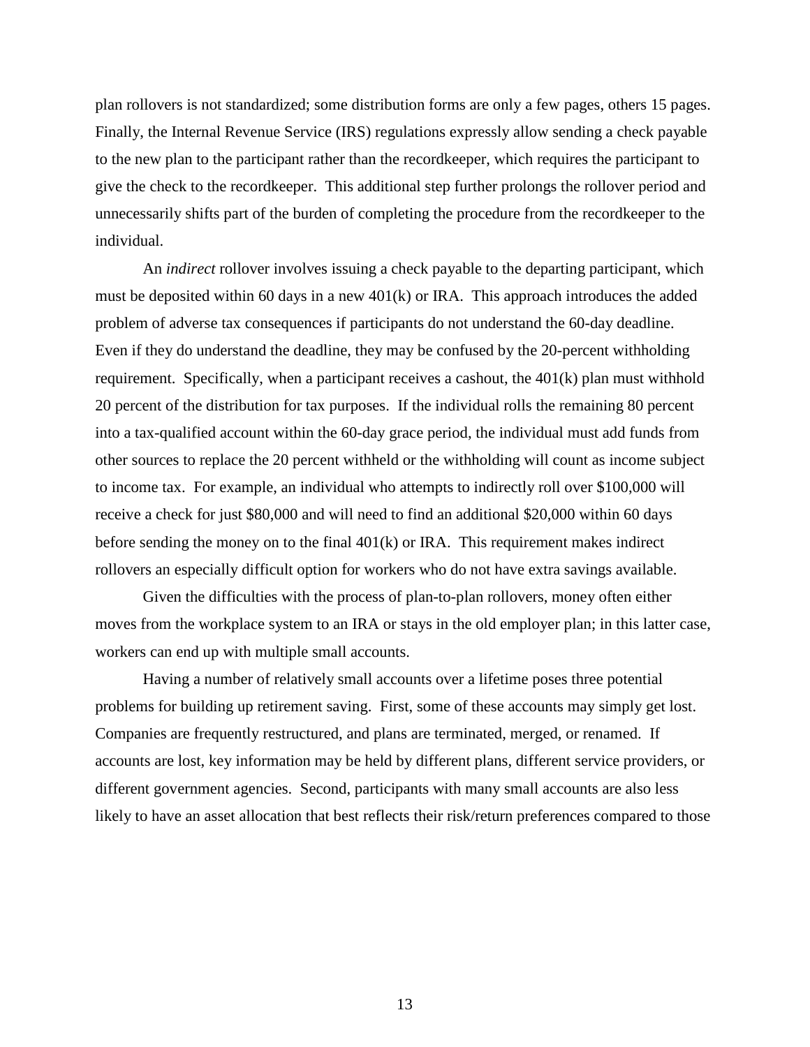plan rollovers is not standardized; some distribution forms are only a few pages, others 15 pages. Finally, the Internal Revenue Service (IRS) regulations expressly allow sending a check payable to the new plan to the participant rather than the recordkeeper, which requires the participant to give the check to the recordkeeper. This additional step further prolongs the rollover period and unnecessarily shifts part of the burden of completing the procedure from the recordkeeper to the individual.

An *indirect* rollover involves issuing a check payable to the departing participant, which must be deposited within 60 days in a new 401(k) or IRA. This approach introduces the added problem of adverse tax consequences if participants do not understand the 60-day deadline. Even if they do understand the deadline, they may be confused by the 20-percent withholding requirement. Specifically, when a participant receives a cashout, the 401(k) plan must withhold 20 percent of the distribution for tax purposes. If the individual rolls the remaining 80 percent into a tax-qualified account within the 60-day grace period, the individual must add funds from other sources to replace the 20 percent withheld or the withholding will count as income subject to income tax. For example, an individual who attempts to indirectly roll over $100,000 will receive a check for just $80,000 and will need to find an additional $20,000 within 60 days before sending the money on to the final 401(k) or IRA. This requirement makes indirect rollovers an especially difficult option for workers who do not have extra savings available.

Given the difficulties with the process of plan-to-plan rollovers, money often either moves from the workplace system to an IRA or stays in the old employer plan; in this latter case, workers can end up with multiple small accounts.

Having a number of relatively small accounts over a lifetime poses three potential problems for building up retirement saving. First, some of these accounts may simply get lost. Companies are frequently restructured, and plans are terminated, merged, or renamed. If accounts are lost, key information may be held by different plans, different service providers, or different government agencies. Second, participants with many small accounts are also less likely to have an asset allocation that best reflects their risk/return preferences compared to those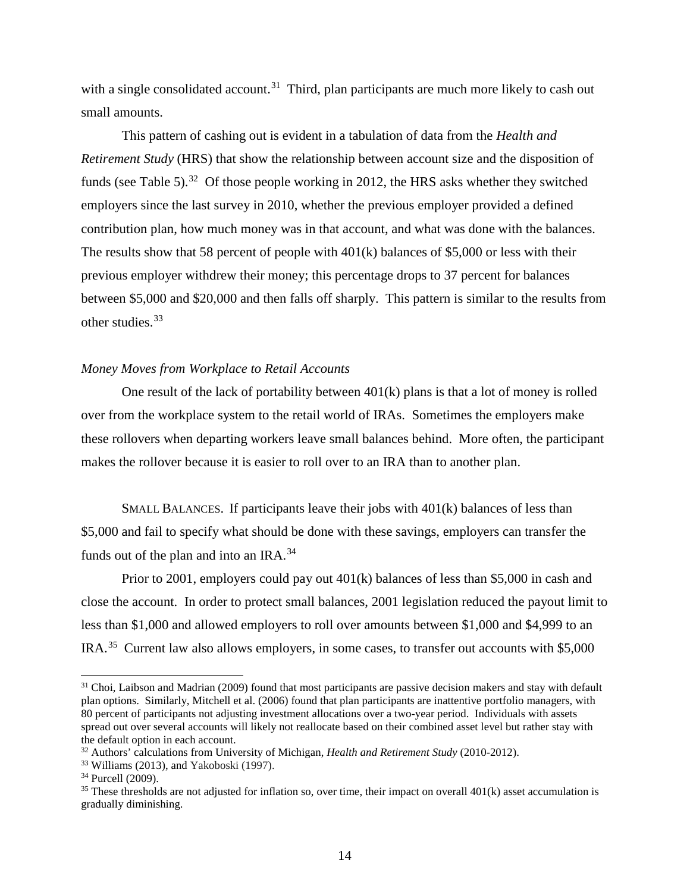with a single consolidated account.[31] Third, plan participants are much more likely to cash out small amounts.

This pattern of cashing out is evident in a tabulation of data from the *Health and Retirement Study* (HRS) that show the relationship between account size and the disposition of funds (see Table 5).[32] Of those people working in 2012, the HRS asks whether they switched employers since the last survey in 2010, whether the previous employer provided a defined contribution plan, how much money was in that account, and what was done with the balances. The results show that 58 percent of people with 401(k) balances of $5,000 or less with their previous employer withdrew their money; this percentage drops to 37 percent for balances between $5,000 and $20,000 and then falls off sharply. This pattern is similar to the results from other studies.[33]

*Money Moves from Workplace to Retail Accounts*

One result of the lack of portability between 401(k) plans is that a lot of money is rolled over from the workplace system to the retail world of IRAs. Sometimes the employers make these rollovers when departing workers leave small balances behind. More often, the participant makes the rollover because it is easier to roll over to an IRA than to another plan.

SMALL BALANCES. If participants leave their jobs with 401(k) balances of less than $5,000 and fail to specify what should be done with these savings, employers can transfer the funds out of the plan and into an IRA.[34]

Prior to 2001, employers could pay out 401(k) balances of less than $5,000 in cash and close the account. In order to protect small balances, 2001 legislation reduced the payout limit to less than $1,000 and allowed employers to roll over amounts between $1,000 and $4,999 to an IRA.[35] Current law also allows employers, in some cases, to transfer out accounts with $5,000

---

[31] Choi, Laibson and Madrian (2009) found that most participants are passive decision makers and stay with default plan options. Similarly, Mitchell et al. (2006) found that plan participants are inattentive portfolio managers, with 80 percent of participants not adjusting investment allocations over a two-year period. Individuals with assets spread out over several accounts will likely not reallocate based on their combined asset level but rather stay with the default option in each account.

[32] Authors' calculations from University of Michigan, *Health and Retirement Study* (2010-2012).

[33] Williams (2013), and Yakoboski (1997).

[34] Purcell (2009).

[35] These thresholds are not adjusted for inflation so, over time, their impact on overall 401(k) asset accumulation is gradually diminishing.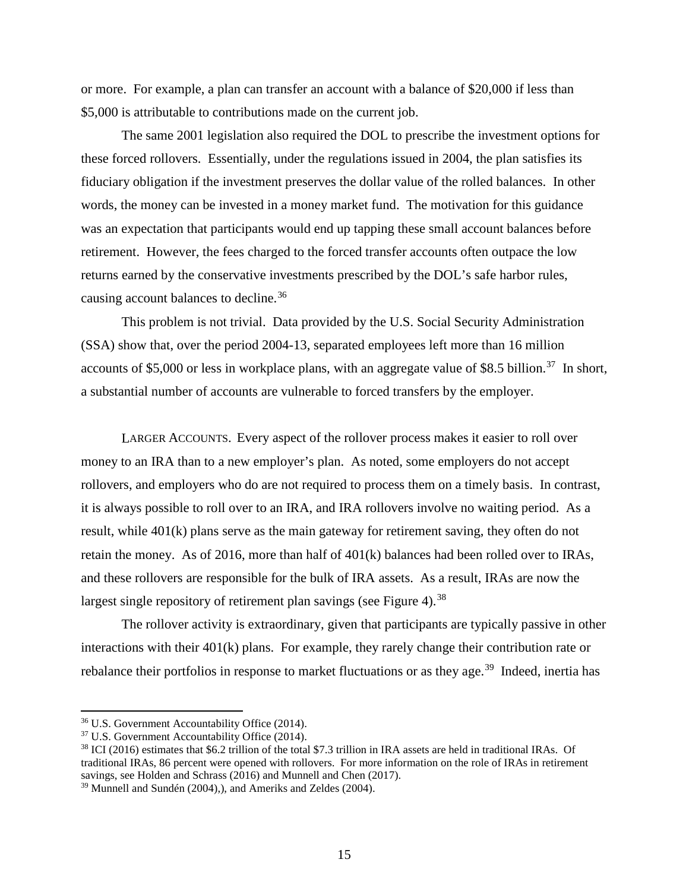or more. For example, a plan can transfer an account with a balance of $20,000 if less than $5,000 is attributable to contributions made on the current job.

The same 2001 legislation also required the DOL to prescribe the investment options for these forced rollovers. Essentially, under the regulations issued in 2004, the plan satisfies its fiduciary obligation if the investment preserves the dollar value of the rolled balances. In other words, the money can be invested in a money market fund. The motivation for this guidance was an expectation that participants would end up tapping these small account balances before retirement. However, the fees charged to the forced transfer accounts often outpace the low returns earned by the conservative investments prescribed by the DOL's safe harbor rules, causing account balances to decline.[36]

This problem is not trivial. Data provided by the U.S. Social Security Administration (SSA) show that, over the period 2004-13, separated employees left more than 16 million accounts of $5,000 or less in workplace plans, with an aggregate value of $8.5 billion.[37] In short, a substantial number of accounts are vulnerable to forced transfers by the employer.

LARGER ACCOUNTS. Every aspect of the rollover process makes it easier to roll over money to an IRA than to a new employer's plan. As noted, some employers do not accept rollovers, and employers who do are not required to process them on a timely basis. In contrast, it is always possible to roll over to an IRA, and IRA rollovers involve no waiting period. As a result, while 401(k) plans serve as the main gateway for retirement saving, they often do not retain the money. As of 2016, more than half of 401(k) balances had been rolled over to IRAs, and these rollovers are responsible for the bulk of IRA assets. As a result, IRAs are now the largest single repository of retirement plan savings (see Figure 4).[38]

The rollover activity is extraordinary, given that participants are typically passive in other interactions with their 401(k) plans. For example, they rarely change their contribution rate or rebalance their portfolios in response to market fluctuations or as they age.[39] Indeed, inertia has

---

[36] U.S. Government Accountability Office (2014).

[37] U.S. Government Accountability Office (2014).

[38] ICI (2016) estimates that $6.2 trillion of the total $7.3 trillion in IRA assets are held in traditional IRAs. Of traditional IRAs, 86 percent were opened with rollovers. For more information on the role of IRAs in retirement savings, see Holden and Schrass (2016) and Munnell and Chen (2017).

[39] Munnell and Sundén (2004),), and Ameriks and Zeldes (2004).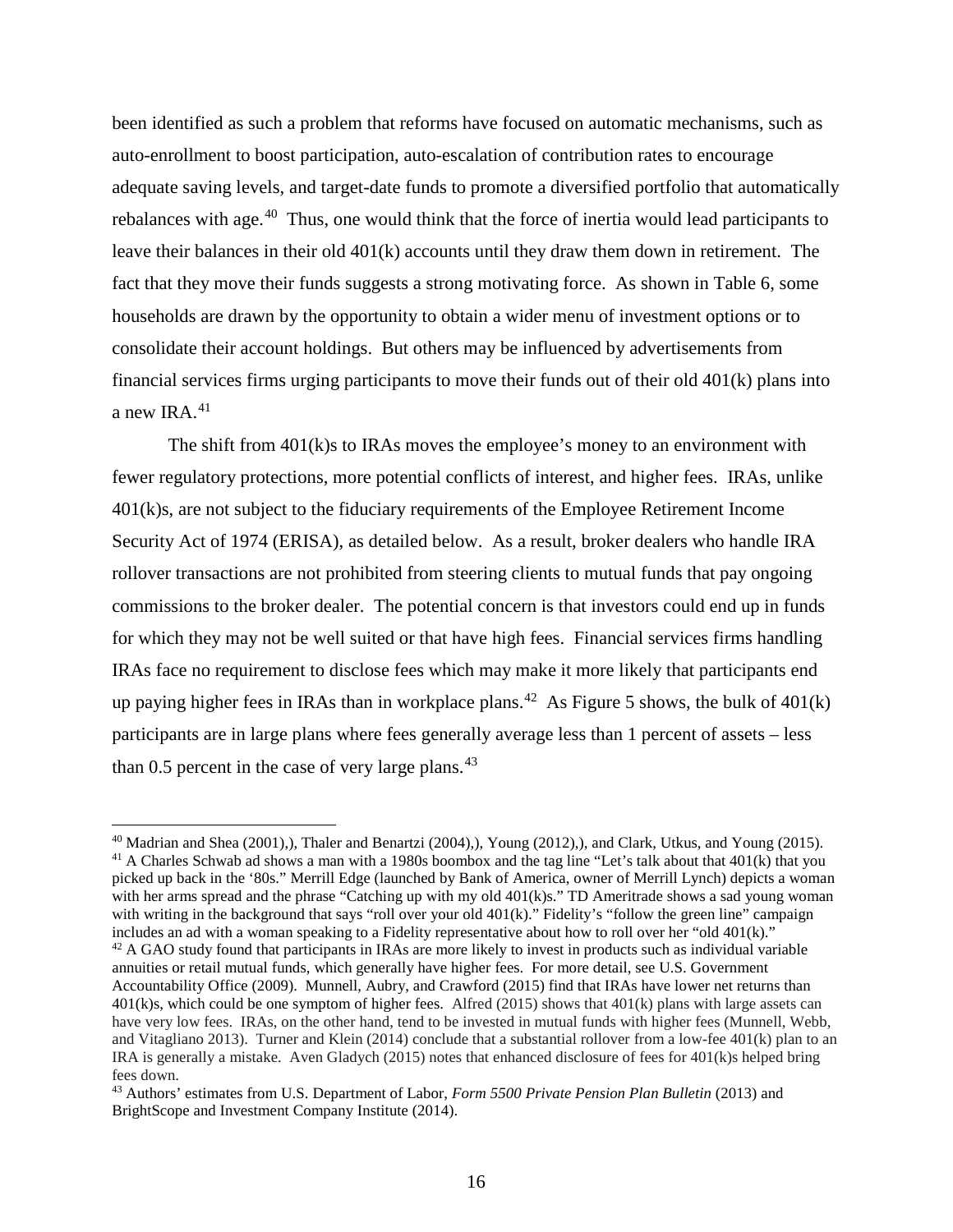been identified as such a problem that reforms have focused on automatic mechanisms, such as auto-enrollment to boost participation, auto-escalation of contribution rates to encourage adequate saving levels, and target-date funds to promote a diversified portfolio that automatically rebalances with age.[40] Thus, one would think that the force of inertia would lead participants to leave their balances in their old 401(k) accounts until they draw them down in retirement. The fact that they move their funds suggests a strong motivating force. As shown in Table 6, some households are drawn by the opportunity to obtain a wider menu of investment options or to consolidate their account holdings. But others may be influenced by advertisements from financial services firms urging participants to move their funds out of their old 401(k) plans into a new IRA.[41]

The shift from 401(k)s to IRAs moves the employee's money to an environment with fewer regulatory protections, more potential conflicts of interest, and higher fees. IRAs, unlike 401(k)s, are not subject to the fiduciary requirements of the Employee Retirement Income Security Act of 1974 (ERISA), as detailed below. As a result, broker dealers who handle IRA rollover transactions are not prohibited from steering clients to mutual funds that pay ongoing commissions to the broker dealer. The potential concern is that investors could end up in funds for which they may not be well suited or that have high fees. Financial services firms handling IRAs face no requirement to disclose fees which may make it more likely that participants end up paying higher fees in IRAs than in workplace plans.[42] As Figure 5 shows, the bulk of 401(k) participants are in large plans where fees generally average less than 1 percent of assets – less than 0.5 percent in the case of very large plans.[43]

---

[40] Madrian and Shea (2001),), Thaler and Benartzi (2004),), Young (2012),), and Clark, Utkus, and Young (2015).

[41] A Charles Schwab ad shows a man with a 1980s boombox and the tag line "Let's talk about that 401(k) that you picked up back in the '80s." Merrill Edge (launched by Bank of America, owner of Merrill Lynch) depicts a woman with her arms spread and the phrase "Catching up with my old 401(k)s." TD Ameritrade shows a sad young woman with writing in the background that says "roll over your old 401(k)." Fidelity's "follow the green line" campaign includes an ad with a woman speaking to a Fidelity representative about how to roll over her "old 401(k)."

[42] A GAO study found that participants in IRAs are more likely to invest in products such as individual variable annuities or retail mutual funds, which generally have higher fees. For more detail, see U.S. Government Accountability Office (2009). Munnell, Aubry, and Crawford (2015) find that IRAs have lower net returns than 401(k)s, which could be one symptom of higher fees. Alfred (2015) shows that 401(k) plans with large assets can have very low fees. IRAs, on the other hand, tend to be invested in mutual funds with higher fees (Munnell, Webb, and Vitagliano 2013). Turner and Klein (2014) conclude that a substantial rollover from a low-fee 401(k) plan to an IRA is generally a mistake. Aven Gladych (2015) notes that enhanced disclosure of fees for 401(k)s helped bring fees down.

[43] Authors' estimates from U.S. Department of Labor, *Form 5500 Private Pension Plan Bulletin* (2013) and BrightScope and Investment Company Institute (2014).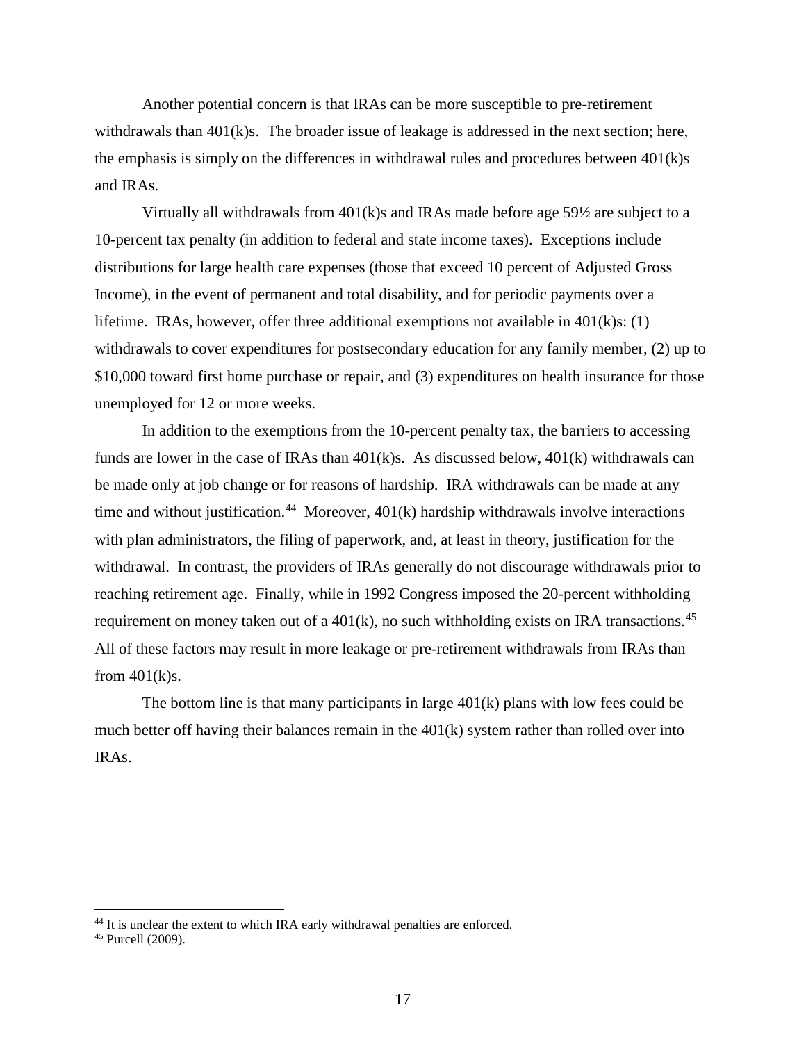Another potential concern is that IRAs can be more susceptible to pre-retirement withdrawals than 401(k)s. The broader issue of leakage is addressed in the next section; here, the emphasis is simply on the differences in withdrawal rules and procedures between 401(k)s and IRAs.

Virtually all withdrawals from 401(k)s and IRAs made before age 59½ are subject to a 10-percent tax penalty (in addition to federal and state income taxes). Exceptions include distributions for large health care expenses (those that exceed 10 percent of Adjusted Gross Income), in the event of permanent and total disability, and for periodic payments over a lifetime. IRAs, however, offer three additional exemptions not available in 401(k)s: (1) withdrawals to cover expenditures for postsecondary education for any family member, (2) up to $10,000 toward first home purchase or repair, and (3) expenditures on health insurance for those unemployed for 12 or more weeks.

In addition to the exemptions from the 10-percent penalty tax, the barriers to accessing funds are lower in the case of IRAs than 401(k)s. As discussed below, 401(k) withdrawals can be made only at job change or for reasons of hardship. IRA withdrawals can be made at any time and without justification.[44] Moreover, 401(k) hardship withdrawals involve interactions with plan administrators, the filing of paperwork, and, at least in theory, justification for the withdrawal. In contrast, the providers of IRAs generally do not discourage withdrawals prior to reaching retirement age. Finally, while in 1992 Congress imposed the 20-percent withholding requirement on money taken out of a 401(k), no such withholding exists on IRA transactions.[45] All of these factors may result in more leakage or pre-retirement withdrawals from IRAs than from 401(k)s.

The bottom line is that many participants in large 401(k) plans with low fees could be much better off having their balances remain in the 401(k) system rather than rolled over into IRAs.

---

[44] It is unclear the extent to which IRA early withdrawal penalties are enforced.

[45] Purcell (2009).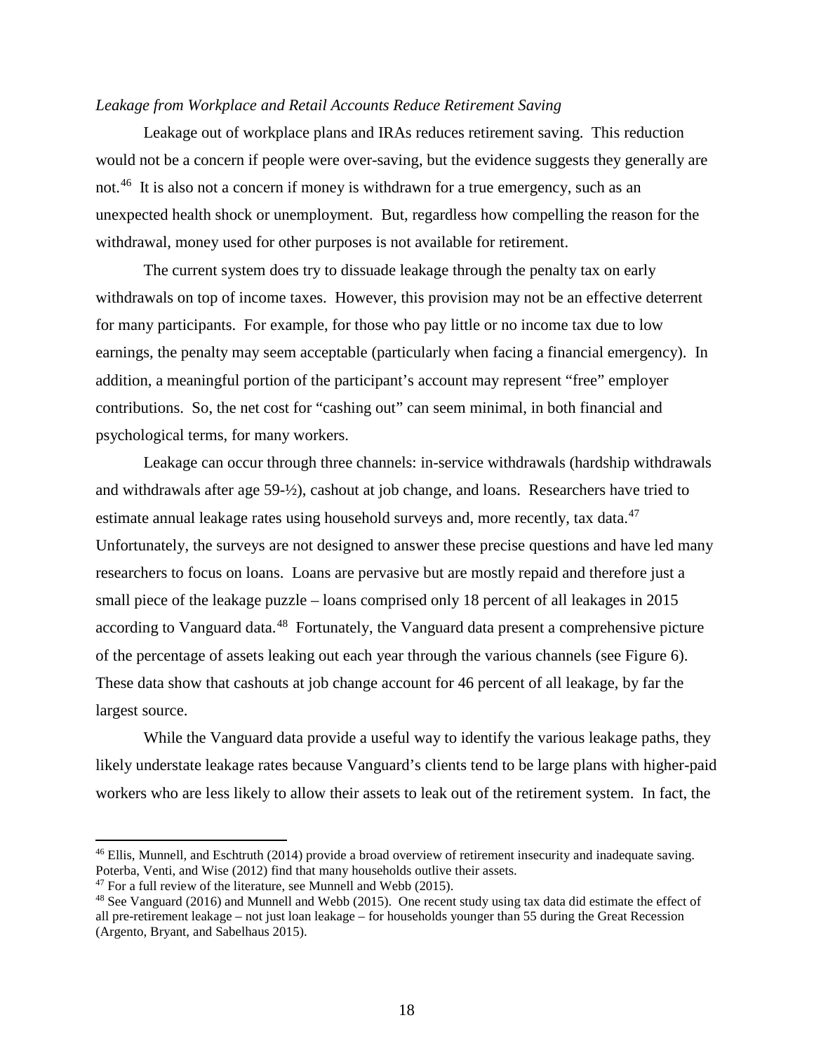*Leakage from Workplace and Retail Accounts Reduce Retirement Saving*

Leakage out of workplace plans and IRAs reduces retirement saving. This reduction would not be a concern if people were over-saving, but the evidence suggests they generally are not.[46] It is also not a concern if money is withdrawn for a true emergency, such as an unexpected health shock or unemployment. But, regardless how compelling the reason for the withdrawal, money used for other purposes is not available for retirement.

The current system does try to dissuade leakage through the penalty tax on early withdrawals on top of income taxes. However, this provision may not be an effective deterrent for many participants. For example, for those who pay little or no income tax due to low earnings, the penalty may seem acceptable (particularly when facing a financial emergency). In addition, a meaningful portion of the participant's account may represent "free" employer contributions. So, the net cost for "cashing out" can seem minimal, in both financial and psychological terms, for many workers.

Leakage can occur through three channels: in-service withdrawals (hardship withdrawals and withdrawals after age 59-½), cashout at job change, and loans. Researchers have tried to estimate annual leakage rates using household surveys and, more recently, tax data.[47] Unfortunately, the surveys are not designed to answer these precise questions and have led many researchers to focus on loans. Loans are pervasive but are mostly repaid and therefore just a small piece of the leakage puzzle – loans comprised only 18 percent of all leakages in 2015 according to Vanguard data.[48] Fortunately, the Vanguard data present a comprehensive picture of the percentage of assets leaking out each year through the various channels (see Figure 6). These data show that cashouts at job change account for 46 percent of all leakage, by far the largest source.

While the Vanguard data provide a useful way to identify the various leakage paths, they likely understate leakage rates because Vanguard's clients tend to be large plans with higher-paid workers who are less likely to allow their assets to leak out of the retirement system. In fact, the

---

[46] Ellis, Munnell, and Eschtruth (2014) provide a broad overview of retirement insecurity and inadequate saving. Poterba, Venti, and Wise (2012) find that many households outlive their assets.

[47] For a full review of the literature, see Munnell and Webb (2015).

[48] See Vanguard (2016) and Munnell and Webb (2015). One recent study using tax data did estimate the effect of all pre-retirement leakage – not just loan leakage – for households younger than 55 during the Great Recession (Argento, Bryant, and Sabelhaus 2015).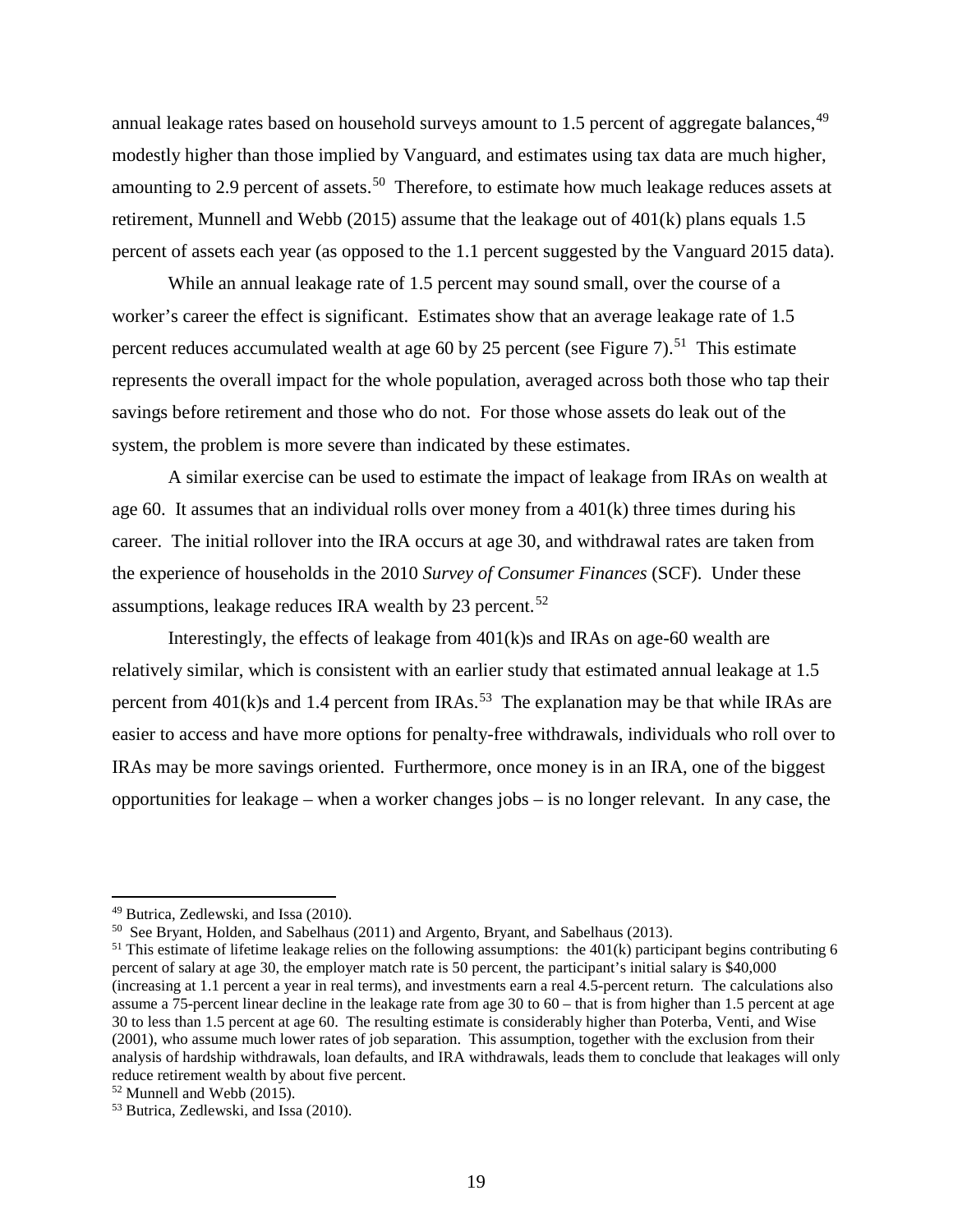annual leakage rates based on household surveys amount to 1.5 percent of aggregate balances,[49] modestly higher than those implied by Vanguard, and estimates using tax data are much higher, amounting to 2.9 percent of assets.[50] Therefore, to estimate how much leakage reduces assets at retirement, Munnell and Webb (2015) assume that the leakage out of 401(k) plans equals 1.5 percent of assets each year (as opposed to the 1.1 percent suggested by the Vanguard 2015 data).

While an annual leakage rate of 1.5 percent may sound small, over the course of a worker's career the effect is significant. Estimates show that an average leakage rate of 1.5 percent reduces accumulated wealth at age 60 by 25 percent (see Figure 7).[51] This estimate represents the overall impact for the whole population, averaged across both those who tap their savings before retirement and those who do not. For those whose assets do leak out of the system, the problem is more severe than indicated by these estimates.

A similar exercise can be used to estimate the impact of leakage from IRAs on wealth at age 60. It assumes that an individual rolls over money from a 401(k) three times during his career. The initial rollover into the IRA occurs at age 30, and withdrawal rates are taken from the experience of households in the 2010 *Survey of Consumer Finances* (SCF). Under these assumptions, leakage reduces IRA wealth by 23 percent.[52]

Interestingly, the effects of leakage from 401(k)s and IRAs on age-60 wealth are relatively similar, which is consistent with an earlier study that estimated annual leakage at 1.5 percent from 401(k)s and 1.4 percent from IRAs.[53] The explanation may be that while IRAs are easier to access and have more options for penalty-free withdrawals, individuals who roll over to IRAs may be more savings oriented. Furthermore, once money is in an IRA, one of the biggest opportunities for leakage – when a worker changes jobs – is no longer relevant. In any case, the

---

[49] Butrica, Zedlewski, and Issa (2010).

[50] See Bryant, Holden, and Sabelhaus (2011) and Argento, Bryant, and Sabelhaus (2013).

[51] This estimate of lifetime leakage relies on the following assumptions: the 401(k) participant begins contributing 6 percent of salary at age 30, the employer match rate is 50 percent, the participant's initial salary is $40,000 (increasing at 1.1 percent a year in real terms), and investments earn a real 4.5-percent return. The calculations also assume a 75-percent linear decline in the leakage rate from age 30 to 60 – that is from higher than 1.5 percent at age 30 to less than 1.5 percent at age 60. The resulting estimate is considerably higher than Poterba, Venti, and Wise (2001), who assume much lower rates of job separation. This assumption, together with the exclusion from their analysis of hardship withdrawals, loan defaults, and IRA withdrawals, leads them to conclude that leakages will only reduce retirement wealth by about five percent.

[52] Munnell and Webb (2015).

[53] Butrica, Zedlewski, and Issa (2010).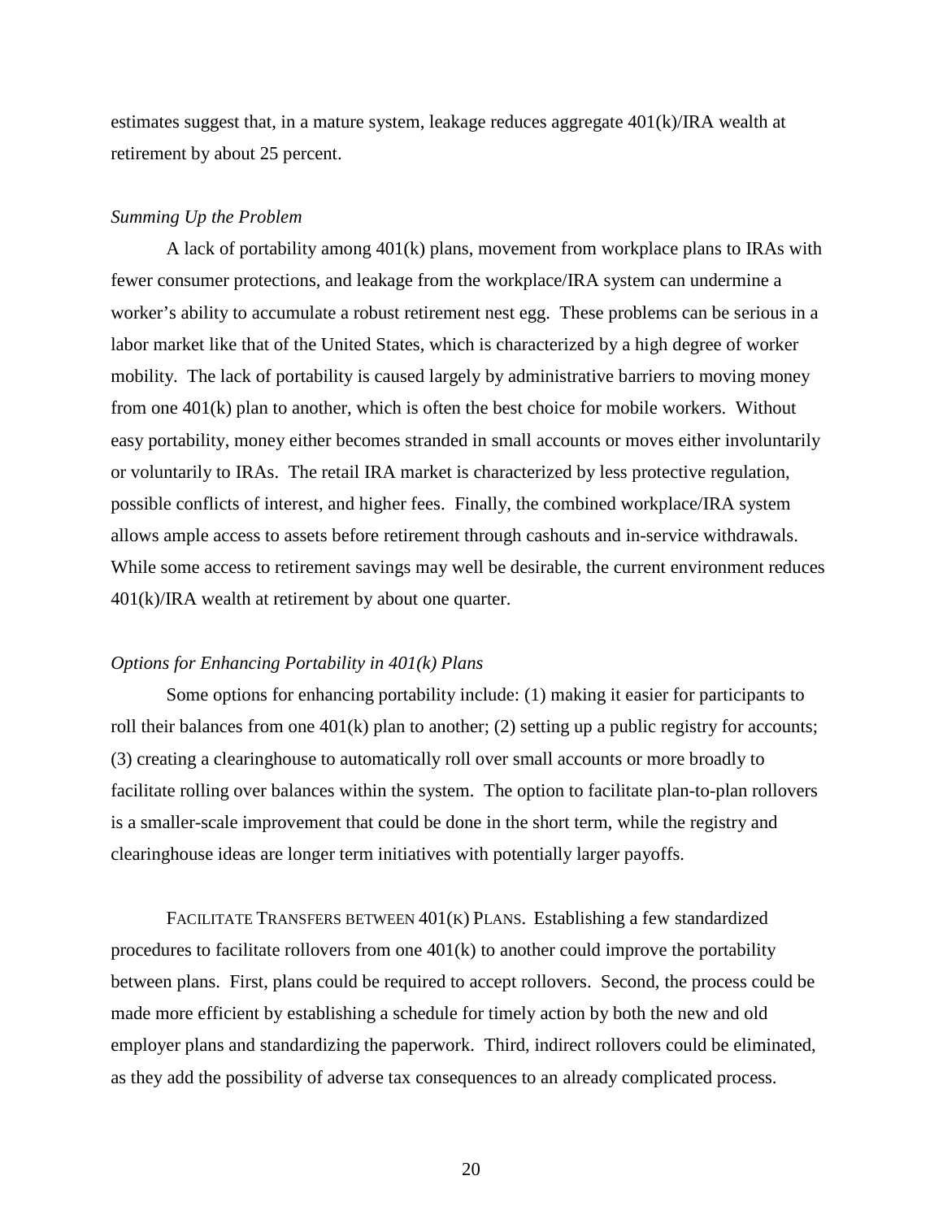estimates suggest that, in a mature system, leakage reduces aggregate 401(k)/IRA wealth at retirement by about 25 percent.

*Summing Up the Problem*

A lack of portability among 401(k) plans, movement from workplace plans to IRAs with fewer consumer protections, and leakage from the workplace/IRA system can undermine a worker's ability to accumulate a robust retirement nest egg. These problems can be serious in a labor market like that of the United States, which is characterized by a high degree of worker mobility. The lack of portability is caused largely by administrative barriers to moving money from one 401(k) plan to another, which is often the best choice for mobile workers. Without easy portability, money either becomes stranded in small accounts or moves either involuntarily or voluntarily to IRAs. The retail IRA market is characterized by less protective regulation, possible conflicts of interest, and higher fees. Finally, the combined workplace/IRA system allows ample access to assets before retirement through cashouts and in-service withdrawals. While some access to retirement savings may well be desirable, the current environment reduces 401(k)/IRA wealth at retirement by about one quarter.

*Options for Enhancing Portability in 401(k) Plans*

Some options for enhancing portability include: (1) making it easier for participants to roll their balances from one 401(k) plan to another; (2) setting up a public registry for accounts; (3) creating a clearinghouse to automatically roll over small accounts or more broadly to facilitate rolling over balances within the system. The option to facilitate plan-to-plan rollovers is a smaller-scale improvement that could be done in the short term, while the registry and clearinghouse ideas are longer term initiatives with potentially larger payoffs.

FACILITATE TRANSFERS BETWEEN 401(K) PLANS. Establishing a few standardized procedures to facilitate rollovers from one 401(k) to another could improve the portability between plans. First, plans could be required to accept rollovers. Second, the process could be made more efficient by establishing a schedule for timely action by both the new and old employer plans and standardizing the paperwork. Third, indirect rollovers could be eliminated, as they add the possibility of adverse tax consequences to an already complicated process.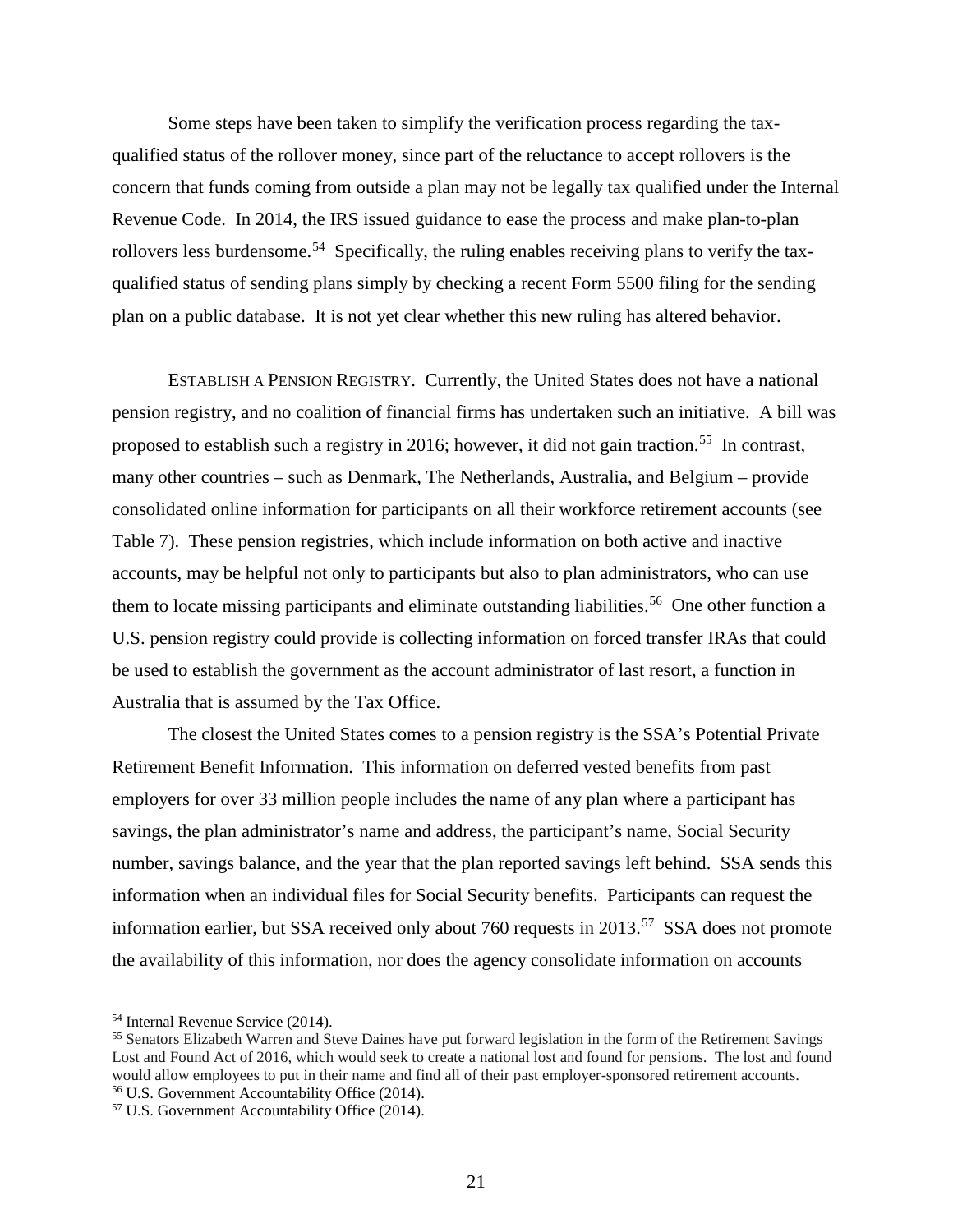Some steps have been taken to simplify the verification process regarding the tax-qualified status of the rollover money, since part of the reluctance to accept rollovers is the concern that funds coming from outside a plan may not be legally tax qualified under the Internal Revenue Code. In 2014, the IRS issued guidance to ease the process and make plan-to-plan rollovers less burdensome.[54] Specifically, the ruling enables receiving plans to verify the tax-qualified status of sending plans simply by checking a recent Form 5500 filing for the sending plan on a public database. It is not yet clear whether this new ruling has altered behavior.

ESTABLISH A PENSION REGISTRY. Currently, the United States does not have a national pension registry, and no coalition of financial firms has undertaken such an initiative. A bill was proposed to establish such a registry in 2016; however, it did not gain traction.[55] In contrast, many other countries – such as Denmark, The Netherlands, Australia, and Belgium – provide consolidated online information for participants on all their workforce retirement accounts (see Table 7). These pension registries, which include information on both active and inactive accounts, may be helpful not only to participants but also to plan administrators, who can use them to locate missing participants and eliminate outstanding liabilities.[56] One other function a U.S. pension registry could provide is collecting information on forced transfer IRAs that could be used to establish the government as the account administrator of last resort, a function in Australia that is assumed by the Tax Office.

The closest the United States comes to a pension registry is the SSA's Potential Private Retirement Benefit Information. This information on deferred vested benefits from past employers for over 33 million people includes the name of any plan where a participant has savings, the plan administrator's name and address, the participant's name, Social Security number, savings balance, and the year that the plan reported savings left behind. SSA sends this information when an individual files for Social Security benefits. Participants can request the information earlier, but SSA received only about 760 requests in 2013.[57] SSA does not promote the availability of this information, nor does the agency consolidate information on accounts

[54] Internal Revenue Service (2014).

[55] Senators Elizabeth Warren and Steve Daines have put forward legislation in the form of the Retirement Savings Lost and Found Act of 2016, which would seek to create a national lost and found for pensions. The lost and found would allow employees to put in their name and find all of their past employer-sponsored retirement accounts.

[56] U.S. Government Accountability Office (2014).

[57] U.S. Government Accountability Office (2014).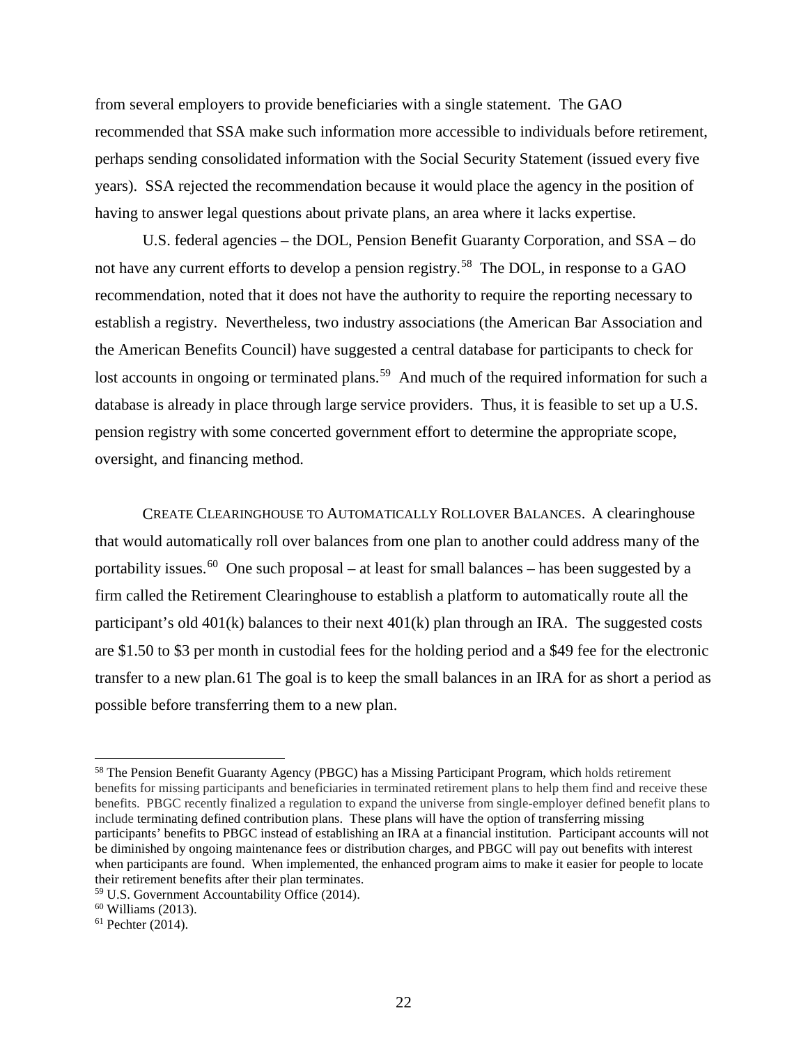from several employers to provide beneficiaries with a single statement. The GAO recommended that SSA make such information more accessible to individuals before retirement, perhaps sending consolidated information with the Social Security Statement (issued every five years). SSA rejected the recommendation because it would place the agency in the position of having to answer legal questions about private plans, an area where it lacks expertise.

U.S. federal agencies – the DOL, Pension Benefit Guaranty Corporation, and SSA – do not have any current efforts to develop a pension registry.[58] The DOL, in response to a GAO recommendation, noted that it does not have the authority to require the reporting necessary to establish a registry. Nevertheless, two industry associations (the American Bar Association and the American Benefits Council) have suggested a central database for participants to check for lost accounts in ongoing or terminated plans.[59] And much of the required information for such a database is already in place through large service providers. Thus, it is feasible to set up a U.S. pension registry with some concerted government effort to determine the appropriate scope, oversight, and financing method.

CREATE CLEARINGHOUSE TO AUTOMATICALLY ROLLOVER BALANCES. A clearinghouse that would automatically roll over balances from one plan to another could address many of the portability issues.[60] One such proposal – at least for small balances – has been suggested by a firm called the Retirement Clearinghouse to establish a platform to automatically route all the participant's old 401(k) balances to their next 401(k) plan through an IRA. The suggested costs are \$1.50 to \$3 per month in custodial fees for the holding period and a \$49 fee for the electronic transfer to a new plan.[61] The goal is to keep the small balances in an IRA for as short a period as possible before transferring them to a new plan.

---

[58] The Pension Benefit Guaranty Agency (PBGC) has a Missing Participant Program, which holds retirement benefits for missing participants and beneficiaries in terminated retirement plans to help them find and receive these benefits. PBGC recently finalized a regulation to expand the universe from single-employer defined benefit plans to include terminating defined contribution plans. These plans will have the option of transferring missing participants' benefits to PBGC instead of establishing an IRA at a financial institution. Participant accounts will not be diminished by ongoing maintenance fees or distribution charges, and PBGC will pay out benefits with interest when participants are found. When implemented, the enhanced program aims to make it easier for people to locate their retirement benefits after their plan terminates.

[59] U.S. Government Accountability Office (2014).

[60] Williams (2013).

[61] Pechter (2014).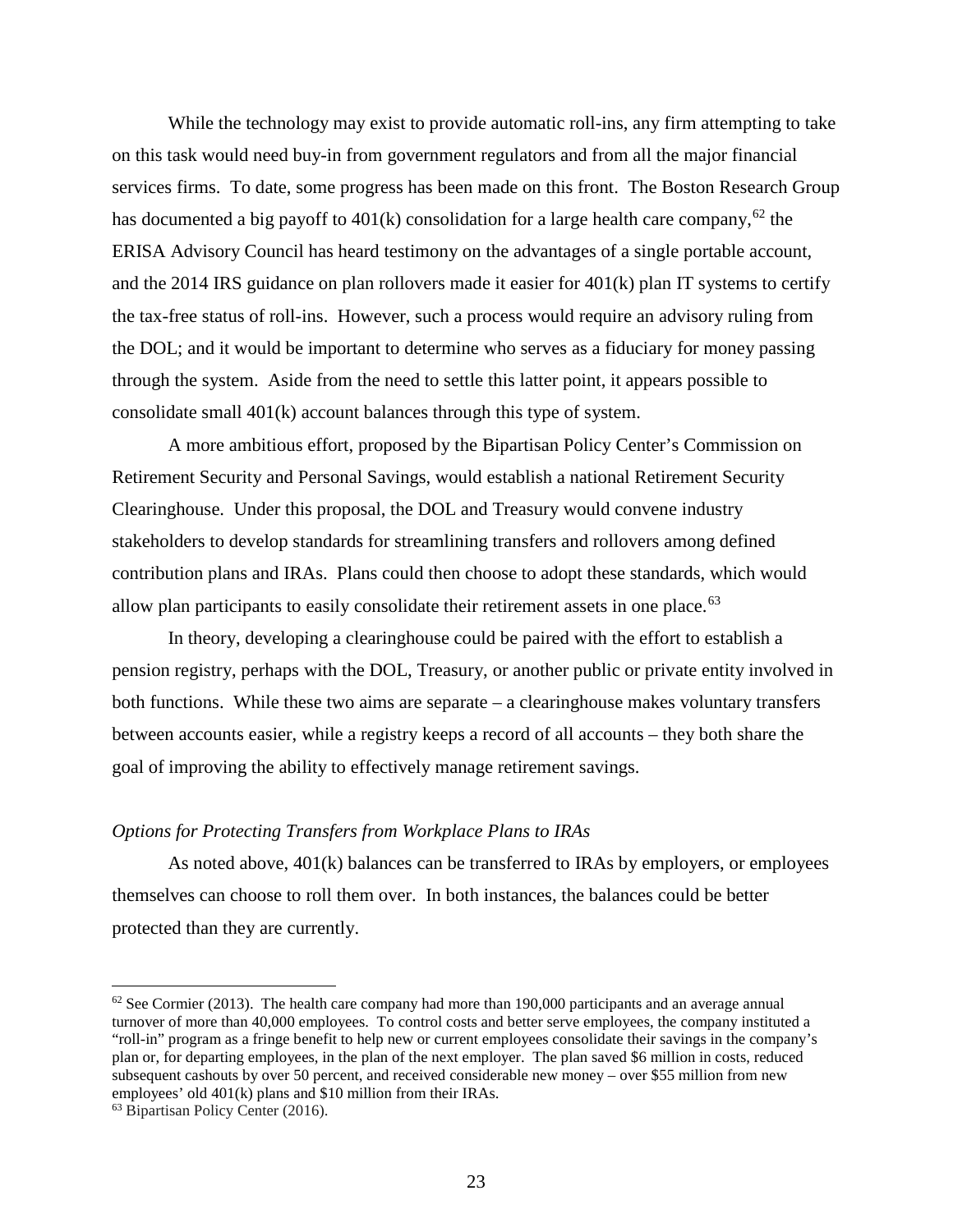While the technology may exist to provide automatic roll-ins, any firm attempting to take on this task would need buy-in from government regulators and from all the major financial services firms. To date, some progress has been made on this front. The Boston Research Group has documented a big payoff to 401(k) consolidation for a large health care company,[62] the ERISA Advisory Council has heard testimony on the advantages of a single portable account, and the 2014 IRS guidance on plan rollovers made it easier for 401(k) plan IT systems to certify the tax-free status of roll-ins. However, such a process would require an advisory ruling from the DOL; and it would be important to determine who serves as a fiduciary for money passing through the system. Aside from the need to settle this latter point, it appears possible to consolidate small 401(k) account balances through this type of system.

A more ambitious effort, proposed by the Bipartisan Policy Center's Commission on Retirement Security and Personal Savings, would establish a national Retirement Security Clearinghouse. Under this proposal, the DOL and Treasury would convene industry stakeholders to develop standards for streamlining transfers and rollovers among defined contribution plans and IRAs. Plans could then choose to adopt these standards, which would allow plan participants to easily consolidate their retirement assets in one place.[63]

In theory, developing a clearinghouse could be paired with the effort to establish a pension registry, perhaps with the DOL, Treasury, or another public or private entity involved in both functions. While these two aims are separate – a clearinghouse makes voluntary transfers between accounts easier, while a registry keeps a record of all accounts – they both share the goal of improving the ability to effectively manage retirement savings.

*Options for Protecting Transfers from Workplace Plans to IRAs*

As noted above, 401(k) balances can be transferred to IRAs by employers, or employees themselves can choose to roll them over. In both instances, the balances could be better protected than they are currently.

---

[62] See Cormier (2013). The health care company had more than 190,000 participants and an average annual turnover of more than 40,000 employees. To control costs and better serve employees, the company instituted a "roll-in" program as a fringe benefit to help new or current employees consolidate their savings in the company's plan or, for departing employees, in the plan of the next employer. The plan saved $6 million in costs, reduced subsequent cashouts by over 50 percent, and received considerable new money – over $55 million from new employees' old 401(k) plans and $10 million from their IRAs.

[63] Bipartisan Policy Center (2016).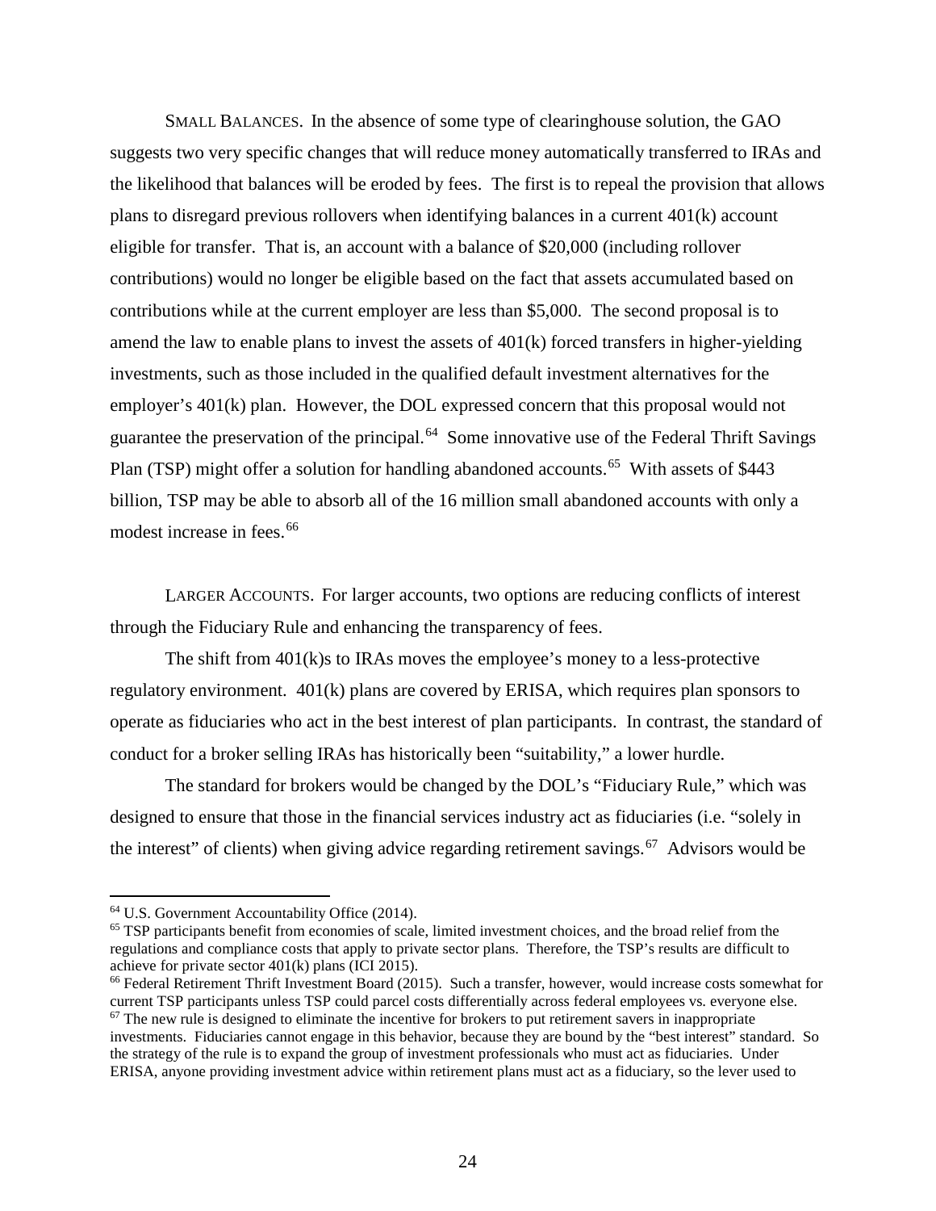SMALL BALANCES. In the absence of some type of clearinghouse solution, the GAO suggests two very specific changes that will reduce money automatically transferred to IRAs and the likelihood that balances will be eroded by fees. The first is to repeal the provision that allows plans to disregard previous rollovers when identifying balances in a current 401(k) account eligible for transfer. That is, an account with a balance of $20,000 (including rollover contributions) would no longer be eligible based on the fact that assets accumulated based on contributions while at the current employer are less than $5,000. The second proposal is to amend the law to enable plans to invest the assets of 401(k) forced transfers in higher-yielding investments, such as those included in the qualified default investment alternatives for the employer's 401(k) plan. However, the DOL expressed concern that this proposal would not guarantee the preservation of the principal.[64] Some innovative use of the Federal Thrift Savings Plan (TSP) might offer a solution for handling abandoned accounts.[65] With assets of $443 billion, TSP may be able to absorb all of the 16 million small abandoned accounts with only a modest increase in fees.[66]

LARGER ACCOUNTS. For larger accounts, two options are reducing conflicts of interest through the Fiduciary Rule and enhancing the transparency of fees.

The shift from 401(k)s to IRAs moves the employee's money to a less-protective regulatory environment. 401(k) plans are covered by ERISA, which requires plan sponsors to operate as fiduciaries who act in the best interest of plan participants. In contrast, the standard of conduct for a broker selling IRAs has historically been "suitability," a lower hurdle.

The standard for brokers would be changed by the DOL's "Fiduciary Rule," which was designed to ensure that those in the financial services industry act as fiduciaries (i.e. "solely in the interest" of clients) when giving advice regarding retirement savings.[67] Advisors would be

---

[64] U.S. Government Accountability Office (2014).

[65] TSP participants benefit from economies of scale, limited investment choices, and the broad relief from the regulations and compliance costs that apply to private sector plans. Therefore, the TSP's results are difficult to achieve for private sector 401(k) plans (ICI 2015).

[66] Federal Retirement Thrift Investment Board (2015). Such a transfer, however, would increase costs somewhat for current TSP participants unless TSP could parcel costs differentially across federal employees vs. everyone else.

[67] The new rule is designed to eliminate the incentive for brokers to put retirement savers in inappropriate investments. Fiduciaries cannot engage in this behavior, because they are bound by the "best interest" standard. So the strategy of the rule is to expand the group of investment professionals who must act as fiduciaries. Under ERISA, anyone providing investment advice within retirement plans must act as a fiduciary, so the lever used to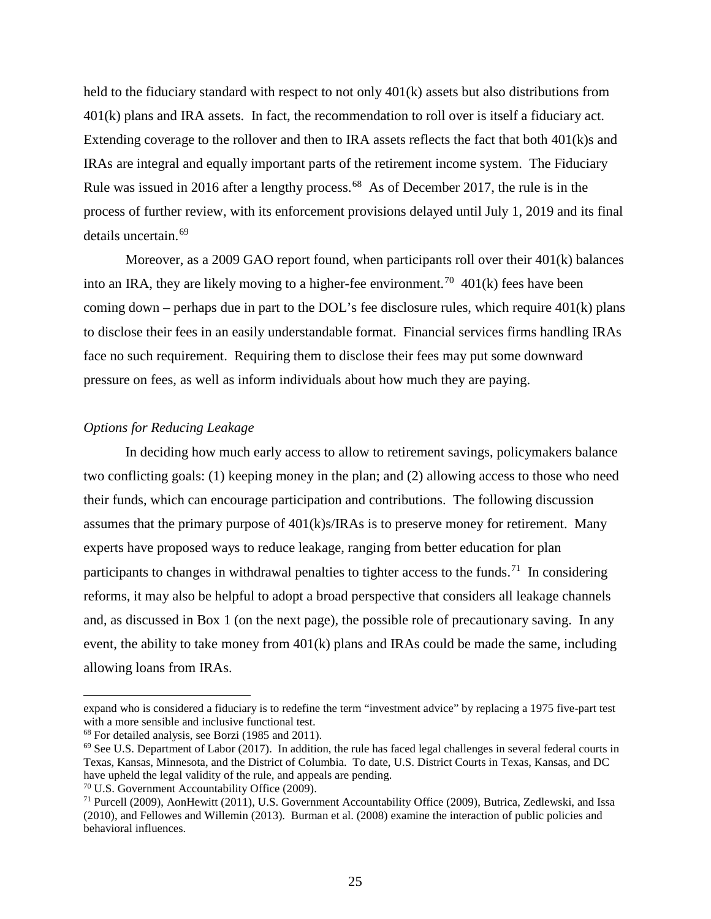held to the fiduciary standard with respect to not only 401(k) assets but also distributions from 401(k) plans and IRA assets. In fact, the recommendation to roll over is itself a fiduciary act. Extending coverage to the rollover and then to IRA assets reflects the fact that both 401(k)s and IRAs are integral and equally important parts of the retirement income system. The Fiduciary Rule was issued in 2016 after a lengthy process.[68] As of December 2017, the rule is in the process of further review, with its enforcement provisions delayed until July 1, 2019 and its final details uncertain.[69]

Moreover, as a 2009 GAO report found, when participants roll over their 401(k) balances into an IRA, they are likely moving to a higher-fee environment.[70] 401(k) fees have been coming down – perhaps due in part to the DOL's fee disclosure rules, which require 401(k) plans to disclose their fees in an easily understandable format. Financial services firms handling IRAs face no such requirement. Requiring them to disclose their fees may put some downward pressure on fees, as well as inform individuals about how much they are paying.

*Options for Reducing Leakage*

In deciding how much early access to allow to retirement savings, policymakers balance two conflicting goals: (1) keeping money in the plan; and (2) allowing access to those who need their funds, which can encourage participation and contributions. The following discussion assumes that the primary purpose of 401(k)s/IRAs is to preserve money for retirement. Many experts have proposed ways to reduce leakage, ranging from better education for plan participants to changes in withdrawal penalties to tighter access to the funds.[71] In considering reforms, it may also be helpful to adopt a broad perspective that considers all leakage channels and, as discussed in Box 1 (on the next page), the possible role of precautionary saving. In any event, the ability to take money from 401(k) plans and IRAs could be made the same, including allowing loans from IRAs.

---

expand who is considered a fiduciary is to redefine the term "investment advice" by replacing a 1975 five-part test with a more sensible and inclusive functional test.

[68] For detailed analysis, see Borzi (1985 and 2011).

[69] See U.S. Department of Labor (2017). In addition, the rule has faced legal challenges in several federal courts in Texas, Kansas, Minnesota, and the District of Columbia. To date, U.S. District Courts in Texas, Kansas, and DC have upheld the legal validity of the rule, and appeals are pending.

[70] U.S. Government Accountability Office (2009).

[71] Purcell (2009), AonHewitt (2011), U.S. Government Accountability Office (2009), Butrica, Zedlewski, and Issa (2010), and Fellowes and Willemin (2013). Burman et al. (2008) examine the interaction of public policies and behavioral influences.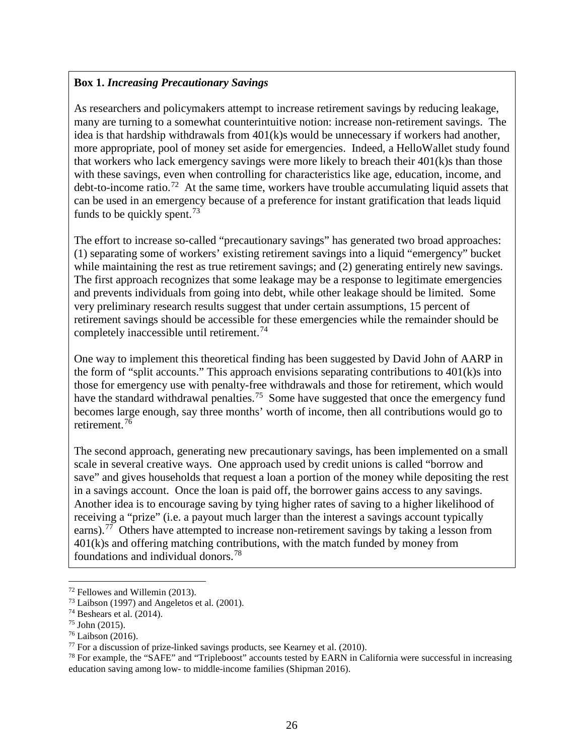**Box 1.** ***Increasing Precautionary Savings***

As researchers and policymakers attempt to increase retirement savings by reducing leakage, many are turning to a somewhat counterintuitive notion: increase non-retirement savings. The idea is that hardship withdrawals from 401(k)s would be unnecessary if workers had another, more appropriate, pool of money set aside for emergencies. Indeed, a HelloWallet study found that workers who lack emergency savings were more likely to breach their 401(k)s than those with these savings, even when controlling for characteristics like age, education, income, and debt-to-income ratio.[72] At the same time, workers have trouble accumulating liquid assets that can be used in an emergency because of a preference for instant gratification that leads liquid funds to be quickly spent.[73]

The effort to increase so-called "precautionary savings" has generated two broad approaches: (1) separating some of workers' existing retirement savings into a liquid "emergency" bucket while maintaining the rest as true retirement savings; and (2) generating entirely new savings. The first approach recognizes that some leakage may be a response to legitimate emergencies and prevents individuals from going into debt, while other leakage should be limited. Some very preliminary research results suggest that under certain assumptions, 15 percent of retirement savings should be accessible for these emergencies while the remainder should be completely inaccessible until retirement.[74]

One way to implement this theoretical finding has been suggested by David John of AARP in the form of "split accounts." This approach envisions separating contributions to 401(k)s into those for emergency use with penalty-free withdrawals and those for retirement, which would have the standard withdrawal penalties.[75] Some have suggested that once the emergency fund becomes large enough, say three months' worth of income, then all contributions would go to retirement.[76]

The second approach, generating new precautionary savings, has been implemented on a small scale in several creative ways. One approach used by credit unions is called "borrow and save" and gives households that request a loan a portion of the money while depositing the rest in a savings account. Once the loan is paid off, the borrower gains access to any savings. Another idea is to encourage saving by tying higher rates of saving to a higher likelihood of receiving a "prize" (i.e. a payout much larger than the interest a savings account typically earns).[77] Others have attempted to increase non-retirement savings by taking a lesson from 401(k)s and offering matching contributions, with the match funded by money from foundations and individual donors.[78]

---

[72] Fellowes and Willemin (2013).

[73] Laibson (1997) and Angeletos et al. (2001).

[74] Beshears et al. (2014).

[75] John (2015).

[76] Laibson (2016).

[77] For a discussion of prize-linked savings products, see Kearney et al. (2010).

[78] For example, the "SAFE" and "Tripleboost" accounts tested by EARN in California were successful in increasing education saving among low- to middle-income families (Shipman 2016).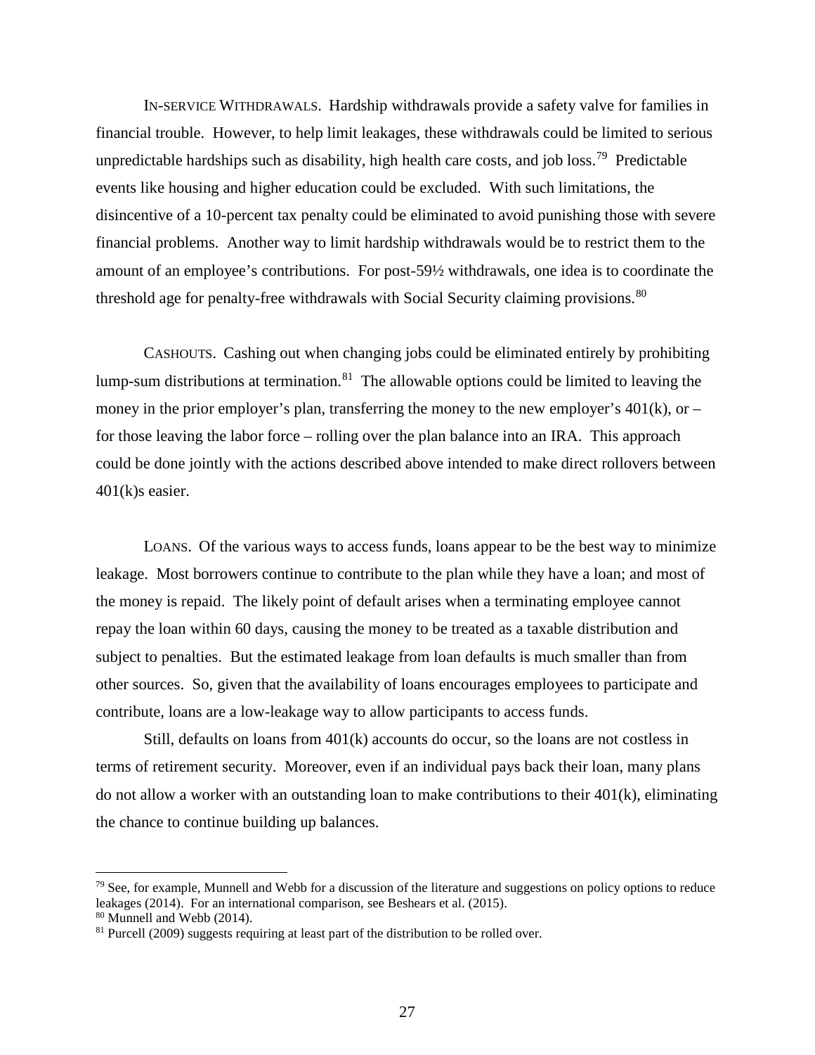IN-SERVICE WITHDRAWALS. Hardship withdrawals provide a safety valve for families in financial trouble. However, to help limit leakages, these withdrawals could be limited to serious unpredictable hardships such as disability, high health care costs, and job loss.[79] Predictable events like housing and higher education could be excluded. With such limitations, the disincentive of a 10-percent tax penalty could be eliminated to avoid punishing those with severe financial problems. Another way to limit hardship withdrawals would be to restrict them to the amount of an employee's contributions. For post-59½ withdrawals, one idea is to coordinate the threshold age for penalty-free withdrawals with Social Security claiming provisions.[80]

CASHOUTS. Cashing out when changing jobs could be eliminated entirely by prohibiting lump-sum distributions at termination.[81] The allowable options could be limited to leaving the money in the prior employer's plan, transferring the money to the new employer's 401(k), or – for those leaving the labor force – rolling over the plan balance into an IRA. This approach could be done jointly with the actions described above intended to make direct rollovers between 401(k)s easier.

LOANS. Of the various ways to access funds, loans appear to be the best way to minimize leakage. Most borrowers continue to contribute to the plan while they have a loan; and most of the money is repaid. The likely point of default arises when a terminating employee cannot repay the loan within 60 days, causing the money to be treated as a taxable distribution and subject to penalties. But the estimated leakage from loan defaults is much smaller than from other sources. So, given that the availability of loans encourages employees to participate and contribute, loans are a low-leakage way to allow participants to access funds.

Still, defaults on loans from 401(k) accounts do occur, so the loans are not costless in terms of retirement security. Moreover, even if an individual pays back their loan, many plans do not allow a worker with an outstanding loan to make contributions to their 401(k), eliminating the chance to continue building up balances.

---

[79] See, for example, Munnell and Webb for a discussion of the literature and suggestions on policy options to reduce leakages (2014). For an international comparison, see Beshears et al. (2015).

[80] Munnell and Webb (2014).

[81] Purcell (2009) suggests requiring at least part of the distribution to be rolled over.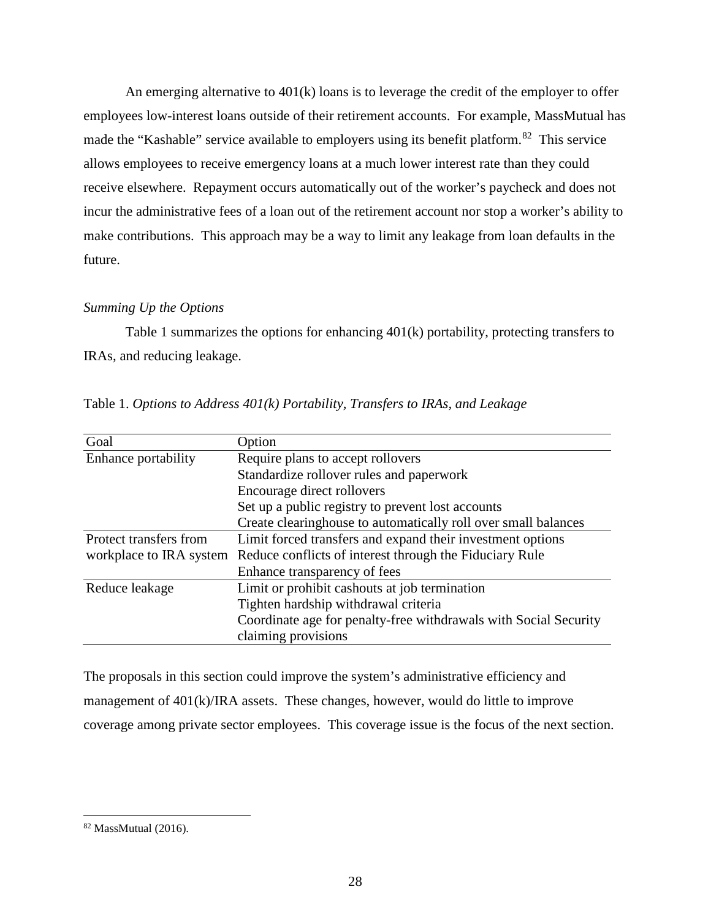An emerging alternative to 401(k) loans is to leverage the credit of the employer to offer employees low-interest loans outside of their retirement accounts. For example, MassMutual has made the "Kashable" service available to employers using its benefit platform.[82] This service allows employees to receive emergency loans at a much lower interest rate than they could receive elsewhere. Repayment occurs automatically out of the worker's paycheck and does not incur the administrative fees of a loan out of the retirement account nor stop a worker's ability to make contributions. This approach may be a way to limit any leakage from loan defaults in the future.

*Summing Up the Options*

Table 1 summarizes the options for enhancing 401(k) portability, protecting transfers to IRAs, and reducing leakage.

Table 1. *Options to Address 401(k) Portability, Transfers to IRAs, and Leakage*

| Goal | Option |
|---|---|
| Enhance portability | Require plans to accept rollovers |
| | Standardize rollover rules and paperwork |
| | Encourage direct rollovers |
| | Set up a public registry to prevent lost accounts |
| | Create clearinghouse to automatically roll over small balances |
| Protect transfers from workplace to IRA system | Limit forced transfers and expand their investment options |
| | Reduce conflicts of interest through the Fiduciary Rule |
| | Enhance transparency of fees |
| Reduce leakage | Limit or prohibit cashouts at job termination |
| | Tighten hardship withdrawal criteria |
| | Coordinate age for penalty-free withdrawals with Social Security claiming provisions |

The proposals in this section could improve the system's administrative efficiency and management of 401(k)/IRA assets. These changes, however, would do little to improve coverage among private sector employees. This coverage issue is the focus of the next section.

[82] MassMutual (2016).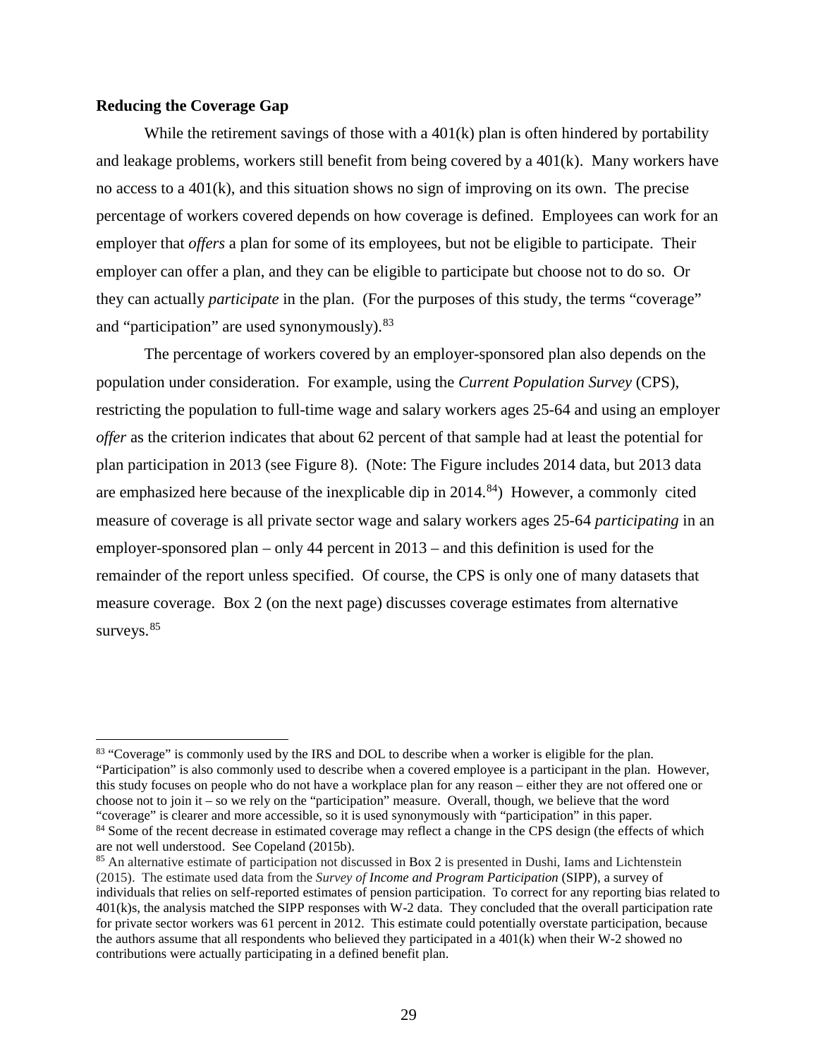**Reducing the Coverage Gap**

While the retirement savings of those with a 401(k) plan is often hindered by portability and leakage problems, workers still benefit from being covered by a 401(k). Many workers have no access to a 401(k), and this situation shows no sign of improving on its own. The precise percentage of workers covered depends on how coverage is defined. Employees can work for an employer that *offers* a plan for some of its employees, but not be eligible to participate. Their employer can offer a plan, and they can be eligible to participate but choose not to do so. Or they can actually *participate* in the plan. (For the purposes of this study, the terms "coverage" and "participation" are used synonymously).[83]

The percentage of workers covered by an employer-sponsored plan also depends on the population under consideration. For example, using the *Current Population Survey* (CPS), restricting the population to full-time wage and salary workers ages 25-64 and using an employer *offer* as the criterion indicates that about 62 percent of that sample had at least the potential for plan participation in 2013 (see Figure 8). (Note: The Figure includes 2014 data, but 2013 data are emphasized here because of the inexplicable dip in 2014.[84]) However, a commonly cited measure of coverage is all private sector wage and salary workers ages 25-64 *participating* in an employer-sponsored plan – only 44 percent in 2013 – and this definition is used for the remainder of the report unless specified. Of course, the CPS is only one of many datasets that measure coverage. Box 2 (on the next page) discusses coverage estimates from alternative surveys.[85]

---

[83] "Coverage" is commonly used by the IRS and DOL to describe when a worker is eligible for the plan. "Participation" is also commonly used to describe when a covered employee is a participant in the plan. However, this study focuses on people who do not have a workplace plan for any reason – either they are not offered one or choose not to join it – so we rely on the "participation" measure. Overall, though, we believe that the word "coverage" is clearer and more accessible, so it is used synonymously with "participation" in this paper.

[84] Some of the recent decrease in estimated coverage may reflect a change in the CPS design (the effects of which are not well understood. See Copeland (2015b).

[85] An alternative estimate of participation not discussed in Box 2 is presented in Dushi, Iams and Lichtenstein (2015). The estimate used data from the *Survey of Income and Program Participation* (SIPP), a survey of individuals that relies on self-reported estimates of pension participation. To correct for any reporting bias related to 401(k)s, the analysis matched the SIPP responses with W-2 data. They concluded that the overall participation rate for private sector workers was 61 percent in 2012. This estimate could potentially overstate participation, because the authors assume that all respondents who believed they participated in a 401(k) when their W-2 showed no contributions were actually participating in a defined benefit plan.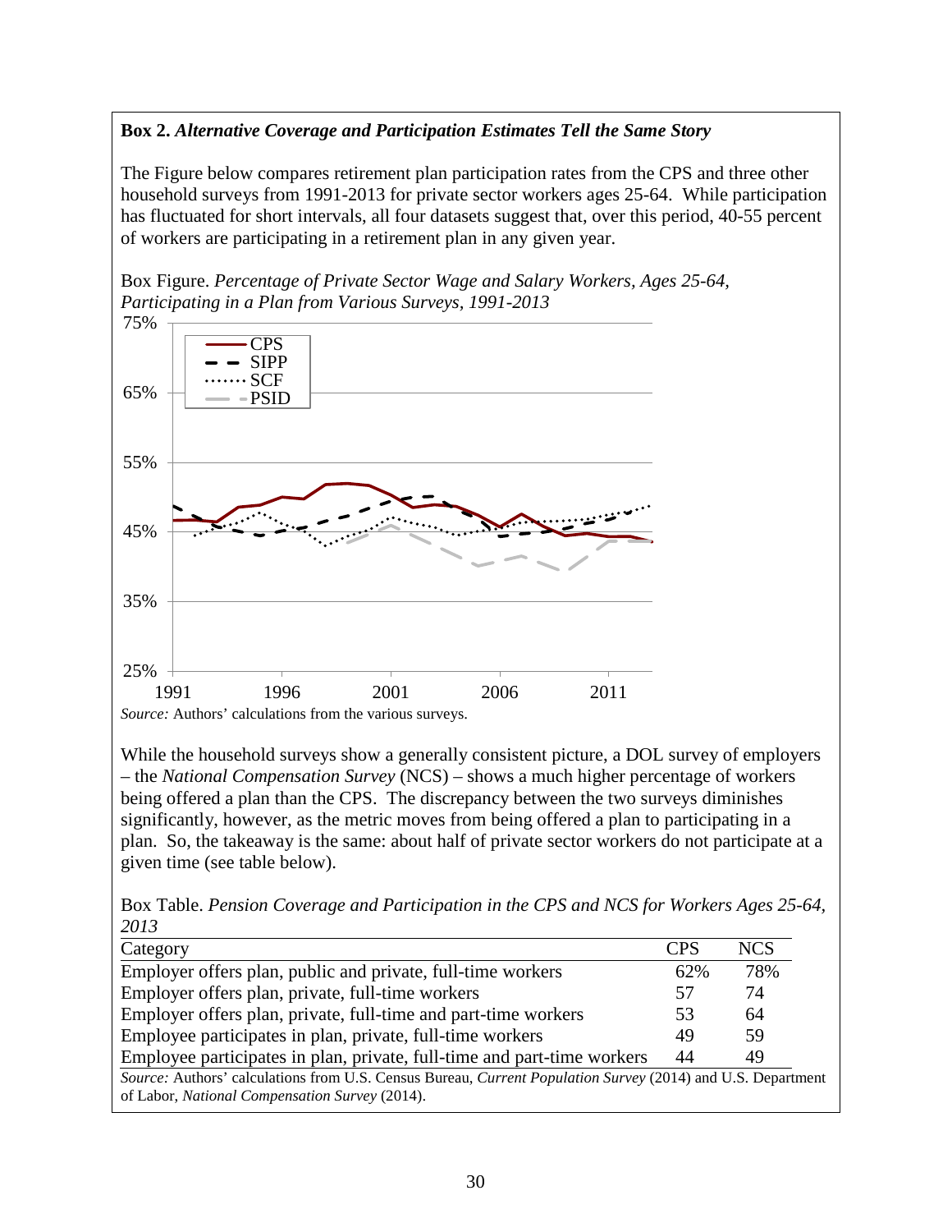**Box 2.** ***Alternative Coverage and Participation Estimates Tell the Same Story***

The Figure below compares retirement plan participation rates from the CPS and three other household surveys from 1991-2013 for private sector workers ages 25-64. While participation has fluctuated for short intervals, all four datasets suggest that, over this period, 40-55 percent of workers are participating in a retirement plan in any given year.

Box Figure. *Percentage of Private Sector Wage and Salary Workers, Ages 25-64, Participating in a Plan from Various Surveys, 1991-2013*

*Source:* Authors' calculations from the various surveys.

While the household surveys show a generally consistent picture, a DOL survey of employers – the *National Compensation Survey* (NCS) – shows a much higher percentage of workers being offered a plan than the CPS. The discrepancy between the two surveys diminishes significantly, however, as the metric moves from being offered a plan to participating in a plan. So, the takeaway is the same: about half of private sector workers do not participate at a given time (see table below).

Box Table. *Pension Coverage and Participation in the CPS and NCS for Workers Ages 25-64, 2013*

| Category | CPS | NCS |
|---|---|---|
| Employer offers plan, public and private, full-time workers | 62% | 78% |
| Employer offers plan, private, full-time workers | 57 | 74 |
| Employer offers plan, private, full-time and part-time workers | 53 | 64 |
| Employee participates in plan, private, full-time workers | 49 | 59 |
| Employee participates in plan, private, full-time and part-time workers | 44 | 49 |

*Source:* Authors' calculations from U.S. Census Bureau, *Current Population Survey* (2014) and U.S. Department of Labor, *National Compensation Survey* (2014).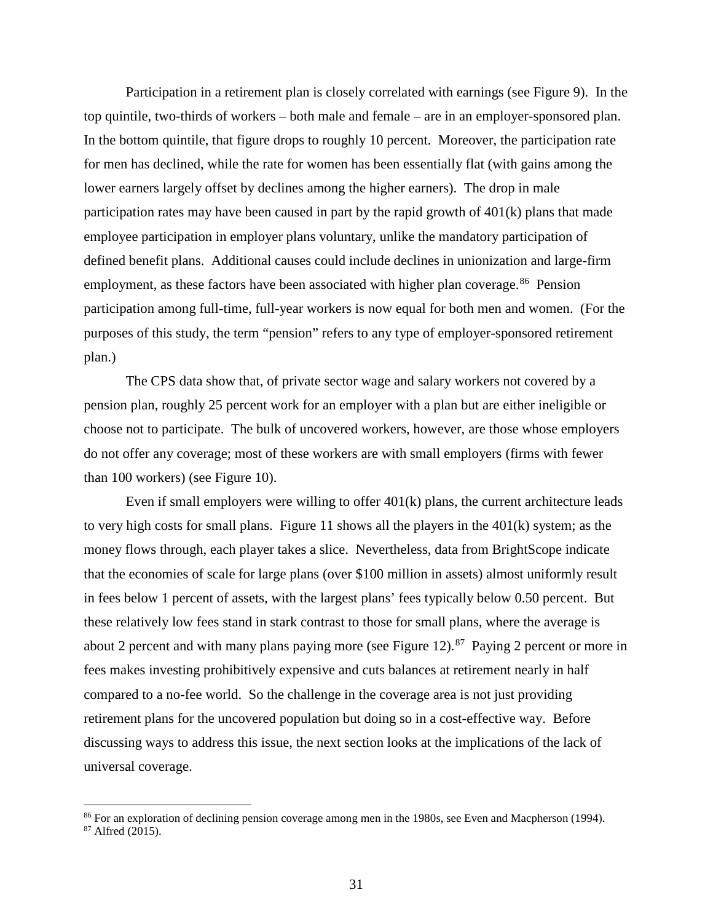Participation in a retirement plan is closely correlated with earnings (see Figure 9). In the top quintile, two-thirds of workers – both male and female – are in an employer-sponsored plan. In the bottom quintile, that figure drops to roughly 10 percent. Moreover, the participation rate for men has declined, while the rate for women has been essentially flat (with gains among the lower earners largely offset by declines among the higher earners). The drop in male participation rates may have been caused in part by the rapid growth of 401(k) plans that made employee participation in employer plans voluntary, unlike the mandatory participation of defined benefit plans. Additional causes could include declines in unionization and large-firm employment, as these factors have been associated with higher plan coverage.[86] Pension participation among full-time, full-year workers is now equal for both men and women. (For the purposes of this study, the term "pension" refers to any type of employer-sponsored retirement plan.)

The CPS data show that, of private sector wage and salary workers not covered by a pension plan, roughly 25 percent work for an employer with a plan but are either ineligible or choose not to participate. The bulk of uncovered workers, however, are those whose employers do not offer any coverage; most of these workers are with small employers (firms with fewer than 100 workers) (see Figure 10).

Even if small employers were willing to offer 401(k) plans, the current architecture leads to very high costs for small plans. Figure 11 shows all the players in the 401(k) system; as the money flows through, each player takes a slice. Nevertheless, data from BrightScope indicate that the economies of scale for large plans (over $100 million in assets) almost uniformly result in fees below 1 percent of assets, with the largest plans' fees typically below 0.50 percent. But these relatively low fees stand in stark contrast to those for small plans, where the average is about 2 percent and with many plans paying more (see Figure 12).[87] Paying 2 percent or more in fees makes investing prohibitively expensive and cuts balances at retirement nearly in half compared to a no-fee world. So the challenge in the coverage area is not just providing retirement plans for the uncovered population but doing so in a cost-effective way. Before discussing ways to address this issue, the next section looks at the implications of the lack of universal coverage.

---

[86] For an exploration of declining pension coverage among men in the 1980s, see Even and Macpherson (1994).

[87] Alfred (2015).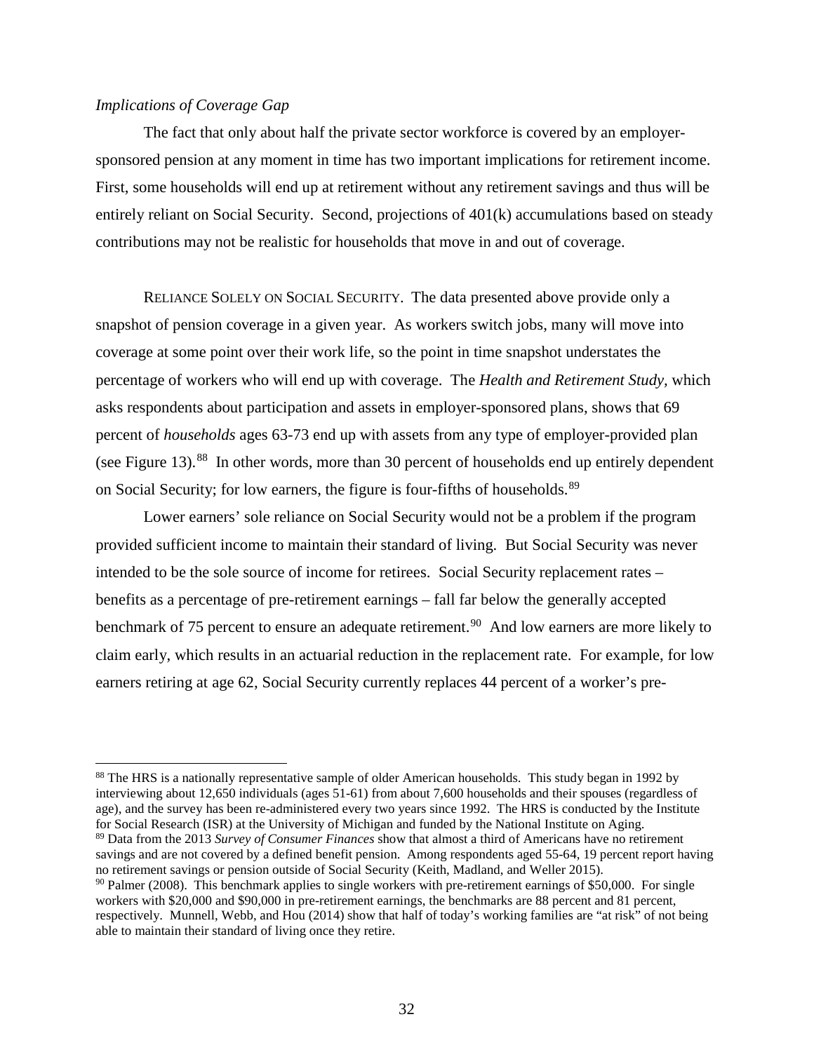*Implications of Coverage Gap*

The fact that only about half the private sector workforce is covered by an employer-sponsored pension at any moment in time has two important implications for retirement income. First, some households will end up at retirement without any retirement savings and thus will be entirely reliant on Social Security. Second, projections of 401(k) accumulations based on steady contributions may not be realistic for households that move in and out of coverage.

RELIANCE SOLELY ON SOCIAL SECURITY. The data presented above provide only a snapshot of pension coverage in a given year. As workers switch jobs, many will move into coverage at some point over their work life, so the point in time snapshot understates the percentage of workers who will end up with coverage. The *Health and Retirement Study*, which asks respondents about participation and assets in employer-sponsored plans, shows that 69 percent of *households* ages 63-73 end up with assets from any type of employer-provided plan (see Figure 13).[88] In other words, more than 30 percent of households end up entirely dependent on Social Security; for low earners, the figure is four-fifths of households.[89]

Lower earners' sole reliance on Social Security would not be a problem if the program provided sufficient income to maintain their standard of living. But Social Security was never intended to be the sole source of income for retirees. Social Security replacement rates – benefits as a percentage of pre-retirement earnings – fall far below the generally accepted benchmark of 75 percent to ensure an adequate retirement.[90] And low earners are more likely to claim early, which results in an actuarial reduction in the replacement rate. For example, for low earners retiring at age 62, Social Security currently replaces 44 percent of a worker's pre-

---

[88] The HRS is a nationally representative sample of older American households. This study began in 1992 by interviewing about 12,650 individuals (ages 51-61) from about 7,600 households and their spouses (regardless of age), and the survey has been re-administered every two years since 1992. The HRS is conducted by the Institute for Social Research (ISR) at the University of Michigan and funded by the National Institute on Aging.

[89] Data from the 2013 *Survey of Consumer Finances* show that almost a third of Americans have no retirement savings and are not covered by a defined benefit pension. Among respondents aged 55-64, 19 percent report having no retirement savings or pension outside of Social Security (Keith, Madland, and Weller 2015).

[90] Palmer (2008). This benchmark applies to single workers with pre-retirement earnings of $50,000. For single workers with $20,000 and $90,000 in pre-retirement earnings, the benchmarks are 88 percent and 81 percent, respectively. Munnell, Webb, and Hou (2014) show that half of today's working families are "at risk" of not being able to maintain their standard of living once they retire.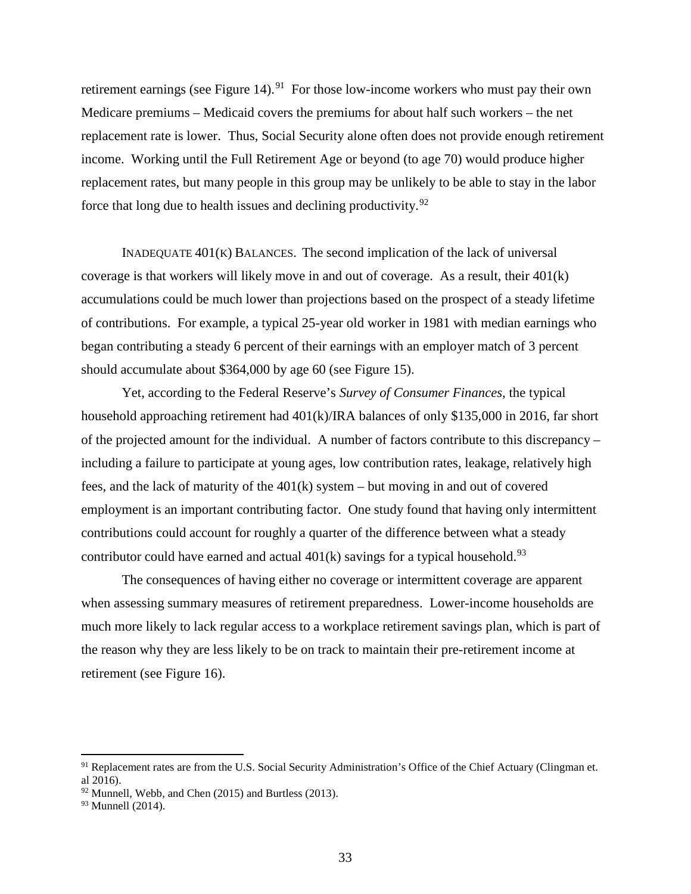retirement earnings (see Figure 14).[91] For those low-income workers who must pay their own Medicare premiums – Medicaid covers the premiums for about half such workers – the net replacement rate is lower. Thus, Social Security alone often does not provide enough retirement income. Working until the Full Retirement Age or beyond (to age 70) would produce higher replacement rates, but many people in this group may be unlikely to be able to stay in the labor force that long due to health issues and declining productivity.[92]

INADEQUATE 401(K) BALANCES. The second implication of the lack of universal coverage is that workers will likely move in and out of coverage. As a result, their 401(k) accumulations could be much lower than projections based on the prospect of a steady lifetime of contributions. For example, a typical 25-year old worker in 1981 with median earnings who began contributing a steady 6 percent of their earnings with an employer match of 3 percent should accumulate about $364,000 by age 60 (see Figure 15).

Yet, according to the Federal Reserve's *Survey of Consumer Finances,* the typical household approaching retirement had 401(k)/IRA balances of only $135,000 in 2016, far short of the projected amount for the individual. A number of factors contribute to this discrepancy – including a failure to participate at young ages, low contribution rates, leakage, relatively high fees, and the lack of maturity of the 401(k) system – but moving in and out of covered employment is an important contributing factor. One study found that having only intermittent contributions could account for roughly a quarter of the difference between what a steady contributor could have earned and actual 401(k) savings for a typical household.[93]

The consequences of having either no coverage or intermittent coverage are apparent when assessing summary measures of retirement preparedness. Lower-income households are much more likely to lack regular access to a workplace retirement savings plan, which is part of the reason why they are less likely to be on track to maintain their pre-retirement income at retirement (see Figure 16).

---

[91] Replacement rates are from the U.S. Social Security Administration's Office of the Chief Actuary (Clingman et. al 2016).

[92] Munnell, Webb, and Chen (2015) and Burtless (2013).

[93] Munnell (2014).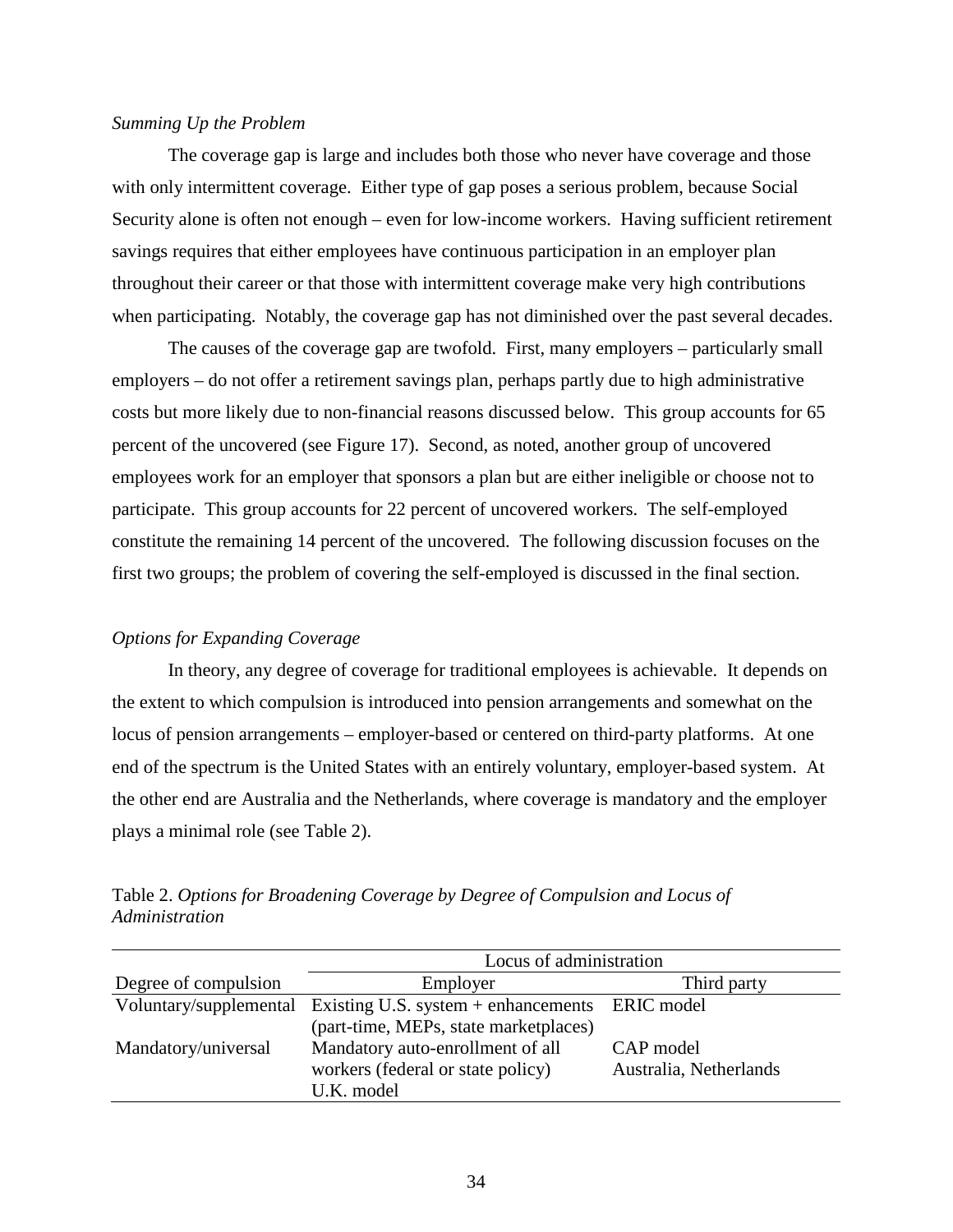*Summing Up the Problem*

The coverage gap is large and includes both those who never have coverage and those with only intermittent coverage. Either type of gap poses a serious problem, because Social Security alone is often not enough – even for low-income workers. Having sufficient retirement savings requires that either employees have continuous participation in an employer plan throughout their career or that those with intermittent coverage make very high contributions when participating. Notably, the coverage gap has not diminished over the past several decades.

The causes of the coverage gap are twofold. First, many employers – particularly small employers – do not offer a retirement savings plan, perhaps partly due to high administrative costs but more likely due to non-financial reasons discussed below. This group accounts for 65 percent of the uncovered (see Figure 17). Second, as noted, another group of uncovered employees work for an employer that sponsors a plan but are either ineligible or choose not to participate. This group accounts for 22 percent of uncovered workers. The self-employed constitute the remaining 14 percent of the uncovered. The following discussion focuses on the first two groups; the problem of covering the self-employed is discussed in the final section.

*Options for Expanding Coverage*

In theory, any degree of coverage for traditional employees is achievable. It depends on the extent to which compulsion is introduced into pension arrangements and somewhat on the locus of pension arrangements – employer-based or centered on third-party platforms. At one end of the spectrum is the United States with an entirely voluntary, employer-based system. At the other end are Australia and the Netherlands, where coverage is mandatory and the employer plays a minimal role (see Table 2).

Table 2. *Options for Broadening Coverage by Degree of Compulsion and Locus of Administration*

| | Locus of administration | |
|---|---|---|
| Degree of compulsion | Employer | Third party |
| Voluntary/supplemental | Existing U.S. system + enhancements (part-time, MEPs, state marketplaces) | ERIC model |
| Mandatory/universal | Mandatory auto-enrollment of all workers (federal or state policy) U.K. model | CAP model Australia, Netherlands |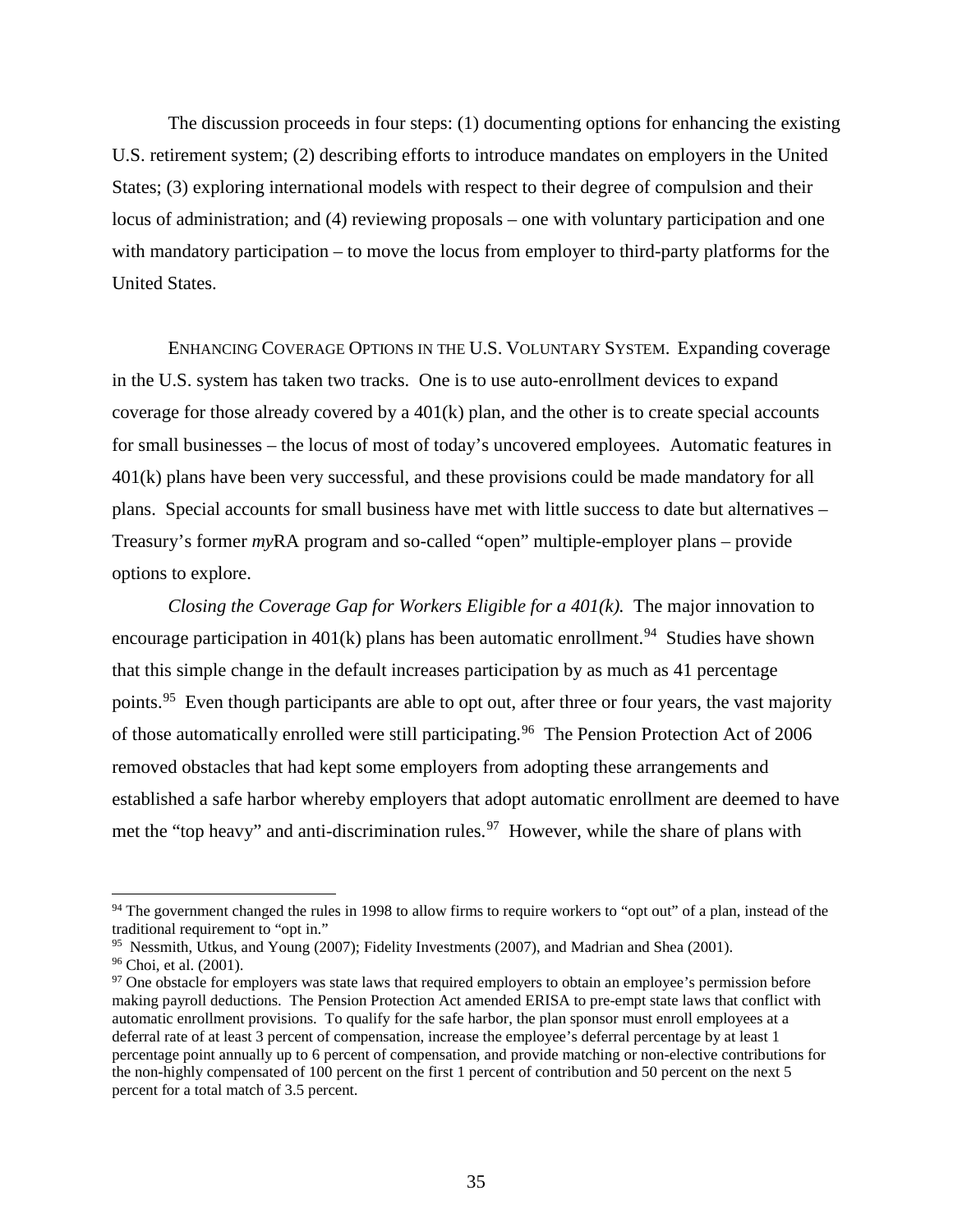The discussion proceeds in four steps: (1) documenting options for enhancing the existing U.S. retirement system; (2) describing efforts to introduce mandates on employers in the United States; (3) exploring international models with respect to their degree of compulsion and their locus of administration; and (4) reviewing proposals – one with voluntary participation and one with mandatory participation – to move the locus from employer to third-party platforms for the United States.

ENHANCING COVERAGE OPTIONS IN THE U.S. VOLUNTARY SYSTEM. Expanding coverage in the U.S. system has taken two tracks. One is to use auto-enrollment devices to expand coverage for those already covered by a 401(k) plan, and the other is to create special accounts for small businesses – the locus of most of today's uncovered employees. Automatic features in 401(k) plans have been very successful, and these provisions could be made mandatory for all plans. Special accounts for small business have met with little success to date but alternatives – Treasury's former *my*RA program and so-called "open" multiple-employer plans – provide options to explore.

*Closing the Coverage Gap for Workers Eligible for a 401(k).* The major innovation to encourage participation in 401(k) plans has been automatic enrollment.[94] Studies have shown that this simple change in the default increases participation by as much as 41 percentage points.[95] Even though participants are able to opt out, after three or four years, the vast majority of those automatically enrolled were still participating.[96] The Pension Protection Act of 2006 removed obstacles that had kept some employers from adopting these arrangements and established a safe harbor whereby employers that adopt automatic enrollment are deemed to have met the "top heavy" and anti-discrimination rules.[97] However, while the share of plans with

---

[94] The government changed the rules in 1998 to allow firms to require workers to "opt out" of a plan, instead of the traditional requirement to "opt in."

[95] Nessmith, Utkus, and Young (2007); Fidelity Investments (2007), and Madrian and Shea (2001).

[96] Choi, et al. (2001).

[97] One obstacle for employers was state laws that required employers to obtain an employee's permission before making payroll deductions. The Pension Protection Act amended ERISA to pre-empt state laws that conflict with automatic enrollment provisions. To qualify for the safe harbor, the plan sponsor must enroll employees at a deferral rate of at least 3 percent of compensation, increase the employee's deferral percentage by at least 1 percentage point annually up to 6 percent of compensation, and provide matching or non-elective contributions for the non-highly compensated of 100 percent on the first 1 percent of contribution and 50 percent on the next 5 percent for a total match of 3.5 percent.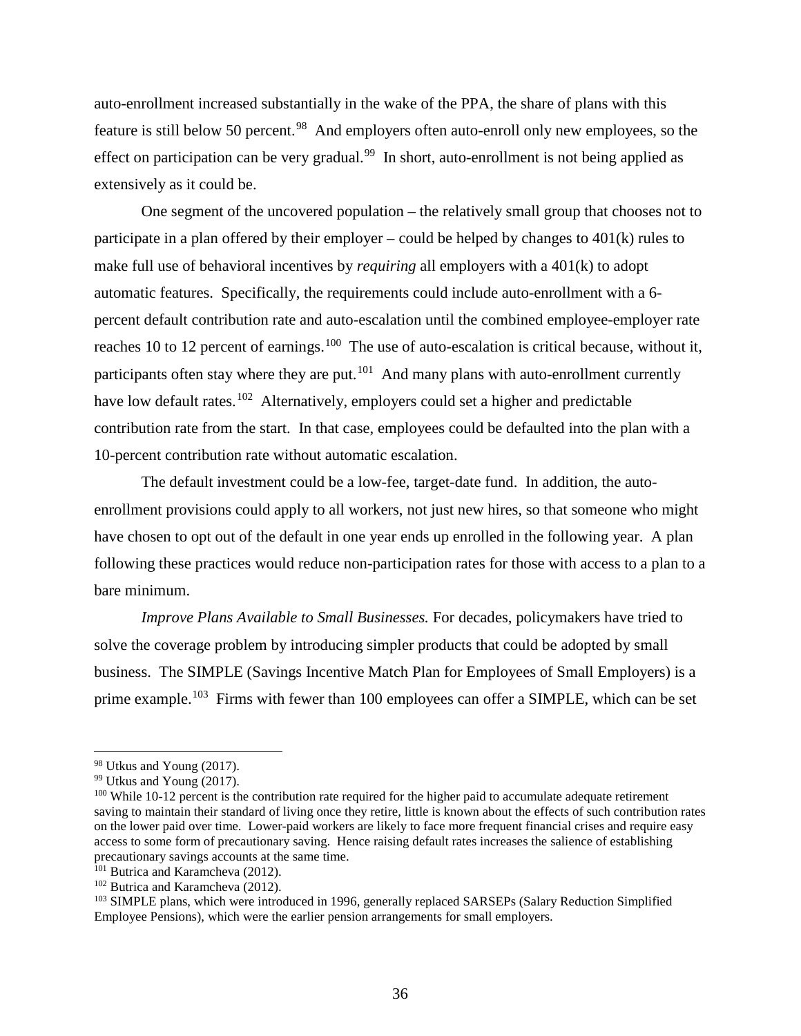auto-enrollment increased substantially in the wake of the PPA, the share of plans with this feature is still below 50 percent.[98] And employers often auto-enroll only new employees, so the effect on participation can be very gradual.[99] In short, auto-enrollment is not being applied as extensively as it could be.

One segment of the uncovered population – the relatively small group that chooses not to participate in a plan offered by their employer – could be helped by changes to 401(k) rules to make full use of behavioral incentives by *requiring* all employers with a 401(k) to adopt automatic features. Specifically, the requirements could include auto-enrollment with a 6-percent default contribution rate and auto-escalation until the combined employee-employer rate reaches 10 to 12 percent of earnings.[100] The use of auto-escalation is critical because, without it, participants often stay where they are put.[101] And many plans with auto-enrollment currently have low default rates.[102] Alternatively, employers could set a higher and predictable contribution rate from the start. In that case, employees could be defaulted into the plan with a 10-percent contribution rate without automatic escalation.

The default investment could be a low-fee, target-date fund. In addition, the auto-enrollment provisions could apply to all workers, not just new hires, so that someone who might have chosen to opt out of the default in one year ends up enrolled in the following year. A plan following these practices would reduce non-participation rates for those with access to a plan to a bare minimum.

*Improve Plans Available to Small Businesses.* For decades, policymakers have tried to solve the coverage problem by introducing simpler products that could be adopted by small business. The SIMPLE (Savings Incentive Match Plan for Employees of Small Employers) is a prime example.[103] Firms with fewer than 100 employees can offer a SIMPLE, which can be set

---

[98] Utkus and Young (2017).

[99] Utkus and Young (2017).

[100] While 10-12 percent is the contribution rate required for the higher paid to accumulate adequate retirement saving to maintain their standard of living once they retire, little is known about the effects of such contribution rates on the lower paid over time. Lower-paid workers are likely to face more frequent financial crises and require easy access to some form of precautionary saving. Hence raising default rates increases the salience of establishing precautionary savings accounts at the same time.

[101] Butrica and Karamcheva (2012).

[102] Butrica and Karamcheva (2012).

[103] SIMPLE plans, which were introduced in 1996, generally replaced SARSEPs (Salary Reduction Simplified Employee Pensions), which were the earlier pension arrangements for small employers.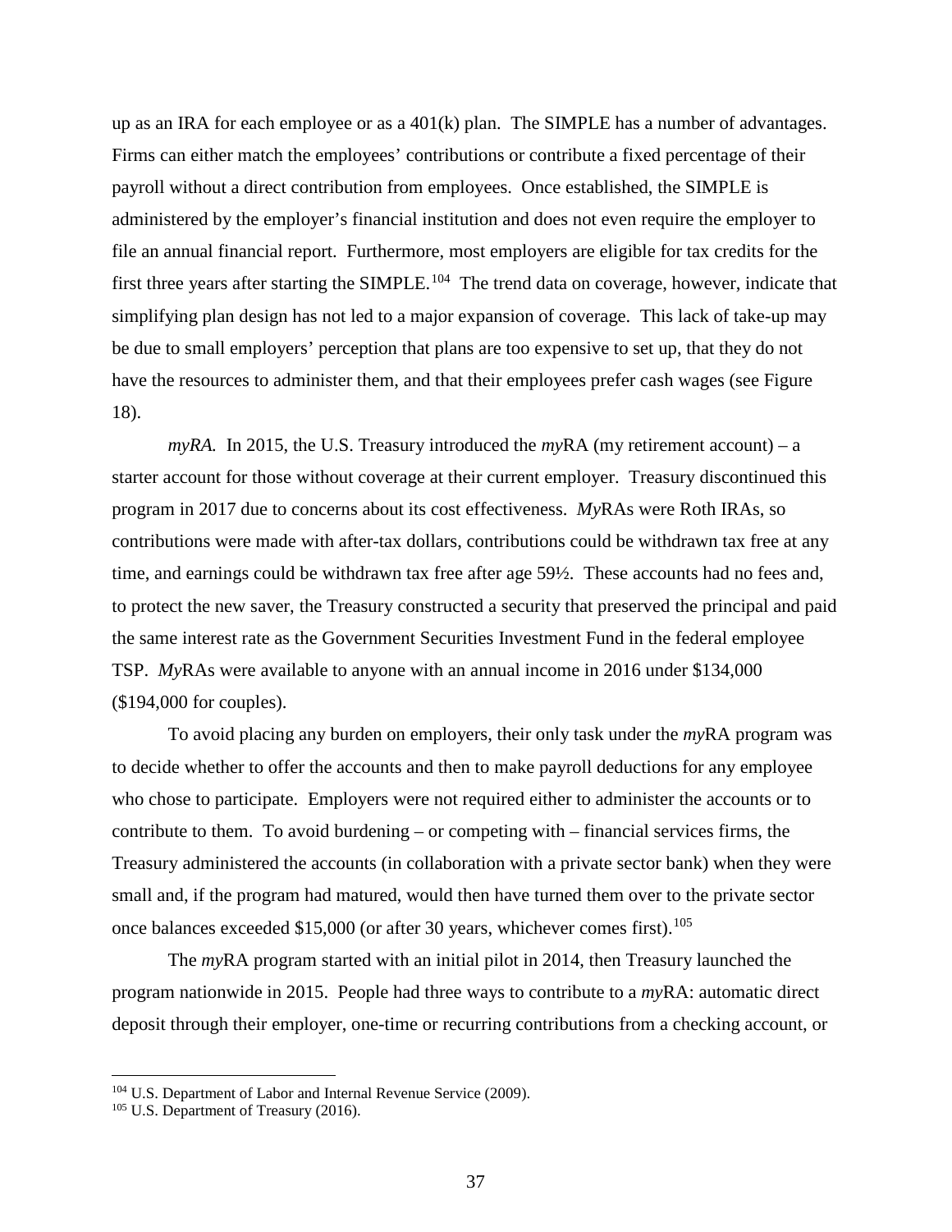up as an IRA for each employee or as a 401(k) plan. The SIMPLE has a number of advantages. Firms can either match the employees' contributions or contribute a fixed percentage of their payroll without a direct contribution from employees. Once established, the SIMPLE is administered by the employer's financial institution and does not even require the employer to file an annual financial report. Furthermore, most employers are eligible for tax credits for the first three years after starting the SIMPLE.[104] The trend data on coverage, however, indicate that simplifying plan design has not led to a major expansion of coverage. This lack of take-up may be due to small employers' perception that plans are too expensive to set up, that they do not have the resources to administer them, and that their employees prefer cash wages (see Figure 18).

*myRA.* In 2015, the U.S. Treasury introduced the *my*RA (my retirement account) – a starter account for those without coverage at their current employer. Treasury discontinued this program in 2017 due to concerns about its cost effectiveness. *My*RAs were Roth IRAs, so contributions were made with after-tax dollars, contributions could be withdrawn tax free at any time, and earnings could be withdrawn tax free after age 59½. These accounts had no fees and, to protect the new saver, the Treasury constructed a security that preserved the principal and paid the same interest rate as the Government Securities Investment Fund in the federal employee TSP. *My*RAs were available to anyone with an annual income in 2016 under $134,000 ($194,000 for couples).

To avoid placing any burden on employers, their only task under the *my*RA program was to decide whether to offer the accounts and then to make payroll deductions for any employee who chose to participate. Employers were not required either to administer the accounts or to contribute to them. To avoid burdening – or competing with – financial services firms, the Treasury administered the accounts (in collaboration with a private sector bank) when they were small and, if the program had matured, would then have turned them over to the private sector once balances exceeded $15,000 (or after 30 years, whichever comes first).[105]

The *my*RA program started with an initial pilot in 2014, then Treasury launched the program nationwide in 2015. People had three ways to contribute to a *my*RA: automatic direct deposit through their employer, one-time or recurring contributions from a checking account, or

[104] U.S. Department of Labor and Internal Revenue Service (2009).

[105] U.S. Department of Treasury (2016).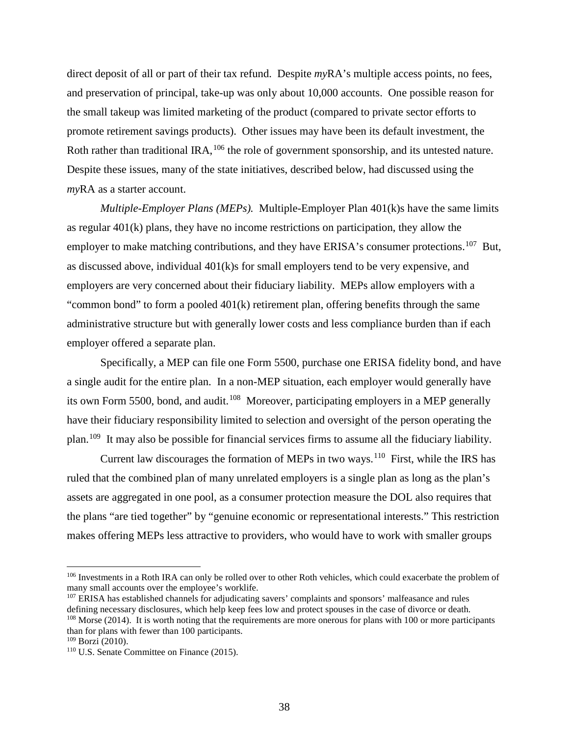direct deposit of all or part of their tax refund. Despite *my*RA's multiple access points, no fees, and preservation of principal, take-up was only about 10,000 accounts. One possible reason for the small takeup was limited marketing of the product (compared to private sector efforts to promote retirement savings products). Other issues may have been its default investment, the Roth rather than traditional IRA,[106] the role of government sponsorship, and its untested nature. Despite these issues, many of the state initiatives, described below, had discussed using the *my*RA as a starter account.

*Multiple-Employer Plans (MEPs).* Multiple-Employer Plan 401(k)s have the same limits as regular 401(k) plans, they have no income restrictions on participation, they allow the employer to make matching contributions, and they have ERISA's consumer protections.[107] But, as discussed above, individual 401(k)s for small employers tend to be very expensive, and employers are very concerned about their fiduciary liability. MEPs allow employers with a "common bond" to form a pooled 401(k) retirement plan, offering benefits through the same administrative structure but with generally lower costs and less compliance burden than if each employer offered a separate plan.

Specifically, a MEP can file one Form 5500, purchase one ERISA fidelity bond, and have a single audit for the entire plan. In a non-MEP situation, each employer would generally have its own Form 5500, bond, and audit.[108] Moreover, participating employers in a MEP generally have their fiduciary responsibility limited to selection and oversight of the person operating the plan.[109] It may also be possible for financial services firms to assume all the fiduciary liability.

Current law discourages the formation of MEPs in two ways.[110] First, while the IRS has ruled that the combined plan of many unrelated employers is a single plan as long as the plan's assets are aggregated in one pool, as a consumer protection measure the DOL also requires that the plans "are tied together" by "genuine economic or representational interests." This restriction makes offering MEPs less attractive to providers, who would have to work with smaller groups

---

[106] Investments in a Roth IRA can only be rolled over to other Roth vehicles, which could exacerbate the problem of many small accounts over the employee's worklife.

[107] ERISA has established channels for adjudicating savers' complaints and sponsors' malfeasance and rules defining necessary disclosures, which help keep fees low and protect spouses in the case of divorce or death.

[108] Morse (2014). It is worth noting that the requirements are more onerous for plans with 100 or more participants than for plans with fewer than 100 participants.

[109] Borzi (2010).

[110] U.S. Senate Committee on Finance (2015).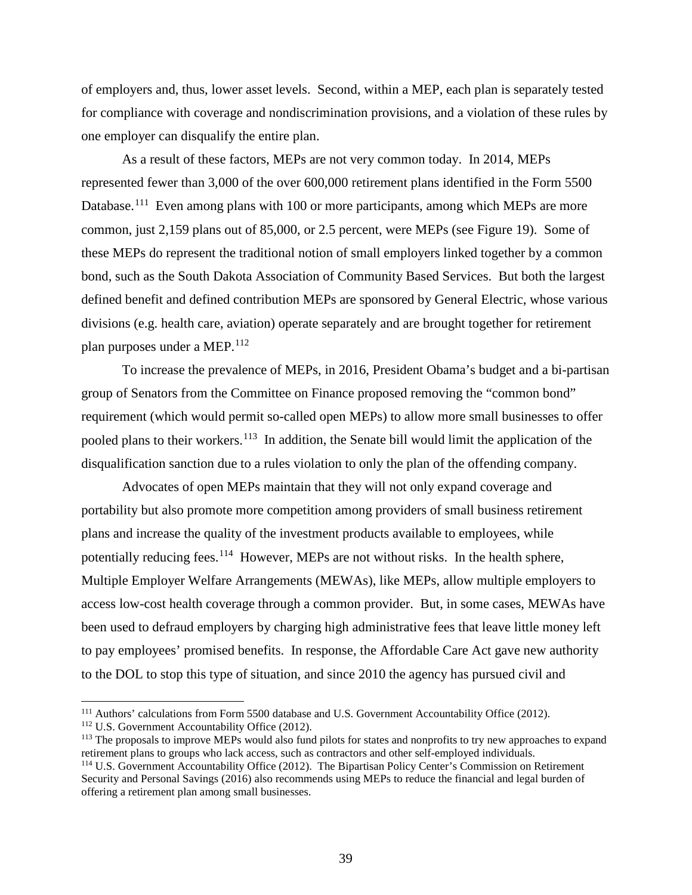of employers and, thus, lower asset levels. Second, within a MEP, each plan is separately tested for compliance with coverage and nondiscrimination provisions, and a violation of these rules by one employer can disqualify the entire plan.

As a result of these factors, MEPs are not very common today. In 2014, MEPs represented fewer than 3,000 of the over 600,000 retirement plans identified in the Form 5500 Database.[111] Even among plans with 100 or more participants, among which MEPs are more common, just 2,159 plans out of 85,000, or 2.5 percent, were MEPs (see Figure 19). Some of these MEPs do represent the traditional notion of small employers linked together by a common bond, such as the South Dakota Association of Community Based Services. But both the largest defined benefit and defined contribution MEPs are sponsored by General Electric, whose various divisions (e.g. health care, aviation) operate separately and are brought together for retirement plan purposes under a MEP.[112]

To increase the prevalence of MEPs, in 2016, President Obama's budget and a bi-partisan group of Senators from the Committee on Finance proposed removing the "common bond" requirement (which would permit so-called open MEPs) to allow more small businesses to offer pooled plans to their workers.[113] In addition, the Senate bill would limit the application of the disqualification sanction due to a rules violation to only the plan of the offending company.

Advocates of open MEPs maintain that they will not only expand coverage and portability but also promote more competition among providers of small business retirement plans and increase the quality of the investment products available to employees, while potentially reducing fees.[114] However, MEPs are not without risks. In the health sphere, Multiple Employer Welfare Arrangements (MEWAs), like MEPs, allow multiple employers to access low-cost health coverage through a common provider. But, in some cases, MEWAs have been used to defraud employers by charging high administrative fees that leave little money left to pay employees' promised benefits. In response, the Affordable Care Act gave new authority to the DOL to stop this type of situation, and since 2010 the agency has pursued civil and

---

[111] Authors' calculations from Form 5500 database and U.S. Government Accountability Office (2012).

[112] U.S. Government Accountability Office (2012).

[113] The proposals to improve MEPs would also fund pilots for states and nonprofits to try new approaches to expand retirement plans to groups who lack access, such as contractors and other self-employed individuals.

[114] U.S. Government Accountability Office (2012). The Bipartisan Policy Center's Commission on Retirement Security and Personal Savings (2016) also recommends using MEPs to reduce the financial and legal burden of offering a retirement plan among small businesses.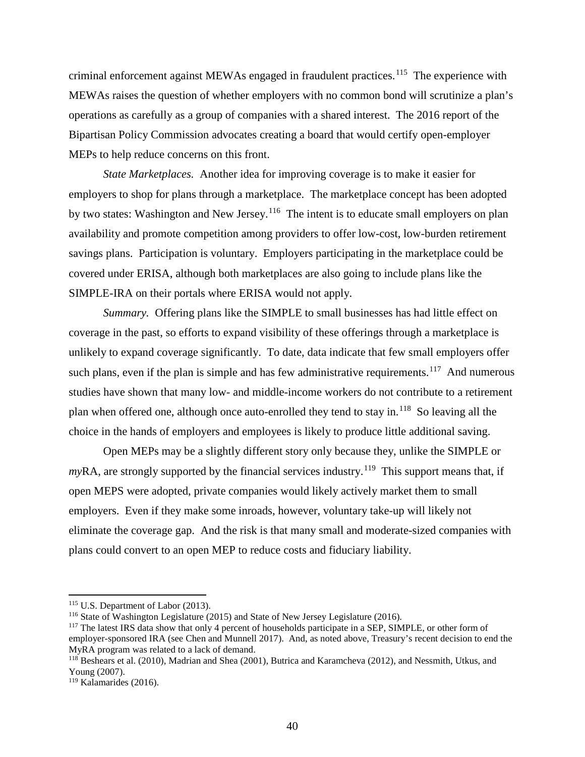criminal enforcement against MEWAs engaged in fraudulent practices.[115] The experience with MEWAs raises the question of whether employers with no common bond will scrutinize a plan's operations as carefully as a group of companies with a shared interest. The 2016 report of the Bipartisan Policy Commission advocates creating a board that would certify open-employer MEPs to help reduce concerns on this front.

*State Marketplaces.* Another idea for improving coverage is to make it easier for employers to shop for plans through a marketplace. The marketplace concept has been adopted by two states: Washington and New Jersey.[116] The intent is to educate small employers on plan availability and promote competition among providers to offer low-cost, low-burden retirement savings plans. Participation is voluntary. Employers participating in the marketplace could be covered under ERISA, although both marketplaces are also going to include plans like the SIMPLE-IRA on their portals where ERISA would not apply.

*Summary.* Offering plans like the SIMPLE to small businesses has had little effect on coverage in the past, so efforts to expand visibility of these offerings through a marketplace is unlikely to expand coverage significantly. To date, data indicate that few small employers offer such plans, even if the plan is simple and has few administrative requirements.[117] And numerous studies have shown that many low- and middle-income workers do not contribute to a retirement plan when offered one, although once auto-enrolled they tend to stay in.[118] So leaving all the choice in the hands of employers and employees is likely to produce little additional saving.

Open MEPs may be a slightly different story only because they, unlike the SIMPLE or *my*RA, are strongly supported by the financial services industry.[119] This support means that, if open MEPS were adopted, private companies would likely actively market them to small employers. Even if they make some inroads, however, voluntary take-up will likely not eliminate the coverage gap. And the risk is that many small and moderate-sized companies with plans could convert to an open MEP to reduce costs and fiduciary liability.

---

[115] U.S. Department of Labor (2013).

[116] State of Washington Legislature (2015) and State of New Jersey Legislature (2016).

[117] The latest IRS data show that only 4 percent of households participate in a SEP, SIMPLE, or other form of employer-sponsored IRA (see Chen and Munnell 2017). And, as noted above, Treasury's recent decision to end the MyRA program was related to a lack of demand.

[118] Beshears et al. (2010), Madrian and Shea (2001), Butrica and Karamcheva (2012), and Nessmith, Utkus, and Young (2007).

[119] Kalamarides (2016).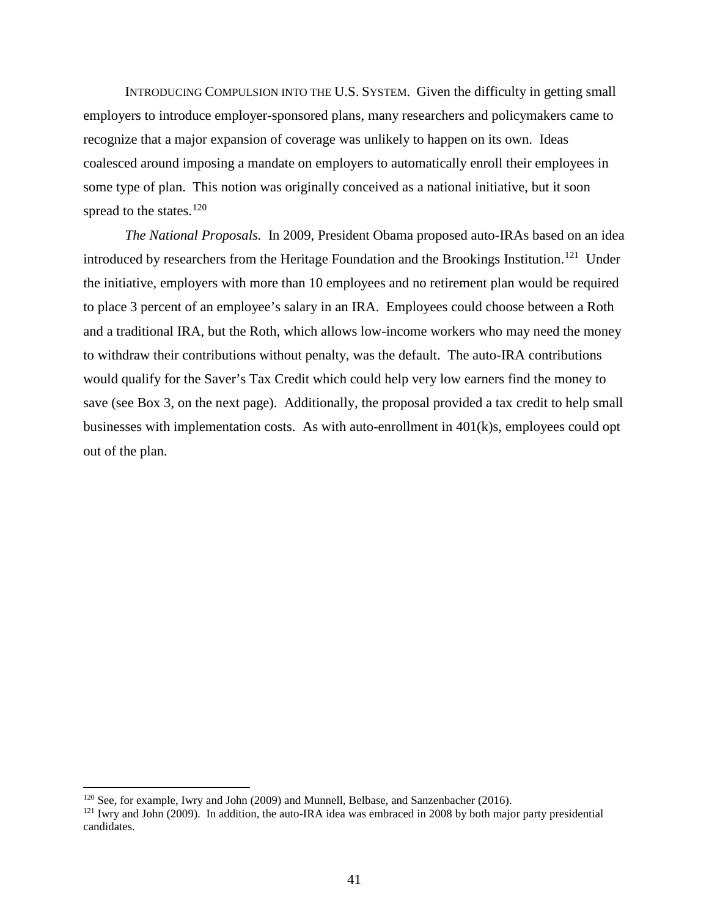INTRODUCING COMPULSION INTO THE U.S. SYSTEM. Given the difficulty in getting small employers to introduce employer-sponsored plans, many researchers and policymakers came to recognize that a major expansion of coverage was unlikely to happen on its own. Ideas coalesced around imposing a mandate on employers to automatically enroll their employees in some type of plan. This notion was originally conceived as a national initiative, but it soon spread to the states.[120]

*The National Proposals.* In 2009, President Obama proposed auto-IRAs based on an idea introduced by researchers from the Heritage Foundation and the Brookings Institution.[121] Under the initiative, employers with more than 10 employees and no retirement plan would be required to place 3 percent of an employee's salary in an IRA. Employees could choose between a Roth and a traditional IRA, but the Roth, which allows low-income workers who may need the money to withdraw their contributions without penalty, was the default. The auto-IRA contributions would qualify for the Saver's Tax Credit which could help very low earners find the money to save (see Box 3, on the next page). Additionally, the proposal provided a tax credit to help small businesses with implementation costs. As with auto-enrollment in 401(k)s, employees could opt out of the plan.

---

[120] See, for example, Iwry and John (2009) and Munnell, Belbase, and Sanzenbacher (2016).

[121] Iwry and John (2009). In addition, the auto-IRA idea was embraced in 2008 by both major party presidential candidates.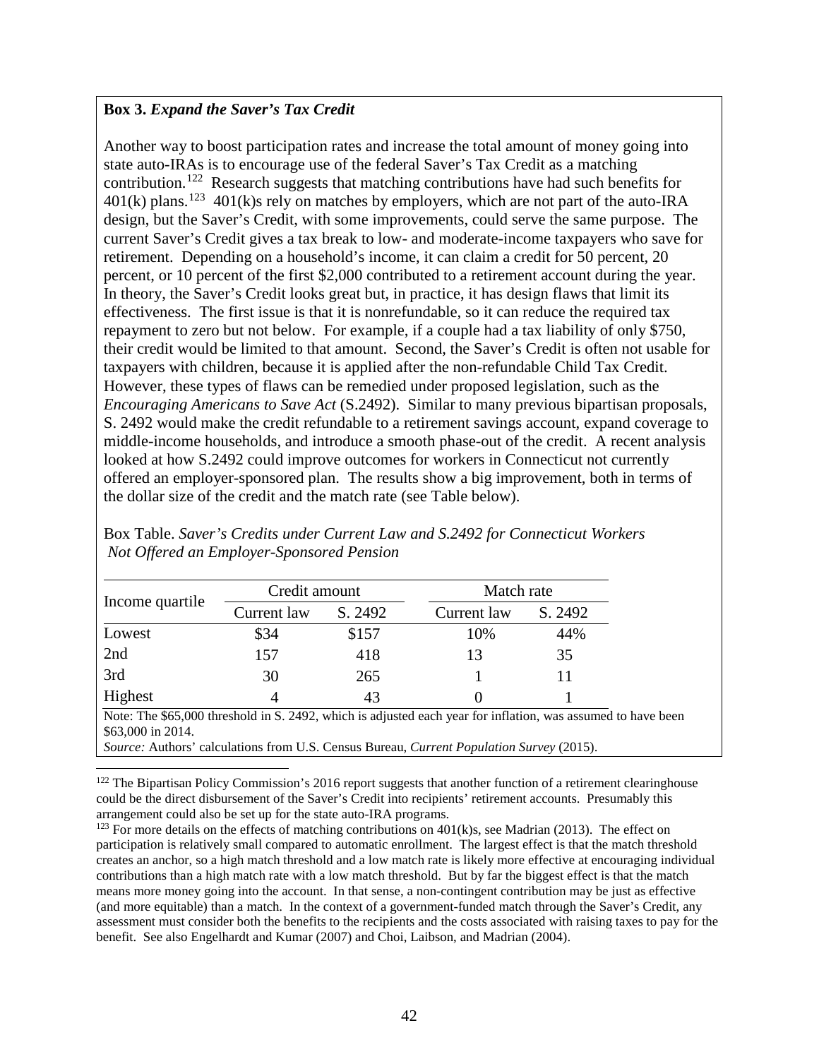**Box 3.** ***Expand the Saver's Tax Credit***

Another way to boost participation rates and increase the total amount of money going into state auto-IRAs is to encourage use of the federal Saver's Tax Credit as a matching contribution.[122] Research suggests that matching contributions have had such benefits for 401(k) plans.[123] 401(k)s rely on matches by employers, which are not part of the auto-IRA design, but the Saver's Credit, with some improvements, could serve the same purpose. The current Saver's Credit gives a tax break to low- and moderate-income taxpayers who save for retirement. Depending on a household's income, it can claim a credit for 50 percent, 20 percent, or 10 percent of the first $2,000 contributed to a retirement account during the year. In theory, the Saver's Credit looks great but, in practice, it has design flaws that limit its effectiveness. The first issue is that it is nonrefundable, so it can reduce the required tax repayment to zero but not below. For example, if a couple had a tax liability of only $750, their credit would be limited to that amount. Second, the Saver's Credit is often not usable for taxpayers with children, because it is applied after the non-refundable Child Tax Credit. However, these types of flaws can be remedied under proposed legislation, such as the *Encouraging Americans to Save Act* (S.2492). Similar to many previous bipartisan proposals, S. 2492 would make the credit refundable to a retirement savings account, expand coverage to middle-income households, and introduce a smooth phase-out of the credit. A recent analysis looked at how S.2492 could improve outcomes for workers in Connecticut not currently offered an employer-sponsored plan. The results show a big improvement, both in terms of the dollar size of the credit and the match rate (see Table below).

Box Table. *Saver's Credits under Current Law and S.2492 for Connecticut Workers Not Offered an Employer-Sponsored Pension*

| Income quartile | Credit amount | | Match rate | |
|---|---|---|---|---|
| | Current law | S. 2492 | Current law | S. 2492 |
| Lowest | $34 | $157 | 10% | 44% |
| 2nd | 157 | 418 | 13 | 35 |
| 3rd | 30 | 265 | 1 | 11 |
| Highest | 4 | 43 | 0 | 1 |

Note: The $65,000 threshold in S. 2492, which is adjusted each year for inflation, was assumed to have been $63,000 in 2014.

*Source:* Authors' calculations from U.S. Census Bureau, *Current Population Survey* (2015).

[122] The Bipartisan Policy Commission's 2016 report suggests that another function of a retirement clearinghouse could be the direct disbursement of the Saver's Credit into recipients' retirement accounts. Presumably this arrangement could also be set up for the state auto-IRA programs.

[123] For more details on the effects of matching contributions on 401(k)s, see Madrian (2013). The effect on participation is relatively small compared to automatic enrollment. The largest effect is that the match threshold creates an anchor, so a high match threshold and a low match rate is likely more effective at encouraging individual contributions than a high match rate with a low match threshold. But by far the biggest effect is that the match means more money going into the account. In that sense, a non-contingent contribution may be just as effective (and more equitable) than a match. In the context of a government-funded match through the Saver's Credit, any assessment must consider both the benefits to the recipients and the costs associated with raising taxes to pay for the benefit. See also Engelhardt and Kumar (2007) and Choi, Laibson, and Madrian (2004).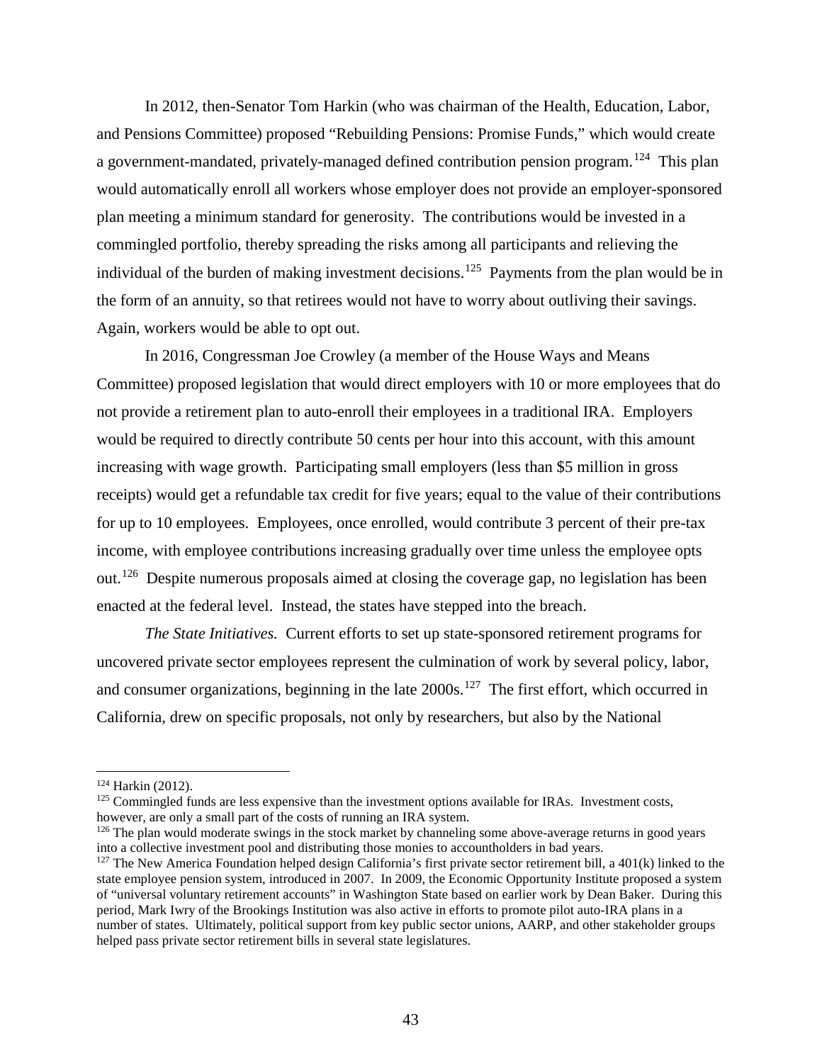In 2012, then-Senator Tom Harkin (who was chairman of the Health, Education, Labor, and Pensions Committee) proposed "Rebuilding Pensions: Promise Funds," which would create a government-mandated, privately-managed defined contribution pension program.[124] This plan would automatically enroll all workers whose employer does not provide an employer-sponsored plan meeting a minimum standard for generosity. The contributions would be invested in a commingled portfolio, thereby spreading the risks among all participants and relieving the individual of the burden of making investment decisions.[125] Payments from the plan would be in the form of an annuity, so that retirees would not have to worry about outliving their savings. Again, workers would be able to opt out.

In 2016, Congressman Joe Crowley (a member of the House Ways and Means Committee) proposed legislation that would direct employers with 10 or more employees that do not provide a retirement plan to auto-enroll their employees in a traditional IRA. Employers would be required to directly contribute 50 cents per hour into this account, with this amount increasing with wage growth. Participating small employers (less than $5 million in gross receipts) would get a refundable tax credit for five years; equal to the value of their contributions for up to 10 employees. Employees, once enrolled, would contribute 3 percent of their pre-tax income, with employee contributions increasing gradually over time unless the employee opts out.[126] Despite numerous proposals aimed at closing the coverage gap, no legislation has been enacted at the federal level. Instead, the states have stepped into the breach.

*The State Initiatives.* Current efforts to set up state-sponsored retirement programs for uncovered private sector employees represent the culmination of work by several policy, labor, and consumer organizations, beginning in the late 2000s.[127] The first effort, which occurred in California, drew on specific proposals, not only by researchers, but also by the National

---

[124] Harkin (2012).

[125] Commingled funds are less expensive than the investment options available for IRAs. Investment costs, however, are only a small part of the costs of running an IRA system.

[126] The plan would moderate swings in the stock market by channeling some above-average returns in good years into a collective investment pool and distributing those monies to accountholders in bad years.

[127] The New America Foundation helped design California's first private sector retirement bill, a 401(k) linked to the state employee pension system, introduced in 2007. In 2009, the Economic Opportunity Institute proposed a system of "universal voluntary retirement accounts" in Washington State based on earlier work by Dean Baker. During this period, Mark Iwry of the Brookings Institution was also active in efforts to promote pilot auto-IRA plans in a number of states. Ultimately, political support from key public sector unions, AARP, and other stakeholder groups helped pass private sector retirement bills in several state legislatures.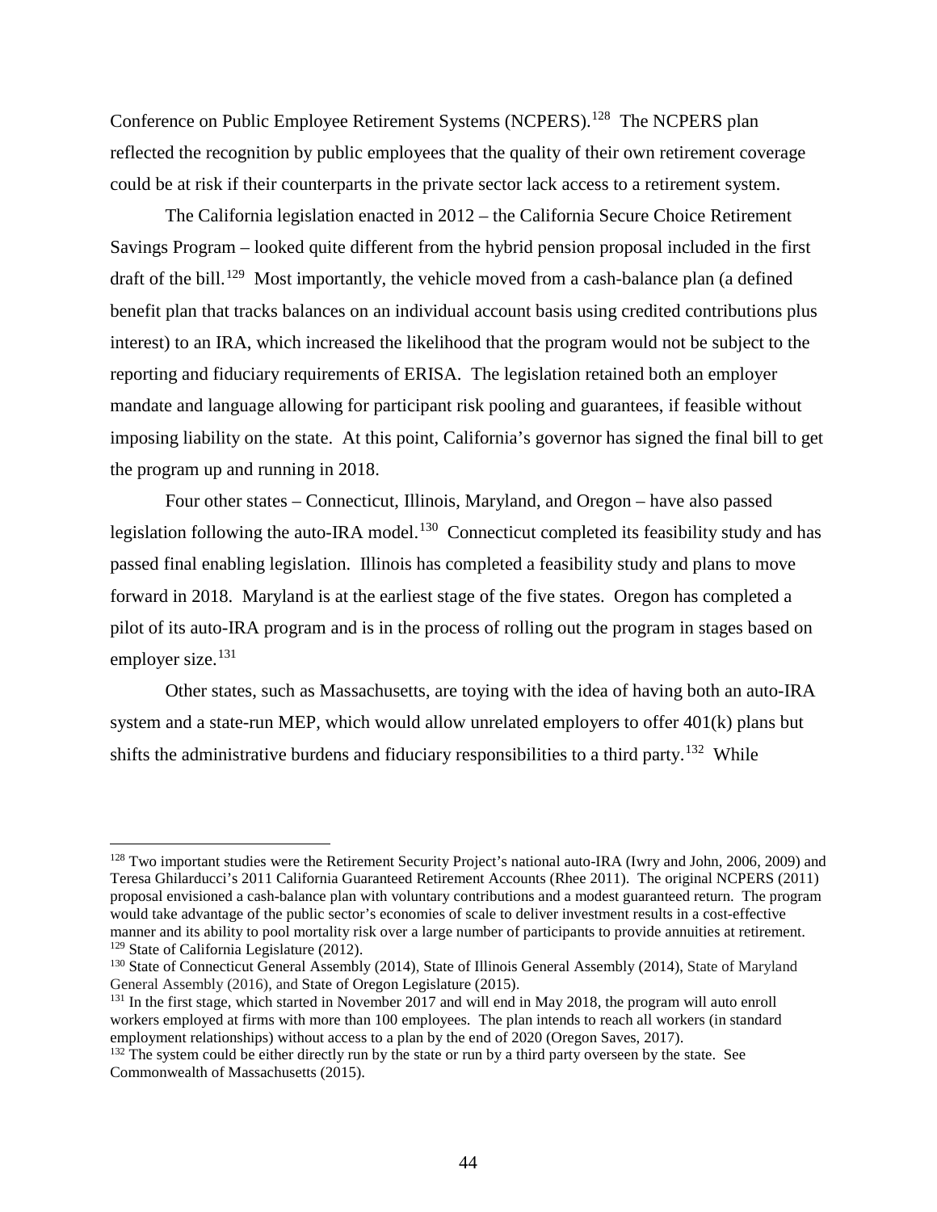Conference on Public Employee Retirement Systems (NCPERS).[128] The NCPERS plan reflected the recognition by public employees that the quality of their own retirement coverage could be at risk if their counterparts in the private sector lack access to a retirement system.

The California legislation enacted in 2012 – the California Secure Choice Retirement Savings Program – looked quite different from the hybrid pension proposal included in the first draft of the bill.[129] Most importantly, the vehicle moved from a cash-balance plan (a defined benefit plan that tracks balances on an individual account basis using credited contributions plus interest) to an IRA, which increased the likelihood that the program would not be subject to the reporting and fiduciary requirements of ERISA. The legislation retained both an employer mandate and language allowing for participant risk pooling and guarantees, if feasible without imposing liability on the state. At this point, California's governor has signed the final bill to get the program up and running in 2018.

Four other states – Connecticut, Illinois, Maryland, and Oregon – have also passed legislation following the auto-IRA model.[130] Connecticut completed its feasibility study and has passed final enabling legislation. Illinois has completed a feasibility study and plans to move forward in 2018. Maryland is at the earliest stage of the five states. Oregon has completed a pilot of its auto-IRA program and is in the process of rolling out the program in stages based on employer size.[131]

Other states, such as Massachusetts, are toying with the idea of having both an auto-IRA system and a state-run MEP, which would allow unrelated employers to offer 401(k) plans but shifts the administrative burdens and fiduciary responsibilities to a third party.[132] While

---

[128] Two important studies were the Retirement Security Project's national auto-IRA (Iwry and John, 2006, 2009) and Teresa Ghilarducci's 2011 California Guaranteed Retirement Accounts (Rhee 2011). The original NCPERS (2011) proposal envisioned a cash-balance plan with voluntary contributions and a modest guaranteed return. The program would take advantage of the public sector's economies of scale to deliver investment results in a cost-effective manner and its ability to pool mortality risk over a large number of participants to provide annuities at retirement.

[129] State of California Legislature (2012).

[130] State of Connecticut General Assembly (2014), State of Illinois General Assembly (2014), State of Maryland General Assembly (2016), and State of Oregon Legislature (2015).

[131] In the first stage, which started in November 2017 and will end in May 2018, the program will auto enroll workers employed at firms with more than 100 employees. The plan intends to reach all workers (in standard employment relationships) without access to a plan by the end of 2020 (Oregon Saves, 2017).

[132] The system could be either directly run by the state or run by a third party overseen by the state. See Commonwealth of Massachusetts (2015).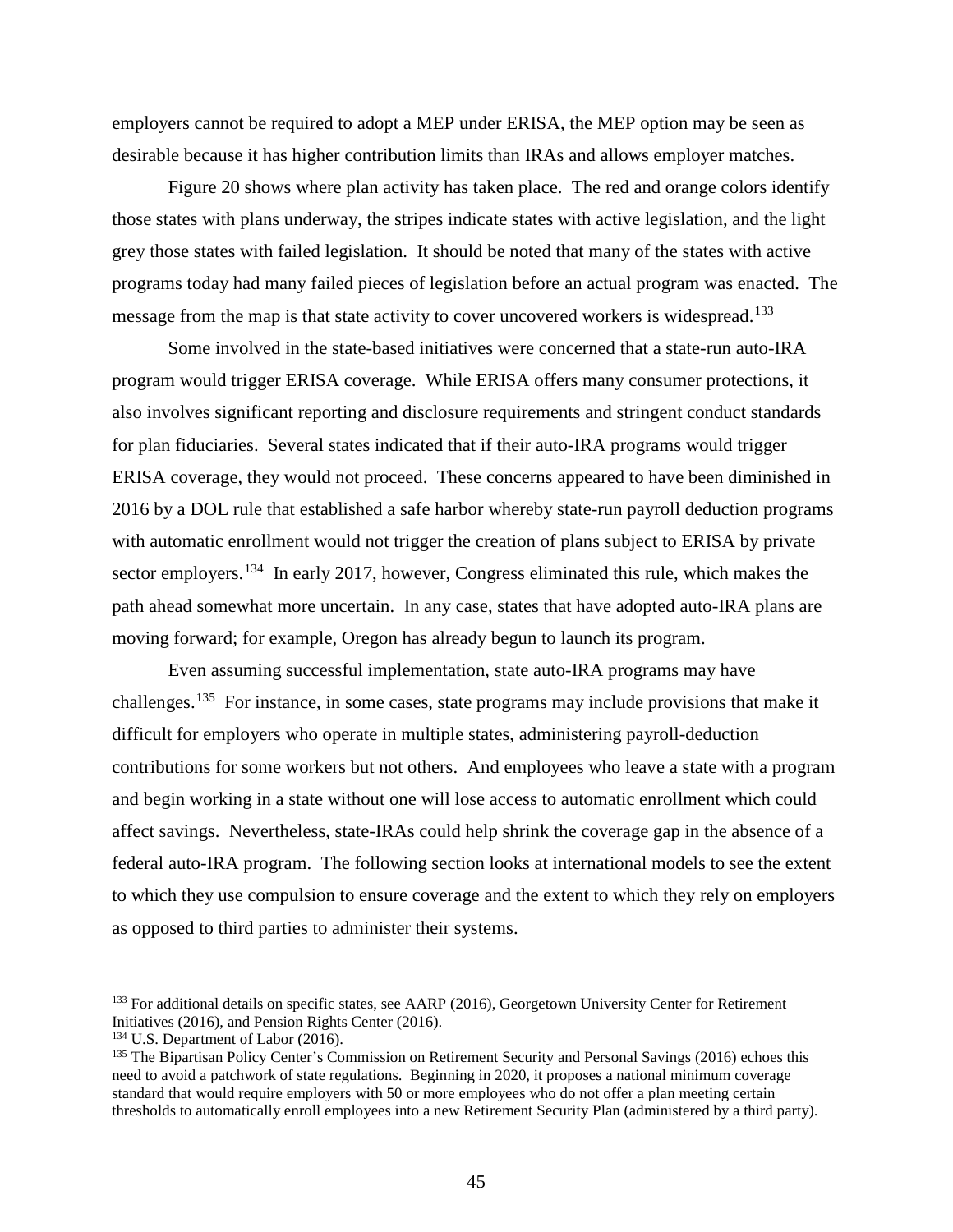employers cannot be required to adopt a MEP under ERISA, the MEP option may be seen as desirable because it has higher contribution limits than IRAs and allows employer matches.

Figure 20 shows where plan activity has taken place. The red and orange colors identify those states with plans underway, the stripes indicate states with active legislation, and the light grey those states with failed legislation. It should be noted that many of the states with active programs today had many failed pieces of legislation before an actual program was enacted. The message from the map is that state activity to cover uncovered workers is widespread.[133]

Some involved in the state-based initiatives were concerned that a state-run auto-IRA program would trigger ERISA coverage. While ERISA offers many consumer protections, it also involves significant reporting and disclosure requirements and stringent conduct standards for plan fiduciaries. Several states indicated that if their auto-IRA programs would trigger ERISA coverage, they would not proceed. These concerns appeared to have been diminished in 2016 by a DOL rule that established a safe harbor whereby state-run payroll deduction programs with automatic enrollment would not trigger the creation of plans subject to ERISA by private sector employers.[134] In early 2017, however, Congress eliminated this rule, which makes the path ahead somewhat more uncertain. In any case, states that have adopted auto-IRA plans are moving forward; for example, Oregon has already begun to launch its program.

Even assuming successful implementation, state auto-IRA programs may have challenges.[135] For instance, in some cases, state programs may include provisions that make it difficult for employers who operate in multiple states, administering payroll-deduction contributions for some workers but not others. And employees who leave a state with a program and begin working in a state without one will lose access to automatic enrollment which could affect savings. Nevertheless, state-IRAs could help shrink the coverage gap in the absence of a federal auto-IRA program. The following section looks at international models to see the extent to which they use compulsion to ensure coverage and the extent to which they rely on employers as opposed to third parties to administer their systems.

---

[133] For additional details on specific states, see AARP (2016), Georgetown University Center for Retirement Initiatives (2016), and Pension Rights Center (2016).

[134] U.S. Department of Labor (2016).

[135] The Bipartisan Policy Center's Commission on Retirement Security and Personal Savings (2016) echoes this need to avoid a patchwork of state regulations. Beginning in 2020, it proposes a national minimum coverage standard that would require employers with 50 or more employees who do not offer a plan meeting certain thresholds to automatically enroll employees into a new Retirement Security Plan (administered by a third party).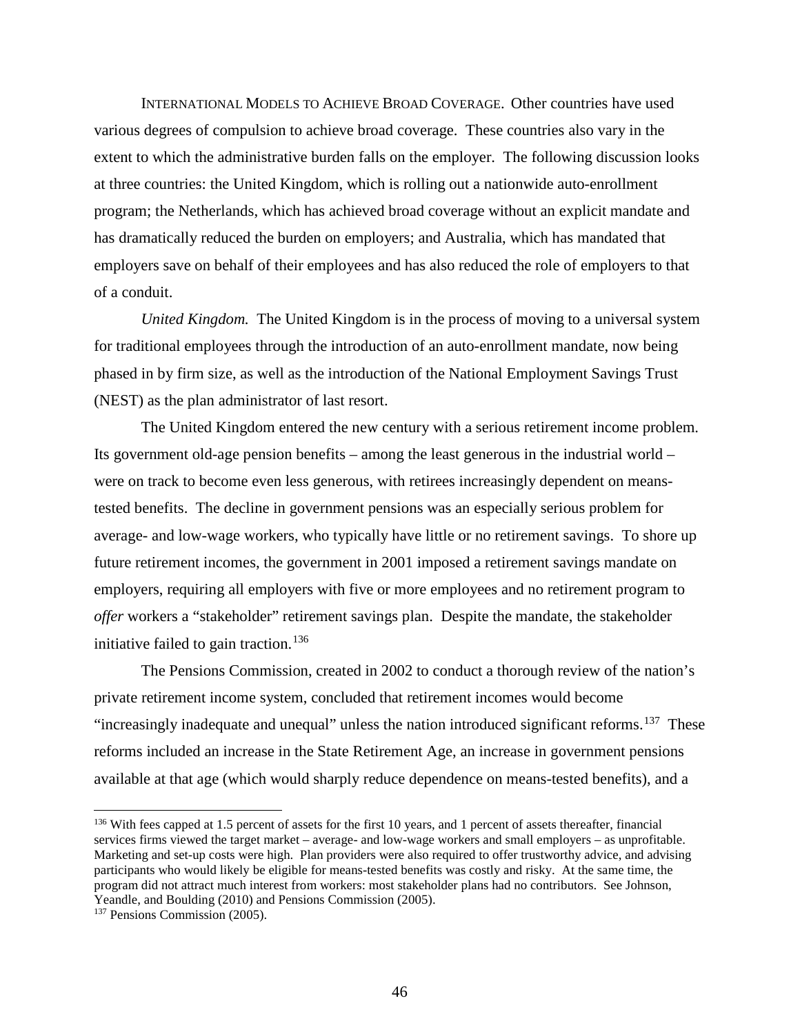INTERNATIONAL MODELS TO ACHIEVE BROAD COVERAGE. Other countries have used various degrees of compulsion to achieve broad coverage. These countries also vary in the extent to which the administrative burden falls on the employer. The following discussion looks at three countries: the United Kingdom, which is rolling out a nationwide auto-enrollment program; the Netherlands, which has achieved broad coverage without an explicit mandate and has dramatically reduced the burden on employers; and Australia, which has mandated that employers save on behalf of their employees and has also reduced the role of employers to that of a conduit.

*United Kingdom.* The United Kingdom is in the process of moving to a universal system for traditional employees through the introduction of an auto-enrollment mandate, now being phased in by firm size, as well as the introduction of the National Employment Savings Trust (NEST) as the plan administrator of last resort.

The United Kingdom entered the new century with a serious retirement income problem. Its government old-age pension benefits – among the least generous in the industrial world – were on track to become even less generous, with retirees increasingly dependent on means-tested benefits. The decline in government pensions was an especially serious problem for average- and low-wage workers, who typically have little or no retirement savings. To shore up future retirement incomes, the government in 2001 imposed a retirement savings mandate on employers, requiring all employers with five or more employees and no retirement program to *offer* workers a "stakeholder" retirement savings plan. Despite the mandate, the stakeholder initiative failed to gain traction.[136]

The Pensions Commission, created in 2002 to conduct a thorough review of the nation's private retirement income system, concluded that retirement incomes would become "increasingly inadequate and unequal" unless the nation introduced significant reforms.[137] These reforms included an increase in the State Retirement Age, an increase in government pensions available at that age (which would sharply reduce dependence on means-tested benefits), and a

[136] With fees capped at 1.5 percent of assets for the first 10 years, and 1 percent of assets thereafter, financial services firms viewed the target market – average- and low-wage workers and small employers – as unprofitable. Marketing and set-up costs were high. Plan providers were also required to offer trustworthy advice, and advising participants who would likely be eligible for means-tested benefits was costly and risky. At the same time, the program did not attract much interest from workers: most stakeholder plans had no contributors. See Johnson, Yeandle, and Boulding (2010) and Pensions Commission (2005).

[137] Pensions Commission (2005).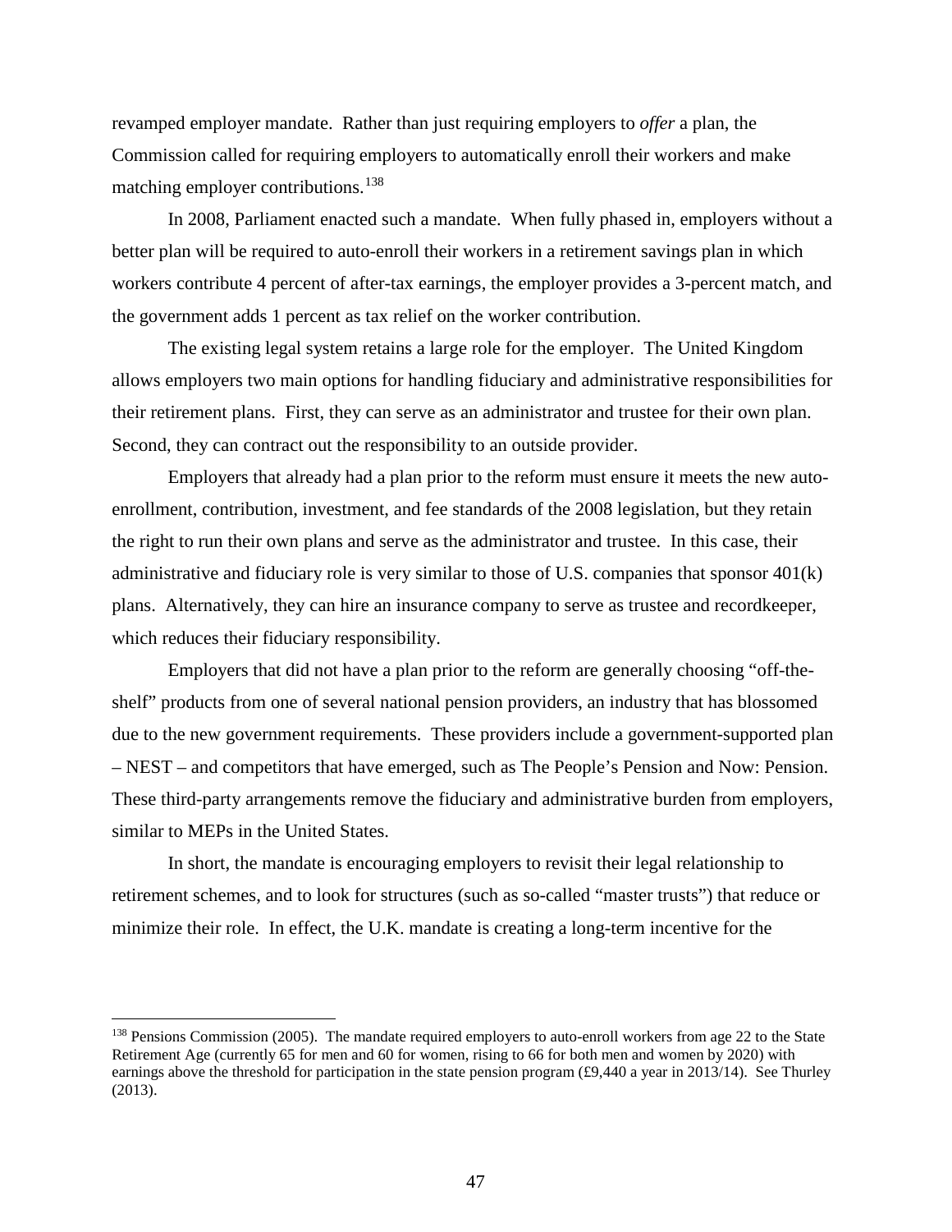revamped employer mandate. Rather than just requiring employers to *offer* a plan, the Commission called for requiring employers to automatically enroll their workers and make matching employer contributions.[138]

In 2008, Parliament enacted such a mandate. When fully phased in, employers without a better plan will be required to auto-enroll their workers in a retirement savings plan in which workers contribute 4 percent of after-tax earnings, the employer provides a 3-percent match, and the government adds 1 percent as tax relief on the worker contribution.

The existing legal system retains a large role for the employer. The United Kingdom allows employers two main options for handling fiduciary and administrative responsibilities for their retirement plans. First, they can serve as an administrator and trustee for their own plan. Second, they can contract out the responsibility to an outside provider.

Employers that already had a plan prior to the reform must ensure it meets the new auto-enrollment, contribution, investment, and fee standards of the 2008 legislation, but they retain the right to run their own plans and serve as the administrator and trustee. In this case, their administrative and fiduciary role is very similar to those of U.S. companies that sponsor 401(k) plans. Alternatively, they can hire an insurance company to serve as trustee and recordkeeper, which reduces their fiduciary responsibility.

Employers that did not have a plan prior to the reform are generally choosing "off-the-shelf" products from one of several national pension providers, an industry that has blossomed due to the new government requirements. These providers include a government-supported plan – NEST – and competitors that have emerged, such as The People's Pension and Now: Pension. These third-party arrangements remove the fiduciary and administrative burden from employers, similar to MEPs in the United States.

In short, the mandate is encouraging employers to revisit their legal relationship to retirement schemes, and to look for structures (such as so-called "master trusts") that reduce or minimize their role. In effect, the U.K. mandate is creating a long-term incentive for the

---

[138] Pensions Commission (2005). The mandate required employers to auto-enroll workers from age 22 to the State Retirement Age (currently 65 for men and 60 for women, rising to 66 for both men and women by 2020) with earnings above the threshold for participation in the state pension program (£9,440 a year in 2013/14). See Thurley (2013).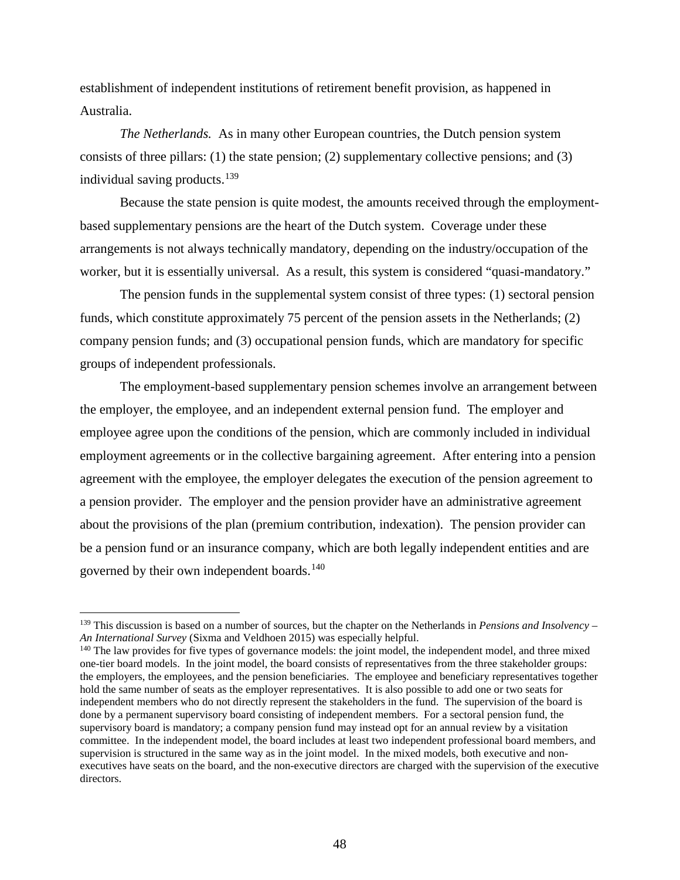establishment of independent institutions of retirement benefit provision, as happened in Australia.

*The Netherlands.* As in many other European countries, the Dutch pension system consists of three pillars: (1) the state pension; (2) supplementary collective pensions; and (3) individual saving products.[139]

Because the state pension is quite modest, the amounts received through the employment-based supplementary pensions are the heart of the Dutch system. Coverage under these arrangements is not always technically mandatory, depending on the industry/occupation of the worker, but it is essentially universal. As a result, this system is considered "quasi-mandatory."

The pension funds in the supplemental system consist of three types: (1) sectoral pension funds, which constitute approximately 75 percent of the pension assets in the Netherlands; (2) company pension funds; and (3) occupational pension funds, which are mandatory for specific groups of independent professionals.

The employment-based supplementary pension schemes involve an arrangement between the employer, the employee, and an independent external pension fund. The employer and employee agree upon the conditions of the pension, which are commonly included in individual employment agreements or in the collective bargaining agreement. After entering into a pension agreement with the employee, the employer delegates the execution of the pension agreement to a pension provider. The employer and the pension provider have an administrative agreement about the provisions of the plan (premium contribution, indexation). The pension provider can be a pension fund or an insurance company, which are both legally independent entities and are governed by their own independent boards.[140]

---

[139] This discussion is based on a number of sources, but the chapter on the Netherlands in *Pensions and Insolvency – An International Survey* (Sixma and Veldhoen 2015) was especially helpful.

[140] The law provides for five types of governance models: the joint model, the independent model, and three mixed one-tier board models. In the joint model, the board consists of representatives from the three stakeholder groups: the employers, the employees, and the pension beneficiaries. The employee and beneficiary representatives together hold the same number of seats as the employer representatives. It is also possible to add one or two seats for independent members who do not directly represent the stakeholders in the fund. The supervision of the board is done by a permanent supervisory board consisting of independent members. For a sectoral pension fund, the supervisory board is mandatory; a company pension fund may instead opt for an annual review by a visitation committee. In the independent model, the board includes at least two independent professional board members, and supervision is structured in the same way as in the joint model. In the mixed models, both executive and non-executives have seats on the board, and the non-executive directors are charged with the supervision of the executive directors.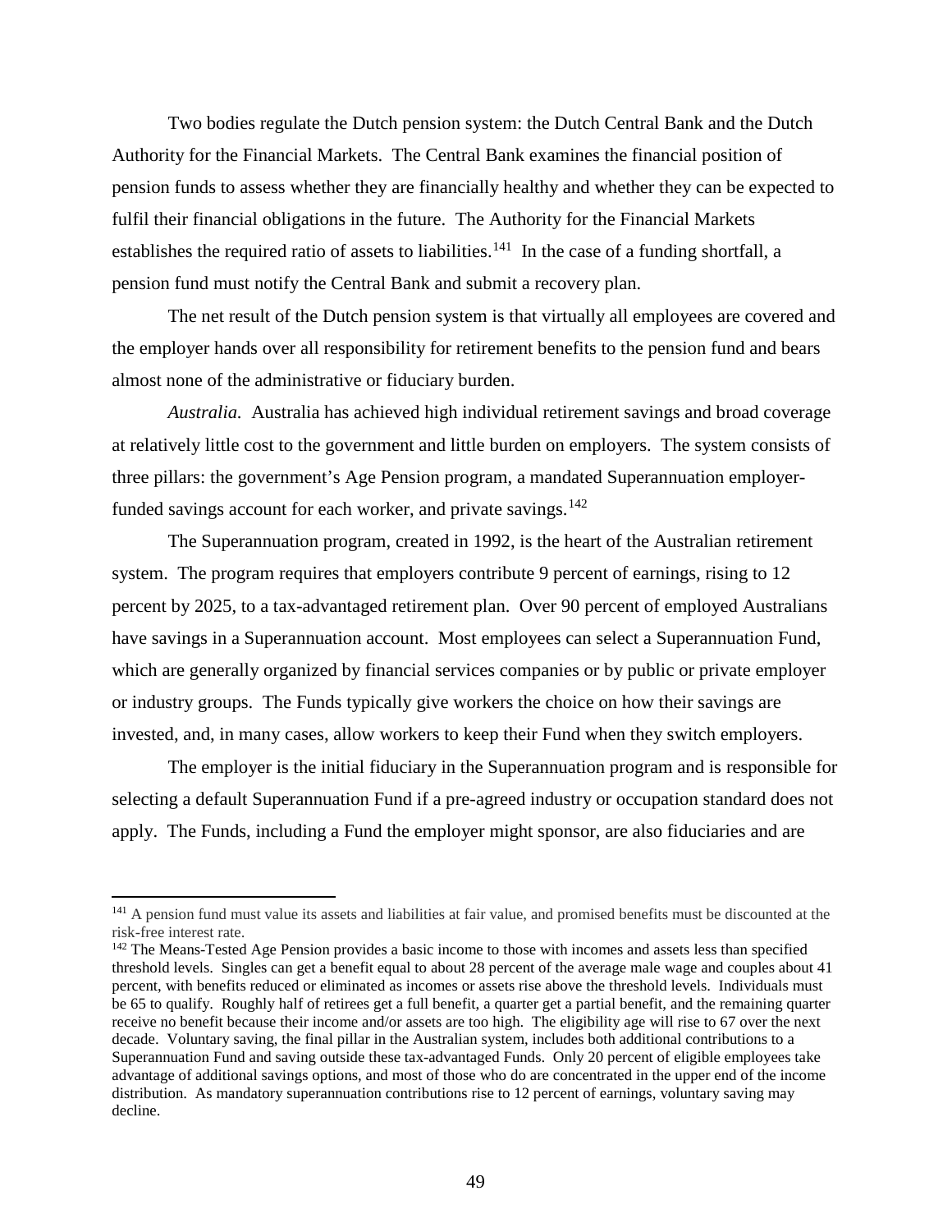Two bodies regulate the Dutch pension system: the Dutch Central Bank and the Dutch Authority for the Financial Markets. The Central Bank examines the financial position of pension funds to assess whether they are financially healthy and whether they can be expected to fulfil their financial obligations in the future. The Authority for the Financial Markets establishes the required ratio of assets to liabilities.[141] In the case of a funding shortfall, a pension fund must notify the Central Bank and submit a recovery plan.

The net result of the Dutch pension system is that virtually all employees are covered and the employer hands over all responsibility for retirement benefits to the pension fund and bears almost none of the administrative or fiduciary burden.

*Australia.* Australia has achieved high individual retirement savings and broad coverage at relatively little cost to the government and little burden on employers. The system consists of three pillars: the government's Age Pension program, a mandated Superannuation employer-funded savings account for each worker, and private savings.[142]

The Superannuation program, created in 1992, is the heart of the Australian retirement system. The program requires that employers contribute 9 percent of earnings, rising to 12 percent by 2025, to a tax-advantaged retirement plan. Over 90 percent of employed Australians have savings in a Superannuation account. Most employees can select a Superannuation Fund, which are generally organized by financial services companies or by public or private employer or industry groups. The Funds typically give workers the choice on how their savings are invested, and, in many cases, allow workers to keep their Fund when they switch employers.

The employer is the initial fiduciary in the Superannuation program and is responsible for selecting a default Superannuation Fund if a pre-agreed industry or occupation standard does not apply. The Funds, including a Fund the employer might sponsor, are also fiduciaries and are

---

[141] A pension fund must value its assets and liabilities at fair value, and promised benefits must be discounted at the risk-free interest rate.

[142] The Means-Tested Age Pension provides a basic income to those with incomes and assets less than specified threshold levels. Singles can get a benefit equal to about 28 percent of the average male wage and couples about 41 percent, with benefits reduced or eliminated as incomes or assets rise above the threshold levels. Individuals must be 65 to qualify. Roughly half of retirees get a full benefit, a quarter get a partial benefit, and the remaining quarter receive no benefit because their income and/or assets are too high. The eligibility age will rise to 67 over the next decade. Voluntary saving, the final pillar in the Australian system, includes both additional contributions to a Superannuation Fund and saving outside these tax-advantaged Funds. Only 20 percent of eligible employees take advantage of additional savings options, and most of those who do are concentrated in the upper end of the income distribution. As mandatory superannuation contributions rise to 12 percent of earnings, voluntary saving may decline.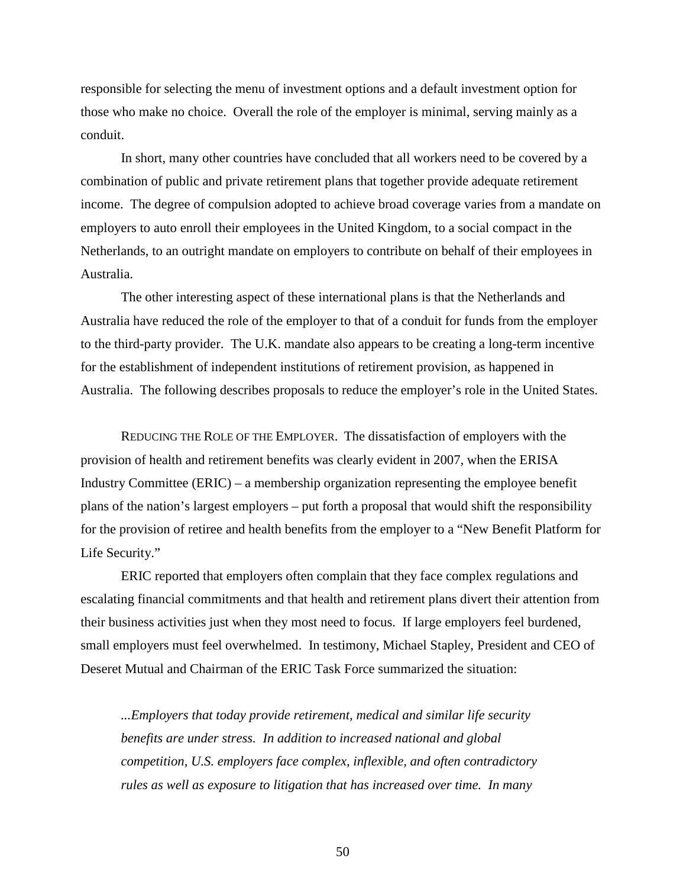responsible for selecting the menu of investment options and a default investment option for those who make no choice. Overall the role of the employer is minimal, serving mainly as a conduit.

In short, many other countries have concluded that all workers need to be covered by a combination of public and private retirement plans that together provide adequate retirement income. The degree of compulsion adopted to achieve broad coverage varies from a mandate on employers to auto enroll their employees in the United Kingdom, to a social compact in the Netherlands, to an outright mandate on employers to contribute on behalf of their employees in Australia.

The other interesting aspect of these international plans is that the Netherlands and Australia have reduced the role of the employer to that of a conduit for funds from the employer to the third-party provider. The U.K. mandate also appears to be creating a long-term incentive for the establishment of independent institutions of retirement provision, as happened in Australia. The following describes proposals to reduce the employer's role in the United States.

REDUCING THE ROLE OF THE EMPLOYER. The dissatisfaction of employers with the provision of health and retirement benefits was clearly evident in 2007, when the ERISA Industry Committee (ERIC) – a membership organization representing the employee benefit plans of the nation's largest employers – put forth a proposal that would shift the responsibility for the provision of retiree and health benefits from the employer to a "New Benefit Platform for Life Security."

ERIC reported that employers often complain that they face complex regulations and escalating financial commitments and that health and retirement plans divert their attention from their business activities just when they most need to focus. If large employers feel burdened, small employers must feel overwhelmed. In testimony, Michael Stapley, President and CEO of Deseret Mutual and Chairman of the ERIC Task Force summarized the situation:

> *...Employers that today provide retirement, medical and similar life security benefits are under stress. In addition to increased national and global competition, U.S. employers face complex, inflexible, and often contradictory rules as well as exposure to litigation that has increased over time. In many*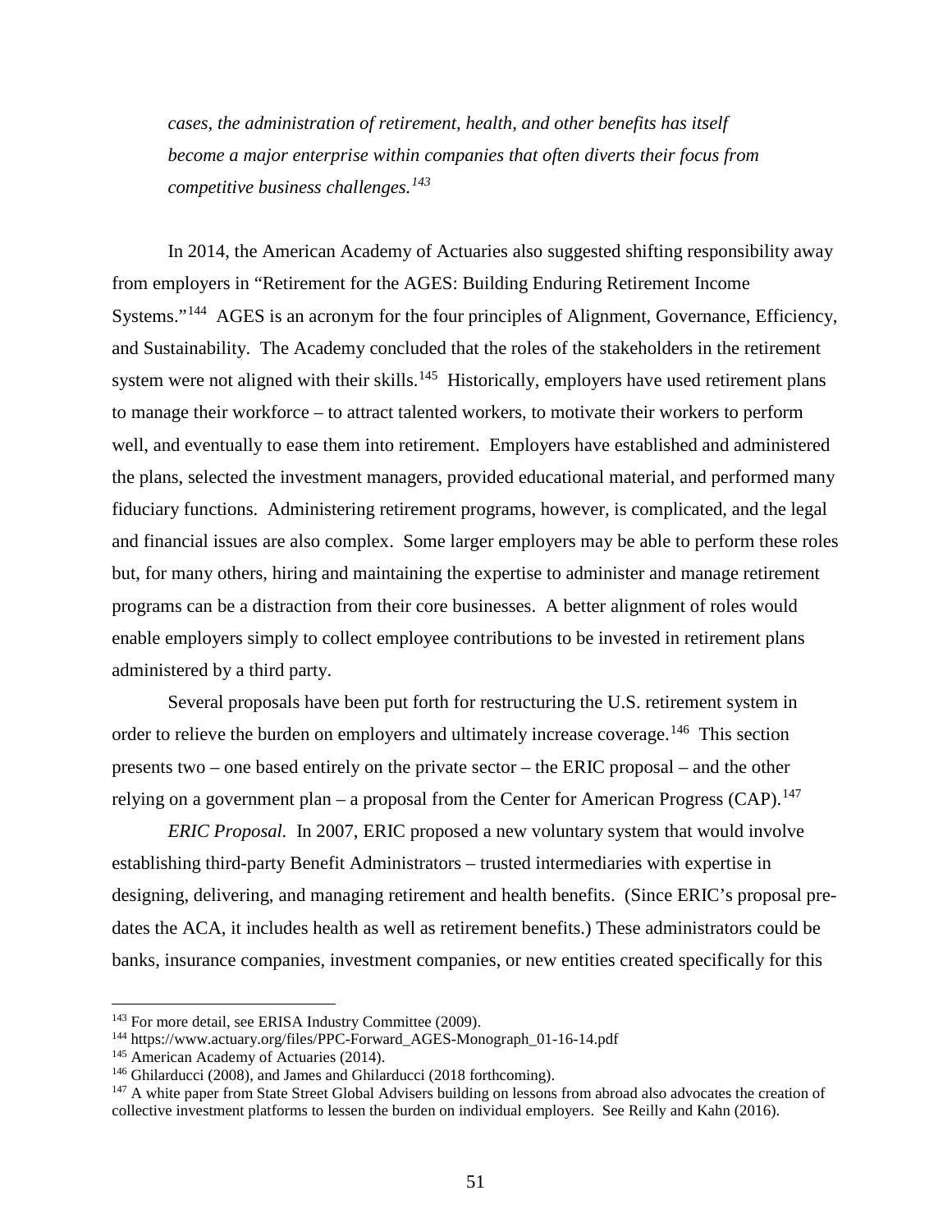*cases, the administration of retirement, health, and other benefits has itself become a major enterprise within companies that often diverts their focus from competitive business challenges.*[143]

In 2014, the American Academy of Actuaries also suggested shifting responsibility away from employers in "Retirement for the AGES: Building Enduring Retirement Income Systems."[144] AGES is an acronym for the four principles of Alignment, Governance, Efficiency, and Sustainability. The Academy concluded that the roles of the stakeholders in the retirement system were not aligned with their skills.[145] Historically, employers have used retirement plans to manage their workforce – to attract talented workers, to motivate their workers to perform well, and eventually to ease them into retirement. Employers have established and administered the plans, selected the investment managers, provided educational material, and performed many fiduciary functions. Administering retirement programs, however, is complicated, and the legal and financial issues are also complex. Some larger employers may be able to perform these roles but, for many others, hiring and maintaining the expertise to administer and manage retirement programs can be a distraction from their core businesses. A better alignment of roles would enable employers simply to collect employee contributions to be invested in retirement plans administered by a third party.

Several proposals have been put forth for restructuring the U.S. retirement system in order to relieve the burden on employers and ultimately increase coverage.[146] This section presents two – one based entirely on the private sector – the ERIC proposal – and the other relying on a government plan – a proposal from the Center for American Progress (CAP).[147]

*ERIC Proposal.* In 2007, ERIC proposed a new voluntary system that would involve establishing third-party Benefit Administrators – trusted intermediaries with expertise in designing, delivering, and managing retirement and health benefits. (Since ERIC's proposal pre-dates the ACA, it includes health as well as retirement benefits.) These administrators could be banks, insurance companies, investment companies, or new entities created specifically for this

---

[143] For more detail, see ERISA Industry Committee (2009).

[144] https://www.actuary.org/files/PPC-Forward_AGES-Monograph_01-16-14.pdf

[145] American Academy of Actuaries (2014).

[146] Ghilarducci (2008), and James and Ghilarducci (2018 forthcoming).

[147] A white paper from State Street Global Advisers building on lessons from abroad also advocates the creation of collective investment platforms to lessen the burden on individual employers. See Reilly and Kahn (2016).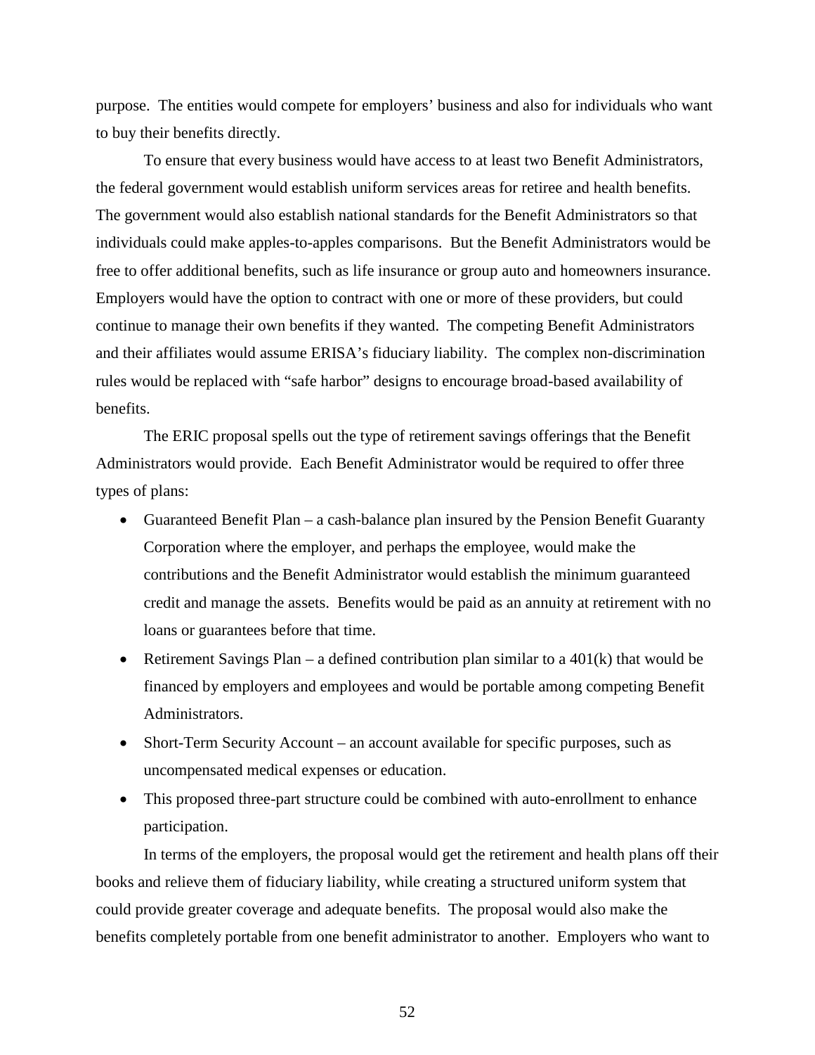purpose. The entities would compete for employers' business and also for individuals who want to buy their benefits directly.

To ensure that every business would have access to at least two Benefit Administrators, the federal government would establish uniform services areas for retiree and health benefits. The government would also establish national standards for the Benefit Administrators so that individuals could make apples-to-apples comparisons. But the Benefit Administrators would be free to offer additional benefits, such as life insurance or group auto and homeowners insurance. Employers would have the option to contract with one or more of these providers, but could continue to manage their own benefits if they wanted. The competing Benefit Administrators and their affiliates would assume ERISA's fiduciary liability. The complex non-discrimination rules would be replaced with "safe harbor" designs to encourage broad-based availability of benefits.

The ERIC proposal spells out the type of retirement savings offerings that the Benefit Administrators would provide. Each Benefit Administrator would be required to offer three types of plans:

- Guaranteed Benefit Plan – a cash-balance plan insured by the Pension Benefit Guaranty Corporation where the employer, and perhaps the employee, would make the contributions and the Benefit Administrator would establish the minimum guaranteed credit and manage the assets. Benefits would be paid as an annuity at retirement with no loans or guarantees before that time.
- Retirement Savings Plan – a defined contribution plan similar to a 401(k) that would be financed by employers and employees and would be portable among competing Benefit Administrators.
- Short-Term Security Account – an account available for specific purposes, such as uncompensated medical expenses or education.
- This proposed three-part structure could be combined with auto-enrollment to enhance participation.

In terms of the employers, the proposal would get the retirement and health plans off their books and relieve them of fiduciary liability, while creating a structured uniform system that could provide greater coverage and adequate benefits. The proposal would also make the benefits completely portable from one benefit administrator to another. Employers who want to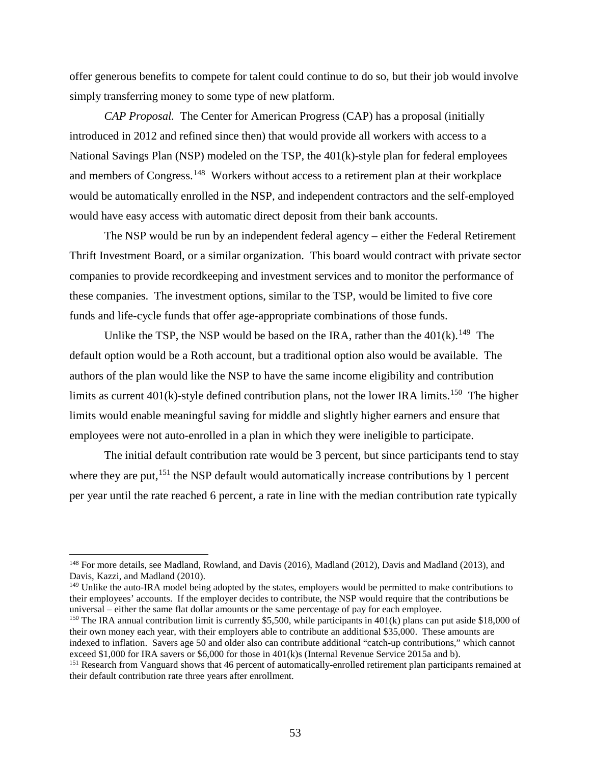offer generous benefits to compete for talent could continue to do so, but their job would involve simply transferring money to some type of new platform.

*CAP Proposal.* The Center for American Progress (CAP) has a proposal (initially introduced in 2012 and refined since then) that would provide all workers with access to a National Savings Plan (NSP) modeled on the TSP, the 401(k)-style plan for federal employees and members of Congress.[148] Workers without access to a retirement plan at their workplace would be automatically enrolled in the NSP, and independent contractors and the self-employed would have easy access with automatic direct deposit from their bank accounts.

The NSP would be run by an independent federal agency – either the Federal Retirement Thrift Investment Board, or a similar organization. This board would contract with private sector companies to provide recordkeeping and investment services and to monitor the performance of these companies. The investment options, similar to the TSP, would be limited to five core funds and life-cycle funds that offer age-appropriate combinations of those funds.

Unlike the TSP, the NSP would be based on the IRA, rather than the 401(k).[149] The default option would be a Roth account, but a traditional option also would be available. The authors of the plan would like the NSP to have the same income eligibility and contribution limits as current 401(k)-style defined contribution plans, not the lower IRA limits.[150] The higher limits would enable meaningful saving for middle and slightly higher earners and ensure that employees were not auto-enrolled in a plan in which they were ineligible to participate.

The initial default contribution rate would be 3 percent, but since participants tend to stay where they are put,[151] the NSP default would automatically increase contributions by 1 percent per year until the rate reached 6 percent, a rate in line with the median contribution rate typically

---

[148] For more details, see Madland, Rowland, and Davis (2016), Madland (2012), Davis and Madland (2013), and Davis, Kazzi, and Madland (2010).

[149] Unlike the auto-IRA model being adopted by the states, employers would be permitted to make contributions to their employees' accounts. If the employer decides to contribute, the NSP would require that the contributions be universal – either the same flat dollar amounts or the same percentage of pay for each employee.

[150] The IRA annual contribution limit is currently $5,500, while participants in 401(k) plans can put aside $18,000 of their own money each year, with their employers able to contribute an additional $35,000. These amounts are indexed to inflation. Savers age 50 and older also can contribute additional "catch-up contributions," which cannot exceed $1,000 for IRA savers or $6,000 for those in 401(k)s (Internal Revenue Service 2015a and b).

[151] Research from Vanguard shows that 46 percent of automatically-enrolled retirement plan participants remained at their default contribution rate three years after enrollment.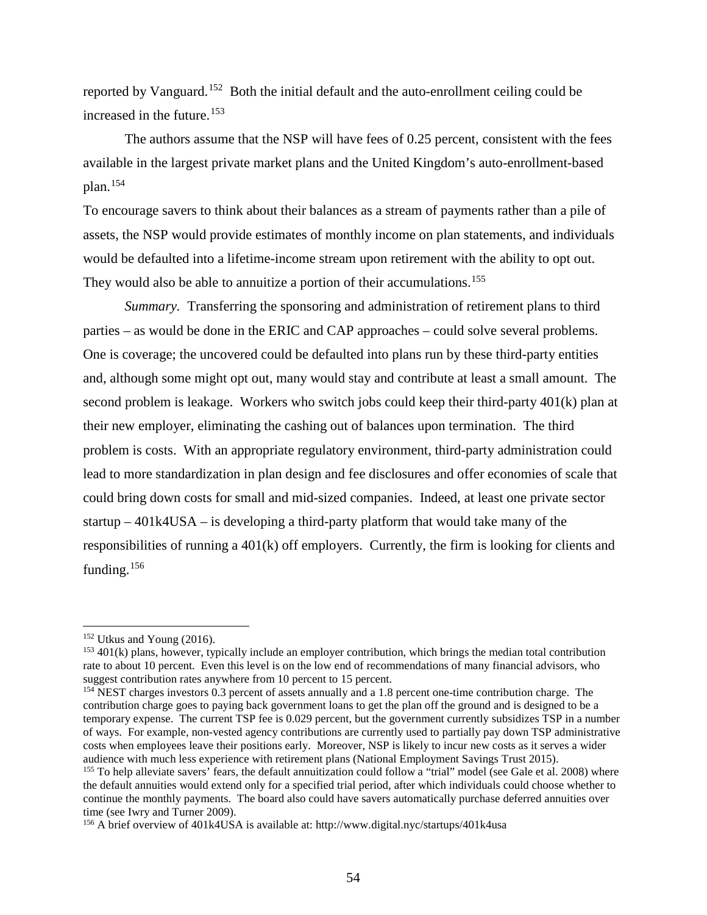reported by Vanguard.[152] Both the initial default and the auto-enrollment ceiling could be increased in the future.[153]

The authors assume that the NSP will have fees of 0.25 percent, consistent with the fees available in the largest private market plans and the United Kingdom's auto-enrollment-based plan.[154]

To encourage savers to think about their balances as a stream of payments rather than a pile of assets, the NSP would provide estimates of monthly income on plan statements, and individuals would be defaulted into a lifetime-income stream upon retirement with the ability to opt out. They would also be able to annuitize a portion of their accumulations.[155]

*Summary.* Transferring the sponsoring and administration of retirement plans to third parties – as would be done in the ERIC and CAP approaches – could solve several problems. One is coverage; the uncovered could be defaulted into plans run by these third-party entities and, although some might opt out, many would stay and contribute at least a small amount. The second problem is leakage. Workers who switch jobs could keep their third-party 401(k) plan at their new employer, eliminating the cashing out of balances upon termination. The third problem is costs. With an appropriate regulatory environment, third-party administration could lead to more standardization in plan design and fee disclosures and offer economies of scale that could bring down costs for small and mid-sized companies. Indeed, at least one private sector startup – 401k4USA – is developing a third-party platform that would take many of the responsibilities of running a 401(k) off employers. Currently, the firm is looking for clients and funding.[156]

---

[152] Utkus and Young (2016).

[153] 401(k) plans, however, typically include an employer contribution, which brings the median total contribution rate to about 10 percent. Even this level is on the low end of recommendations of many financial advisors, who suggest contribution rates anywhere from 10 percent to 15 percent.

[154] NEST charges investors 0.3 percent of assets annually and a 1.8 percent one-time contribution charge. The contribution charge goes to paying back government loans to get the plan off the ground and is designed to be a temporary expense. The current TSP fee is 0.029 percent, but the government currently subsidizes TSP in a number of ways. For example, non-vested agency contributions are currently used to partially pay down TSP administrative costs when employees leave their positions early. Moreover, NSP is likely to incur new costs as it serves a wider audience with much less experience with retirement plans (National Employment Savings Trust 2015).

[155] To help alleviate savers' fears, the default annuitization could follow a "trial" model (see Gale et al. 2008) where the default annuities would extend only for a specified trial period, after which individuals could choose whether to continue the monthly payments. The board also could have savers automatically purchase deferred annuities over time (see Iwry and Turner 2009).

[156] A brief overview of 401k4USA is available at: http://www.digital.nyc/startups/401k4usa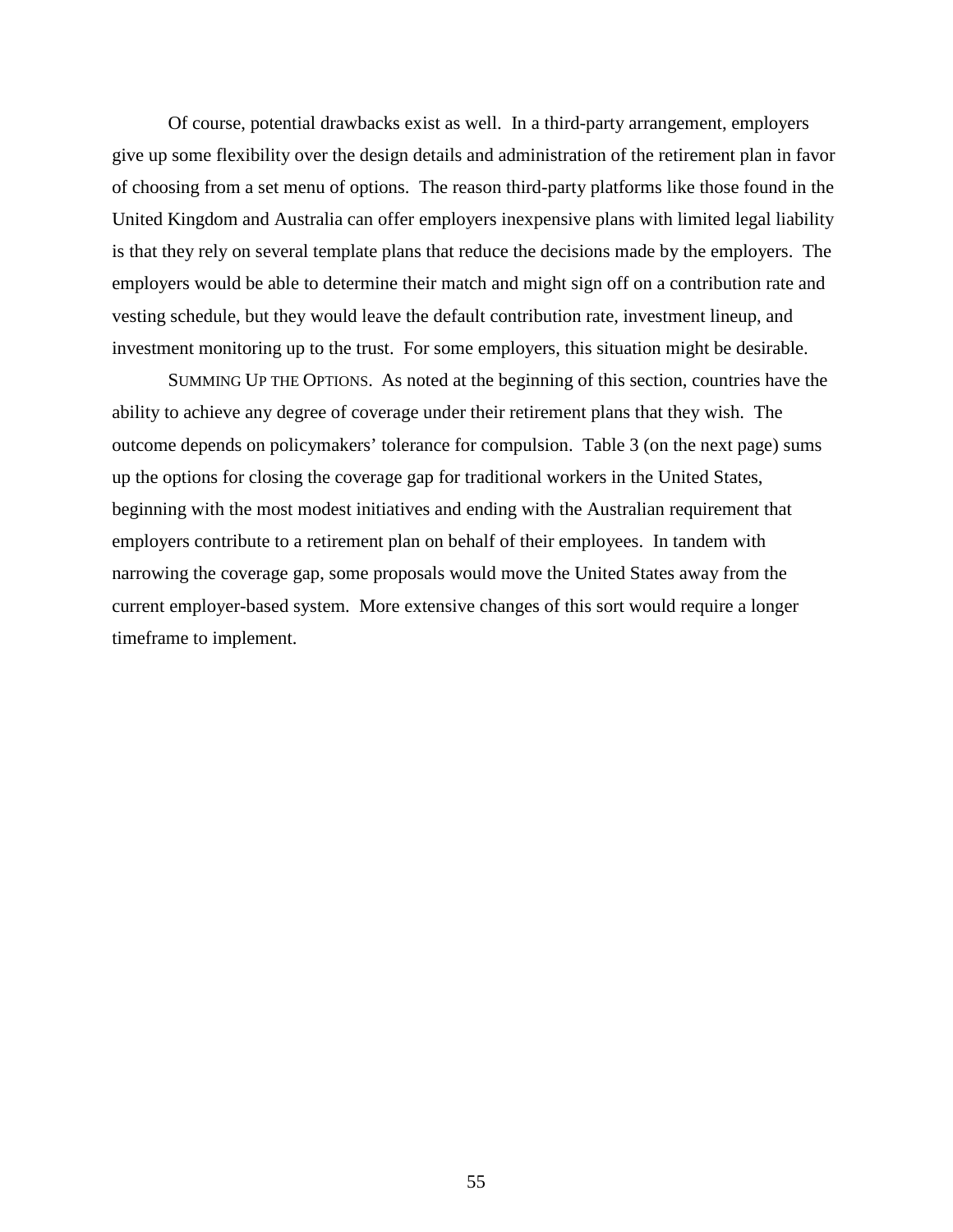Of course, potential drawbacks exist as well. In a third-party arrangement, employers give up some flexibility over the design details and administration of the retirement plan in favor of choosing from a set menu of options. The reason third-party platforms like those found in the United Kingdom and Australia can offer employers inexpensive plans with limited legal liability is that they rely on several template plans that reduce the decisions made by the employers. The employers would be able to determine their match and might sign off on a contribution rate and vesting schedule, but they would leave the default contribution rate, investment lineup, and investment monitoring up to the trust. For some employers, this situation might be desirable.

SUMMING UP THE OPTIONS. As noted at the beginning of this section, countries have the ability to achieve any degree of coverage under their retirement plans that they wish. The outcome depends on policymakers' tolerance for compulsion. Table 3 (on the next page) sums up the options for closing the coverage gap for traditional workers in the United States, beginning with the most modest initiatives and ending with the Australian requirement that employers contribute to a retirement plan on behalf of their employees. In tandem with narrowing the coverage gap, some proposals would move the United States away from the current employer-based system. More extensive changes of this sort would require a longer timeframe to implement.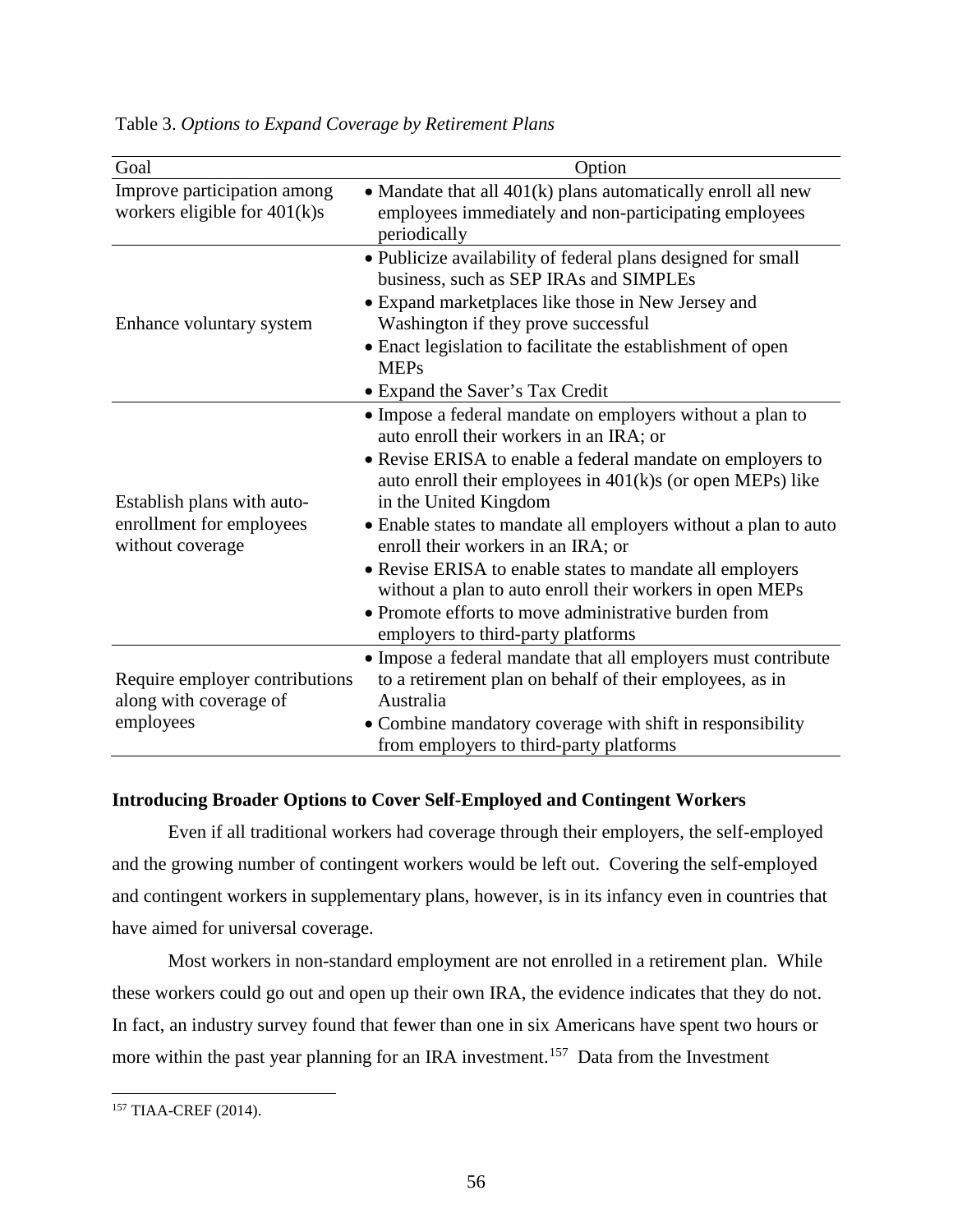Table 3. *Options to Expand Coverage by Retirement Plans*

| Goal | Option |
|---|---|
| Improve participation among workers eligible for 401(k)s | • Mandate that all 401(k) plans automatically enroll all new employees immediately and non-participating employees periodically |
| Enhance voluntary system | • Publicize availability of federal plans designed for small business, such as SEP IRAs and SIMPLEs<br>• Expand marketplaces like those in New Jersey and Washington if they prove successful<br>• Enact legislation to facilitate the establishment of open MEPs<br>• Expand the Saver's Tax Credit |
| Establish plans with auto-enrollment for employees without coverage | • Impose a federal mandate on employers without a plan to auto enroll their workers in an IRA; or<br>• Revise ERISA to enable a federal mandate on employers to auto enroll their employees in 401(k)s (or open MEPs) like in the United Kingdom<br>• Enable states to mandate all employers without a plan to auto enroll their workers in an IRA; or<br>• Revise ERISA to enable states to mandate all employers without a plan to auto enroll their workers in open MEPs<br>• Promote efforts to move administrative burden from employers to third-party platforms |
| Require employer contributions along with coverage of employees | • Impose a federal mandate that all employers must contribute to a retirement plan on behalf of their employees, as in Australia<br>• Combine mandatory coverage with shift in responsibility from employers to third-party platforms |

**Introducing Broader Options to Cover Self-Employed and Contingent Workers**

Even if all traditional workers had coverage through their employers, the self-employed and the growing number of contingent workers would be left out. Covering the self-employed and contingent workers in supplementary plans, however, is in its infancy even in countries that have aimed for universal coverage.

Most workers in non-standard employment are not enrolled in a retirement plan. While these workers could go out and open up their own IRA, the evidence indicates that they do not. In fact, an industry survey found that fewer than one in six Americans have spent two hours or more within the past year planning for an IRA investment.[157] Data from the Investment

[157] TIAA-CREF (2014).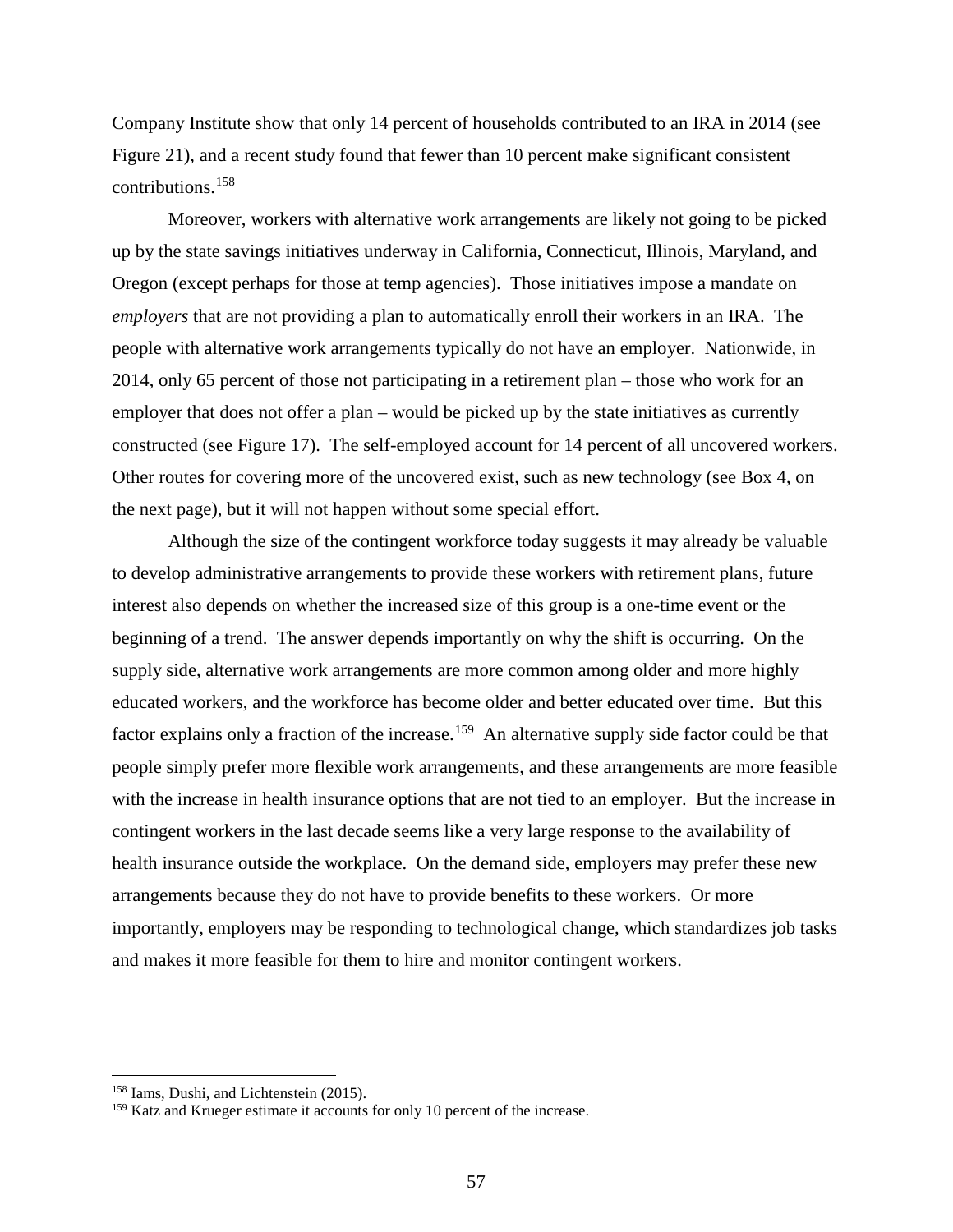Company Institute show that only 14 percent of households contributed to an IRA in 2014 (see Figure 21), and a recent study found that fewer than 10 percent make significant consistent contributions.[158]

Moreover, workers with alternative work arrangements are likely not going to be picked up by the state savings initiatives underway in California, Connecticut, Illinois, Maryland, and Oregon (except perhaps for those at temp agencies). Those initiatives impose a mandate on *employers* that are not providing a plan to automatically enroll their workers in an IRA. The people with alternative work arrangements typically do not have an employer. Nationwide, in 2014, only 65 percent of those not participating in a retirement plan – those who work for an employer that does not offer a plan – would be picked up by the state initiatives as currently constructed (see Figure 17). The self-employed account for 14 percent of all uncovered workers. Other routes for covering more of the uncovered exist, such as new technology (see Box 4, on the next page), but it will not happen without some special effort.

Although the size of the contingent workforce today suggests it may already be valuable to develop administrative arrangements to provide these workers with retirement plans, future interest also depends on whether the increased size of this group is a one-time event or the beginning of a trend. The answer depends importantly on why the shift is occurring. On the supply side, alternative work arrangements are more common among older and more highly educated workers, and the workforce has become older and better educated over time. But this factor explains only a fraction of the increase.[159] An alternative supply side factor could be that people simply prefer more flexible work arrangements, and these arrangements are more feasible with the increase in health insurance options that are not tied to an employer. But the increase in contingent workers in the last decade seems like a very large response to the availability of health insurance outside the workplace. On the demand side, employers may prefer these new arrangements because they do not have to provide benefits to these workers. Or more importantly, employers may be responding to technological change, which standardizes job tasks and makes it more feasible for them to hire and monitor contingent workers.

---

[158] Iams, Dushi, and Lichtenstein (2015).

[159] Katz and Krueger estimate it accounts for only 10 percent of the increase.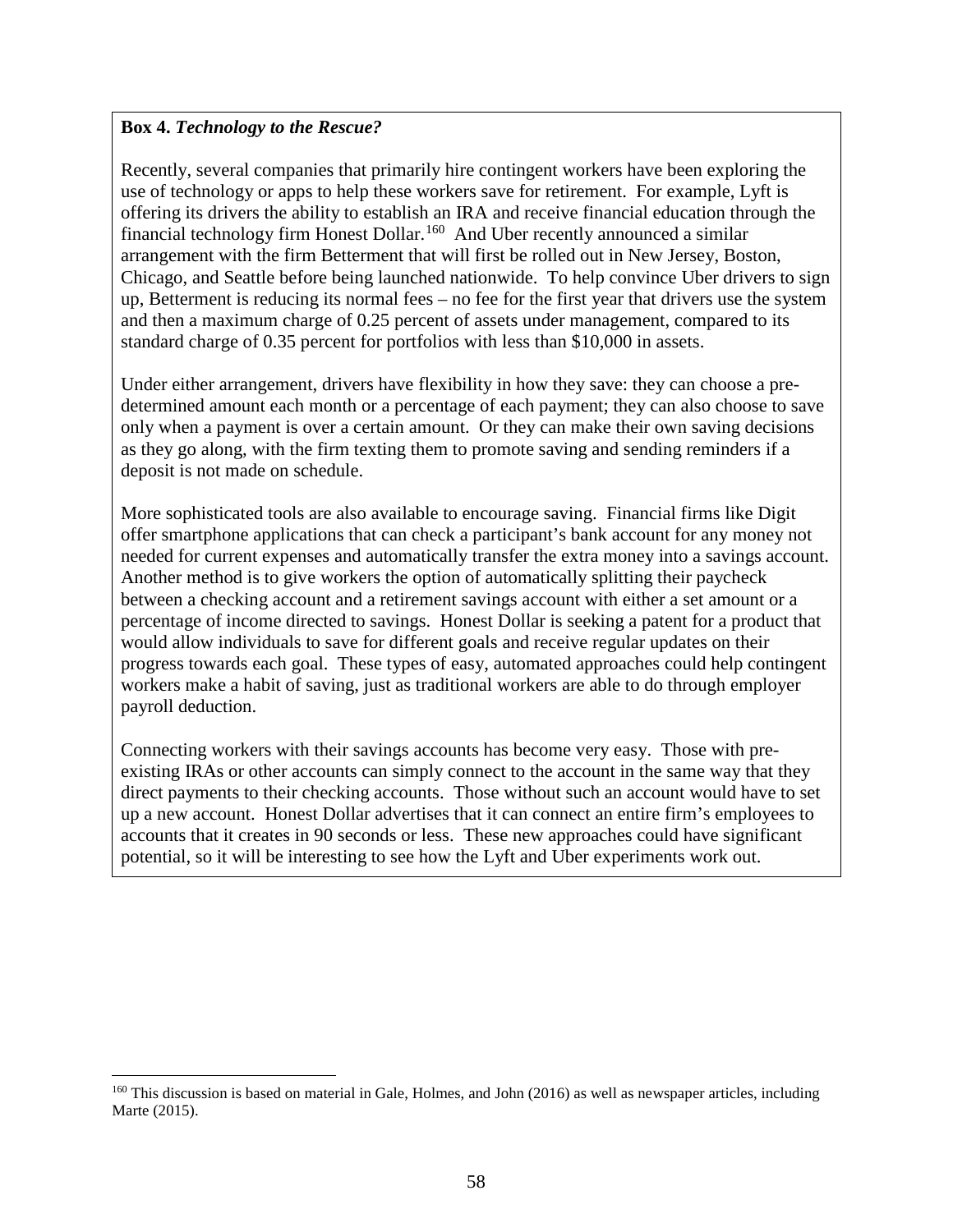**Box 4.** ***Technology to the Rescue?***

Recently, several companies that primarily hire contingent workers have been exploring the use of technology or apps to help these workers save for retirement. For example, Lyft is offering its drivers the ability to establish an IRA and receive financial education through the financial technology firm Honest Dollar.[160] And Uber recently announced a similar arrangement with the firm Betterment that will first be rolled out in New Jersey, Boston, Chicago, and Seattle before being launched nationwide. To help convince Uber drivers to sign up, Betterment is reducing its normal fees – no fee for the first year that drivers use the system and then a maximum charge of 0.25 percent of assets under management, compared to its standard charge of 0.35 percent for portfolios with less than $10,000 in assets.

Under either arrangement, drivers have flexibility in how they save: they can choose a pre-determined amount each month or a percentage of each payment; they can also choose to save only when a payment is over a certain amount. Or they can make their own saving decisions as they go along, with the firm texting them to promote saving and sending reminders if a deposit is not made on schedule.

More sophisticated tools are also available to encourage saving. Financial firms like Digit offer smartphone applications that can check a participant's bank account for any money not needed for current expenses and automatically transfer the extra money into a savings account. Another method is to give workers the option of automatically splitting their paycheck between a checking account and a retirement savings account with either a set amount or a percentage of income directed to savings. Honest Dollar is seeking a patent for a product that would allow individuals to save for different goals and receive regular updates on their progress towards each goal. These types of easy, automated approaches could help contingent workers make a habit of saving, just as traditional workers are able to do through employer payroll deduction.

Connecting workers with their savings accounts has become very easy. Those with pre-existing IRAs or other accounts can simply connect to the account in the same way that they direct payments to their checking accounts. Those without such an account would have to set up a new account. Honest Dollar advertises that it can connect an entire firm's employees to accounts that it creates in 90 seconds or less. These new approaches could have significant potential, so it will be interesting to see how the Lyft and Uber experiments work out.

[160] This discussion is based on material in Gale, Holmes, and John (2016) as well as newspaper articles, including Marte (2015).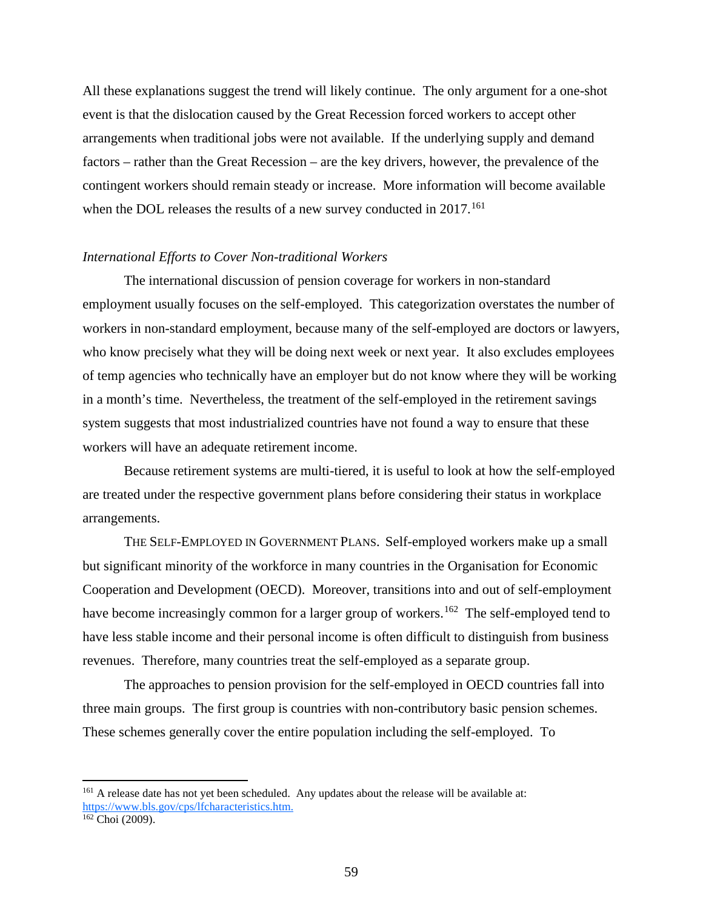All these explanations suggest the trend will likely continue. The only argument for a one-shot event is that the dislocation caused by the Great Recession forced workers to accept other arrangements when traditional jobs were not available. If the underlying supply and demand factors – rather than the Great Recession – are the key drivers, however, the prevalence of the contingent workers should remain steady or increase. More information will become available when the DOL releases the results of a new survey conducted in 2017.[161]

*International Efforts to Cover Non-traditional Workers*

The international discussion of pension coverage for workers in non-standard employment usually focuses on the self-employed. This categorization overstates the number of workers in non-standard employment, because many of the self-employed are doctors or lawyers, who know precisely what they will be doing next week or next year. It also excludes employees of temp agencies who technically have an employer but do not know where they will be working in a month's time. Nevertheless, the treatment of the self-employed in the retirement savings system suggests that most industrialized countries have not found a way to ensure that these workers will have an adequate retirement income.

Because retirement systems are multi-tiered, it is useful to look at how the self-employed are treated under the respective government plans before considering their status in workplace arrangements.

THE SELF-EMPLOYED IN GOVERNMENT PLANS. Self-employed workers make up a small but significant minority of the workforce in many countries in the Organisation for Economic Cooperation and Development (OECD). Moreover, transitions into and out of self-employment have become increasingly common for a larger group of workers.[162] The self-employed tend to have less stable income and their personal income is often difficult to distinguish from business revenues. Therefore, many countries treat the self-employed as a separate group.

The approaches to pension provision for the self-employed in OECD countries fall into three main groups. The first group is countries with non-contributory basic pension schemes. These schemes generally cover the entire population including the self-employed. To

---

[161] A release date has not yet been scheduled. Any updates about the release will be available at: https://www.bls.gov/cps/lfcharacteristics.htm.

[162] Choi (2009).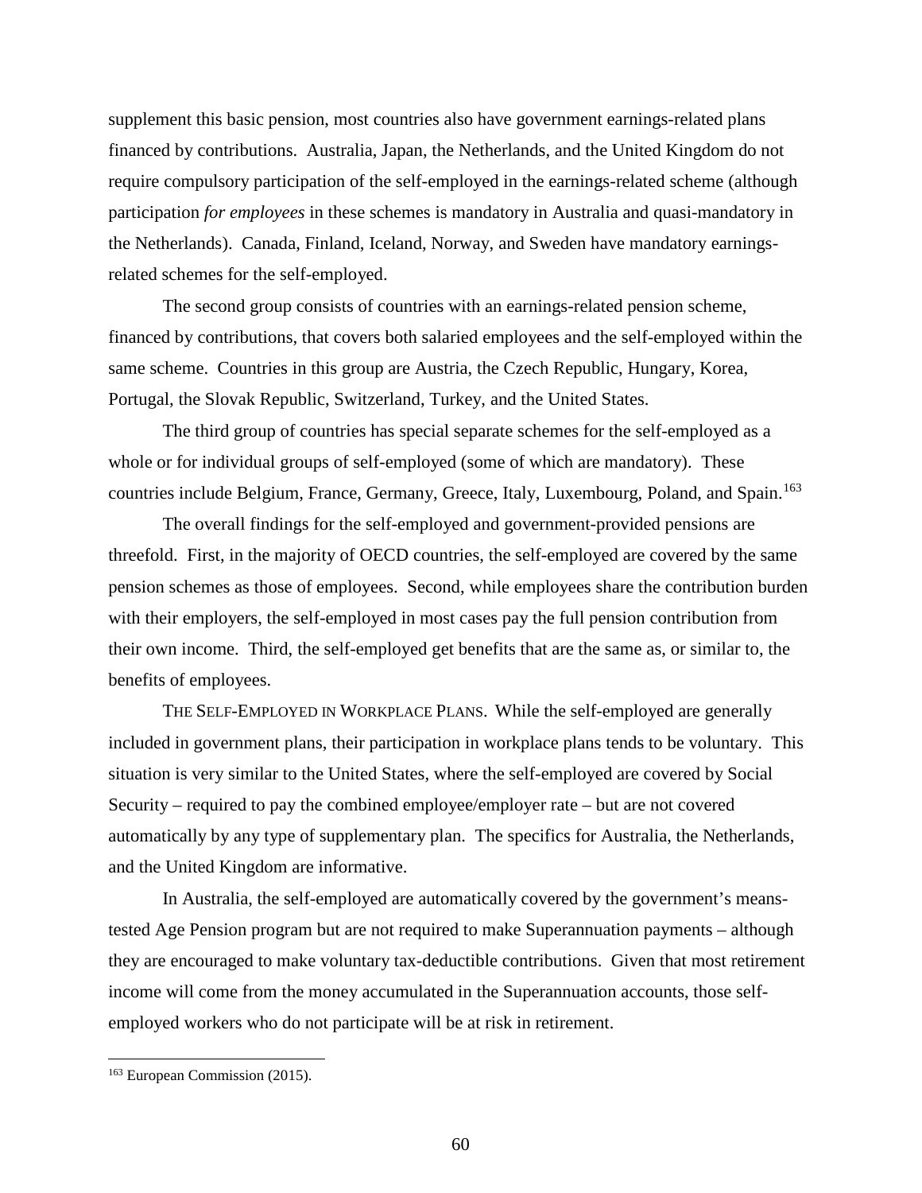supplement this basic pension, most countries also have government earnings-related plans financed by contributions. Australia, Japan, the Netherlands, and the United Kingdom do not require compulsory participation of the self-employed in the earnings-related scheme (although participation *for employees* in these schemes is mandatory in Australia and quasi-mandatory in the Netherlands). Canada, Finland, Iceland, Norway, and Sweden have mandatory earnings-related schemes for the self-employed.

The second group consists of countries with an earnings-related pension scheme, financed by contributions, that covers both salaried employees and the self-employed within the same scheme. Countries in this group are Austria, the Czech Republic, Hungary, Korea, Portugal, the Slovak Republic, Switzerland, Turkey, and the United States.

The third group of countries has special separate schemes for the self-employed as a whole or for individual groups of self-employed (some of which are mandatory). These countries include Belgium, France, Germany, Greece, Italy, Luxembourg, Poland, and Spain.[163]

The overall findings for the self-employed and government-provided pensions are threefold. First, in the majority of OECD countries, the self-employed are covered by the same pension schemes as those of employees. Second, while employees share the contribution burden with their employers, the self-employed in most cases pay the full pension contribution from their own income. Third, the self-employed get benefits that are the same as, or similar to, the benefits of employees.

THE SELF-EMPLOYED IN WORKPLACE PLANS. While the self-employed are generally included in government plans, their participation in workplace plans tends to be voluntary. This situation is very similar to the United States, where the self-employed are covered by Social Security – required to pay the combined employee/employer rate – but are not covered automatically by any type of supplementary plan. The specifics for Australia, the Netherlands, and the United Kingdom are informative.

In Australia, the self-employed are automatically covered by the government's means-tested Age Pension program but are not required to make Superannuation payments – although they are encouraged to make voluntary tax-deductible contributions. Given that most retirement income will come from the money accumulated in the Superannuation accounts, those self-employed workers who do not participate will be at risk in retirement.

[163] European Commission (2015).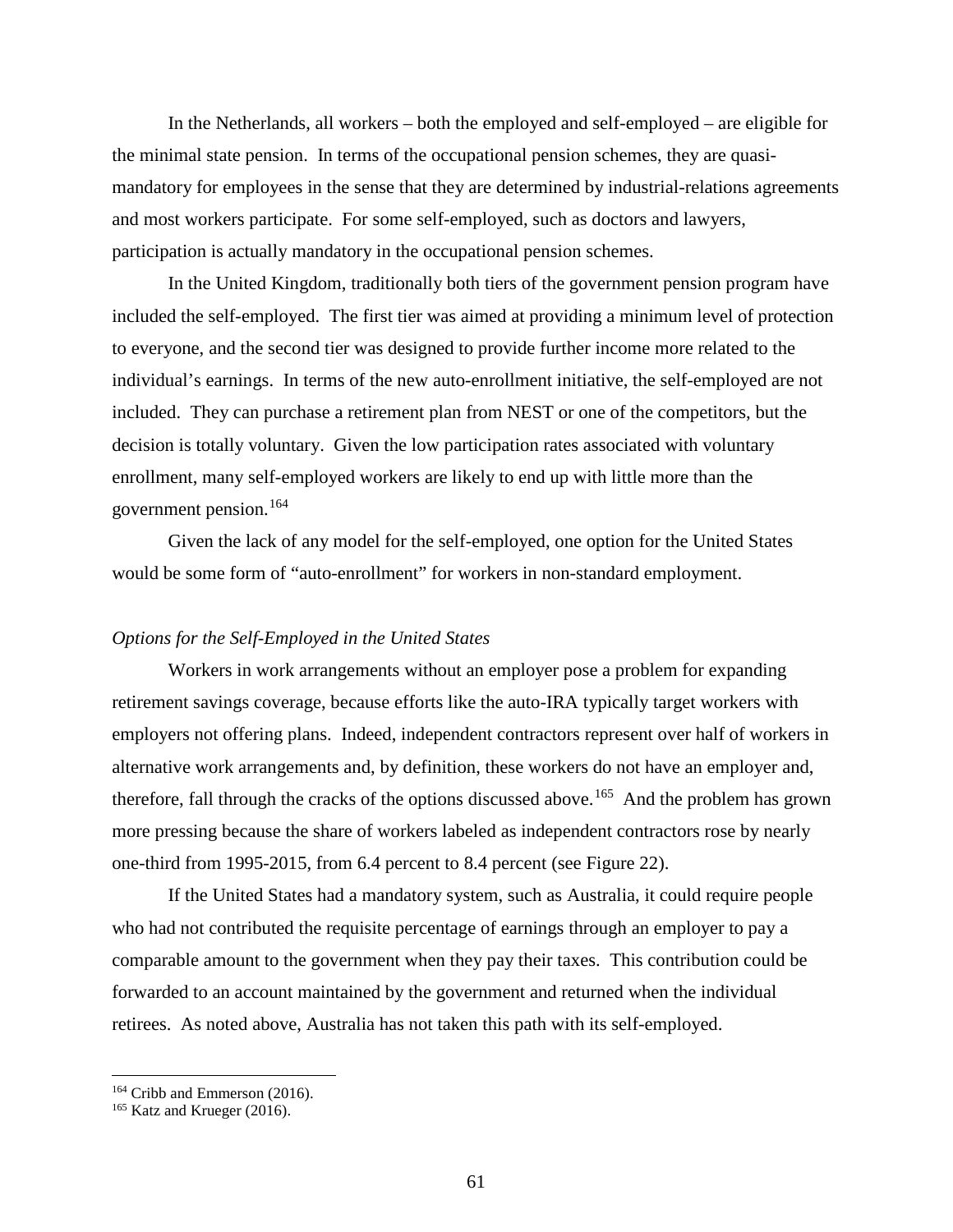In the Netherlands, all workers – both the employed and self-employed – are eligible for the minimal state pension. In terms of the occupational pension schemes, they are quasi-mandatory for employees in the sense that they are determined by industrial-relations agreements and most workers participate. For some self-employed, such as doctors and lawyers, participation is actually mandatory in the occupational pension schemes.

In the United Kingdom, traditionally both tiers of the government pension program have included the self-employed. The first tier was aimed at providing a minimum level of protection to everyone, and the second tier was designed to provide further income more related to the individual's earnings. In terms of the new auto-enrollment initiative, the self-employed are not included. They can purchase a retirement plan from NEST or one of the competitors, but the decision is totally voluntary. Given the low participation rates associated with voluntary enrollment, many self-employed workers are likely to end up with little more than the government pension.[164]

Given the lack of any model for the self-employed, one option for the United States would be some form of "auto-enrollment" for workers in non-standard employment.

*Options for the Self-Employed in the United States*

Workers in work arrangements without an employer pose a problem for expanding retirement savings coverage, because efforts like the auto-IRA typically target workers with employers not offering plans. Indeed, independent contractors represent over half of workers in alternative work arrangements and, by definition, these workers do not have an employer and, therefore, fall through the cracks of the options discussed above.[165] And the problem has grown more pressing because the share of workers labeled as independent contractors rose by nearly one-third from 1995-2015, from 6.4 percent to 8.4 percent (see Figure 22).

If the United States had a mandatory system, such as Australia, it could require people who had not contributed the requisite percentage of earnings through an employer to pay a comparable amount to the government when they pay their taxes. This contribution could be forwarded to an account maintained by the government and returned when the individual retirees. As noted above, Australia has not taken this path with its self-employed.

[164] Cribb and Emmerson (2016).

[165] Katz and Krueger (2016).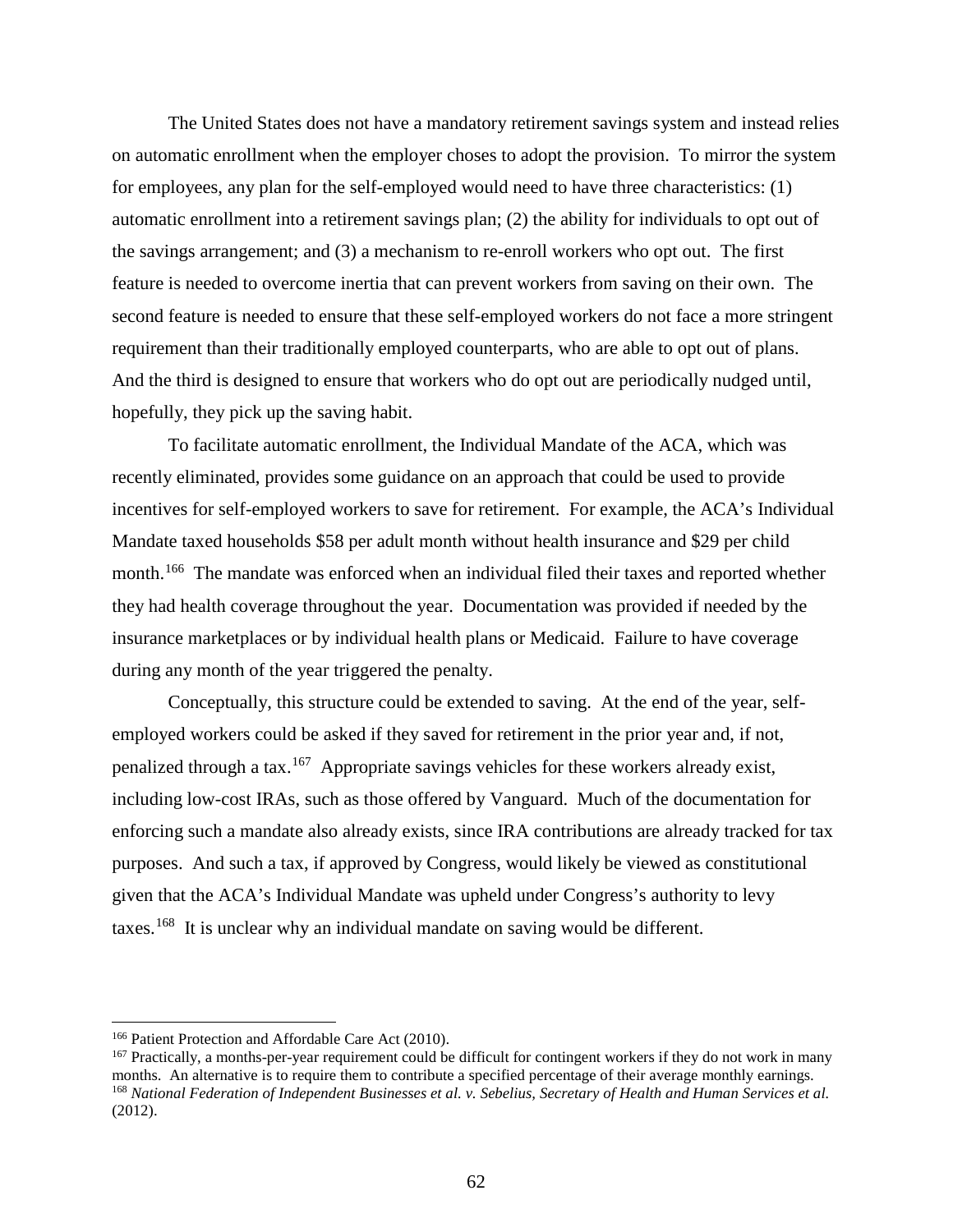The United States does not have a mandatory retirement savings system and instead relies on automatic enrollment when the employer choses to adopt the provision. To mirror the system for employees, any plan for the self-employed would need to have three characteristics: (1) automatic enrollment into a retirement savings plan; (2) the ability for individuals to opt out of the savings arrangement; and (3) a mechanism to re-enroll workers who opt out. The first feature is needed to overcome inertia that can prevent workers from saving on their own. The second feature is needed to ensure that these self-employed workers do not face a more stringent requirement than their traditionally employed counterparts, who are able to opt out of plans. And the third is designed to ensure that workers who do opt out are periodically nudged until, hopefully, they pick up the saving habit.

To facilitate automatic enrollment, the Individual Mandate of the ACA, which was recently eliminated, provides some guidance on an approach that could be used to provide incentives for self-employed workers to save for retirement. For example, the ACA's Individual Mandate taxed households \$58 per adult month without health insurance and \$29 per child month.[166] The mandate was enforced when an individual filed their taxes and reported whether they had health coverage throughout the year. Documentation was provided if needed by the insurance marketplaces or by individual health plans or Medicaid. Failure to have coverage during any month of the year triggered the penalty.

Conceptually, this structure could be extended to saving. At the end of the year, self-employed workers could be asked if they saved for retirement in the prior year and, if not, penalized through a tax.[167] Appropriate savings vehicles for these workers already exist, including low-cost IRAs, such as those offered by Vanguard. Much of the documentation for enforcing such a mandate also already exists, since IRA contributions are already tracked for tax purposes. And such a tax, if approved by Congress, would likely be viewed as constitutional given that the ACA's Individual Mandate was upheld under Congress's authority to levy taxes.[168] It is unclear why an individual mandate on saving would be different.

---

[166] Patient Protection and Affordable Care Act (2010).

[167] Practically, a months-per-year requirement could be difficult for contingent workers if they do not work in many months. An alternative is to require them to contribute a specified percentage of their average monthly earnings.

[168] *National Federation of Independent Businesses et al. v. Sebelius, Secretary of Health and Human Services et al.* (2012).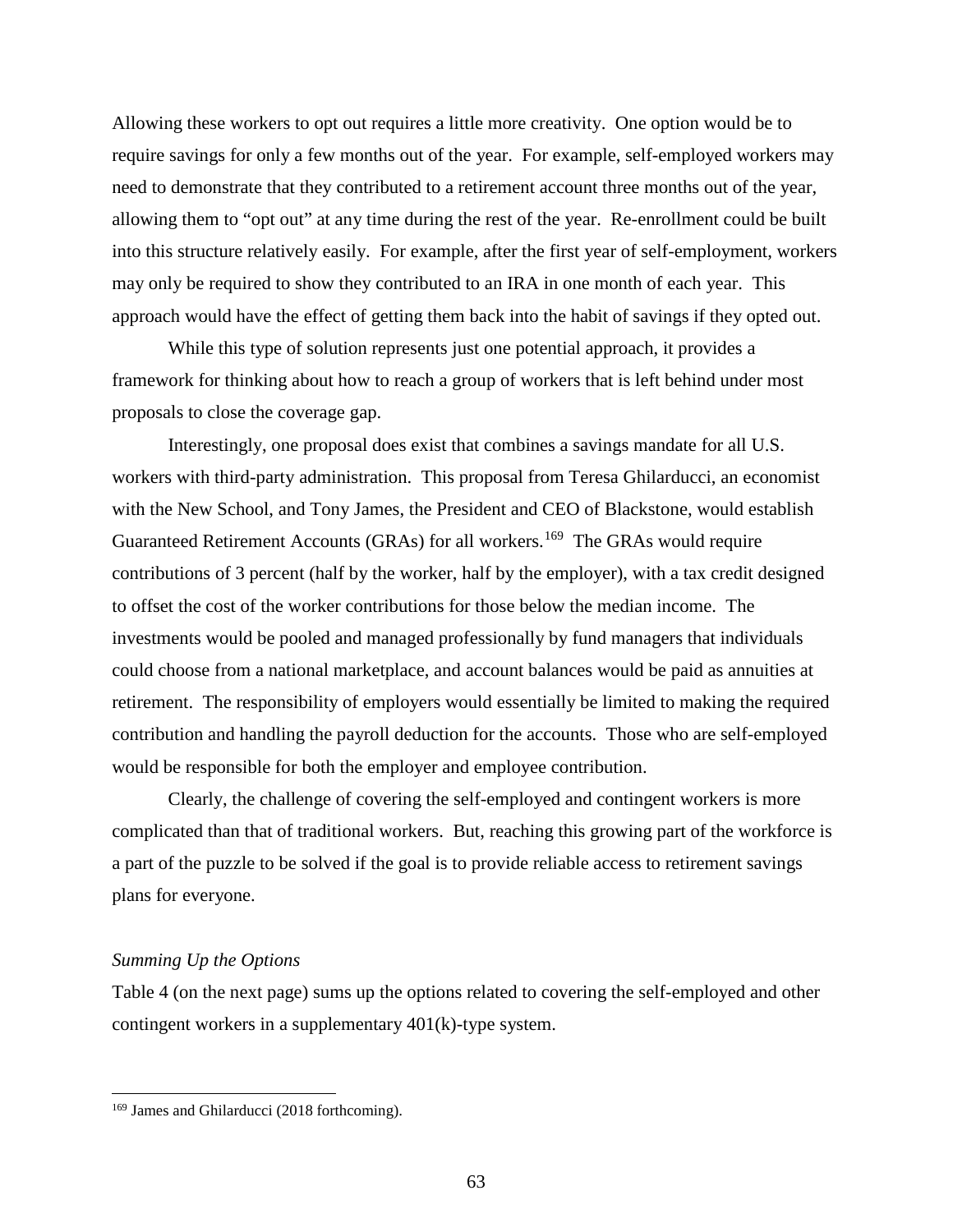Allowing these workers to opt out requires a little more creativity. One option would be to require savings for only a few months out of the year. For example, self-employed workers may need to demonstrate that they contributed to a retirement account three months out of the year, allowing them to "opt out" at any time during the rest of the year. Re-enrollment could be built into this structure relatively easily. For example, after the first year of self-employment, workers may only be required to show they contributed to an IRA in one month of each year. This approach would have the effect of getting them back into the habit of savings if they opted out.

While this type of solution represents just one potential approach, it provides a framework for thinking about how to reach a group of workers that is left behind under most proposals to close the coverage gap.

Interestingly, one proposal does exist that combines a savings mandate for all U.S. workers with third-party administration. This proposal from Teresa Ghilarducci, an economist with the New School, and Tony James, the President and CEO of Blackstone, would establish Guaranteed Retirement Accounts (GRAs) for all workers.[169] The GRAs would require contributions of 3 percent (half by the worker, half by the employer), with a tax credit designed to offset the cost of the worker contributions for those below the median income. The investments would be pooled and managed professionally by fund managers that individuals could choose from a national marketplace, and account balances would be paid as annuities at retirement. The responsibility of employers would essentially be limited to making the required contribution and handling the payroll deduction for the accounts. Those who are self-employed would be responsible for both the employer and employee contribution.

Clearly, the challenge of covering the self-employed and contingent workers is more complicated than that of traditional workers. But, reaching this growing part of the workforce is a part of the puzzle to be solved if the goal is to provide reliable access to retirement savings plans for everyone.

*Summing Up the Options*

Table 4 (on the next page) sums up the options related to covering the self-employed and other contingent workers in a supplementary 401(k)-type system.

---

[169] James and Ghilarducci (2018 forthcoming).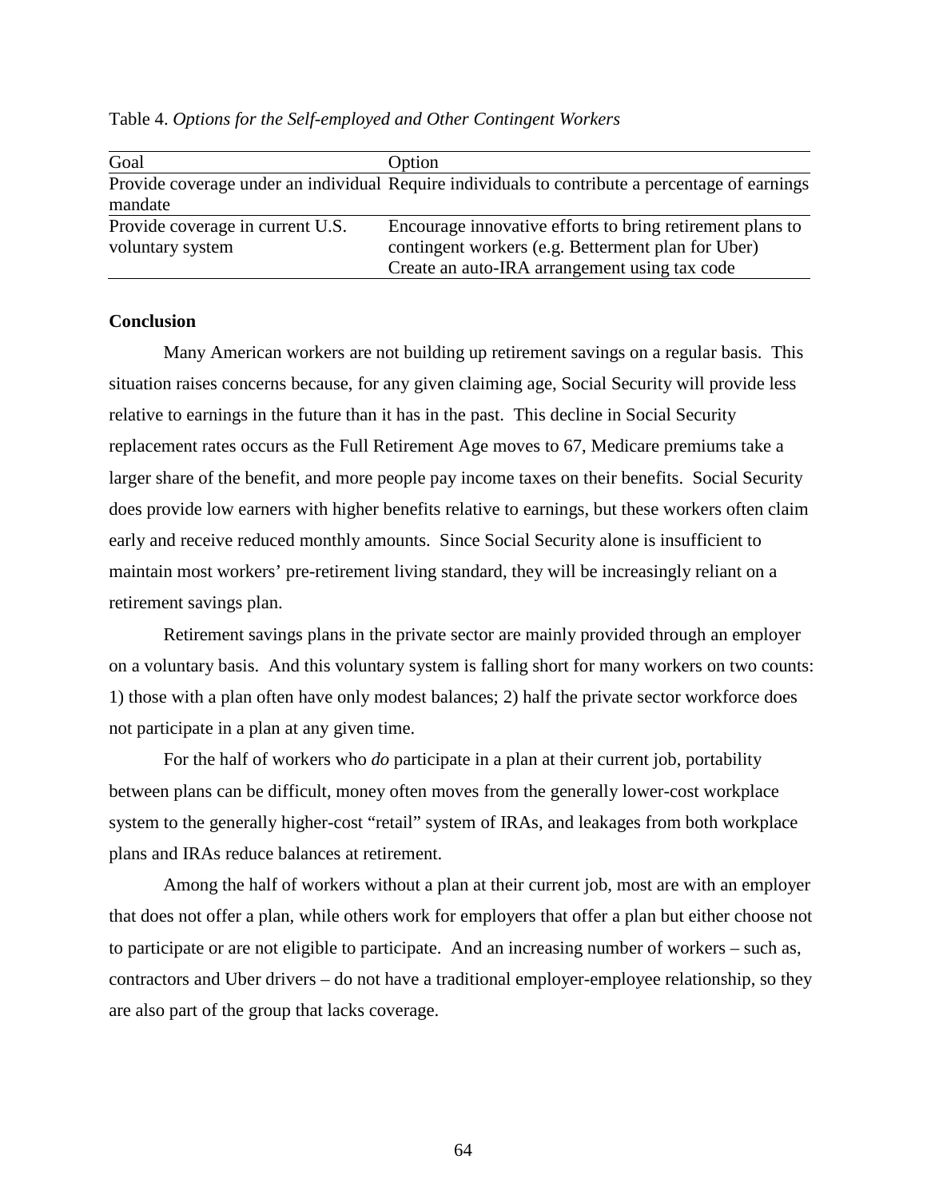Table 4. *Options for the Self-employed and Other Contingent Workers*

| Goal | Option |
|---|---|
| Provide coverage under an individual mandate | Require individuals to contribute a percentage of earnings |
| Provide coverage in current U.S. voluntary system | Encourage innovative efforts to bring retirement plans to contingent workers (e.g. Betterment plan for Uber)<br>Create an auto-IRA arrangement using tax code |

**Conclusion**

Many American workers are not building up retirement savings on a regular basis. This situation raises concerns because, for any given claiming age, Social Security will provide less relative to earnings in the future than it has in the past. This decline in Social Security replacement rates occurs as the Full Retirement Age moves to 67, Medicare premiums take a larger share of the benefit, and more people pay income taxes on their benefits. Social Security does provide low earners with higher benefits relative to earnings, but these workers often claim early and receive reduced monthly amounts. Since Social Security alone is insufficient to maintain most workers' pre-retirement living standard, they will be increasingly reliant on a retirement savings plan.

Retirement savings plans in the private sector are mainly provided through an employer on a voluntary basis. And this voluntary system is falling short for many workers on two counts: 1) those with a plan often have only modest balances; 2) half the private sector workforce does not participate in a plan at any given time.

For the half of workers who *do* participate in a plan at their current job, portability between plans can be difficult, money often moves from the generally lower-cost workplace system to the generally higher-cost "retail" system of IRAs, and leakages from both workplace plans and IRAs reduce balances at retirement.

Among the half of workers without a plan at their current job, most are with an employer that does not offer a plan, while others work for employers that offer a plan but either choose not to participate or are not eligible to participate. And an increasing number of workers – such as, contractors and Uber drivers – do not have a traditional employer-employee relationship, so they are also part of the group that lacks coverage.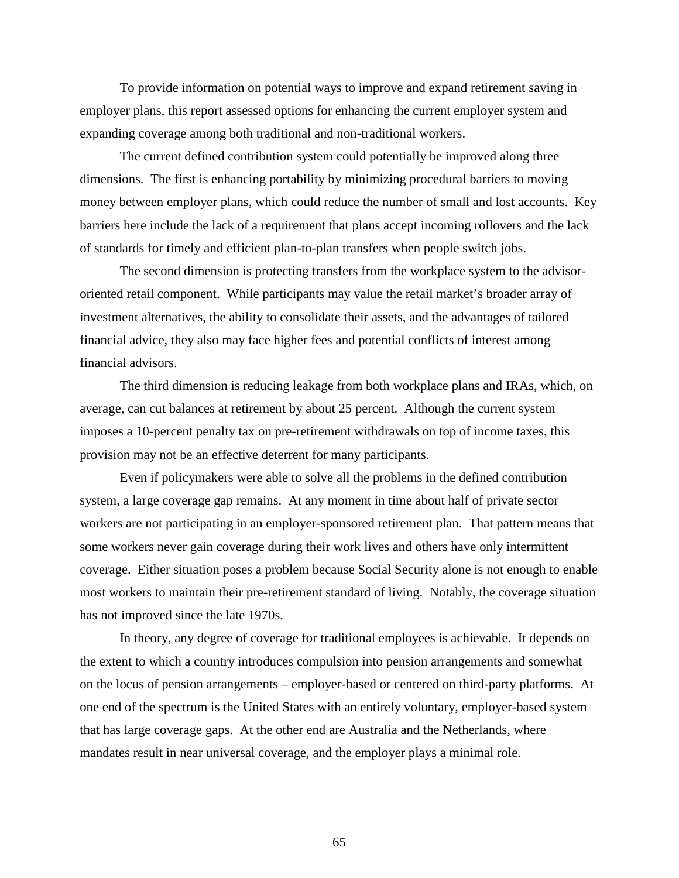To provide information on potential ways to improve and expand retirement saving in employer plans, this report assessed options for enhancing the current employer system and expanding coverage among both traditional and non-traditional workers.

The current defined contribution system could potentially be improved along three dimensions. The first is enhancing portability by minimizing procedural barriers to moving money between employer plans, which could reduce the number of small and lost accounts. Key barriers here include the lack of a requirement that plans accept incoming rollovers and the lack of standards for timely and efficient plan-to-plan transfers when people switch jobs.

The second dimension is protecting transfers from the workplace system to the advisor-oriented retail component. While participants may value the retail market's broader array of investment alternatives, the ability to consolidate their assets, and the advantages of tailored financial advice, they also may face higher fees and potential conflicts of interest among financial advisors.

The third dimension is reducing leakage from both workplace plans and IRAs, which, on average, can cut balances at retirement by about 25 percent. Although the current system imposes a 10-percent penalty tax on pre-retirement withdrawals on top of income taxes, this provision may not be an effective deterrent for many participants.

Even if policymakers were able to solve all the problems in the defined contribution system, a large coverage gap remains. At any moment in time about half of private sector workers are not participating in an employer-sponsored retirement plan. That pattern means that some workers never gain coverage during their work lives and others have only intermittent coverage. Either situation poses a problem because Social Security alone is not enough to enable most workers to maintain their pre-retirement standard of living. Notably, the coverage situation has not improved since the late 1970s.

In theory, any degree of coverage for traditional employees is achievable. It depends on the extent to which a country introduces compulsion into pension arrangements and somewhat on the locus of pension arrangements – employer-based or centered on third-party platforms. At one end of the spectrum is the United States with an entirely voluntary, employer-based system that has large coverage gaps. At the other end are Australia and the Netherlands, where mandates result in near universal coverage, and the employer plays a minimal role.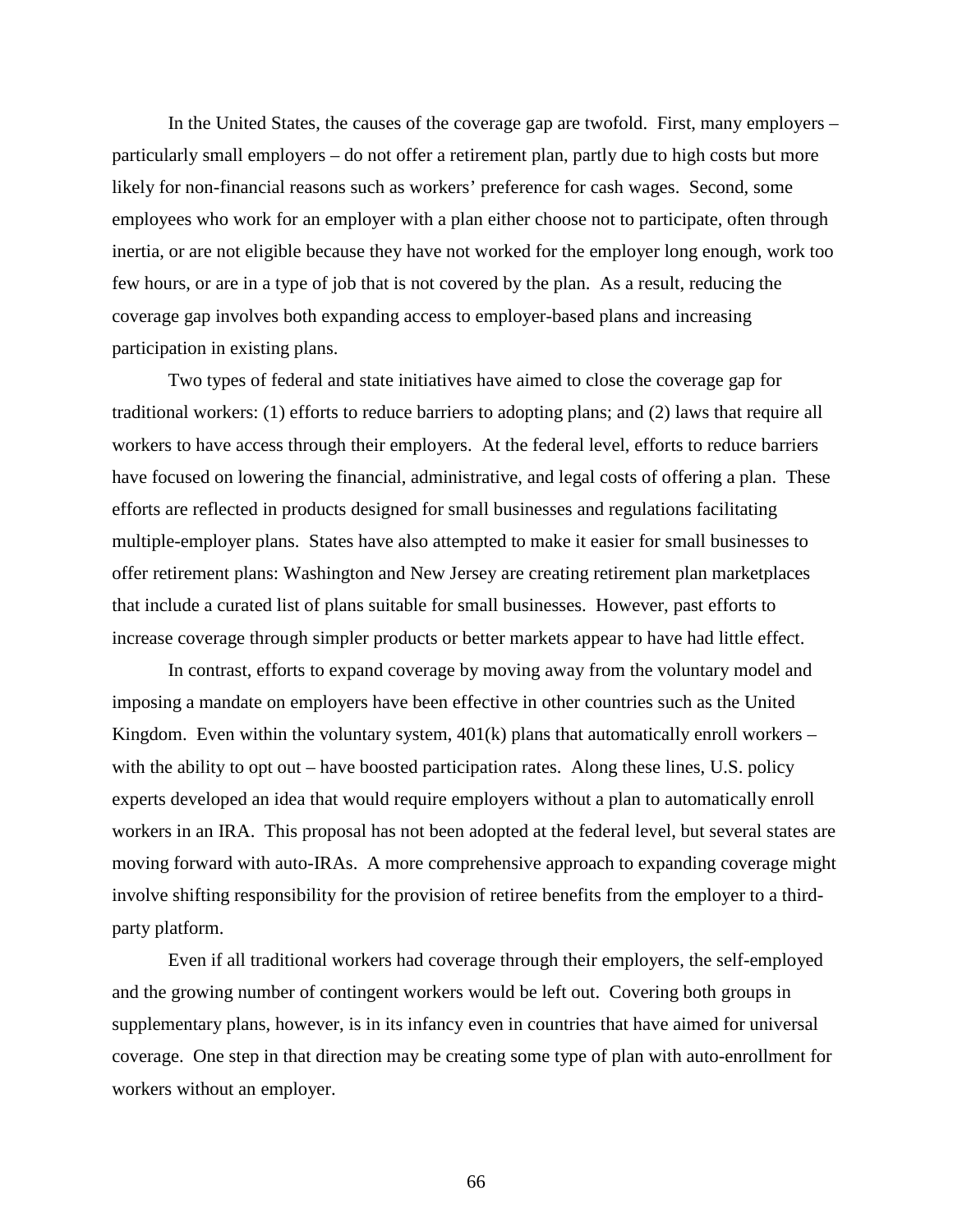In the United States, the causes of the coverage gap are twofold. First, many employers – particularly small employers – do not offer a retirement plan, partly due to high costs but more likely for non-financial reasons such as workers' preference for cash wages. Second, some employees who work for an employer with a plan either choose not to participate, often through inertia, or are not eligible because they have not worked for the employer long enough, work too few hours, or are in a type of job that is not covered by the plan. As a result, reducing the coverage gap involves both expanding access to employer-based plans and increasing participation in existing plans.

Two types of federal and state initiatives have aimed to close the coverage gap for traditional workers: (1) efforts to reduce barriers to adopting plans; and (2) laws that require all workers to have access through their employers. At the federal level, efforts to reduce barriers have focused on lowering the financial, administrative, and legal costs of offering a plan. These efforts are reflected in products designed for small businesses and regulations facilitating multiple-employer plans. States have also attempted to make it easier for small businesses to offer retirement plans: Washington and New Jersey are creating retirement plan marketplaces that include a curated list of plans suitable for small businesses. However, past efforts to increase coverage through simpler products or better markets appear to have had little effect.

In contrast, efforts to expand coverage by moving away from the voluntary model and imposing a mandate on employers have been effective in other countries such as the United Kingdom. Even within the voluntary system, 401(k) plans that automatically enroll workers – with the ability to opt out – have boosted participation rates. Along these lines, U.S. policy experts developed an idea that would require employers without a plan to automatically enroll workers in an IRA. This proposal has not been adopted at the federal level, but several states are moving forward with auto-IRAs. A more comprehensive approach to expanding coverage might involve shifting responsibility for the provision of retiree benefits from the employer to a third-party platform.

Even if all traditional workers had coverage through their employers, the self-employed and the growing number of contingent workers would be left out. Covering both groups in supplementary plans, however, is in its infancy even in countries that have aimed for universal coverage. One step in that direction may be creating some type of plan with auto-enrollment for workers without an employer.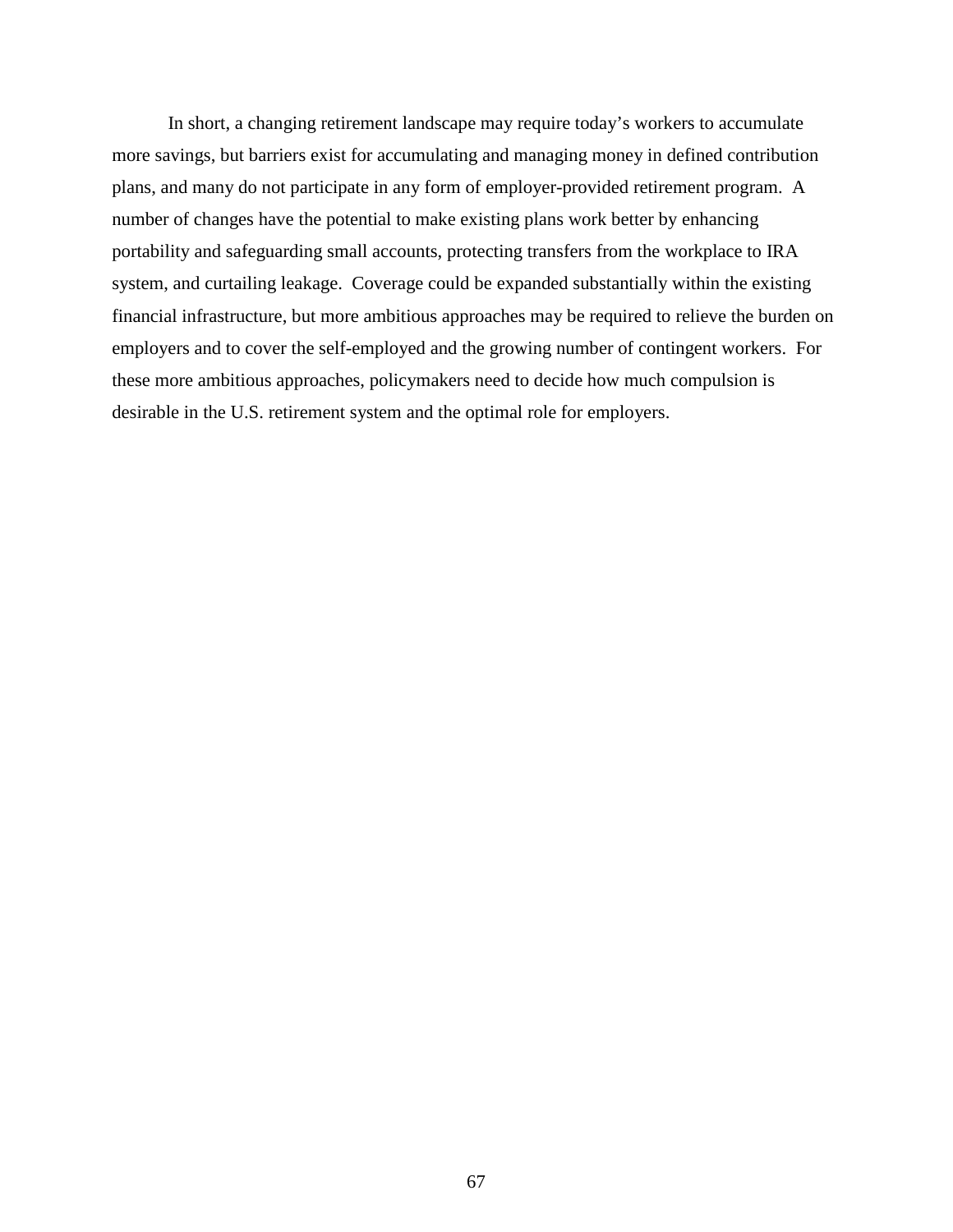In short, a changing retirement landscape may require today's workers to accumulate more savings, but barriers exist for accumulating and managing money in defined contribution plans, and many do not participate in any form of employer-provided retirement program. A number of changes have the potential to make existing plans work better by enhancing portability and safeguarding small accounts, protecting transfers from the workplace to IRA system, and curtailing leakage. Coverage could be expanded substantially within the existing financial infrastructure, but more ambitious approaches may be required to relieve the burden on employers and to cover the self-employed and the growing number of contingent workers. For these more ambitious approaches, policymakers need to decide how much compulsion is desirable in the U.S. retirement system and the optimal role for employers.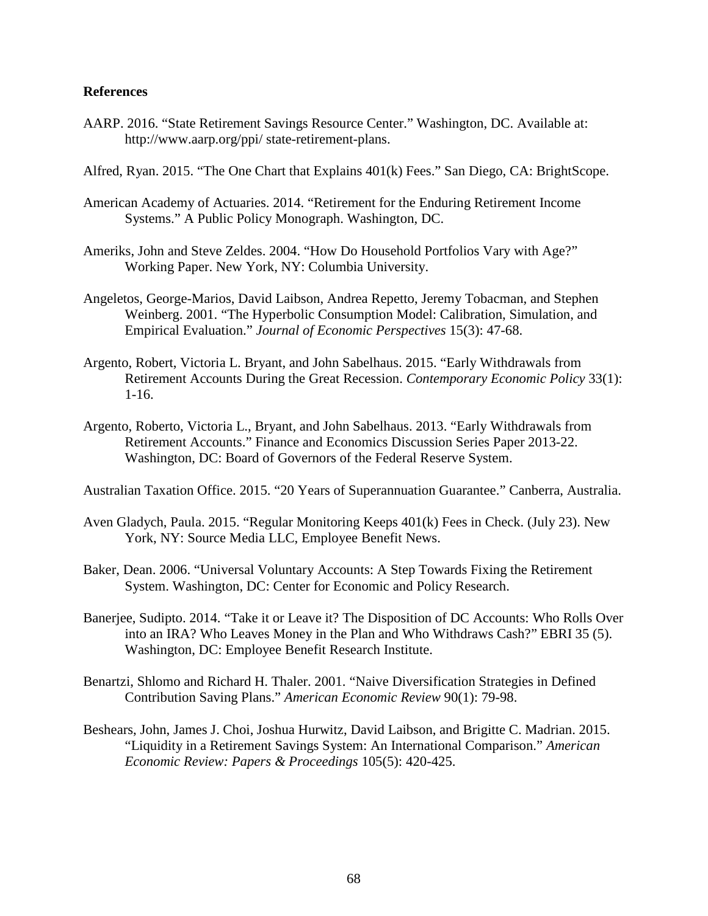## References

AARP. 2016. "State Retirement Savings Resource Center." Washington, DC. Available at: http://www.aarp.org/ppi/ state-retirement-plans.

Alfred, Ryan. 2015. "The One Chart that Explains 401(k) Fees." San Diego, CA: BrightScope.

American Academy of Actuaries. 2014. "Retirement for the Enduring Retirement Income Systems." A Public Policy Monograph. Washington, DC.

Ameriks, John and Steve Zeldes. 2004. "How Do Household Portfolios Vary with Age?" Working Paper. New York, NY: Columbia University.

Angeletos, George-Marios, David Laibson, Andrea Repetto, Jeremy Tobacman, and Stephen Weinberg. 2001. "The Hyperbolic Consumption Model: Calibration, Simulation, and Empirical Evaluation." *Journal of Economic Perspectives* 15(3): 47-68.

Argento, Robert, Victoria L. Bryant, and John Sabelhaus. 2015. "Early Withdrawals from Retirement Accounts During the Great Recession. *Contemporary Economic Policy* 33(1): 1-16.

Argento, Roberto, Victoria L., Bryant, and John Sabelhaus. 2013. "Early Withdrawals from Retirement Accounts." Finance and Economics Discussion Series Paper 2013-22. Washington, DC: Board of Governors of the Federal Reserve System.

Australian Taxation Office. 2015. "20 Years of Superannuation Guarantee." Canberra, Australia.

Aven Gladych, Paula. 2015. "Regular Monitoring Keeps 401(k) Fees in Check. (July 23). New York, NY: Source Media LLC, Employee Benefit News.

Baker, Dean. 2006. "Universal Voluntary Accounts: A Step Towards Fixing the Retirement System. Washington, DC: Center for Economic and Policy Research.

Banerjee, Sudipto. 2014. "Take it or Leave it? The Disposition of DC Accounts: Who Rolls Over into an IRA? Who Leaves Money in the Plan and Who Withdraws Cash?" EBRI 35 (5). Washington, DC: Employee Benefit Research Institute.

Benartzi, Shlomo and Richard H. Thaler. 2001. "Naive Diversification Strategies in Defined Contribution Saving Plans." *American Economic Review* 90(1): 79-98.

Beshears, John, James J. Choi, Joshua Hurwitz, David Laibson, and Brigitte C. Madrian. 2015. "Liquidity in a Retirement Savings System: An International Comparison." *American Economic Review: Papers & Proceedings* 105(5): 420-425.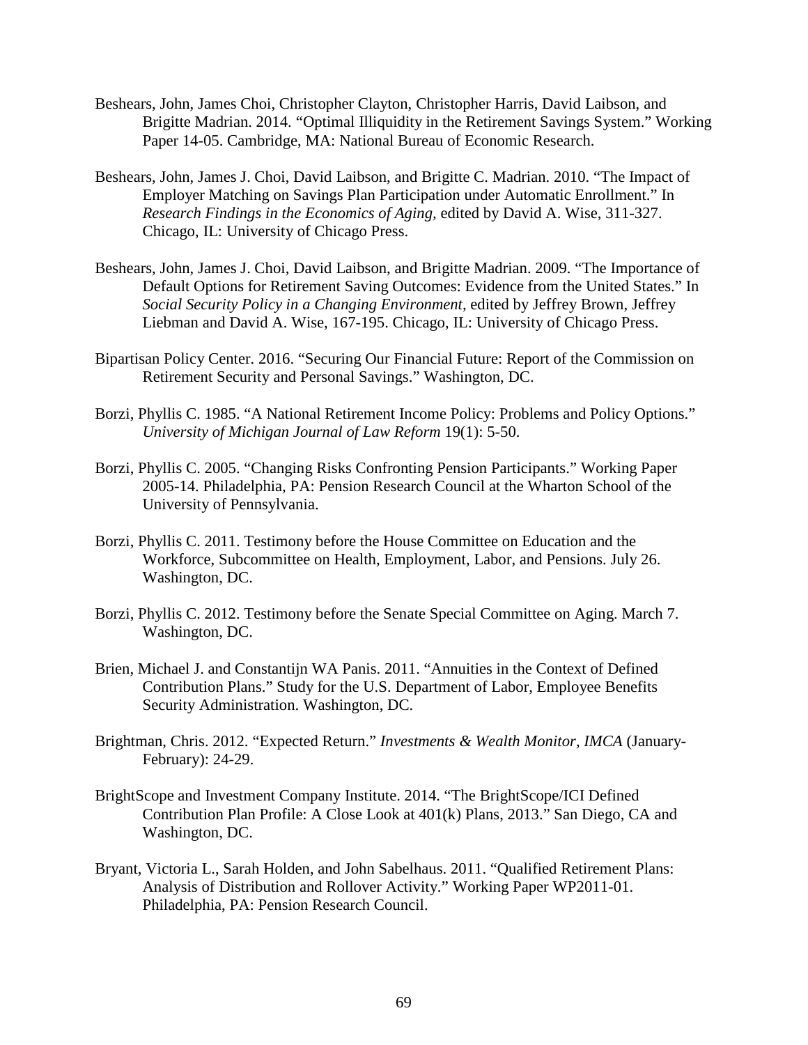Beshears, John, James Choi, Christopher Clayton, Christopher Harris, David Laibson, and Brigitte Madrian. 2014. "Optimal Illiquidity in the Retirement Savings System." Working Paper 14-05. Cambridge, MA: National Bureau of Economic Research.

Beshears, John, James J. Choi, David Laibson, and Brigitte C. Madrian. 2010. "The Impact of Employer Matching on Savings Plan Participation under Automatic Enrollment." In *Research Findings in the Economics of Aging,* edited by David A. Wise, 311-327. Chicago, IL: University of Chicago Press.

Beshears, John, James J. Choi, David Laibson, and Brigitte Madrian. 2009. "The Importance of Default Options for Retirement Saving Outcomes: Evidence from the United States." In *Social Security Policy in a Changing Environment,* edited by Jeffrey Brown, Jeffrey Liebman and David A. Wise, 167-195. Chicago, IL: University of Chicago Press.

Bipartisan Policy Center. 2016. "Securing Our Financial Future: Report of the Commission on Retirement Security and Personal Savings." Washington, DC.

Borzi, Phyllis C. 1985. "A National Retirement Income Policy: Problems and Policy Options." *University of Michigan Journal of Law Reform* 19(1): 5-50.

Borzi, Phyllis C. 2005. "Changing Risks Confronting Pension Participants." Working Paper 2005-14. Philadelphia, PA: Pension Research Council at the Wharton School of the University of Pennsylvania.

Borzi, Phyllis C. 2011. Testimony before the House Committee on Education and the Workforce, Subcommittee on Health, Employment, Labor, and Pensions. July 26. Washington, DC.

Borzi, Phyllis C. 2012. Testimony before the Senate Special Committee on Aging. March 7. Washington, DC.

Brien, Michael J. and Constantijn WA Panis. 2011. "Annuities in the Context of Defined Contribution Plans." Study for the U.S. Department of Labor, Employee Benefits Security Administration. Washington, DC.

Brightman, Chris. 2012. "Expected Return." *Investments & Wealth Monitor, IMCA* (January-February): 24-29.

BrightScope and Investment Company Institute. 2014. "The BrightScope/ICI Defined Contribution Plan Profile: A Close Look at 401(k) Plans, 2013." San Diego, CA and Washington, DC.

Bryant, Victoria L., Sarah Holden, and John Sabelhaus. 2011. "Qualified Retirement Plans: Analysis of Distribution and Rollover Activity." Working Paper WP2011-01. Philadelphia, PA: Pension Research Council.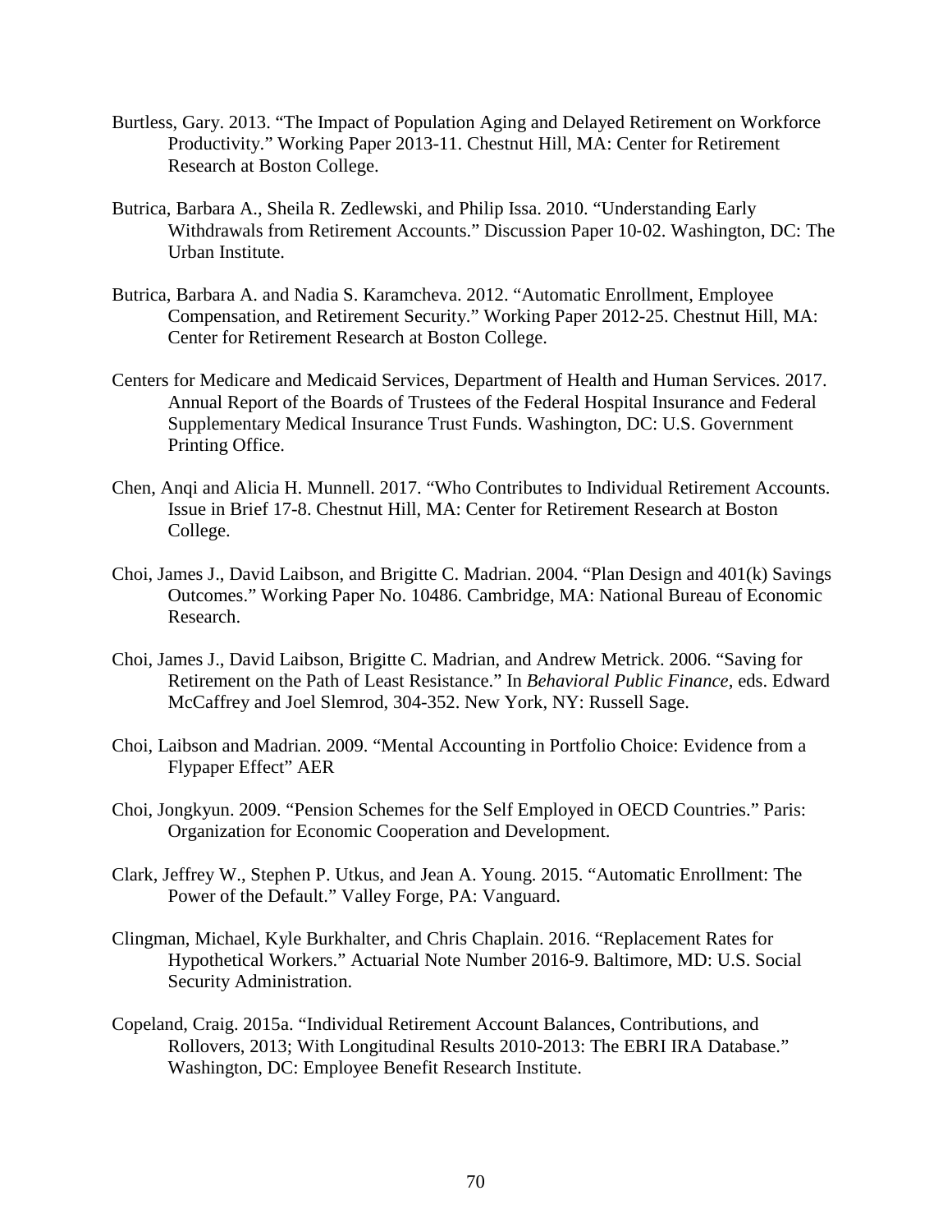Burtless, Gary. 2013. "The Impact of Population Aging and Delayed Retirement on Workforce Productivity." Working Paper 2013-11. Chestnut Hill, MA: Center for Retirement Research at Boston College.

Butrica, Barbara A., Sheila R. Zedlewski, and Philip Issa. 2010. "Understanding Early Withdrawals from Retirement Accounts." Discussion Paper 10-02. Washington, DC: The Urban Institute.

Butrica, Barbara A. and Nadia S. Karamcheva. 2012. "Automatic Enrollment, Employee Compensation, and Retirement Security." Working Paper 2012-25. Chestnut Hill, MA: Center for Retirement Research at Boston College.

Centers for Medicare and Medicaid Services, Department of Health and Human Services. 2017. Annual Report of the Boards of Trustees of the Federal Hospital Insurance and Federal Supplementary Medical Insurance Trust Funds. Washington, DC: U.S. Government Printing Office.

Chen, Anqi and Alicia H. Munnell. 2017. "Who Contributes to Individual Retirement Accounts. Issue in Brief 17-8. Chestnut Hill, MA: Center for Retirement Research at Boston College.

Choi, James J., David Laibson, and Brigitte C. Madrian. 2004. "Plan Design and 401(k) Savings Outcomes." Working Paper No. 10486. Cambridge, MA: National Bureau of Economic Research.

Choi, James J., David Laibson, Brigitte C. Madrian, and Andrew Metrick. 2006. "Saving for Retirement on the Path of Least Resistance." In *Behavioral Public Finance,* eds. Edward McCaffrey and Joel Slemrod, 304-352. New York, NY: Russell Sage.

Choi, Laibson and Madrian. 2009. "Mental Accounting in Portfolio Choice: Evidence from a Flypaper Effect" AER

Choi, Jongkyun. 2009. "Pension Schemes for the Self Employed in OECD Countries." Paris: Organization for Economic Cooperation and Development.

Clark, Jeffrey W., Stephen P. Utkus, and Jean A. Young. 2015. "Automatic Enrollment: The Power of the Default." Valley Forge, PA: Vanguard.

Clingman, Michael, Kyle Burkhalter, and Chris Chaplain. 2016. "Replacement Rates for Hypothetical Workers." Actuarial Note Number 2016-9. Baltimore, MD: U.S. Social Security Administration.

Copeland, Craig. 2015a. "Individual Retirement Account Balances, Contributions, and Rollovers, 2013; With Longitudinal Results 2010-2013: The EBRI IRA Database." Washington, DC: Employee Benefit Research Institute.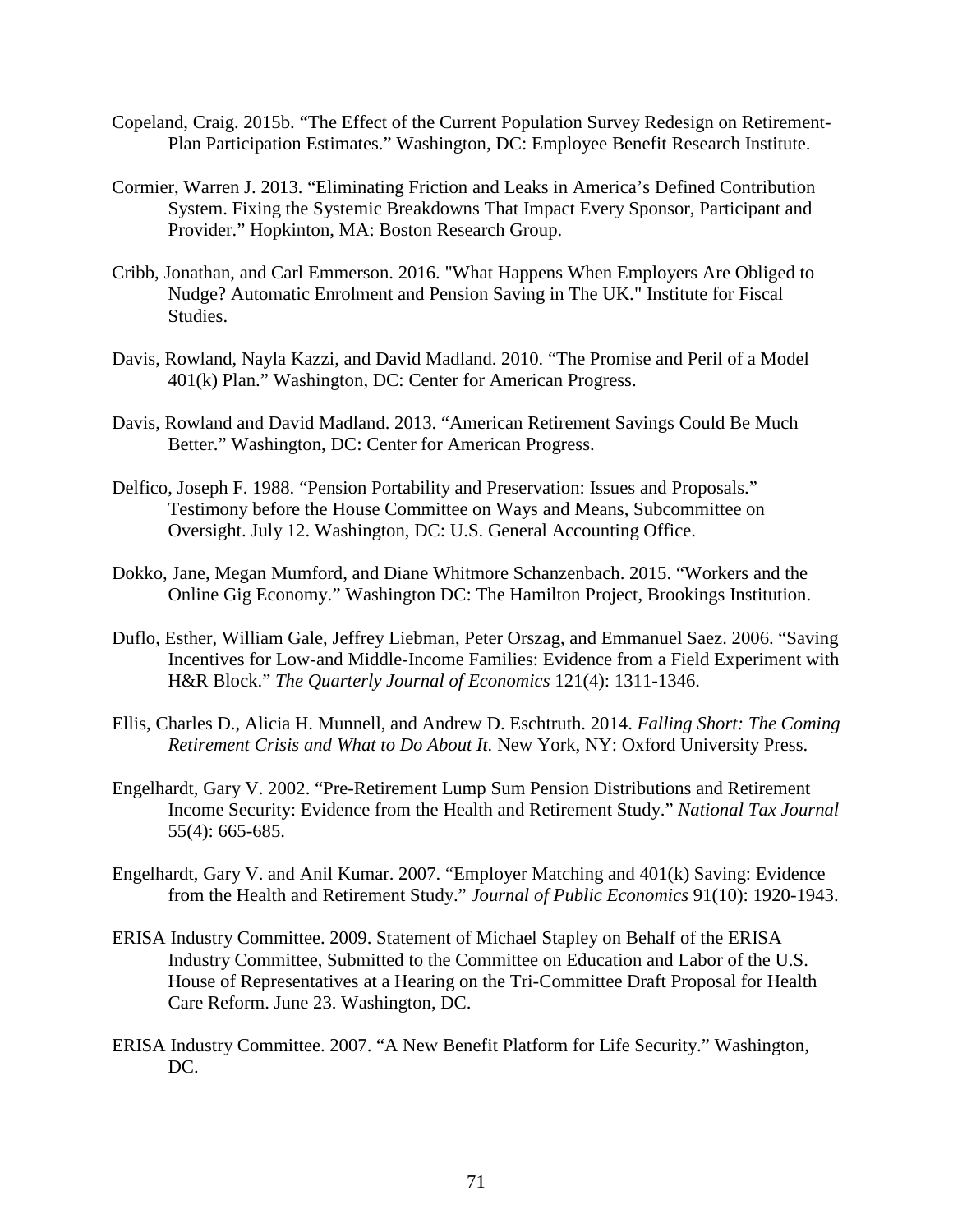Copeland, Craig. 2015b. “The Effect of the Current Population Survey Redesign on Retirement-Plan Participation Estimates.” Washington, DC: Employee Benefit Research Institute.

Cormier, Warren J. 2013. “Eliminating Friction and Leaks in America’s Defined Contribution System. Fixing the Systemic Breakdowns That Impact Every Sponsor, Participant and Provider.” Hopkinton, MA: Boston Research Group.

Cribb, Jonathan, and Carl Emmerson. 2016. "What Happens When Employers Are Obliged to Nudge? Automatic Enrolment and Pension Saving in The UK." Institute for Fiscal Studies.

Davis, Rowland, Nayla Kazzi, and David Madland. 2010. “The Promise and Peril of a Model 401(k) Plan.” Washington, DC: Center for American Progress.

Davis, Rowland and David Madland. 2013. “American Retirement Savings Could Be Much Better.” Washington, DC: Center for American Progress.

Delfico, Joseph F. 1988. “Pension Portability and Preservation: Issues and Proposals.” Testimony before the House Committee on Ways and Means, Subcommittee on Oversight. July 12. Washington, DC: U.S. General Accounting Office.

Dokko, Jane, Megan Mumford, and Diane Whitmore Schanzenbach. 2015. “Workers and the Online Gig Economy.” Washington DC: The Hamilton Project, Brookings Institution.

Duflo, Esther, William Gale, Jeffrey Liebman, Peter Orszag, and Emmanuel Saez. 2006. “Saving Incentives for Low-and Middle-Income Families: Evidence from a Field Experiment with H&R Block.” *The Quarterly Journal of Economics* 121(4): 1311-1346.

Ellis, Charles D., Alicia H. Munnell, and Andrew D. Eschtruth. 2014. *Falling Short: The Coming Retirement Crisis and What to Do About It.* New York, NY: Oxford University Press.

Engelhardt, Gary V. 2002. “Pre-Retirement Lump Sum Pension Distributions and Retirement Income Security: Evidence from the Health and Retirement Study.” *National Tax Journal* 55(4): 665-685.

Engelhardt, Gary V. and Anil Kumar. 2007. “Employer Matching and 401(k) Saving: Evidence from the Health and Retirement Study.” *Journal of Public Economics* 91(10): 1920-1943.

ERISA Industry Committee. 2009. Statement of Michael Stapley on Behalf of the ERISA Industry Committee, Submitted to the Committee on Education and Labor of the U.S. House of Representatives at a Hearing on the Tri-Committee Draft Proposal for Health Care Reform. June 23. Washington, DC.

ERISA Industry Committee. 2007. “A New Benefit Platform for Life Security.” Washington, DC.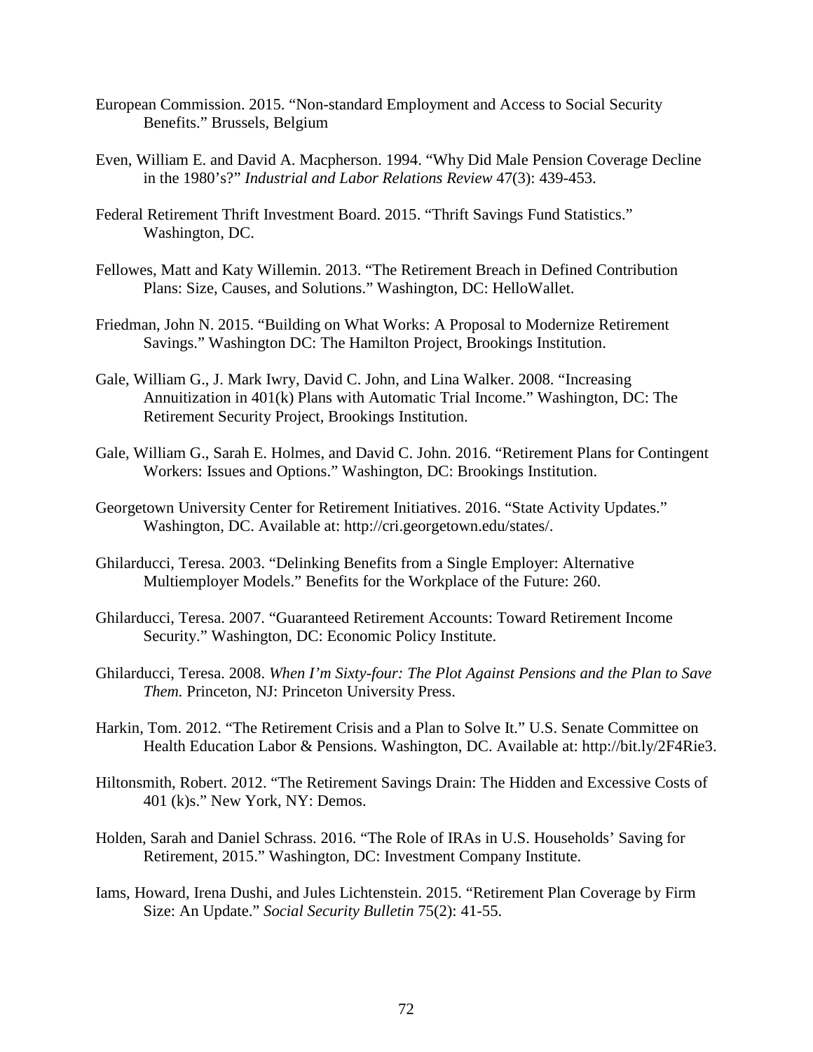European Commission. 2015. "Non-standard Employment and Access to Social Security Benefits." Brussels, Belgium

Even, William E. and David A. Macpherson. 1994. "Why Did Male Pension Coverage Decline in the 1980's?" *Industrial and Labor Relations Review* 47(3): 439-453.

Federal Retirement Thrift Investment Board. 2015. "Thrift Savings Fund Statistics." Washington, DC.

Fellowes, Matt and Katy Willemin. 2013. "The Retirement Breach in Defined Contribution Plans: Size, Causes, and Solutions." Washington, DC: HelloWallet.

Friedman, John N. 2015. "Building on What Works: A Proposal to Modernize Retirement Savings." Washington DC: The Hamilton Project, Brookings Institution.

Gale, William G., J. Mark Iwry, David C. John, and Lina Walker. 2008. "Increasing Annuitization in 401(k) Plans with Automatic Trial Income." Washington, DC: The Retirement Security Project, Brookings Institution.

Gale, William G., Sarah E. Holmes, and David C. John. 2016. "Retirement Plans for Contingent Workers: Issues and Options." Washington, DC: Brookings Institution.

Georgetown University Center for Retirement Initiatives. 2016. "State Activity Updates." Washington, DC. Available at: http://cri.georgetown.edu/states/.

Ghilarducci, Teresa. 2003. "Delinking Benefits from a Single Employer: Alternative Multiemployer Models." Benefits for the Workplace of the Future: 260.

Ghilarducci, Teresa. 2007. "Guaranteed Retirement Accounts: Toward Retirement Income Security." Washington, DC: Economic Policy Institute.

Ghilarducci, Teresa. 2008. *When I'm Sixty-four: The Plot Against Pensions and the Plan to Save Them.* Princeton, NJ: Princeton University Press.

Harkin, Tom. 2012. "The Retirement Crisis and a Plan to Solve It." U.S. Senate Committee on Health Education Labor & Pensions. Washington, DC. Available at: http://bit.ly/2F4Rie3.

Hiltonsmith, Robert. 2012. "The Retirement Savings Drain: The Hidden and Excessive Costs of 401 (k)s." New York, NY: Demos.

Holden, Sarah and Daniel Schrass. 2016. "The Role of IRAs in U.S. Households' Saving for Retirement, 2015." Washington, DC: Investment Company Institute.

Iams, Howard, Irena Dushi, and Jules Lichtenstein. 2015. "Retirement Plan Coverage by Firm Size: An Update." *Social Security Bulletin* 75(2): 41-55.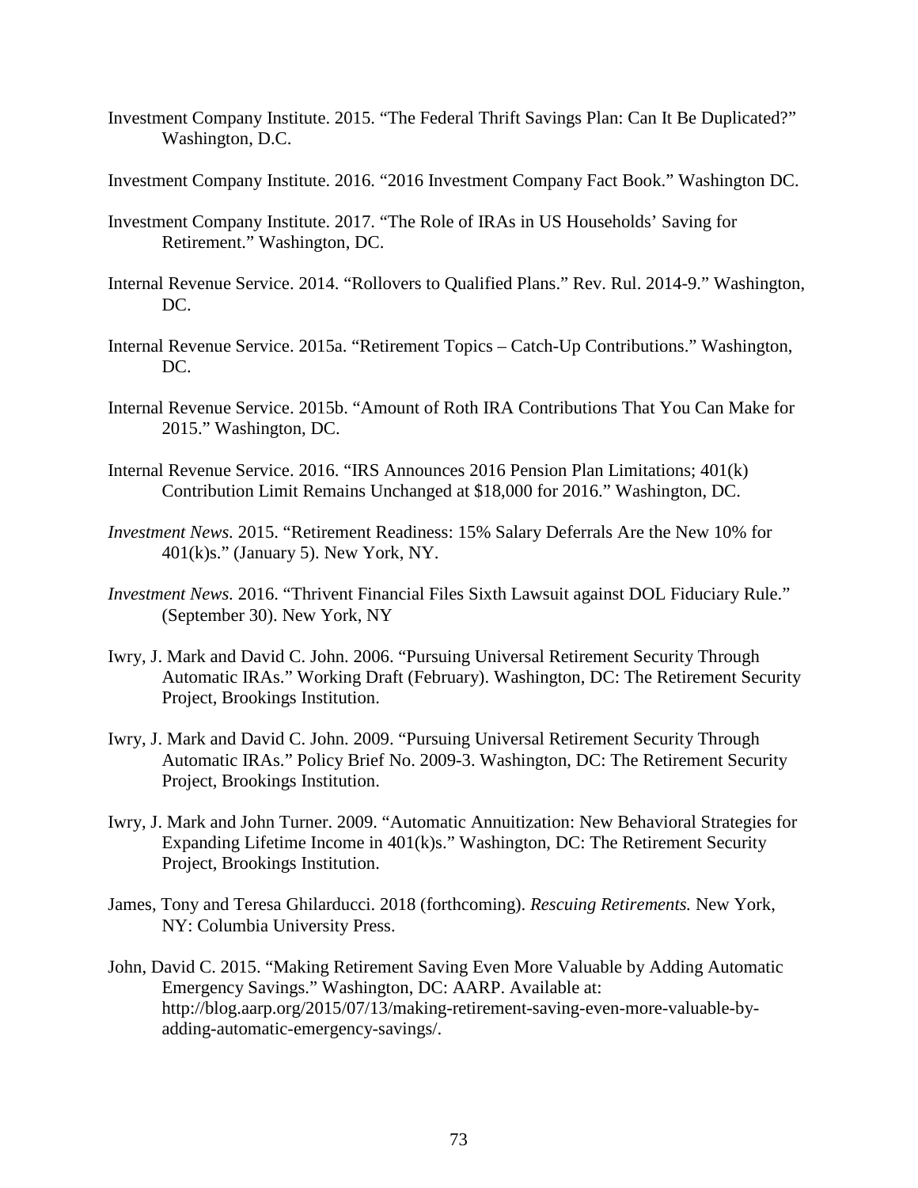Investment Company Institute. 2015. "The Federal Thrift Savings Plan: Can It Be Duplicated?" Washington, D.C.

Investment Company Institute. 2016. "2016 Investment Company Fact Book." Washington DC.

Investment Company Institute. 2017. "The Role of IRAs in US Households' Saving for Retirement." Washington, DC.

Internal Revenue Service. 2014. "Rollovers to Qualified Plans." Rev. Rul. 2014-9." Washington, DC.

Internal Revenue Service. 2015a. "Retirement Topics – Catch-Up Contributions." Washington, DC.

Internal Revenue Service. 2015b. "Amount of Roth IRA Contributions That You Can Make for 2015." Washington, DC.

Internal Revenue Service. 2016. "IRS Announces 2016 Pension Plan Limitations; 401(k) Contribution Limit Remains Unchanged at $18,000 for 2016." Washington, DC.

*Investment News.* 2015. "Retirement Readiness: 15% Salary Deferrals Are the New 10% for 401(k)s." (January 5). New York, NY.

*Investment News.* 2016. "Thrivent Financial Files Sixth Lawsuit against DOL Fiduciary Rule." (September 30). New York, NY

Iwry, J. Mark and David C. John. 2006. "Pursuing Universal Retirement Security Through Automatic IRAs." Working Draft (February). Washington, DC: The Retirement Security Project, Brookings Institution.

Iwry, J. Mark and David C. John. 2009. "Pursuing Universal Retirement Security Through Automatic IRAs." Policy Brief No. 2009-3. Washington, DC: The Retirement Security Project, Brookings Institution.

Iwry, J. Mark and John Turner. 2009. "Automatic Annuitization: New Behavioral Strategies for Expanding Lifetime Income in 401(k)s." Washington, DC: The Retirement Security Project, Brookings Institution.

James, Tony and Teresa Ghilarducci. 2018 (forthcoming). *Rescuing Retirements.* New York, NY: Columbia University Press.

John, David C. 2015. "Making Retirement Saving Even More Valuable by Adding Automatic Emergency Savings." Washington, DC: AARP. Available at: http://blog.aarp.org/2015/07/13/making-retirement-saving-even-more-valuable-by-adding-automatic-emergency-savings/.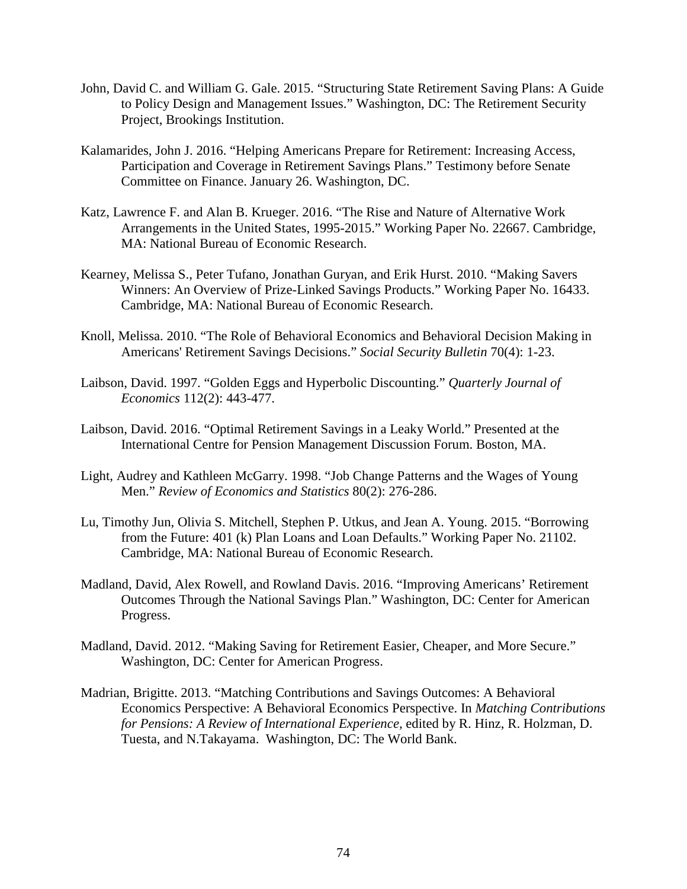John, David C. and William G. Gale. 2015. "Structuring State Retirement Saving Plans: A Guide to Policy Design and Management Issues." Washington, DC: The Retirement Security Project, Brookings Institution.

Kalamarides, John J. 2016. "Helping Americans Prepare for Retirement: Increasing Access, Participation and Coverage in Retirement Savings Plans." Testimony before Senate Committee on Finance. January 26. Washington, DC.

Katz, Lawrence F. and Alan B. Krueger. 2016. "The Rise and Nature of Alternative Work Arrangements in the United States, 1995-2015." Working Paper No. 22667. Cambridge, MA: National Bureau of Economic Research.

Kearney, Melissa S., Peter Tufano, Jonathan Guryan, and Erik Hurst. 2010. "Making Savers Winners: An Overview of Prize-Linked Savings Products." Working Paper No. 16433. Cambridge, MA: National Bureau of Economic Research.

Knoll, Melissa. 2010. "The Role of Behavioral Economics and Behavioral Decision Making in Americans' Retirement Savings Decisions." *Social Security Bulletin* 70(4): 1-23.

Laibson, David. 1997. "Golden Eggs and Hyperbolic Discounting." *Quarterly Journal of Economics* 112(2): 443-477.

Laibson, David. 2016. "Optimal Retirement Savings in a Leaky World." Presented at the International Centre for Pension Management Discussion Forum. Boston, MA.

Light, Audrey and Kathleen McGarry. 1998. "Job Change Patterns and the Wages of Young Men." *Review of Economics and Statistics* 80(2): 276-286.

Lu, Timothy Jun, Olivia S. Mitchell, Stephen P. Utkus, and Jean A. Young. 2015. "Borrowing from the Future: 401 (k) Plan Loans and Loan Defaults." Working Paper No. 21102. Cambridge, MA: National Bureau of Economic Research.

Madland, David, Alex Rowell, and Rowland Davis. 2016. "Improving Americans' Retirement Outcomes Through the National Savings Plan." Washington, DC: Center for American Progress.

Madland, David. 2012. "Making Saving for Retirement Easier, Cheaper, and More Secure." Washington, DC: Center for American Progress.

Madrian, Brigitte. 2013. "Matching Contributions and Savings Outcomes: A Behavioral Economics Perspective: A Behavioral Economics Perspective. In *Matching Contributions for Pensions: A Review of International Experience,* edited by R. Hinz, R. Holzman, D. Tuesta, and N.Takayama. Washington, DC: The World Bank.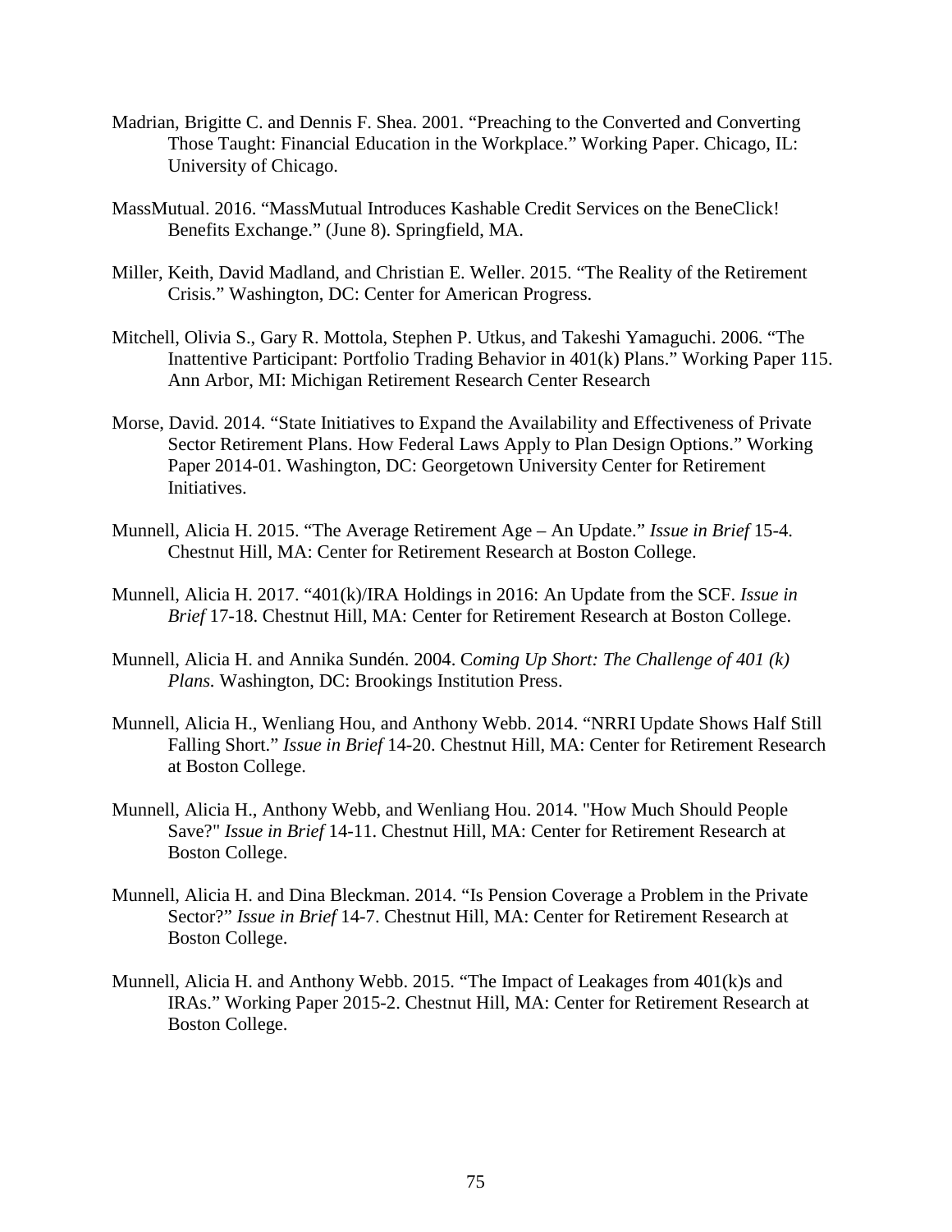Madrian, Brigitte C. and Dennis F. Shea. 2001. "Preaching to the Converted and Converting Those Taught: Financial Education in the Workplace." Working Paper. Chicago, IL: University of Chicago.

MassMutual. 2016. "MassMutual Introduces Kashable Credit Services on the BeneClick! Benefits Exchange." (June 8). Springfield, MA.

Miller, Keith, David Madland, and Christian E. Weller. 2015. "The Reality of the Retirement Crisis." Washington, DC: Center for American Progress.

Mitchell, Olivia S., Gary R. Mottola, Stephen P. Utkus, and Takeshi Yamaguchi. 2006. "The Inattentive Participant: Portfolio Trading Behavior in 401(k) Plans." Working Paper 115. Ann Arbor, MI: Michigan Retirement Research Center Research

Morse, David. 2014. "State Initiatives to Expand the Availability and Effectiveness of Private Sector Retirement Plans. How Federal Laws Apply to Plan Design Options." Working Paper 2014-01. Washington, DC: Georgetown University Center for Retirement Initiatives.

Munnell, Alicia H. 2015. "The Average Retirement Age – An Update." *Issue in Brief* 15-4. Chestnut Hill, MA: Center for Retirement Research at Boston College.

Munnell, Alicia H. 2017. "401(k)/IRA Holdings in 2016: An Update from the SCF. *Issue in Brief* 17-18. Chestnut Hill, MA: Center for Retirement Research at Boston College.

Munnell, Alicia H. and Annika Sundén. 2004. C*oming Up Short: The Challenge of 401 (k) Plans.* Washington, DC: Brookings Institution Press.

Munnell, Alicia H., Wenliang Hou, and Anthony Webb. 2014. "NRRI Update Shows Half Still Falling Short." *Issue in Brief* 14-20. Chestnut Hill, MA: Center for Retirement Research at Boston College.

Munnell, Alicia H., Anthony Webb, and Wenliang Hou. 2014. "How Much Should People Save?" *Issue in Brief* 14-11. Chestnut Hill, MA: Center for Retirement Research at Boston College.

Munnell, Alicia H. and Dina Bleckman. 2014. "Is Pension Coverage a Problem in the Private Sector?" *Issue in Brief* 14-7. Chestnut Hill, MA: Center for Retirement Research at Boston College.

Munnell, Alicia H. and Anthony Webb. 2015. "The Impact of Leakages from 401(k)s and IRAs." Working Paper 2015-2. Chestnut Hill, MA: Center for Retirement Research at Boston College.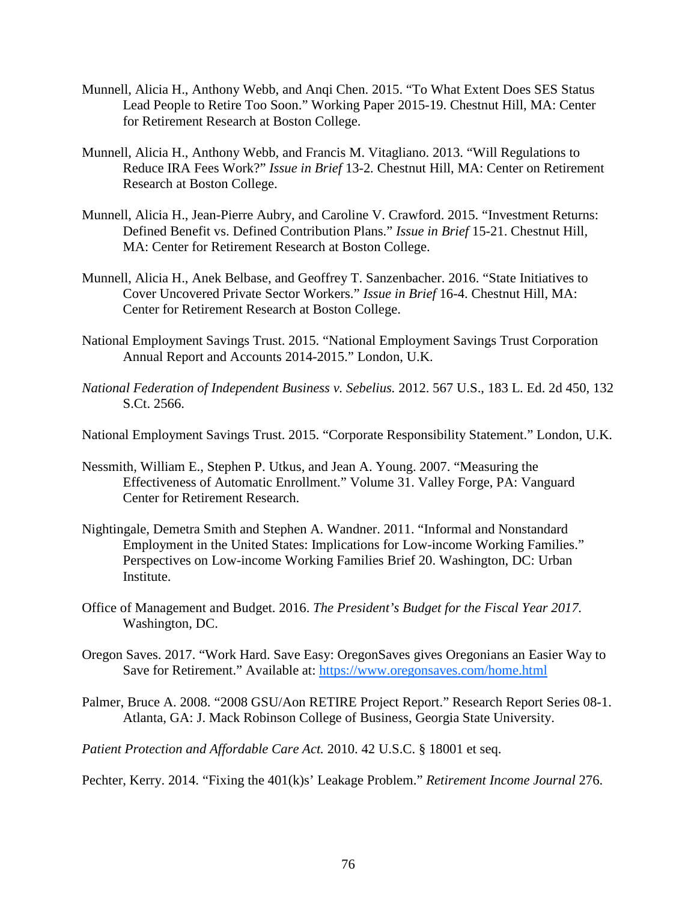Munnell, Alicia H., Anthony Webb, and Anqi Chen. 2015. "To What Extent Does SES Status Lead People to Retire Too Soon." Working Paper 2015-19. Chestnut Hill, MA: Center for Retirement Research at Boston College.

Munnell, Alicia H., Anthony Webb, and Francis M. Vitagliano. 2013. "Will Regulations to Reduce IRA Fees Work?" *Issue in Brief* 13-2. Chestnut Hill, MA: Center on Retirement Research at Boston College.

Munnell, Alicia H., Jean-Pierre Aubry, and Caroline V. Crawford. 2015. "Investment Returns: Defined Benefit vs. Defined Contribution Plans." *Issue in Brief* 15-21. Chestnut Hill, MA: Center for Retirement Research at Boston College.

Munnell, Alicia H., Anek Belbase, and Geoffrey T. Sanzenbacher. 2016. "State Initiatives to Cover Uncovered Private Sector Workers." *Issue in Brief* 16-4. Chestnut Hill, MA: Center for Retirement Research at Boston College.

National Employment Savings Trust. 2015. "National Employment Savings Trust Corporation Annual Report and Accounts 2014-2015." London, U.K.

*National Federation of Independent Business v. Sebelius.* 2012. 567 U.S., 183 L. Ed. 2d 450, 132 S.Ct. 2566.

National Employment Savings Trust. 2015. "Corporate Responsibility Statement." London, U.K.

Nessmith, William E., Stephen P. Utkus, and Jean A. Young. 2007. "Measuring the Effectiveness of Automatic Enrollment." Volume 31. Valley Forge, PA: Vanguard Center for Retirement Research.

Nightingale, Demetra Smith and Stephen A. Wandner. 2011. "Informal and Nonstandard Employment in the United States: Implications for Low-income Working Families." Perspectives on Low-income Working Families Brief 20. Washington, DC: Urban Institute.

Office of Management and Budget. 2016. *The President's Budget for the Fiscal Year 2017.* Washington, DC.

Oregon Saves. 2017. "Work Hard. Save Easy: OregonSaves gives Oregonians an Easier Way to Save for Retirement." Available at: https://www.oregonsaves.com/home.html

Palmer, Bruce A. 2008. "2008 GSU/Aon RETIRE Project Report." Research Report Series 08-1. Atlanta, GA: J. Mack Robinson College of Business, Georgia State University.

*Patient Protection and Affordable Care Act.* 2010. 42 U.S.C. § 18001 et seq.

Pechter, Kerry. 2014. "Fixing the 401(k)s' Leakage Problem." *Retirement Income Journal* 276.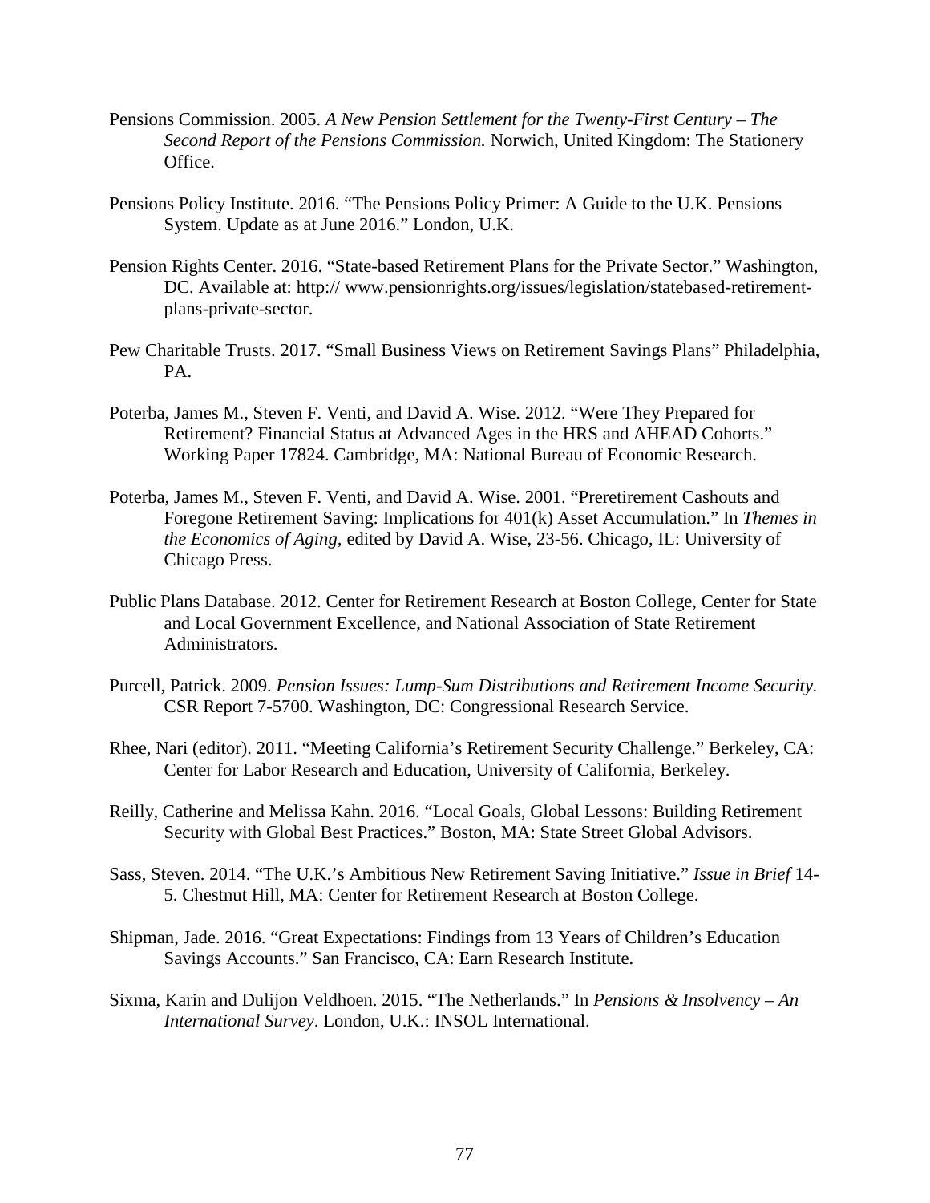Pensions Commission. 2005. *A New Pension Settlement for the Twenty-First Century – The Second Report of the Pensions Commission.* Norwich, United Kingdom: The Stationery Office.

Pensions Policy Institute. 2016. "The Pensions Policy Primer: A Guide to the U.K. Pensions System. Update as at June 2016." London, U.K.

Pension Rights Center. 2016. "State-based Retirement Plans for the Private Sector." Washington, DC. Available at: http:// www.pensionrights.org/issues/legislation/statebased-retirement-plans-private-sector.

Pew Charitable Trusts. 2017. "Small Business Views on Retirement Savings Plans" Philadelphia, PA.

Poterba, James M., Steven F. Venti, and David A. Wise. 2012. "Were They Prepared for Retirement? Financial Status at Advanced Ages in the HRS and AHEAD Cohorts." Working Paper 17824. Cambridge, MA: National Bureau of Economic Research.

Poterba, James M., Steven F. Venti, and David A. Wise. 2001. "Preretirement Cashouts and Foregone Retirement Saving: Implications for 401(k) Asset Accumulation." In *Themes in the Economics of Aging,* edited by David A. Wise, 23-56. Chicago, IL: University of Chicago Press.

Public Plans Database. 2012. Center for Retirement Research at Boston College, Center for State and Local Government Excellence, and National Association of State Retirement Administrators.

Purcell, Patrick. 2009. *Pension Issues: Lump-Sum Distributions and Retirement Income Security.* CSR Report 7-5700. Washington, DC: Congressional Research Service.

Rhee, Nari (editor). 2011. "Meeting California's Retirement Security Challenge." Berkeley, CA: Center for Labor Research and Education, University of California, Berkeley.

Reilly, Catherine and Melissa Kahn. 2016. "Local Goals, Global Lessons: Building Retirement Security with Global Best Practices." Boston, MA: State Street Global Advisors.

Sass, Steven. 2014. "The U.K.'s Ambitious New Retirement Saving Initiative." *Issue in Brief* 14-5. Chestnut Hill, MA: Center for Retirement Research at Boston College.

Shipman, Jade. 2016. "Great Expectations: Findings from 13 Years of Children's Education Savings Accounts." San Francisco, CA: Earn Research Institute.

Sixma, Karin and Dulijon Veldhoen. 2015. "The Netherlands." In *Pensions & Insolvency – An International Survey*. London, U.K.: INSOL International.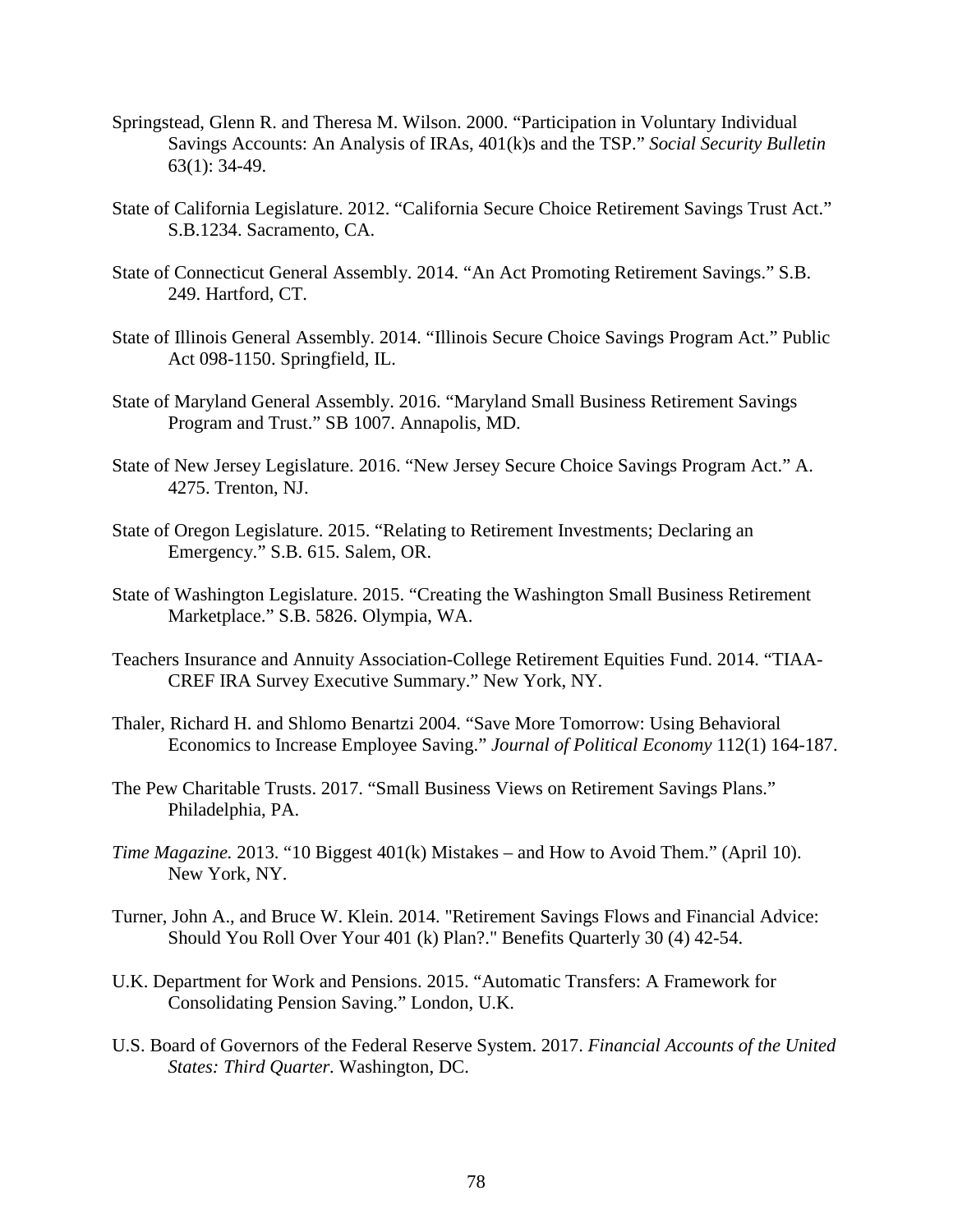Springstead, Glenn R. and Theresa M. Wilson. 2000. "Participation in Voluntary Individual Savings Accounts: An Analysis of IRAs, 401(k)s and the TSP." *Social Security Bulletin* 63(1): 34-49.

State of California Legislature. 2012. "California Secure Choice Retirement Savings Trust Act." S.B.1234. Sacramento, CA.

State of Connecticut General Assembly. 2014. "An Act Promoting Retirement Savings." S.B. 249. Hartford, CT.

State of Illinois General Assembly. 2014. "Illinois Secure Choice Savings Program Act." Public Act 098-1150. Springfield, IL.

State of Maryland General Assembly. 2016. "Maryland Small Business Retirement Savings Program and Trust." SB 1007. Annapolis, MD.

State of New Jersey Legislature. 2016. "New Jersey Secure Choice Savings Program Act." A. 4275. Trenton, NJ.

State of Oregon Legislature. 2015. "Relating to Retirement Investments; Declaring an Emergency." S.B. 615. Salem, OR.

State of Washington Legislature. 2015. "Creating the Washington Small Business Retirement Marketplace." S.B. 5826. Olympia, WA.

Teachers Insurance and Annuity Association-College Retirement Equities Fund. 2014. "TIAA-CREF IRA Survey Executive Summary." New York, NY.

Thaler, Richard H. and Shlomo Benartzi 2004. "Save More Tomorrow: Using Behavioral Economics to Increase Employee Saving." *Journal of Political Economy* 112(1) 164-187.

The Pew Charitable Trusts. 2017. "Small Business Views on Retirement Savings Plans." Philadelphia, PA.

*Time Magazine.* 2013. "10 Biggest 401(k) Mistakes – and How to Avoid Them." (April 10). New York, NY.

Turner, John A., and Bruce W. Klein. 2014. "Retirement Savings Flows and Financial Advice: Should You Roll Over Your 401 (k) Plan?." Benefits Quarterly 30 (4) 42-54.

U.K. Department for Work and Pensions. 2015. "Automatic Transfers: A Framework for Consolidating Pension Saving." London, U.K.

U.S. Board of Governors of the Federal Reserve System. 2017. *Financial Accounts of the United States: Third Quarter.* Washington, DC.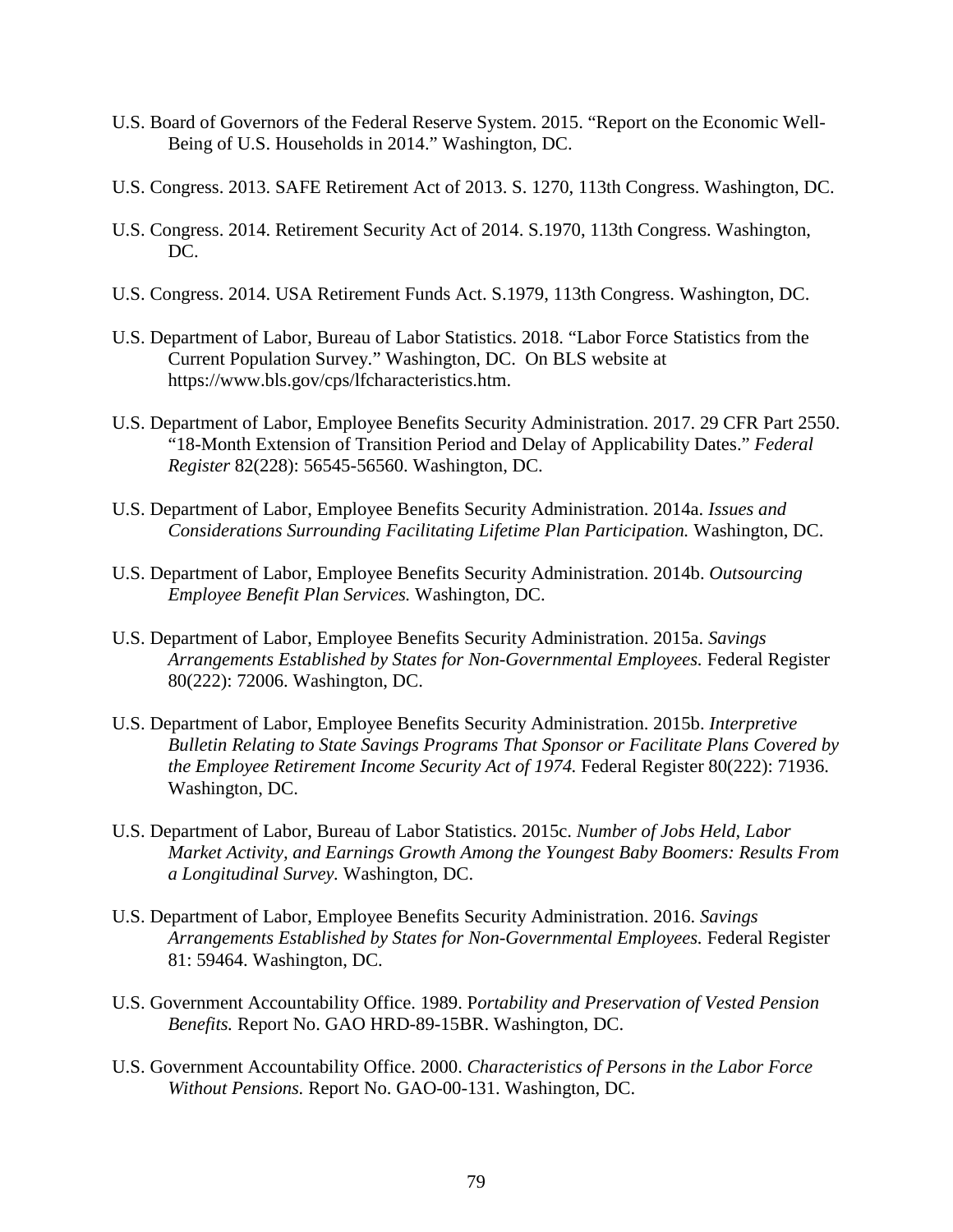U.S. Board of Governors of the Federal Reserve System. 2015. "Report on the Economic Well-Being of U.S. Households in 2014." Washington, DC.

U.S. Congress. 2013. SAFE Retirement Act of 2013. S. 1270, 113th Congress. Washington, DC.

U.S. Congress. 2014. Retirement Security Act of 2014. S.1970, 113th Congress. Washington, DC.

U.S. Congress. 2014. USA Retirement Funds Act. S.1979, 113th Congress. Washington, DC.

U.S. Department of Labor, Bureau of Labor Statistics. 2018. "Labor Force Statistics from the Current Population Survey." Washington, DC. On BLS website at https://www.bls.gov/cps/lfcharacteristics.htm.

U.S. Department of Labor, Employee Benefits Security Administration. 2017. 29 CFR Part 2550. "18-Month Extension of Transition Period and Delay of Applicability Dates." *Federal Register* 82(228): 56545-56560. Washington, DC.

U.S. Department of Labor, Employee Benefits Security Administration. 2014a. *Issues and Considerations Surrounding Facilitating Lifetime Plan Participation.* Washington, DC.

U.S. Department of Labor, Employee Benefits Security Administration. 2014b. *Outsourcing Employee Benefit Plan Services.* Washington, DC.

U.S. Department of Labor, Employee Benefits Security Administration. 2015a. *Savings Arrangements Established by States for Non-Governmental Employees.* Federal Register 80(222): 72006. Washington, DC.

U.S. Department of Labor, Employee Benefits Security Administration. 2015b. *Interpretive Bulletin Relating to State Savings Programs That Sponsor or Facilitate Plans Covered by the Employee Retirement Income Security Act of 1974.* Federal Register 80(222): 71936. Washington, DC.

U.S. Department of Labor, Bureau of Labor Statistics. 2015c. *Number of Jobs Held, Labor Market Activity, and Earnings Growth Among the Youngest Baby Boomers: Results From a Longitudinal Survey.* Washington, DC.

U.S. Department of Labor, Employee Benefits Security Administration. 2016. *Savings Arrangements Established by States for Non-Governmental Employees.* Federal Register 81: 59464. Washington, DC.

U.S. Government Accountability Office. 1989. P*ortability and Preservation of Vested Pension Benefits.* Report No. GAO HRD-89-15BR. Washington, DC.

U.S. Government Accountability Office. 2000. *Characteristics of Persons in the Labor Force Without Pensions.* Report No. GAO-00-131. Washington, DC.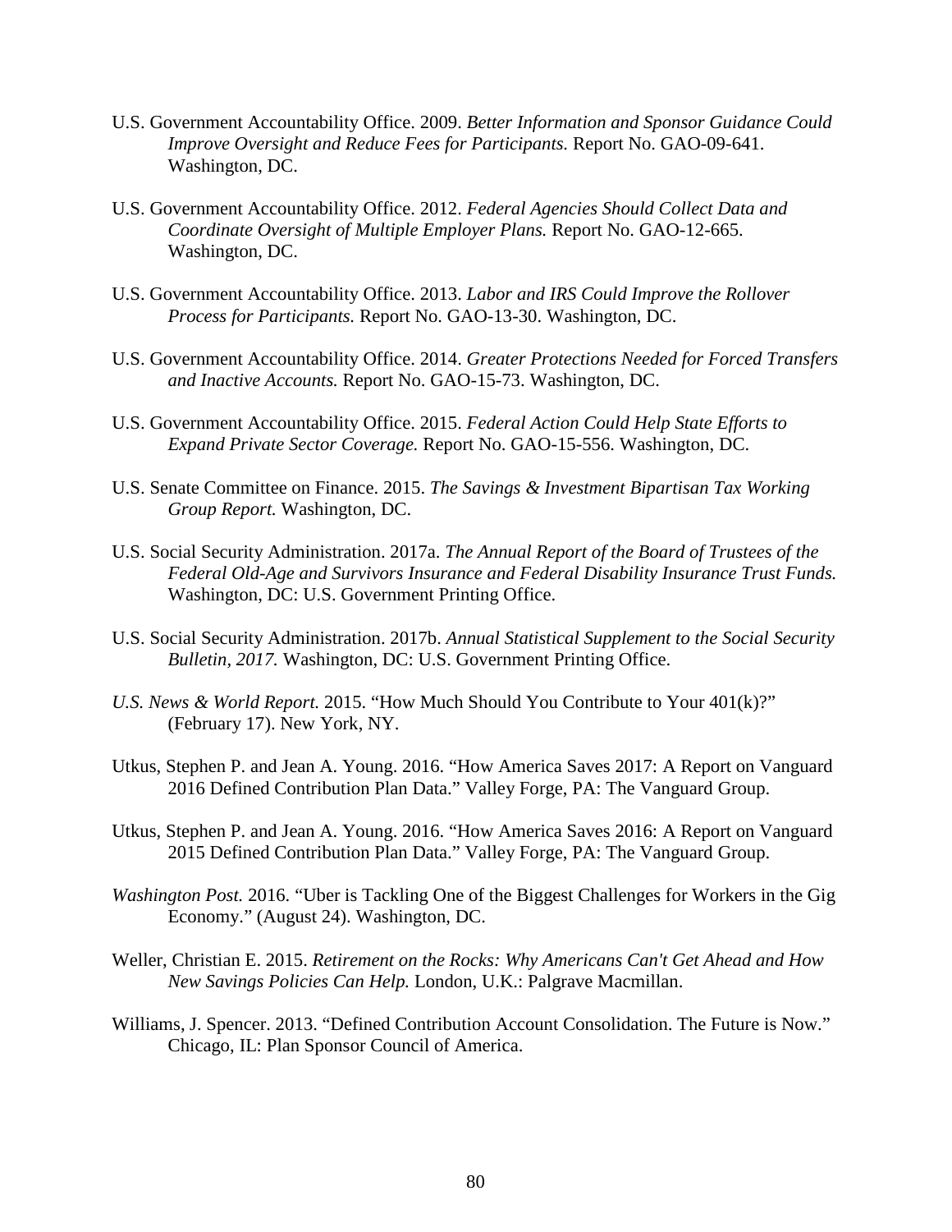U.S. Government Accountability Office. 2009. *Better Information and Sponsor Guidance Could Improve Oversight and Reduce Fees for Participants.* Report No. GAO-09-641. Washington, DC.

U.S. Government Accountability Office. 2012. *Federal Agencies Should Collect Data and Coordinate Oversight of Multiple Employer Plans.* Report No. GAO-12-665. Washington, DC.

U.S. Government Accountability Office. 2013. *Labor and IRS Could Improve the Rollover Process for Participants.* Report No. GAO-13-30. Washington, DC.

U.S. Government Accountability Office. 2014. *Greater Protections Needed for Forced Transfers and Inactive Accounts.* Report No. GAO-15-73. Washington, DC.

U.S. Government Accountability Office. 2015. *Federal Action Could Help State Efforts to Expand Private Sector Coverage.* Report No. GAO-15-556. Washington, DC.

U.S. Senate Committee on Finance. 2015. *The Savings & Investment Bipartisan Tax Working Group Report.* Washington, DC.

U.S. Social Security Administration. 2017a. *The Annual Report of the Board of Trustees of the Federal Old-Age and Survivors Insurance and Federal Disability Insurance Trust Funds.* Washington, DC: U.S. Government Printing Office.

U.S. Social Security Administration. 2017b. *Annual Statistical Supplement to the Social Security Bulletin, 2017.* Washington, DC: U.S. Government Printing Office.

*U.S. News & World Report.* 2015. "How Much Should You Contribute to Your 401(k)?" (February 17). New York, NY.

Utkus, Stephen P. and Jean A. Young. 2016. "How America Saves 2017: A Report on Vanguard 2016 Defined Contribution Plan Data." Valley Forge, PA: The Vanguard Group.

Utkus, Stephen P. and Jean A. Young. 2016. "How America Saves 2016: A Report on Vanguard 2015 Defined Contribution Plan Data." Valley Forge, PA: The Vanguard Group.

*Washington Post.* 2016. "Uber is Tackling One of the Biggest Challenges for Workers in the Gig Economy." (August 24). Washington, DC.

Weller, Christian E. 2015. *Retirement on the Rocks: Why Americans Can't Get Ahead and How New Savings Policies Can Help.* London, U.K.: Palgrave Macmillan.

Williams, J. Spencer. 2013. "Defined Contribution Account Consolidation. The Future is Now." Chicago, IL: Plan Sponsor Council of America.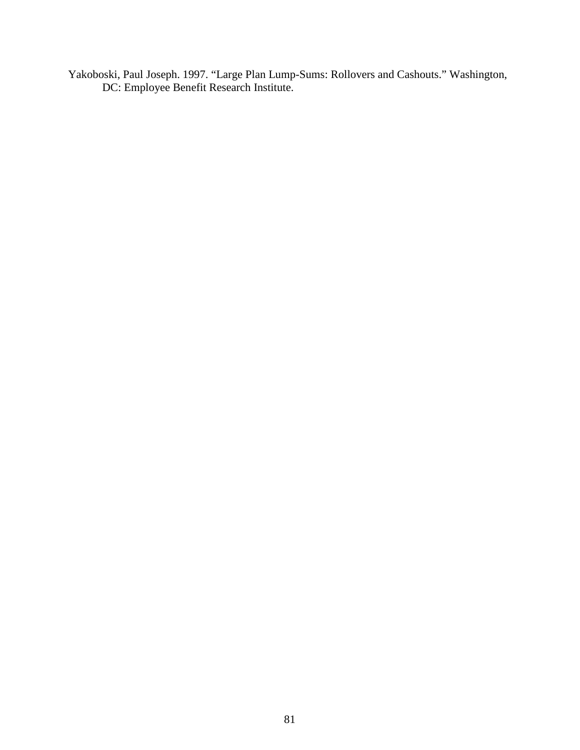Yakoboski, Paul Joseph. 1997. “Large Plan Lump-Sums: Rollovers and Cashouts.” Washington, DC: Employee Benefit Research Institute.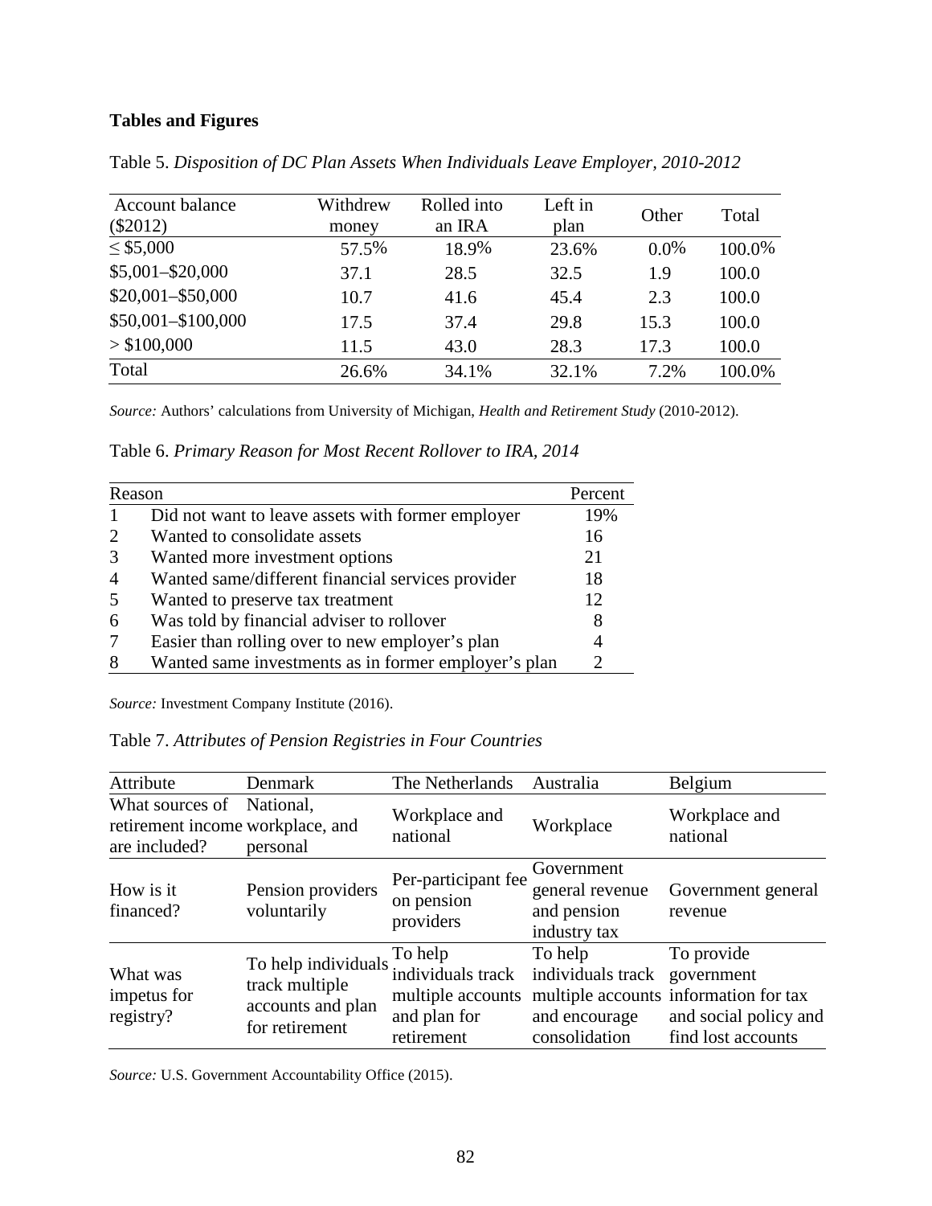**Tables and Figures**

Table 5. *Disposition of DC Plan Assets When Individuals Leave Employer, 2010-2012*

| Account balance ($2012) | Withdrew money | Rolled into an IRA | Left in plan | Other | Total |
|---|---|---|---|---|---|
| ≤ $5,000 | 57.5% | 18.9% | 23.6% | 0.0% | 100.0% |
| $5,001–$20,000 | 37.1 | 28.5 | 32.5 | 1.9 | 100.0 |
| $20,001–$50,000 | 10.7 | 41.6 | 45.4 | 2.3 | 100.0 |
| $50,001–$100,000 | 17.5 | 37.4 | 29.8 | 15.3 | 100.0 |
| > $100,000 | 11.5 | 43.0 | 28.3 | 17.3 | 100.0 |
| Total | 26.6% | 34.1% | 32.1% | 7.2% | 100.0% |

*Source:* Authors' calculations from University of Michigan, *Health and Retirement Study* (2010-2012).

Table 6. *Primary Reason for Most Recent Rollover to IRA, 2014*

| Reason | | Percent |
|---|---|---|
| 1 | Did not want to leave assets with former employer | 19% |
| 2 | Wanted to consolidate assets | 16 |
| 3 | Wanted more investment options | 21 |
| 4 | Wanted same/different financial services provider | 18 |
| 5 | Wanted to preserve tax treatment | 12 |
| 6 | Was told by financial adviser to rollover | 8 |
| 7 | Easier than rolling over to new employer's plan | 4 |
| 8 | Wanted same investments as in former employer's plan | 2 |

*Source:* Investment Company Institute (2016).

Table 7. *Attributes of Pension Registries in Four Countries*

| Attribute | Denmark | The Netherlands | Australia | Belgium |
|---|---|---|---|---|
| What sources of retirement income are included? | National, workplace, and personal | Workplace and national | Workplace | Workplace and national |
| How is it financed? | Pension providers voluntarily | Per-participant fee on pension providers | Government general revenue and pension industry tax | Government general revenue |
| What was impetus for registry? | To help individuals track multiple accounts and plan for retirement | To help individuals track multiple accounts and plan for retirement | To help individuals track multiple accounts and encourage consolidation | To provide government information for tax and social policy and find lost accounts |

*Source:* U.S. Government Accountability Office (2015).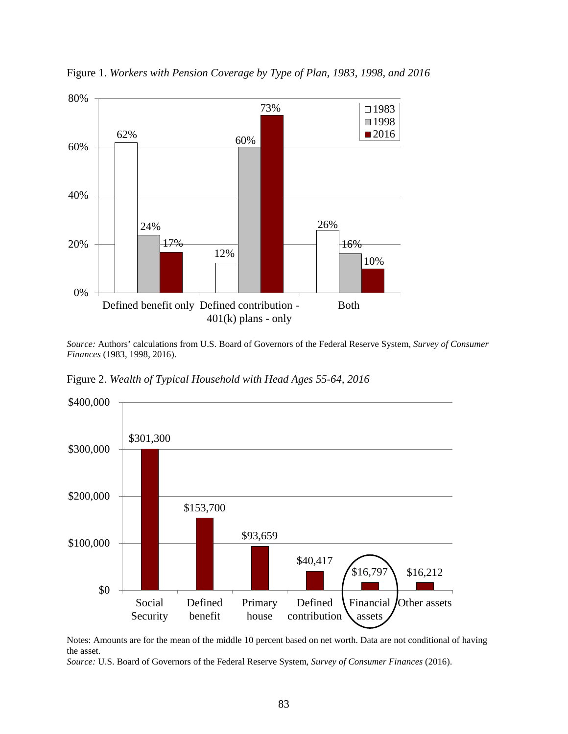Figure 1. *Workers with Pension Coverage by Type of Plan, 1983, 1998, and 2016*

| | 1983 | 1998 | 2016 |
|---|---|---|---|
| Defined benefit only | 62% | 24% | 17% |
| Defined contribution - 401(k) plans - only | 12% | 60% | 73% |
| Both | 26% | 16% | 10% |

*Source:* Authors' calculations from U.S. Board of Governors of the Federal Reserve System, *Survey of Consumer Finances* (1983, 1998, 2016).

Figure 2. *Wealth of Typical Household with Head Ages 55-64, 2016*

| Social Security | Defined benefit | Primary house | Defined contribution | Financial assets | Other assets |
|---|---|---|---|---|---|
| $301,300 | $153,700 | $93,659 | $40,417 | $16,797 | $16,212 |

Notes: Amounts are for the mean of the middle 10 percent based on net worth. Data are not conditional of having the asset.
*Source:* U.S. Board of Governors of the Federal Reserve System, *Survey of Consumer Finances* (2016).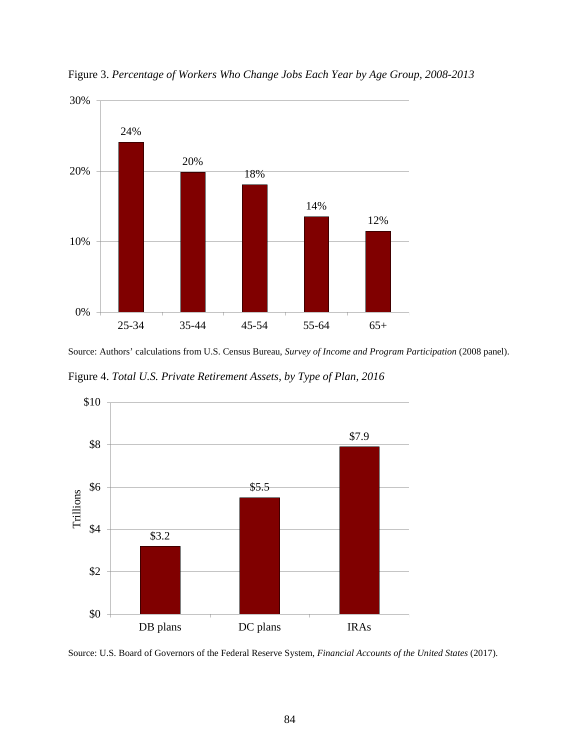Figure 3. *Percentage of Workers Who Change Jobs Each Year by Age Group, 2008-2013*

| Age group | Percentage |
|---|---|
| 25-34 | 24% |
| 35-44 | 20% |
| 45-54 | 18% |
| 55-64 | 14% |
| 65+ | 12% |

Source: Authors' calculations from U.S. Census Bureau, *Survey of Income and Program Participation* (2008 panel).

Figure 4. *Total U.S. Private Retirement Assets, by Type of Plan, 2016*

| Type of plan | Trillions |
|---|---|
| DB plans | $3.2 |
| DC plans | $5.5 |
| IRAs | $7.9 |

Source: U.S. Board of Governors of the Federal Reserve System, *Financial Accounts of the United States* (2017).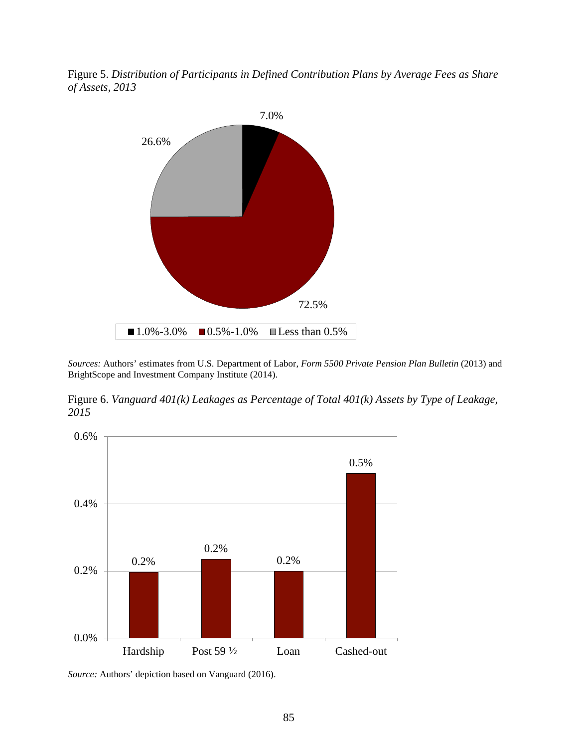Figure 5. *Distribution of Participants in Defined Contribution Plans by Average Fees as Share of Assets, 2013*

| Fee range | Share of participants |
|---|---|
| 1.0%-3.0% | 7.0% |
| 0.5%-1.0% | 72.5% |
| Less than 0.5% | 26.6% |

*Sources:* Authors' estimates from U.S. Department of Labor, *Form 5500 Private Pension Plan Bulletin* (2013) and BrightScope and Investment Company Institute (2014).

Figure 6. *Vanguard 401(k) Leakages as Percentage of Total 401(k) Assets by Type of Leakage, 2015*

| Type of leakage | Percentage of total 401(k) assets |
|---|---|
| Hardship | 0.2% |
| Post 59 ½ | 0.2% |
| Loan | 0.2% |
| Cashed-out | 0.5% |

*Source:* Authors' depiction based on Vanguard (2016).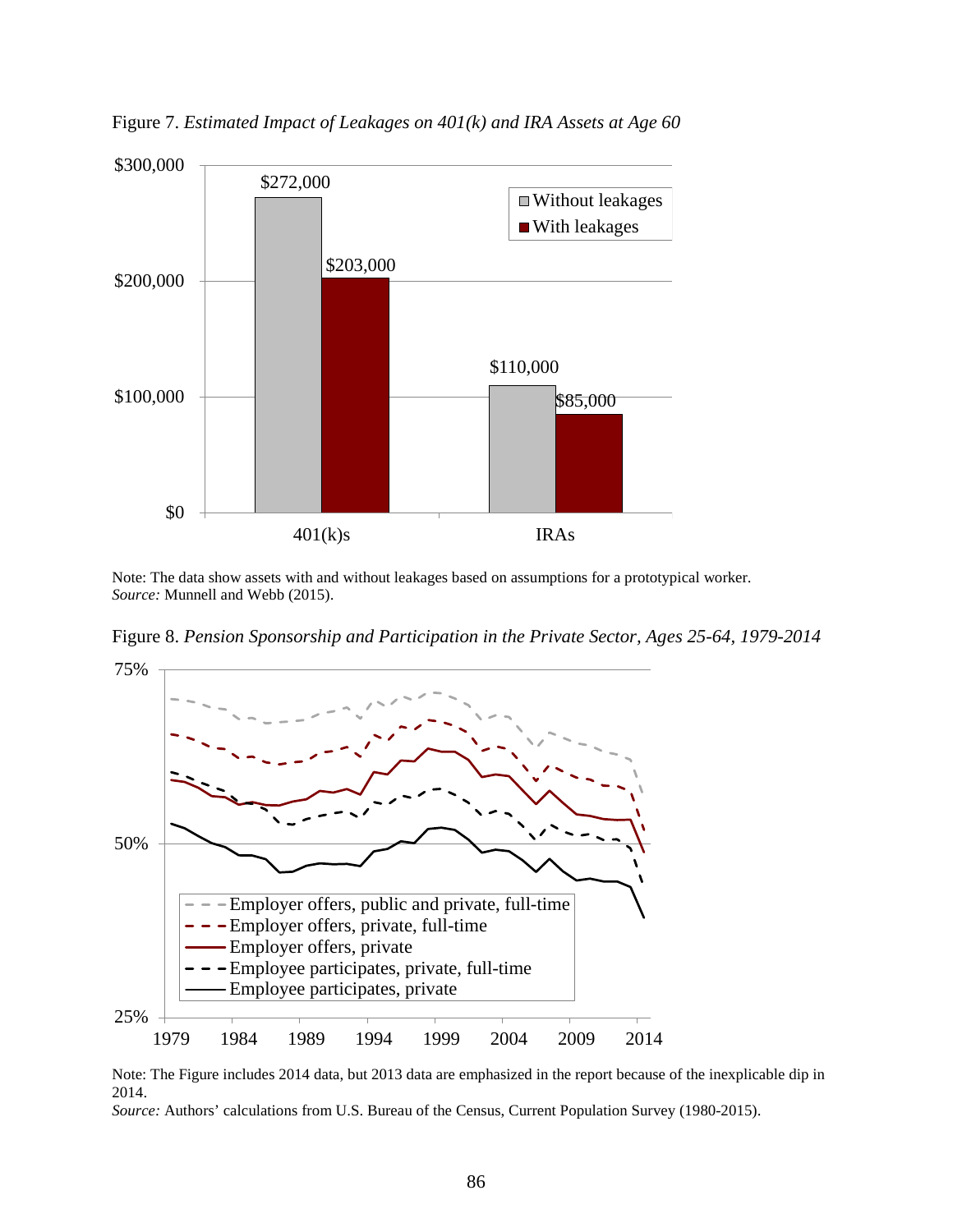Figure 7. *Estimated Impact of Leakages on 401(k) and IRA Assets at Age 60*

| | Without leakages | With leakages |
|---|---|---|
| 401(k)s | $272,000 | $203,000 |
| IRAs | $110,000 | $85,000 |

Note: The data show assets with and without leakages based on assumptions for a prototypical worker.
*Source:* Munnell and Webb (2015).

Figure 8. *Pension Sponsorship and Participation in the Private Sector, Ages 25-64, 1979-2014*

Note: The Figure includes 2014 data, but 2013 data are emphasized in the report because of the inexplicable dip in 2014.
*Source:* Authors' calculations from U.S. Bureau of the Census, Current Population Survey (1980-2015).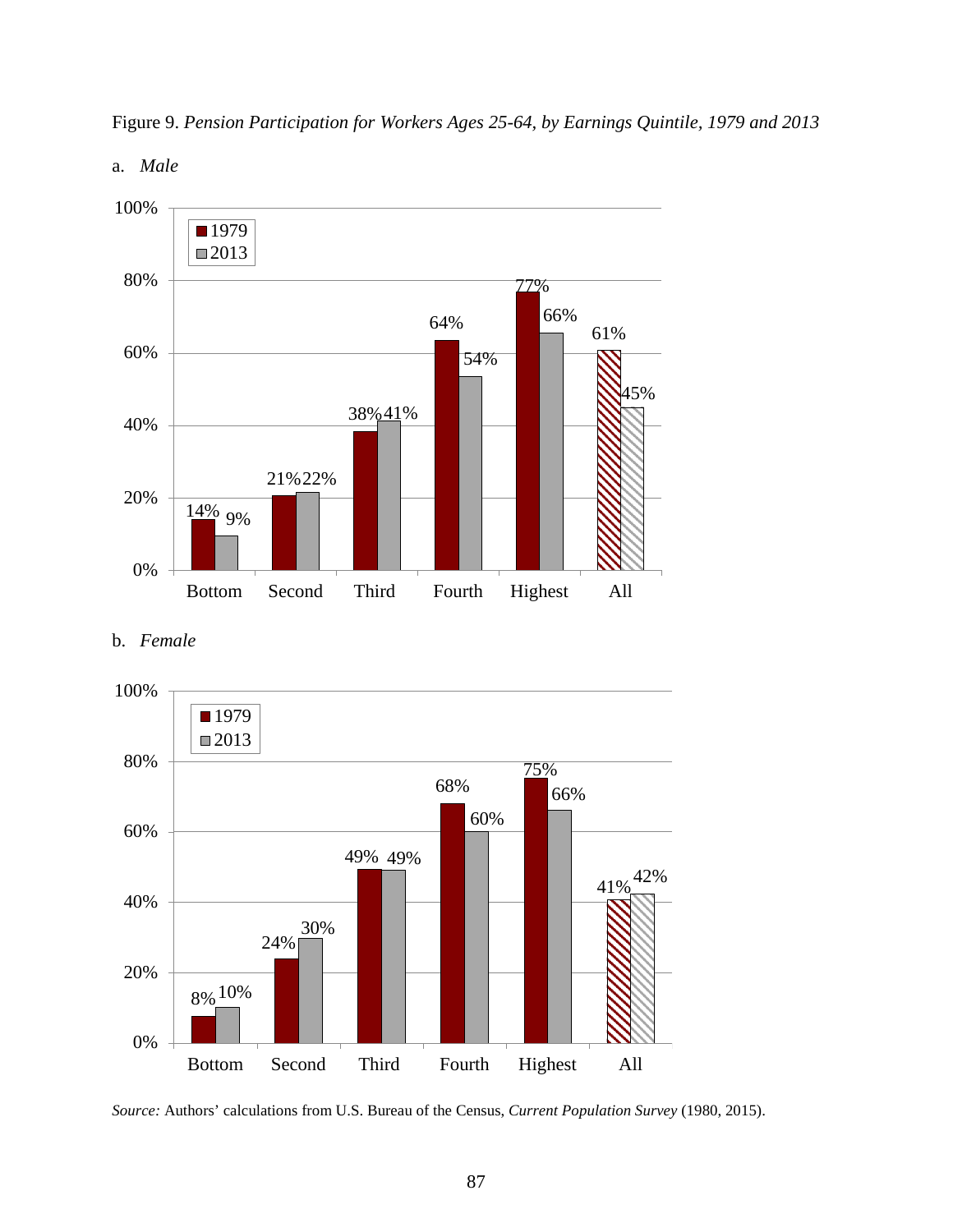Figure 9. *Pension Participation for Workers Ages 25-64, by Earnings Quintile, 1979 and 2013*

a. *Male*

| | 1979 | 2013 |
|---|---|---|
| Bottom | 14% | 9% |
| Second | 21% | 22% |
| Third | 38% | 41% |
| Fourth | 64% | 54% |
| Highest | 77% | 66% |
| All | 61% | 45% |

b. *Female*

| | 1979 | 2013 |
|---|---|---|
| Bottom | 8% | 10% |
| Second | 24% | 30% |
| Third | 49% | 49% |
| Fourth | 68% | 60% |
| Highest | 75% | 66% |
| All | 41% | 42% |

*Source:* Authors' calculations from U.S. Bureau of the Census, *Current Population Survey* (1980, 2015).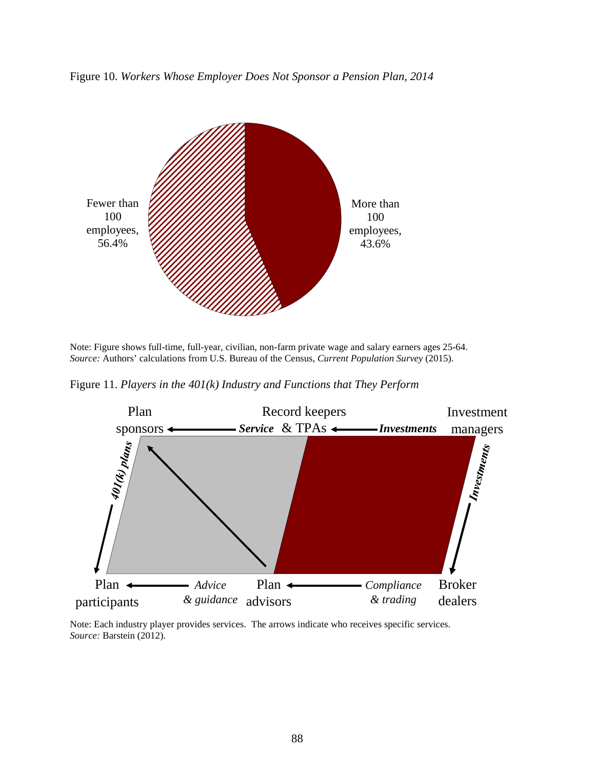Figure 10. *Workers Whose Employer Does Not Sponsor a Pension Plan, 2014*

Fewer than 100 employees, 56.4%

More than 100 employees, 43.6%

Note: Figure shows full-time, full-year, civilian, non-farm private wage and salary earners ages 25-64.
*Source:* Authors' calculations from U.S. Bureau of the Census, *Current Population Survey* (2015).

Figure 11. *Players in the 401(k) Industry and Functions that They Perform*

Plan sponsors ← *Service* Record keepers & TPAs ← *Investments* Investment managers

*401(k) plans* | *Investments*

Plan participants ← *Advice & guidance* Plan advisors ← *Compliance & trading* Broker dealers

Note: Each industry player provides services. The arrows indicate who receives specific services.
*Source:* Barstein (2012).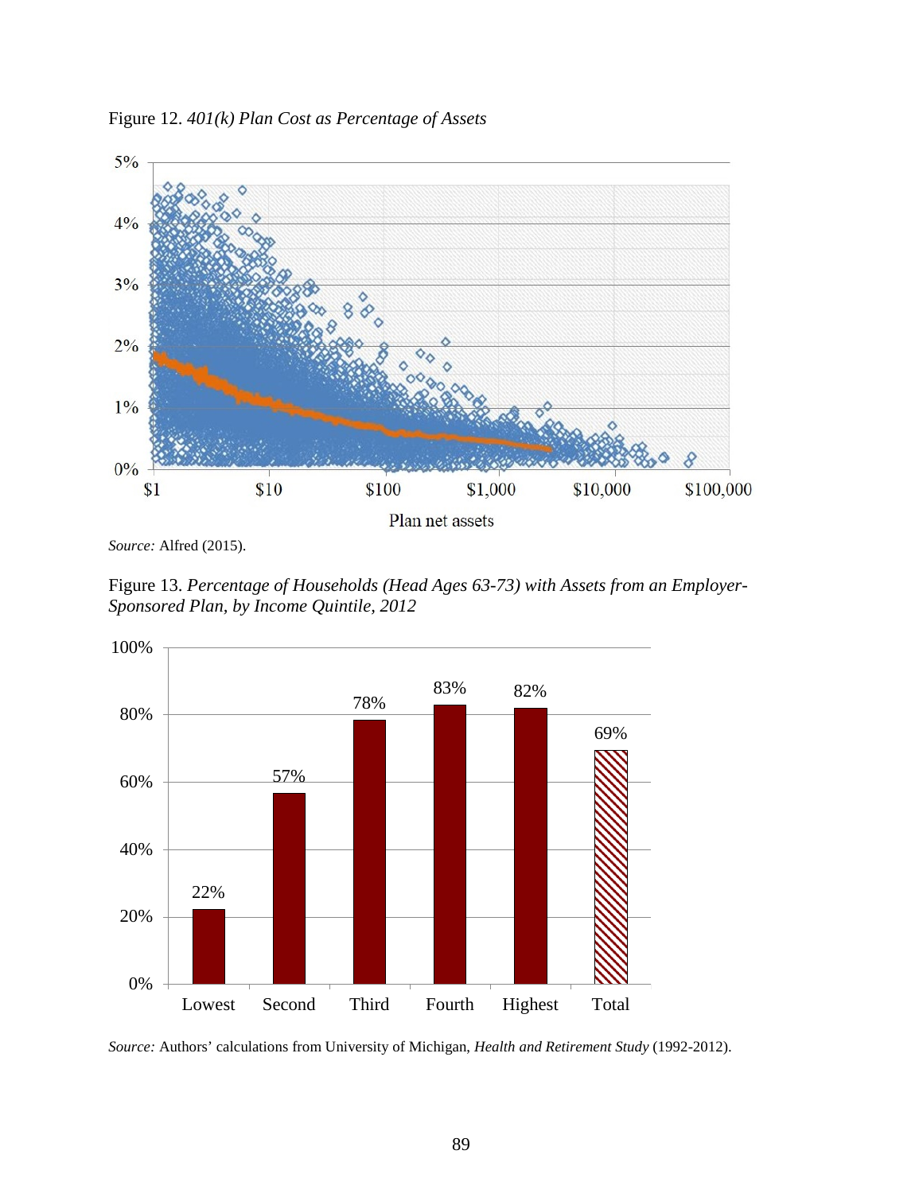Figure 12. *401(k) Plan Cost as Percentage of Assets*

*Source:* Alfred (2015).

Figure 13. *Percentage of Households (Head Ages 63-73) with Assets from an Employer-Sponsored Plan, by Income Quintile, 2012*

| Income Quintile | Percentage |
| --- | --- |
| Lowest | 22% |
| Second | 57% |
| Third | 78% |
| Fourth | 83% |
| Highest | 82% |
| Total | 69% |

*Source:* Authors' calculations from University of Michigan, *Health and Retirement Study* (1992-2012).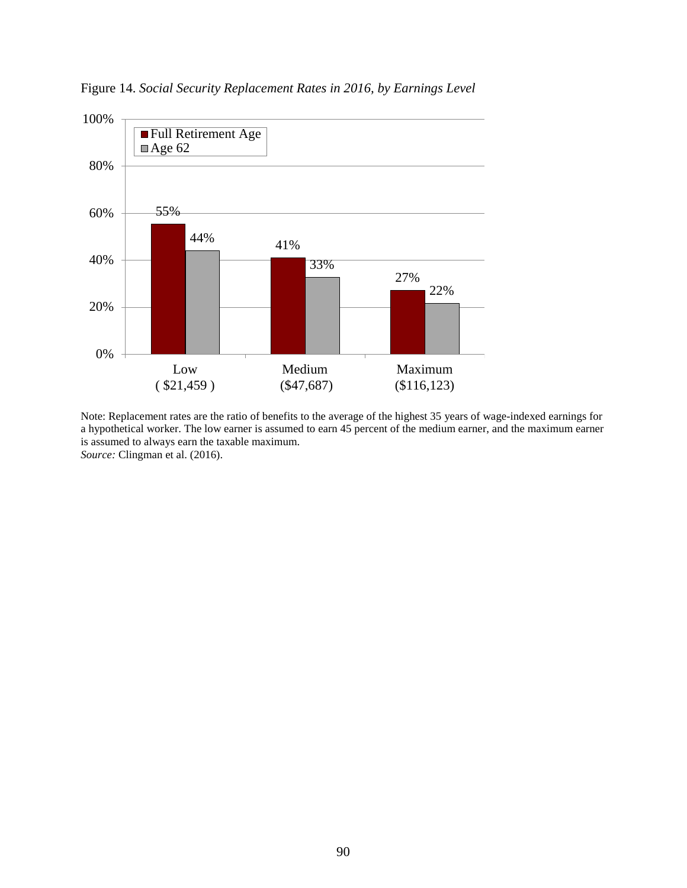Figure 14. *Social Security Replacement Rates in 2016, by Earnings Level*

| | Full Retirement Age | Age 62 |
|---|---|---|
| Low ($21,459) | 55% | 44% |
| Medium ($47,687) | 41% | 33% |
| Maximum ($116,123) | 27% | 22% |

Note: Replacement rates are the ratio of benefits to the average of the highest 35 years of wage-indexed earnings for a hypothetical worker. The low earner is assumed to earn 45 percent of the medium earner, and the maximum earner is assumed to always earn the taxable maximum.
*Source:* Clingman et al. (2016).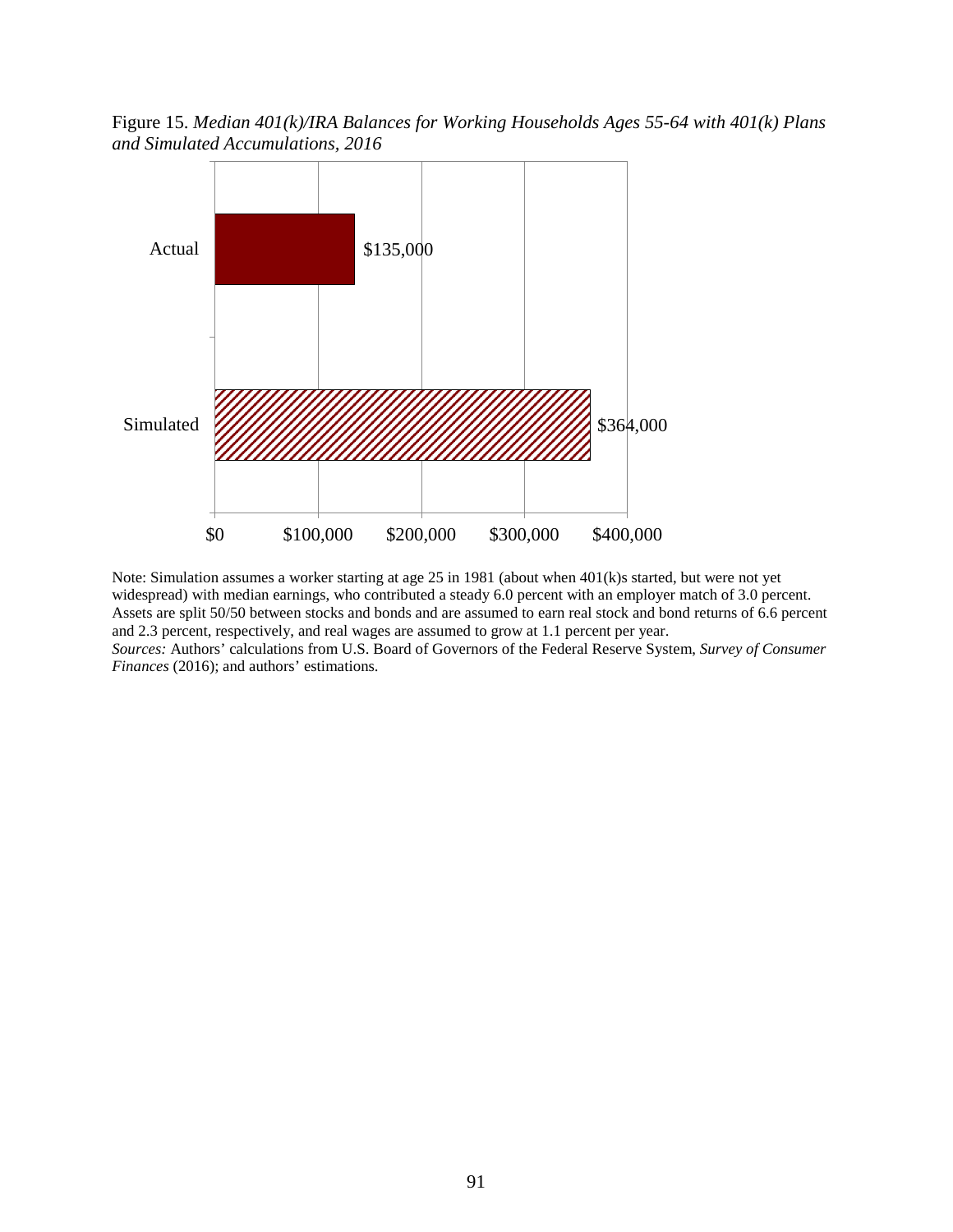Figure 15. *Median 401(k)/IRA Balances for Working Households Ages 55-64 with 401(k) Plans and Simulated Accumulations, 2016*

| | Balance |
|---|---|
| Actual | $135,000 |
| Simulated | $364,000 |

Note: Simulation assumes a worker starting at age 25 in 1981 (about when 401(k)s started, but were not yet widespread) with median earnings, who contributed a steady 6.0 percent with an employer match of 3.0 percent. Assets are split 50/50 between stocks and bonds and are assumed to earn real stock and bond returns of 6.6 percent and 2.3 percent, respectively, and real wages are assumed to grow at 1.1 percent per year.
*Sources:* Authors' calculations from U.S. Board of Governors of the Federal Reserve System, *Survey of Consumer Finances* (2016); and authors' estimations.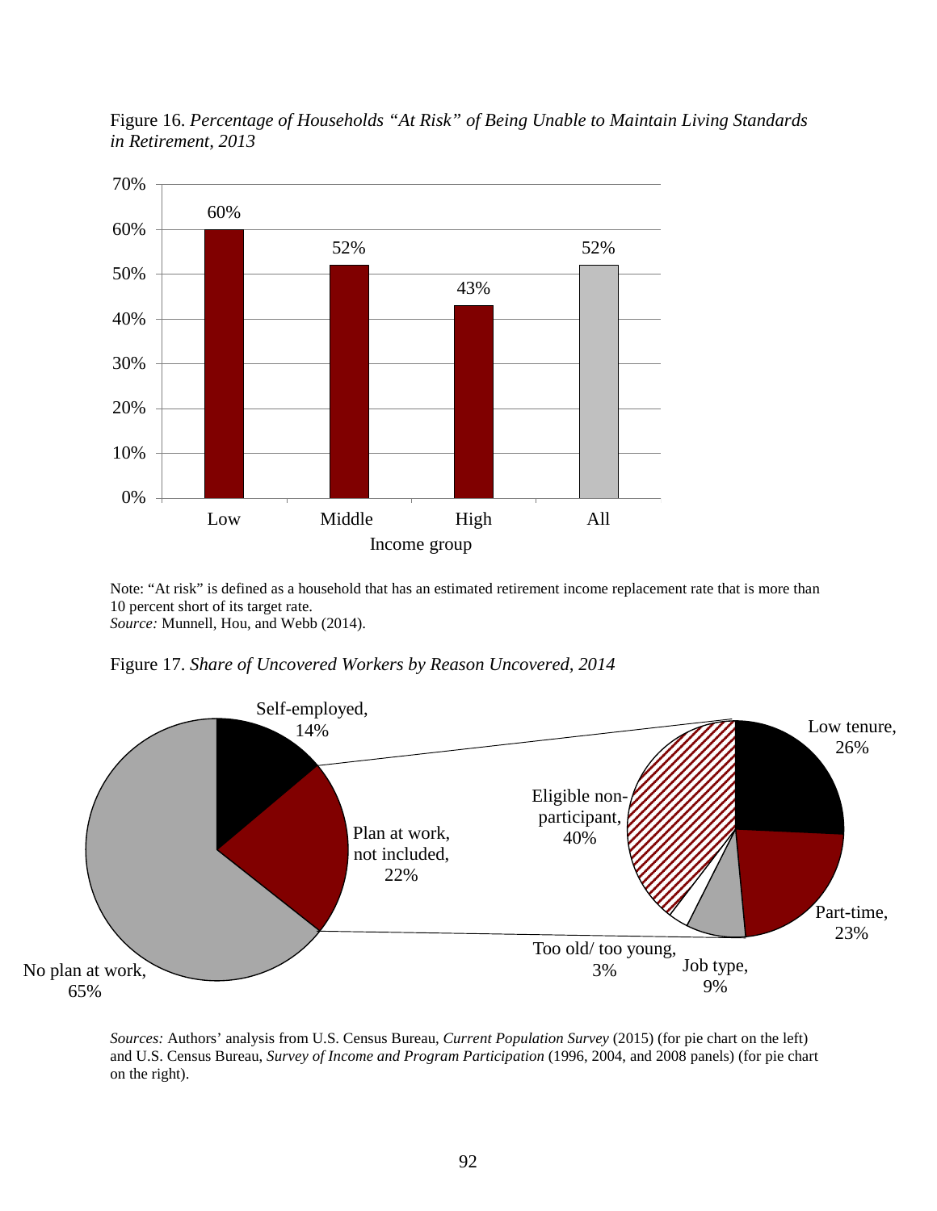Figure 16. *Percentage of Households "At Risk" of Being Unable to Maintain Living Standards in Retirement, 2013*

| Income group | Percentage |
|---|---|
| Low | 60% |
| Middle | 52% |
| High | 43% |
| All | 52% |

Note: "At risk" is defined as a household that has an estimated retirement income replacement rate that is more than 10 percent short of its target rate.
*Source:* Munnell, Hou, and Webb (2014).

Figure 17. *Share of Uncovered Workers by Reason Uncovered, 2014*

| Reason uncovered | Share |
|---|---|
| Self-employed | 14% |
| Plan at work, not included | 22% |
| No plan at work | 65% |

| Plan at work, not included: breakdown | Share |
|---|---|
| Low tenure | 26% |
| Part-time | 23% |
| Job type | 9% |
| Too old/ too young | 3% |
| Eligible non-participant | 40% |

*Sources:* Authors' analysis from U.S. Census Bureau, *Current Population Survey* (2015) (for pie chart on the left) and U.S. Census Bureau, *Survey of Income and Program Participation* (1996, 2004, and 2008 panels) (for pie chart on the right).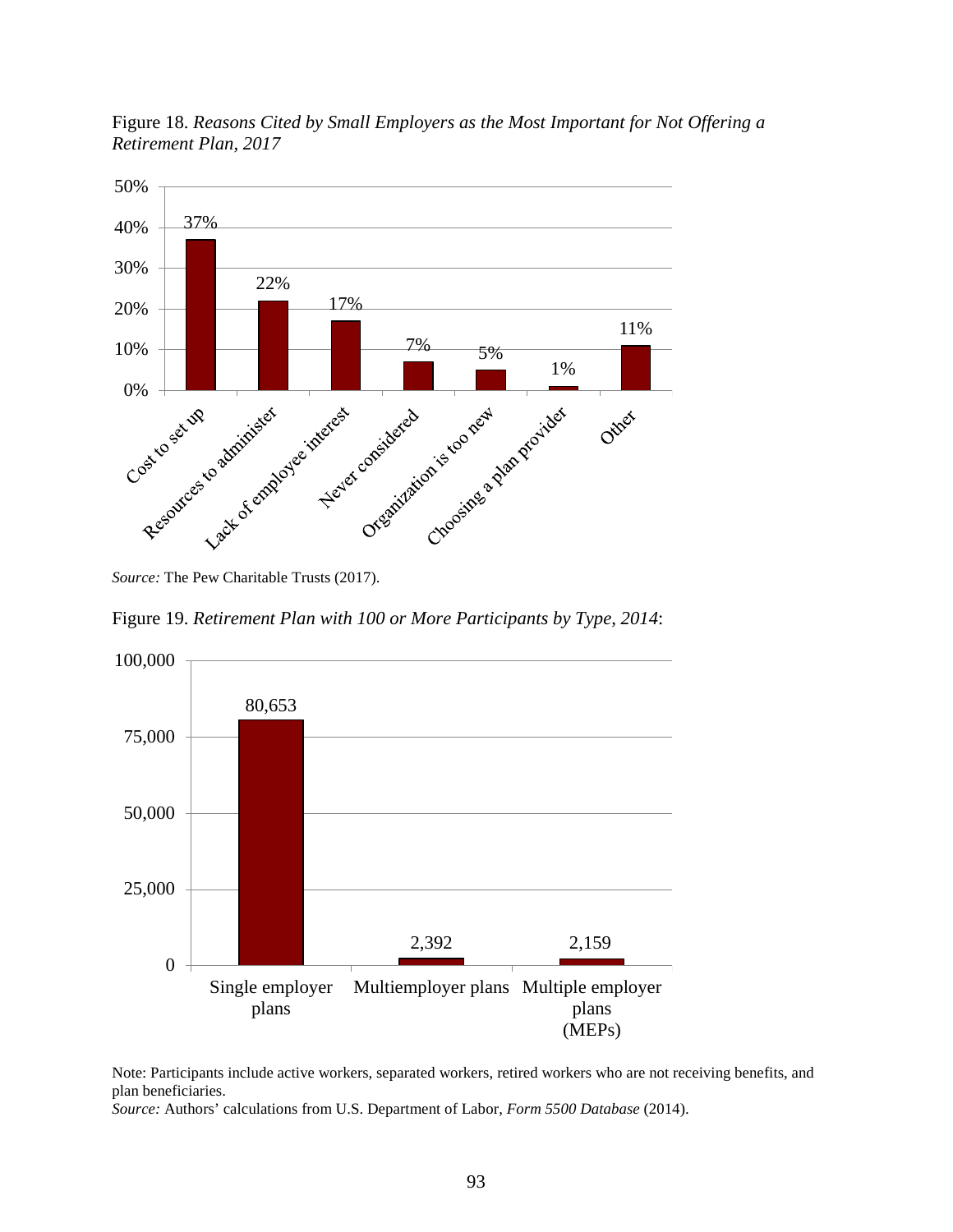Figure 18. *Reasons Cited by Small Employers as the Most Important for Not Offering a Retirement Plan, 2017*

| Reason | Percent |
|---|---|
| Cost to set up | 37% |
| Resources to administer | 22% |
| Lack of employee interest | 17% |
| Never considered | 7% |
| Organization is too new | 5% |
| Choosing a plan provider | 1% |
| Other | 11% |

*Source:* The Pew Charitable Trusts (2017).

Figure 19. *Retirement Plan with 100 or More Participants by Type, 2014*:

| Type | Number |
|---|---|
| Single employer plans | 80,653 |
| Multiemployer plans | 2,392 |
| Multiple employer plans (MEPs) | 2,159 |

Note: Participants include active workers, separated workers, retired workers who are not receiving benefits, and plan beneficiaries.

*Source:* Authors' calculations from U.S. Department of Labor, *Form 5500 Database* (2014).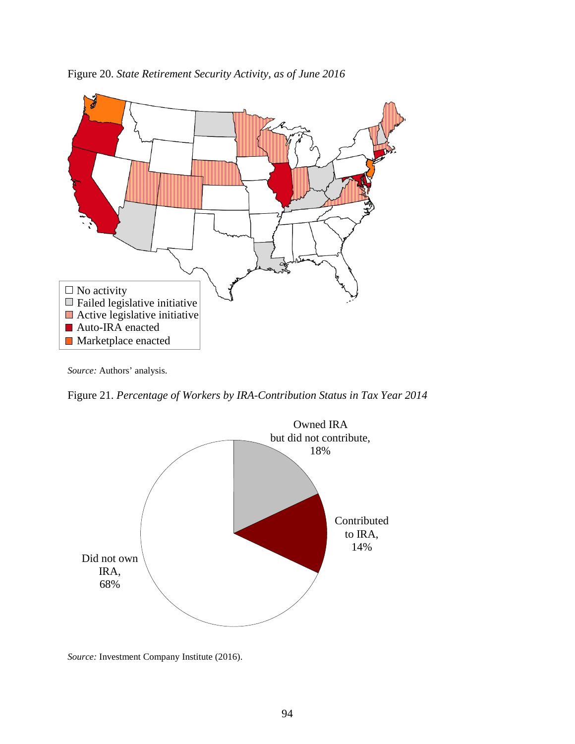Figure 20. *State Retirement Security Activity, as of June 2016*

- No activity
- Failed legislative initiative
- Active legislative initiative
- Auto-IRA enacted
- Marketplace enacted

*Source:* Authors' analysis.

Figure 21. *Percentage of Workers by IRA-Contribution Status in Tax Year 2014*

- Owned IRA but did not contribute, 18%
- Contributed to IRA, 14%
- Did not own IRA, 68%

*Source:* Investment Company Institute (2016).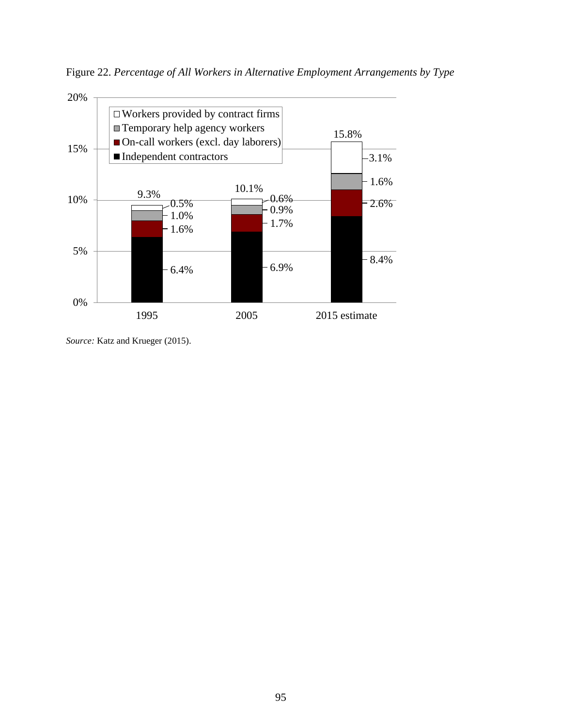Figure 22. *Percentage of All Workers in Alternative Employment Arrangements by Type*

20%
15%
10%
5%
0%

Workers provided by contract firms
Temporary help agency workers
On-call workers (excl. day laborers)
Independent contractors

1995
9.3%
0.5%
1.0%
1.6%
6.4%

2005
10.1%
0.6%
0.9%
1.7%
6.9%

2015 estimate
15.8%
3.1%
1.6%
2.6%
8.4%

*Source:* Katz and Krueger (2015).